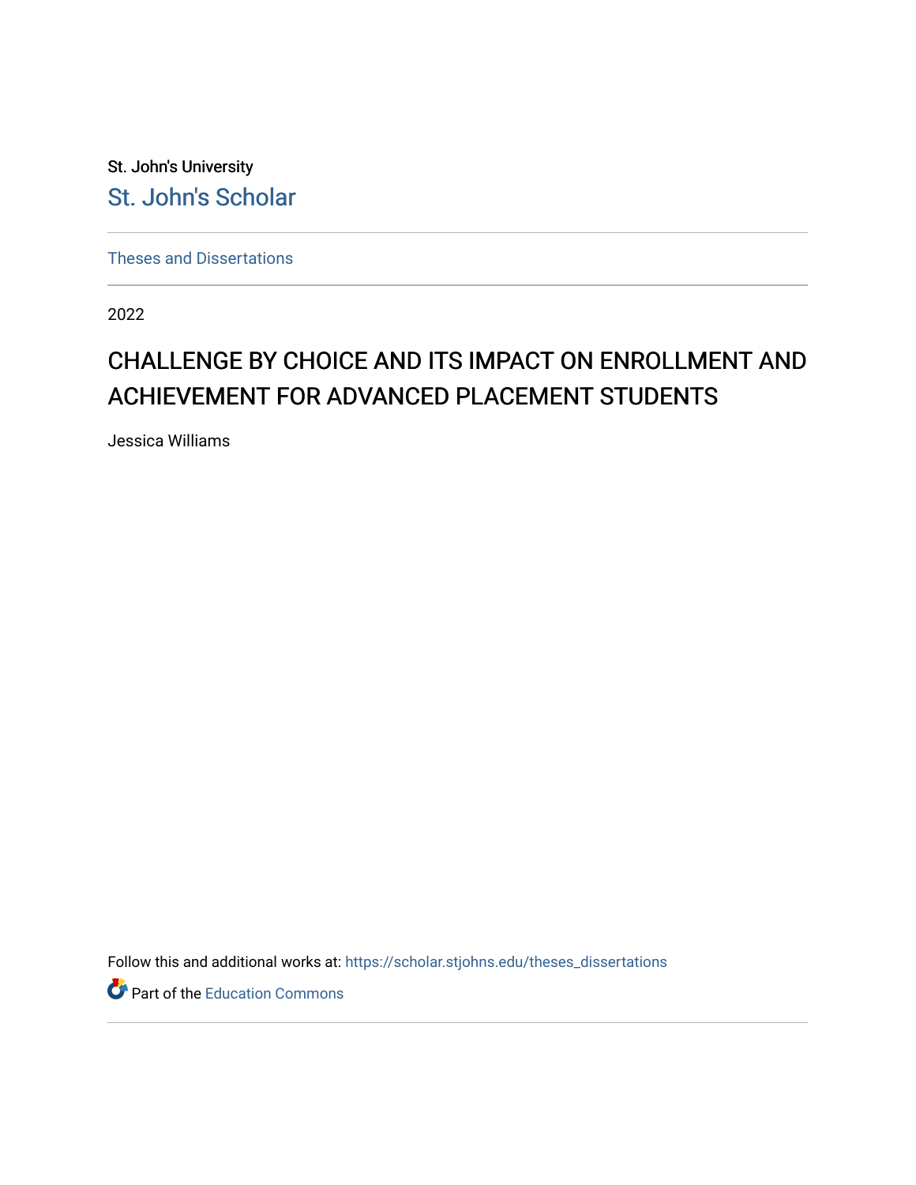St. John's University

St. John's Scholar

Theses and Dissertations

2022

# CHALLENGE BY CHOICE AND ITS IMPACT ON ENROLLMENT AND ACHIEVEMENT FOR ADVANCED PLACEMENT STUDENTS

Jessica Williams

Follow this and additional works at: https://scholar.stjohns.edu/theses_dissertations

Part of the Education Commons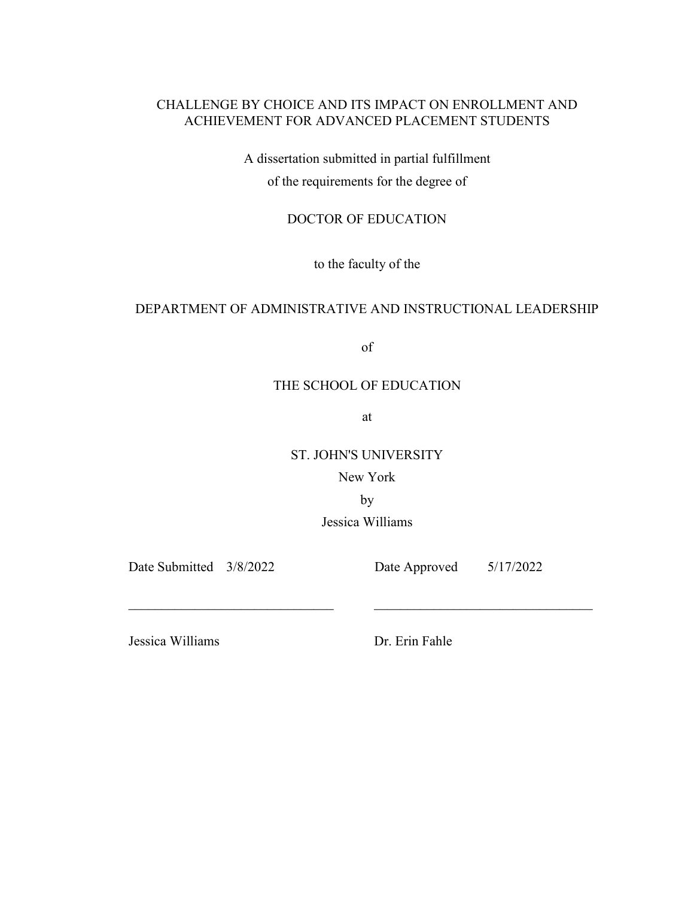CHALLENGE BY CHOICE AND ITS IMPACT ON ENROLLMENT AND ACHIEVEMENT FOR ADVANCED PLACEMENT STUDENTS

A dissertation submitted in partial fulfillment

of the requirements for the degree of

DOCTOR OF EDUCATION

to the faculty of the

DEPARTMENT OF ADMINISTRATIVE AND INSTRUCTIONAL LEADERSHIP

of

THE SCHOOL OF EDUCATION

at

ST. JOHN'S UNIVERSITY

New York

by

Jessica Williams

Date Submitted 3/8/2022 Date Approved 5/17/2022

_______________________________ _________________________________

Jessica Williams Dr. Erin Fahle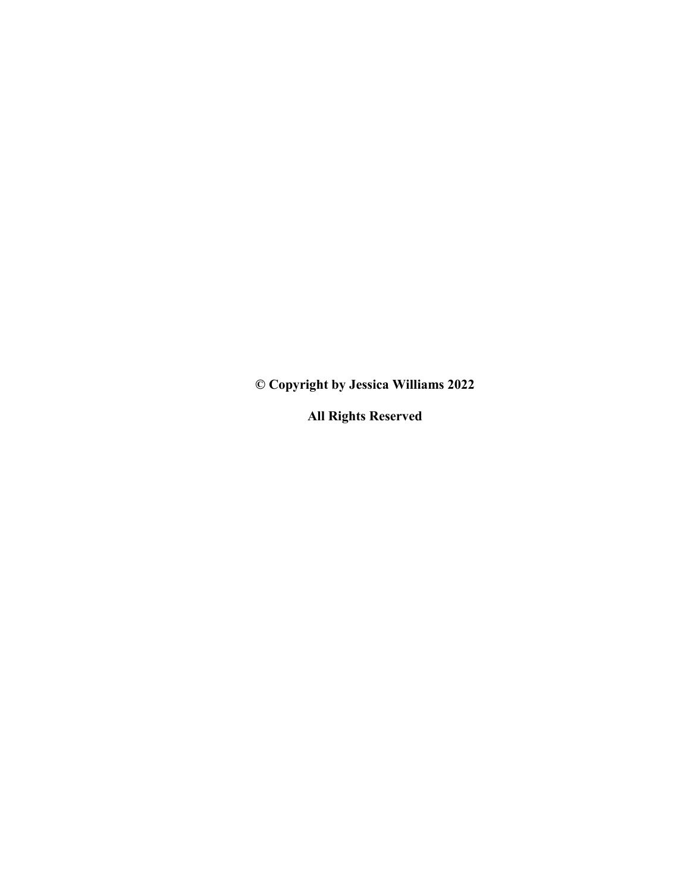**© Copyright by Jessica Williams 2022**

**All Rights Reserved**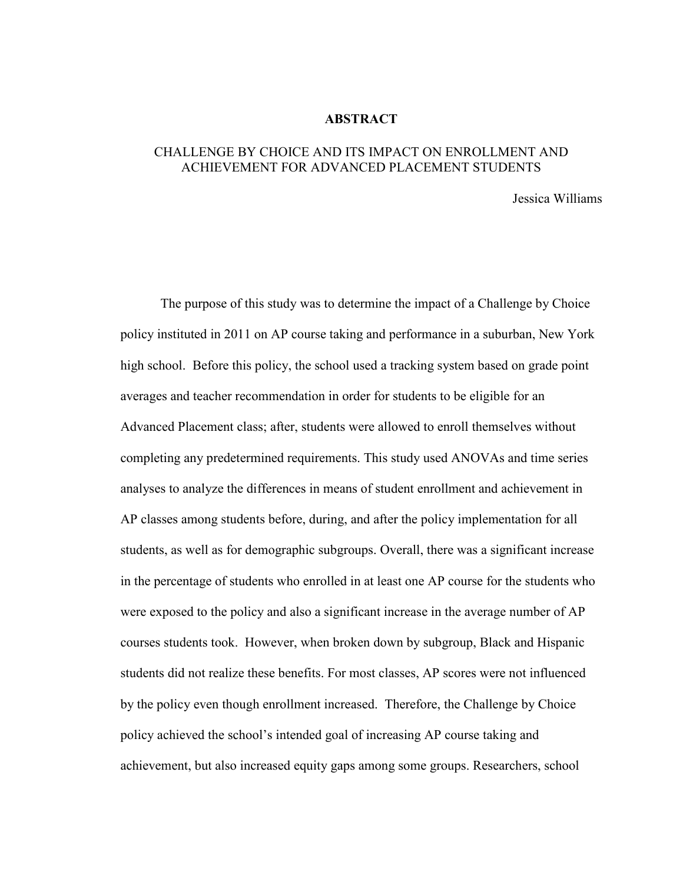# ABSTRACT

## CHALLENGE BY CHOICE AND ITS IMPACT ON ENROLLMENT AND ACHIEVEMENT FOR ADVANCED PLACEMENT STUDENTS

Jessica Williams

The purpose of this study was to determine the impact of a Challenge by Choice policy instituted in 2011 on AP course taking and performance in a suburban, New York high school. Before this policy, the school used a tracking system based on grade point averages and teacher recommendation in order for students to be eligible for an Advanced Placement class; after, students were allowed to enroll themselves without completing any predetermined requirements. This study used ANOVAs and time series analyses to analyze the differences in means of student enrollment and achievement in AP classes among students before, during, and after the policy implementation for all students, as well as for demographic subgroups. Overall, there was a significant increase in the percentage of students who enrolled in at least one AP course for the students who were exposed to the policy and also a significant increase in the average number of AP courses students took. However, when broken down by subgroup, Black and Hispanic students did not realize these benefits. For most classes, AP scores were not influenced by the policy even though enrollment increased. Therefore, the Challenge by Choice policy achieved the school's intended goal of increasing AP course taking and achievement, but also increased equity gaps among some groups. Researchers, school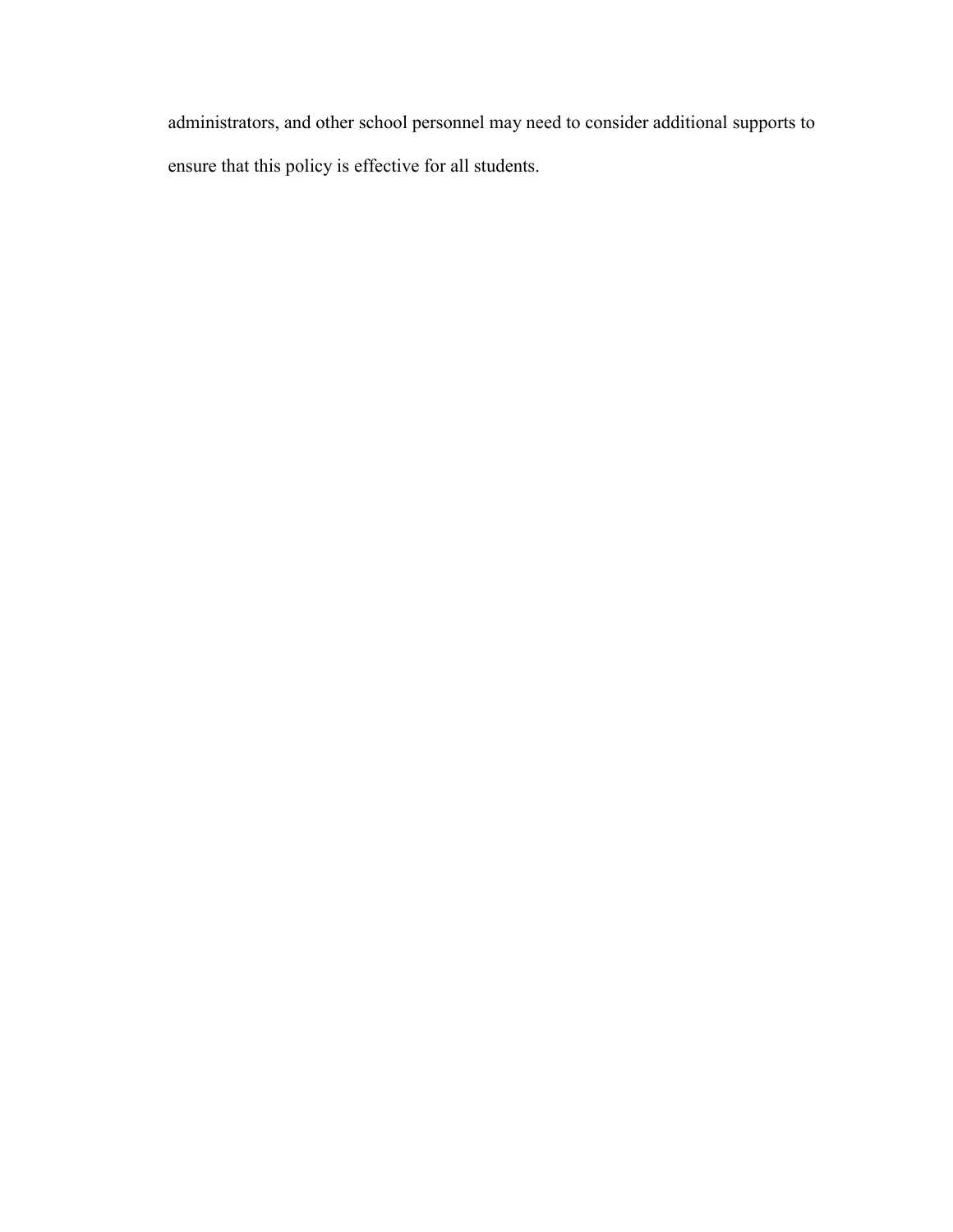administrators, and other school personnel may need to consider additional supports to ensure that this policy is effective for all students.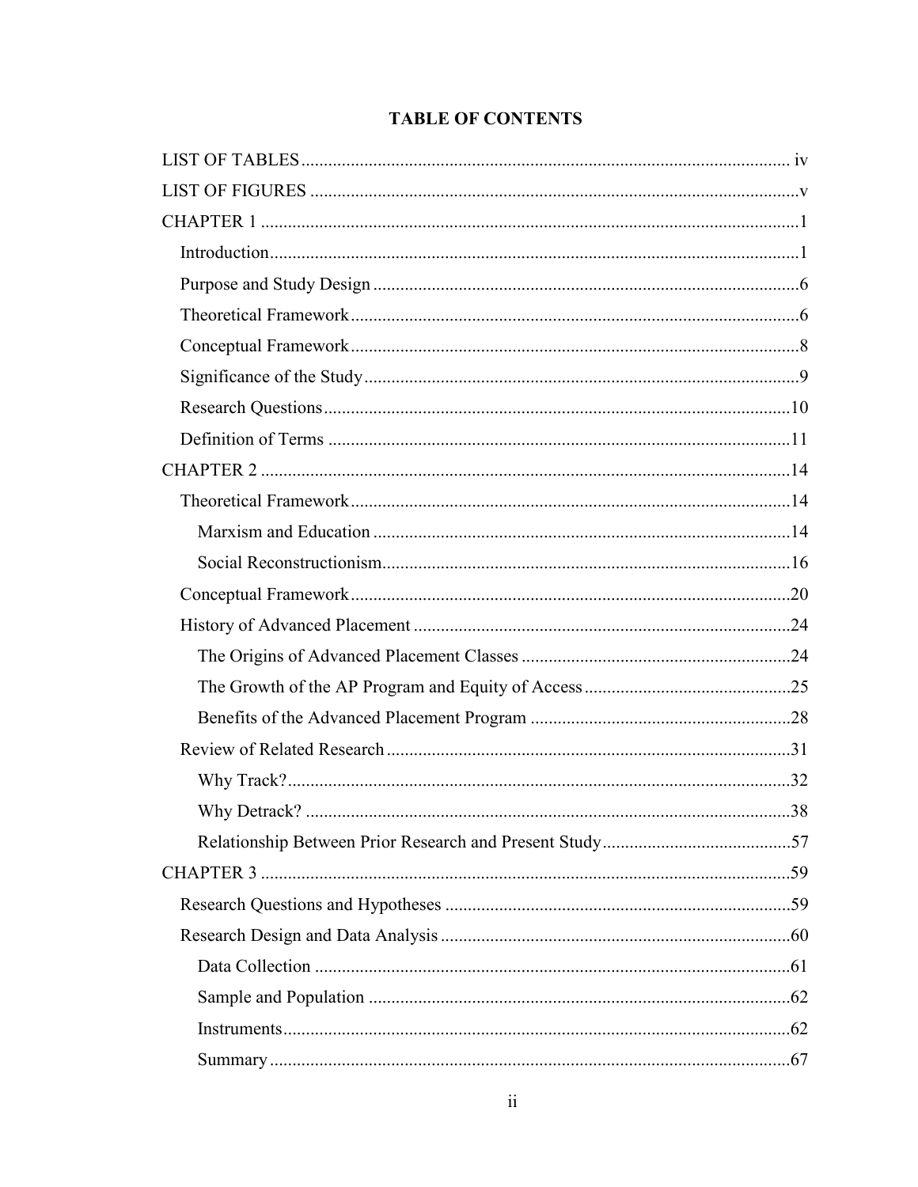# TABLE OF CONTENTS

LIST OF TABLES ..... iv

LIST OF FIGURES ..... v

CHAPTER 1 ..... 1

- Introduction ..... 1
- Purpose and Study Design ..... 6
- Theoretical Framework ..... 6
- Conceptual Framework ..... 8
- Significance of the Study ..... 9
- Research Questions ..... 10
- Definition of Terms ..... 11

CHAPTER 2 ..... 14

- Theoretical Framework ..... 14
  - Marxism and Education ..... 14
  - Social Reconstructionism ..... 16
- Conceptual Framework ..... 20
- History of Advanced Placement ..... 24
  - The Origins of Advanced Placement Classes ..... 24
  - The Growth of the AP Program and Equity of Access ..... 25
  - Benefits of the Advanced Placement Program ..... 28
- Review of Related Research ..... 31
  - Why Track? ..... 32
  - Why Detrack? ..... 38
  - Relationship Between Prior Research and Present Study ..... 57

CHAPTER 3 ..... 59

- Research Questions and Hypotheses ..... 59
- Research Design and Data Analysis ..... 60
  - Data Collection ..... 61
  - Sample and Population ..... 62
  - Instruments ..... 62
  - Summary ..... 67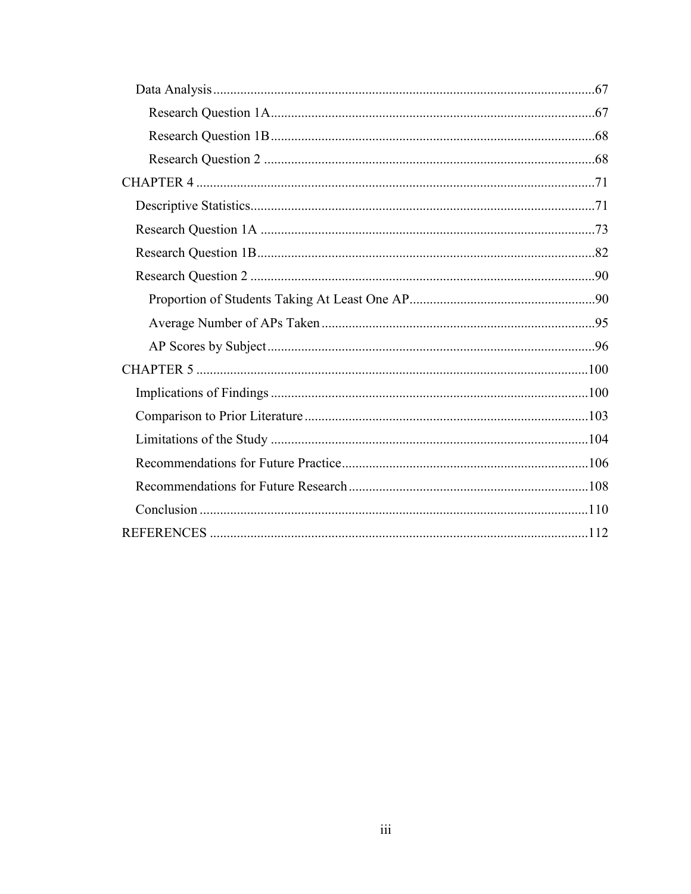Data Analysis ....................................................................................................67

Research Question 1A ....................................................................................67

Research Question 1B ....................................................................................68

Research Question 2 .......................................................................................68

CHAPTER 4 ..........................................................................................................71

Descriptive Statistics..........................................................................................71

Research Question 1A .......................................................................................73

Research Question 1B........................................................................................82

Research Question 2 ..........................................................................................90

Proportion of Students Taking At Least One AP...........................................90

Average Number of APs Taken .....................................................................95

AP Scores by Subject .....................................................................................96

CHAPTER 5 ........................................................................................................100

Implications of Findings .................................................................................100

Comparison to Prior Literature ........................................................................103

Limitations of the Study ..................................................................................104

Recommendations for Future Practice.............................................................106

Recommendations for Future Research ...........................................................108

Conclusion .......................................................................................................110

REFERENCES ....................................................................................................112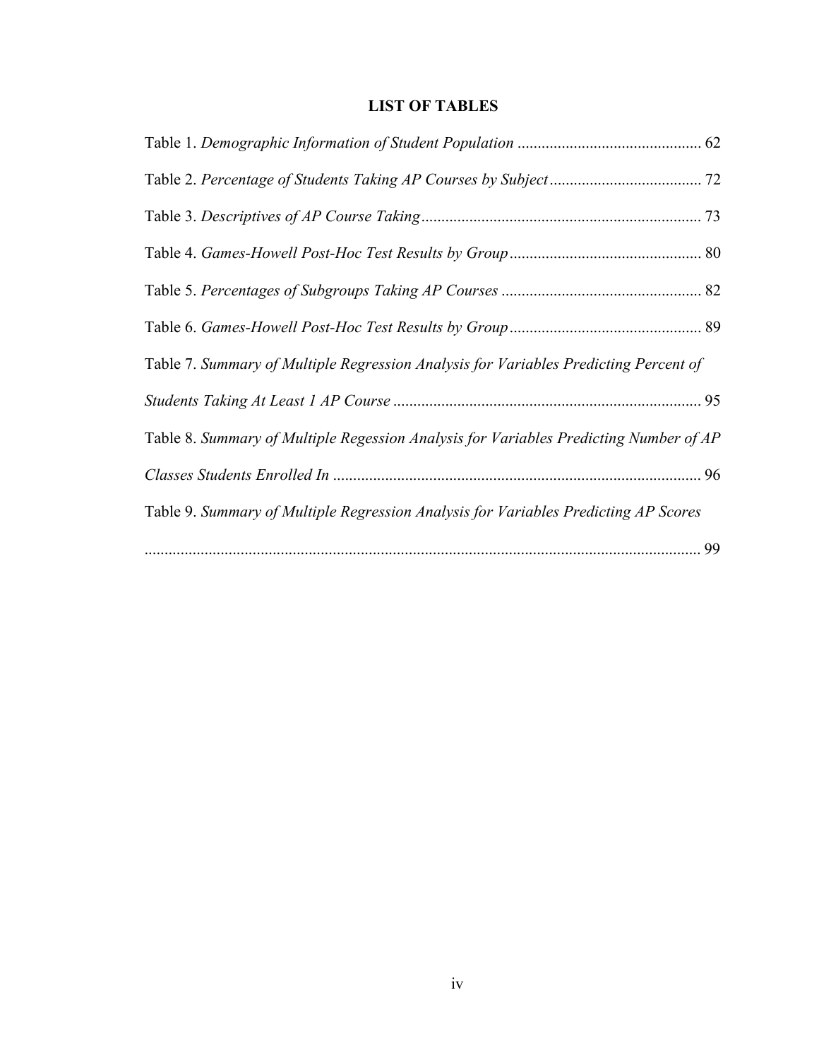# LIST OF TABLES

Table 1. *Demographic Information of Student Population* ............................................. 62

Table 2. *Percentage of Students Taking AP Courses by Subject* ...................................... 72

Table 3. *Descriptives of AP Course Taking* ..................................................................... 73

Table 4. *Games-Howell Post-Hoc Test Results by Group* ................................................ 80

Table 5. *Percentages of Subgroups Taking AP Courses* .................................................. 82

Table 6. *Games-Howell Post-Hoc Test Results by Group* ................................................ 89

Table 7. *Summary of Multiple Regression Analysis for Variables Predicting Percent of Students Taking At Least 1 AP Course* ............................................................................ 95

Table 8. *Summary of Multiple Regession Analysis for Variables Predicting Number of AP Classes Students Enrolled In* ........................................................................................... 96

Table 9. *Summary of Multiple Regression Analysis for Variables Predicting AP Scores* .......................................................................................................................................... 99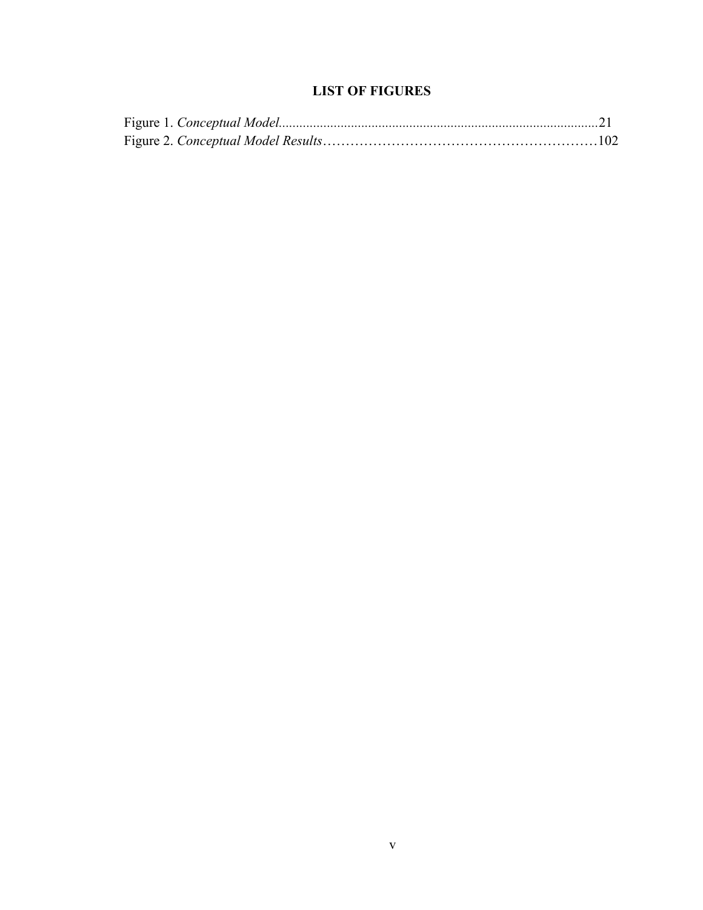# LIST OF FIGURES

Figure 1. *Conceptual Model*............................................................................................21

Figure 2. *Conceptual Model Results*…………………………………………………102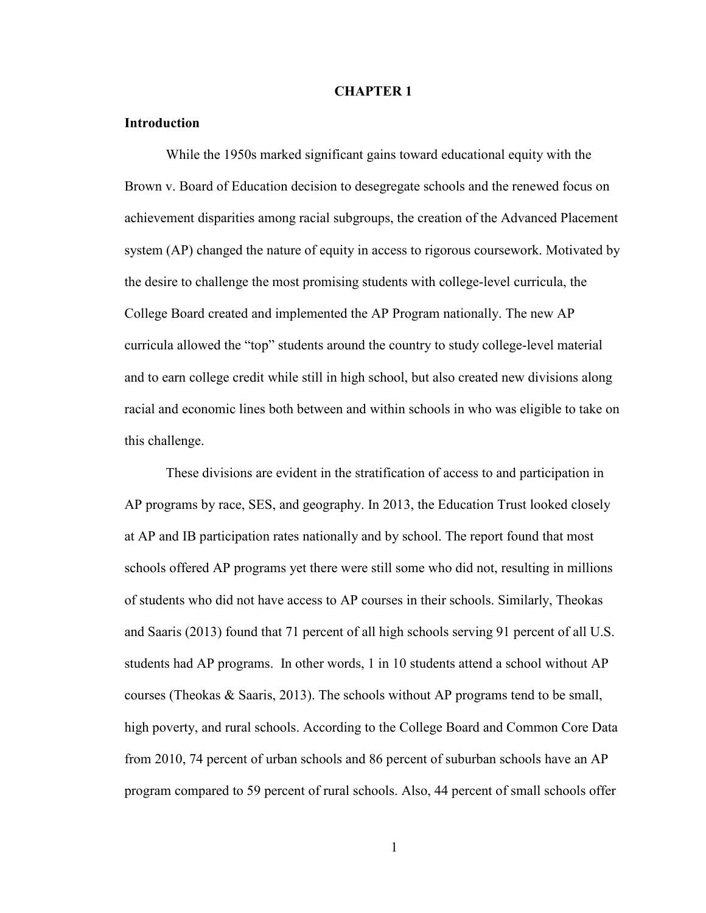# CHAPTER 1

## Introduction

While the 1950s marked significant gains toward educational equity with the Brown v. Board of Education decision to desegregate schools and the renewed focus on achievement disparities among racial subgroups, the creation of the Advanced Placement system (AP) changed the nature of equity in access to rigorous coursework. Motivated by the desire to challenge the most promising students with college-level curricula, the College Board created and implemented the AP Program nationally. The new AP curricula allowed the "top" students around the country to study college-level material and to earn college credit while still in high school, but also created new divisions along racial and economic lines both between and within schools in who was eligible to take on this challenge.

These divisions are evident in the stratification of access to and participation in AP programs by race, SES, and geography. In 2013, the Education Trust looked closely at AP and IB participation rates nationally and by school. The report found that most schools offered AP programs yet there were still some who did not, resulting in millions of students who did not have access to AP courses in their schools. Similarly, Theokas and Saaris (2013) found that 71 percent of all high schools serving 91 percent of all U.S. students had AP programs. In other words, 1 in 10 students attend a school without AP courses (Theokas & Saaris, 2013). The schools without AP programs tend to be small, high poverty, and rural schools. According to the College Board and Common Core Data from 2010, 74 percent of urban schools and 86 percent of suburban schools have an AP program compared to 59 percent of rural schools. Also, 44 percent of small schools offer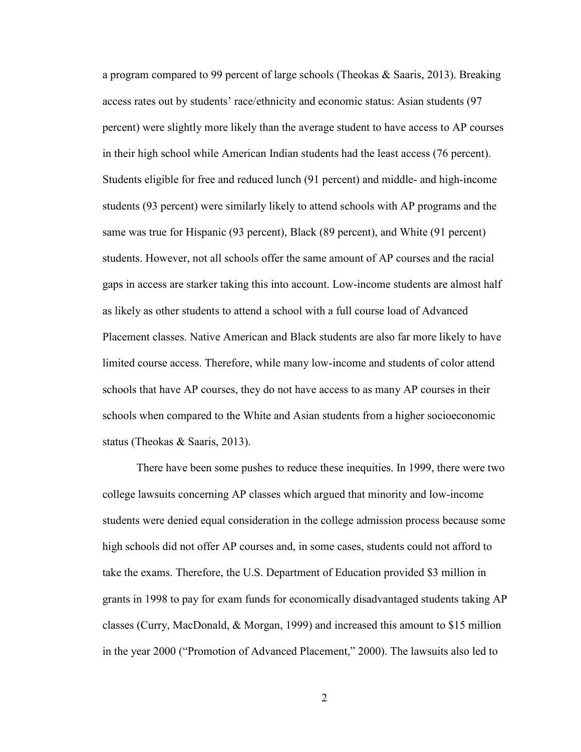a program compared to 99 percent of large schools (Theokas & Saaris, 2013). Breaking access rates out by students' race/ethnicity and economic status: Asian students (97 percent) were slightly more likely than the average student to have access to AP courses in their high school while American Indian students had the least access (76 percent). Students eligible for free and reduced lunch (91 percent) and middle- and high-income students (93 percent) were similarly likely to attend schools with AP programs and the same was true for Hispanic (93 percent), Black (89 percent), and White (91 percent) students. However, not all schools offer the same amount of AP courses and the racial gaps in access are starker taking this into account. Low-income students are almost half as likely as other students to attend a school with a full course load of Advanced Placement classes. Native American and Black students are also far more likely to have limited course access. Therefore, while many low-income and students of color attend schools that have AP courses, they do not have access to as many AP courses in their schools when compared to the White and Asian students from a higher socioeconomic status (Theokas & Saaris, 2013).

There have been some pushes to reduce these inequities. In 1999, there were two college lawsuits concerning AP classes which argued that minority and low-income students were denied equal consideration in the college admission process because some high schools did not offer AP courses and, in some cases, students could not afford to take the exams. Therefore, the U.S. Department of Education provided $3 million in grants in 1998 to pay for exam funds for economically disadvantaged students taking AP classes (Curry, MacDonald, & Morgan, 1999) and increased this amount to $15 million in the year 2000 ("Promotion of Advanced Placement," 2000). The lawsuits also led to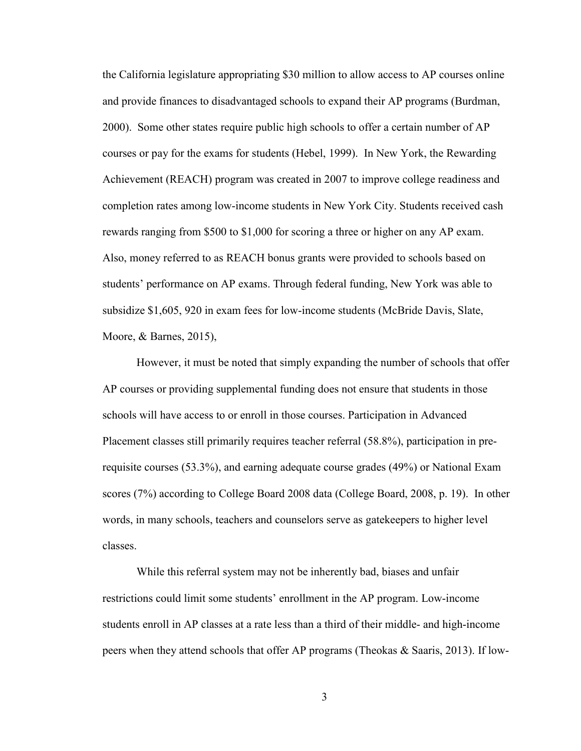the California legislature appropriating $30 million to allow access to AP courses online and provide finances to disadvantaged schools to expand their AP programs (Burdman, 2000). Some other states require public high schools to offer a certain number of AP courses or pay for the exams for students (Hebel, 1999). In New York, the Rewarding Achievement (REACH) program was created in 2007 to improve college readiness and completion rates among low-income students in New York City. Students received cash rewards ranging from $500 to $1,000 for scoring a three or higher on any AP exam. Also, money referred to as REACH bonus grants were provided to schools based on students' performance on AP exams. Through federal funding, New York was able to subsidize $1,605, 920 in exam fees for low-income students (McBride Davis, Slate, Moore, & Barnes, 2015),

However, it must be noted that simply expanding the number of schools that offer AP courses or providing supplemental funding does not ensure that students in those schools will have access to or enroll in those courses. Participation in Advanced Placement classes still primarily requires teacher referral (58.8%), participation in pre-requisite courses (53.3%), and earning adequate course grades (49%) or National Exam scores (7%) according to College Board 2008 data (College Board, 2008, p. 19). In other words, in many schools, teachers and counselors serve as gatekeepers to higher level classes.

While this referral system may not be inherently bad, biases and unfair restrictions could limit some students' enrollment in the AP program. Low-income students enroll in AP classes at a rate less than a third of their middle- and high-income peers when they attend schools that offer AP programs (Theokas & Saaris, 2013). If low-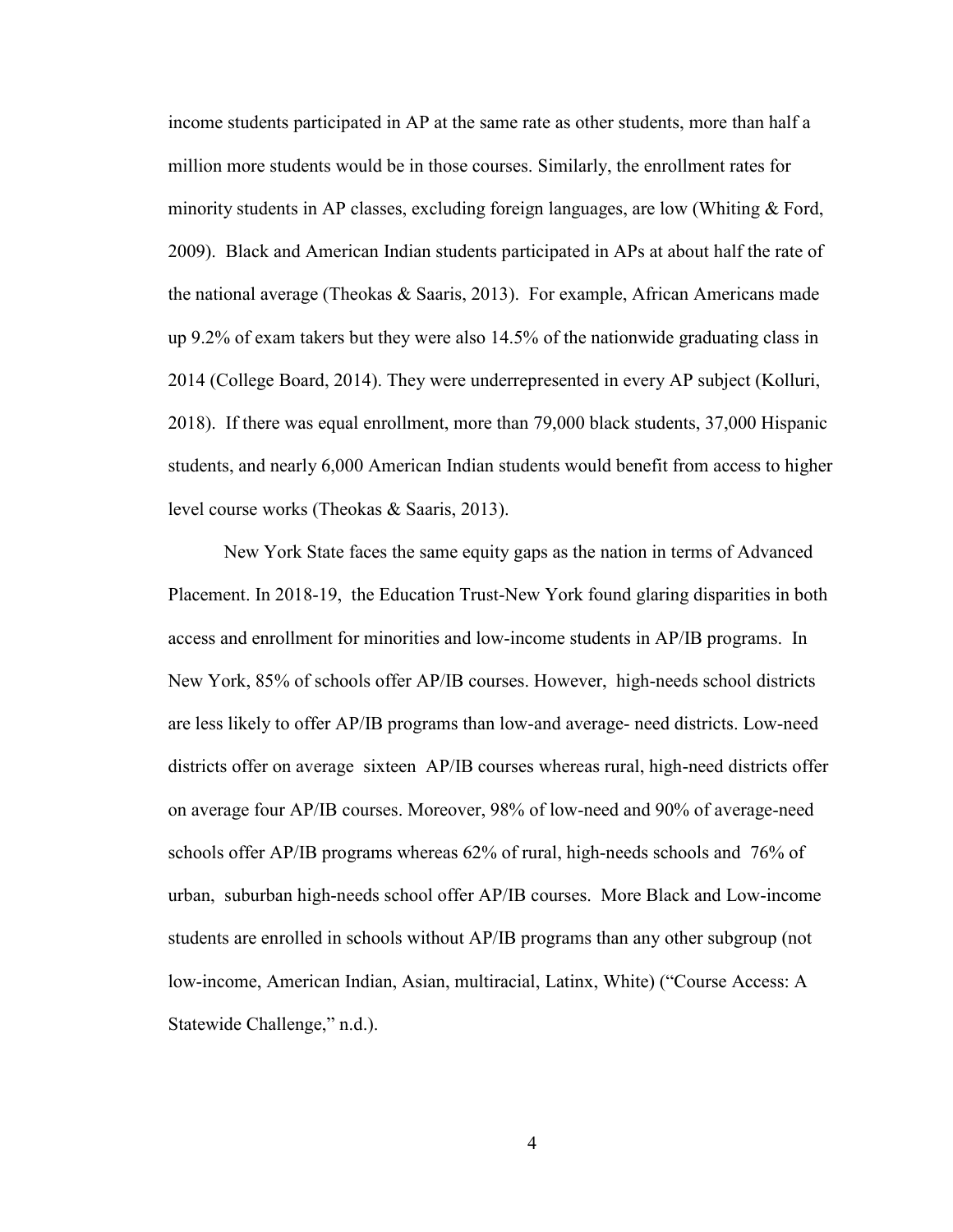income students participated in AP at the same rate as other students, more than half a million more students would be in those courses. Similarly, the enrollment rates for minority students in AP classes, excluding foreign languages, are low (Whiting & Ford, 2009). Black and American Indian students participated in APs at about half the rate of the national average (Theokas & Saaris, 2013). For example, African Americans made up 9.2% of exam takers but they were also 14.5% of the nationwide graduating class in 2014 (College Board, 2014). They were underrepresented in every AP subject (Kolluri, 2018). If there was equal enrollment, more than 79,000 black students, 37,000 Hispanic students, and nearly 6,000 American Indian students would benefit from access to higher level course works (Theokas & Saaris, 2013).

New York State faces the same equity gaps as the nation in terms of Advanced Placement. In 2018-19, the Education Trust-New York found glaring disparities in both access and enrollment for minorities and low-income students in AP/IB programs. In New York, 85% of schools offer AP/IB courses. However, high-needs school districts are less likely to offer AP/IB programs than low-and average- need districts. Low-need districts offer on average sixteen AP/IB courses whereas rural, high-need districts offer on average four AP/IB courses. Moreover, 98% of low-need and 90% of average-need schools offer AP/IB programs whereas 62% of rural, high-needs schools and 76% of urban, suburban high-needs school offer AP/IB courses. More Black and Low-income students are enrolled in schools without AP/IB programs than any other subgroup (not low-income, American Indian, Asian, multiracial, Latinx, White) ("Course Access: A Statewide Challenge," n.d.).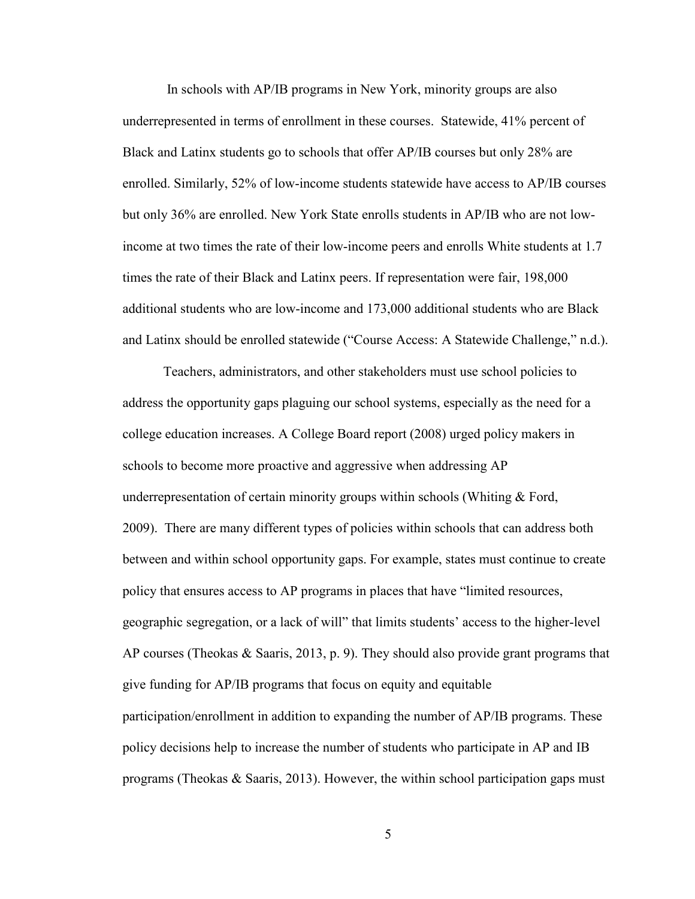In schools with AP/IB programs in New York, minority groups are also underrepresented in terms of enrollment in these courses. Statewide, 41% percent of Black and Latinx students go to schools that offer AP/IB courses but only 28% are enrolled. Similarly, 52% of low-income students statewide have access to AP/IB courses but only 36% are enrolled. New York State enrolls students in AP/IB who are not low-income at two times the rate of their low-income peers and enrolls White students at 1.7 times the rate of their Black and Latinx peers. If representation were fair, 198,000 additional students who are low-income and 173,000 additional students who are Black and Latinx should be enrolled statewide ("Course Access: A Statewide Challenge," n.d.).

Teachers, administrators, and other stakeholders must use school policies to address the opportunity gaps plaguing our school systems, especially as the need for a college education increases. A College Board report (2008) urged policy makers in schools to become more proactive and aggressive when addressing AP underrepresentation of certain minority groups within schools (Whiting & Ford, 2009). There are many different types of policies within schools that can address both between and within school opportunity gaps. For example, states must continue to create policy that ensures access to AP programs in places that have "limited resources, geographic segregation, or a lack of will" that limits students' access to the higher-level AP courses (Theokas & Saaris, 2013, p. 9). They should also provide grant programs that give funding for AP/IB programs that focus on equity and equitable participation/enrollment in addition to expanding the number of AP/IB programs. These policy decisions help to increase the number of students who participate in AP and IB programs (Theokas & Saaris, 2013). However, the within school participation gaps must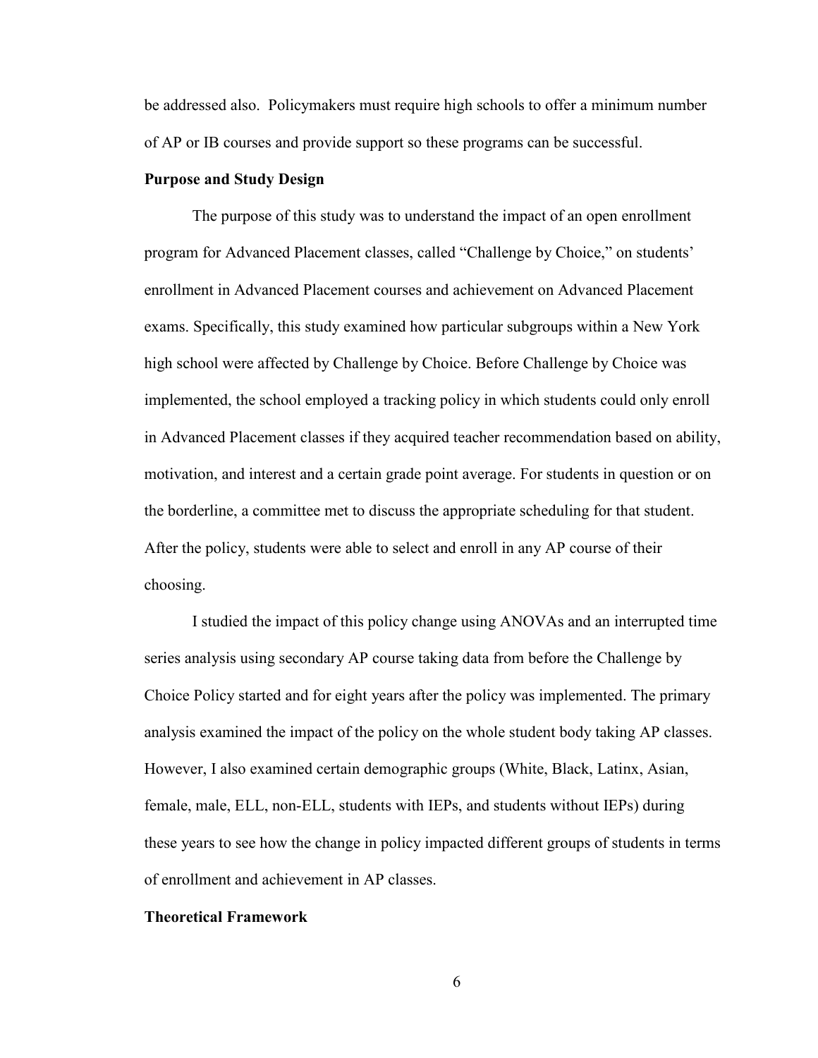be addressed also. Policymakers must require high schools to offer a minimum number of AP or IB courses and provide support so these programs can be successful.

**Purpose and Study Design**

The purpose of this study was to understand the impact of an open enrollment program for Advanced Placement classes, called "Challenge by Choice," on students' enrollment in Advanced Placement courses and achievement on Advanced Placement exams. Specifically, this study examined how particular subgroups within a New York high school were affected by Challenge by Choice. Before Challenge by Choice was implemented, the school employed a tracking policy in which students could only enroll in Advanced Placement classes if they acquired teacher recommendation based on ability, motivation, and interest and a certain grade point average. For students in question or on the borderline, a committee met to discuss the appropriate scheduling for that student. After the policy, students were able to select and enroll in any AP course of their choosing.

I studied the impact of this policy change using ANOVAs and an interrupted time series analysis using secondary AP course taking data from before the Challenge by Choice Policy started and for eight years after the policy was implemented. The primary analysis examined the impact of the policy on the whole student body taking AP classes. However, I also examined certain demographic groups (White, Black, Latinx, Asian, female, male, ELL, non-ELL, students with IEPs, and students without IEPs) during these years to see how the change in policy impacted different groups of students in terms of enrollment and achievement in AP classes.

**Theoretical Framework**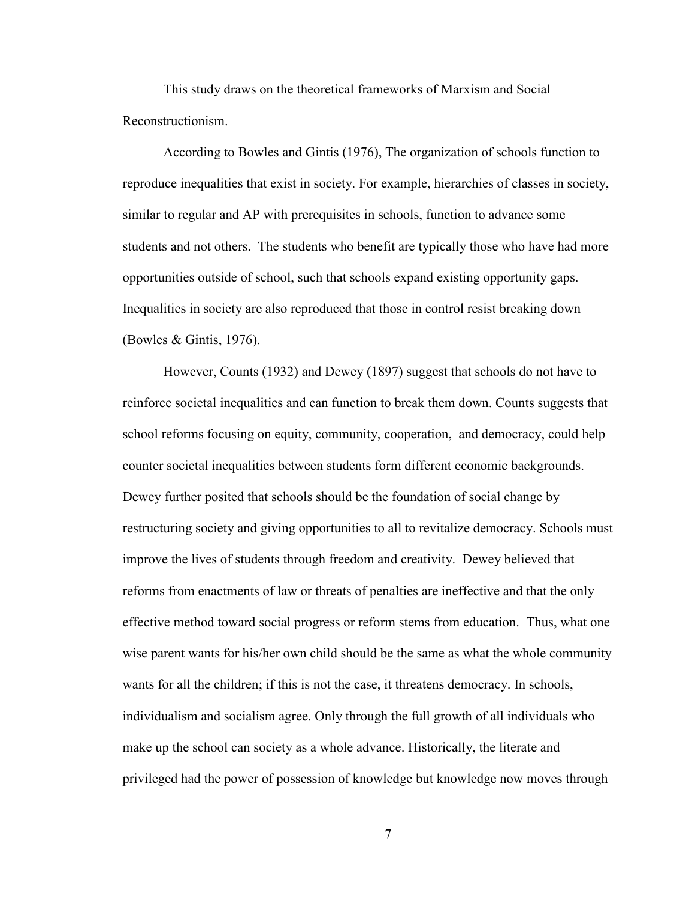This study draws on the theoretical frameworks of Marxism and Social Reconstructionism.

According to Bowles and Gintis (1976), The organization of schools function to reproduce inequalities that exist in society. For example, hierarchies of classes in society, similar to regular and AP with prerequisites in schools, function to advance some students and not others. The students who benefit are typically those who have had more opportunities outside of school, such that schools expand existing opportunity gaps. Inequalities in society are also reproduced that those in control resist breaking down (Bowles & Gintis, 1976).

However, Counts (1932) and Dewey (1897) suggest that schools do not have to reinforce societal inequalities and can function to break them down. Counts suggests that school reforms focusing on equity, community, cooperation, and democracy, could help counter societal inequalities between students form different economic backgrounds. Dewey further posited that schools should be the foundation of social change by restructuring society and giving opportunities to all to revitalize democracy. Schools must improve the lives of students through freedom and creativity. Dewey believed that reforms from enactments of law or threats of penalties are ineffective and that the only effective method toward social progress or reform stems from education. Thus, what one wise parent wants for his/her own child should be the same as what the whole community wants for all the children; if this is not the case, it threatens democracy. In schools, individualism and socialism agree. Only through the full growth of all individuals who make up the school can society as a whole advance. Historically, the literate and privileged had the power of possession of knowledge but knowledge now moves through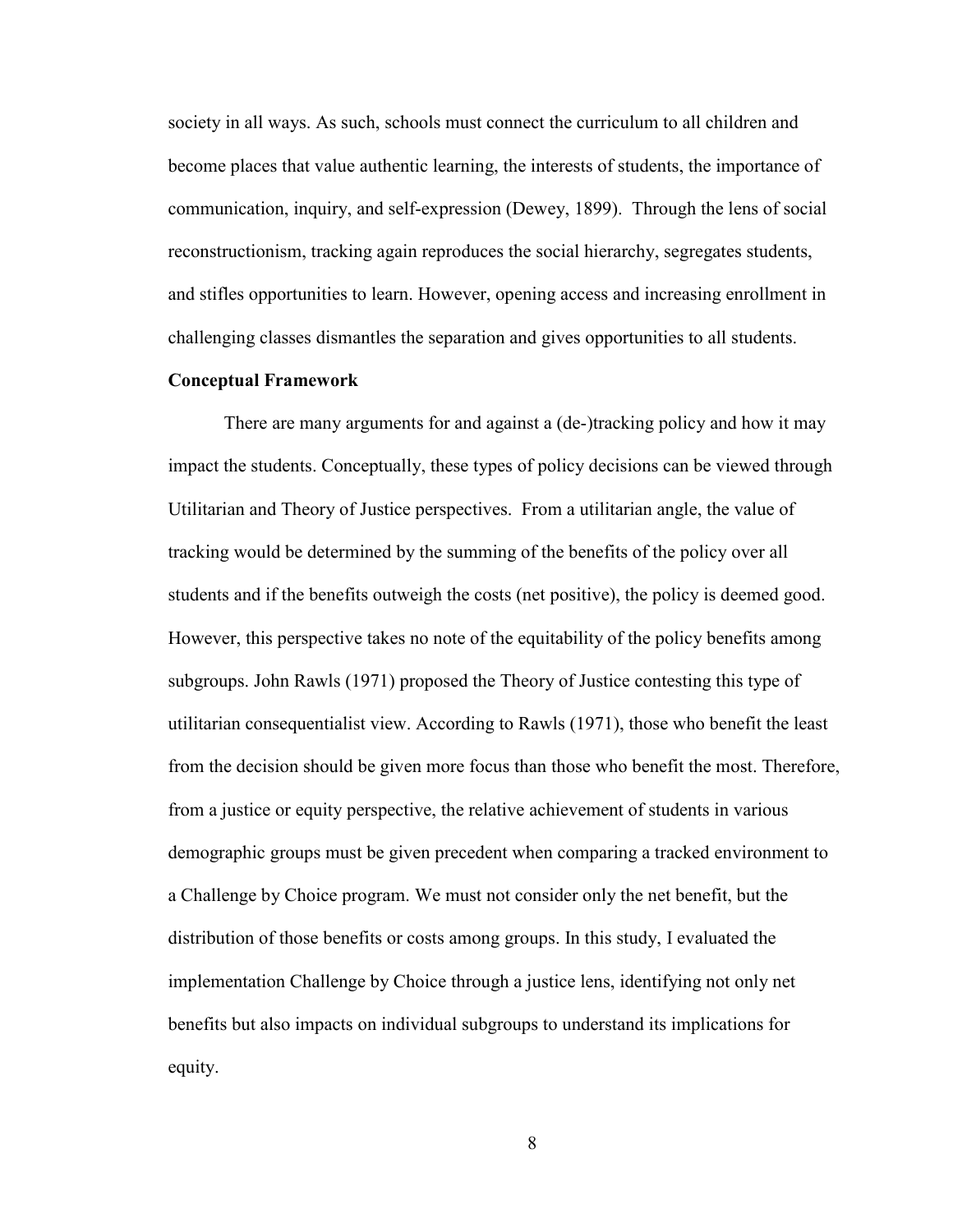society in all ways. As such, schools must connect the curriculum to all children and become places that value authentic learning, the interests of students, the importance of communication, inquiry, and self-expression (Dewey, 1899). Through the lens of social reconstructionism, tracking again reproduces the social hierarchy, segregates students, and stifles opportunities to learn. However, opening access and increasing enrollment in challenging classes dismantles the separation and gives opportunities to all students.

**Conceptual Framework**

There are many arguments for and against a (de-)tracking policy and how it may impact the students. Conceptually, these types of policy decisions can be viewed through Utilitarian and Theory of Justice perspectives. From a utilitarian angle, the value of tracking would be determined by the summing of the benefits of the policy over all students and if the benefits outweigh the costs (net positive), the policy is deemed good. However, this perspective takes no note of the equitability of the policy benefits among subgroups. John Rawls (1971) proposed the Theory of Justice contesting this type of utilitarian consequentialist view. According to Rawls (1971), those who benefit the least from the decision should be given more focus than those who benefit the most. Therefore, from a justice or equity perspective, the relative achievement of students in various demographic groups must be given precedent when comparing a tracked environment to a Challenge by Choice program. We must not consider only the net benefit, but the distribution of those benefits or costs among groups. In this study, I evaluated the implementation Challenge by Choice through a justice lens, identifying not only net benefits but also impacts on individual subgroups to understand its implications for equity.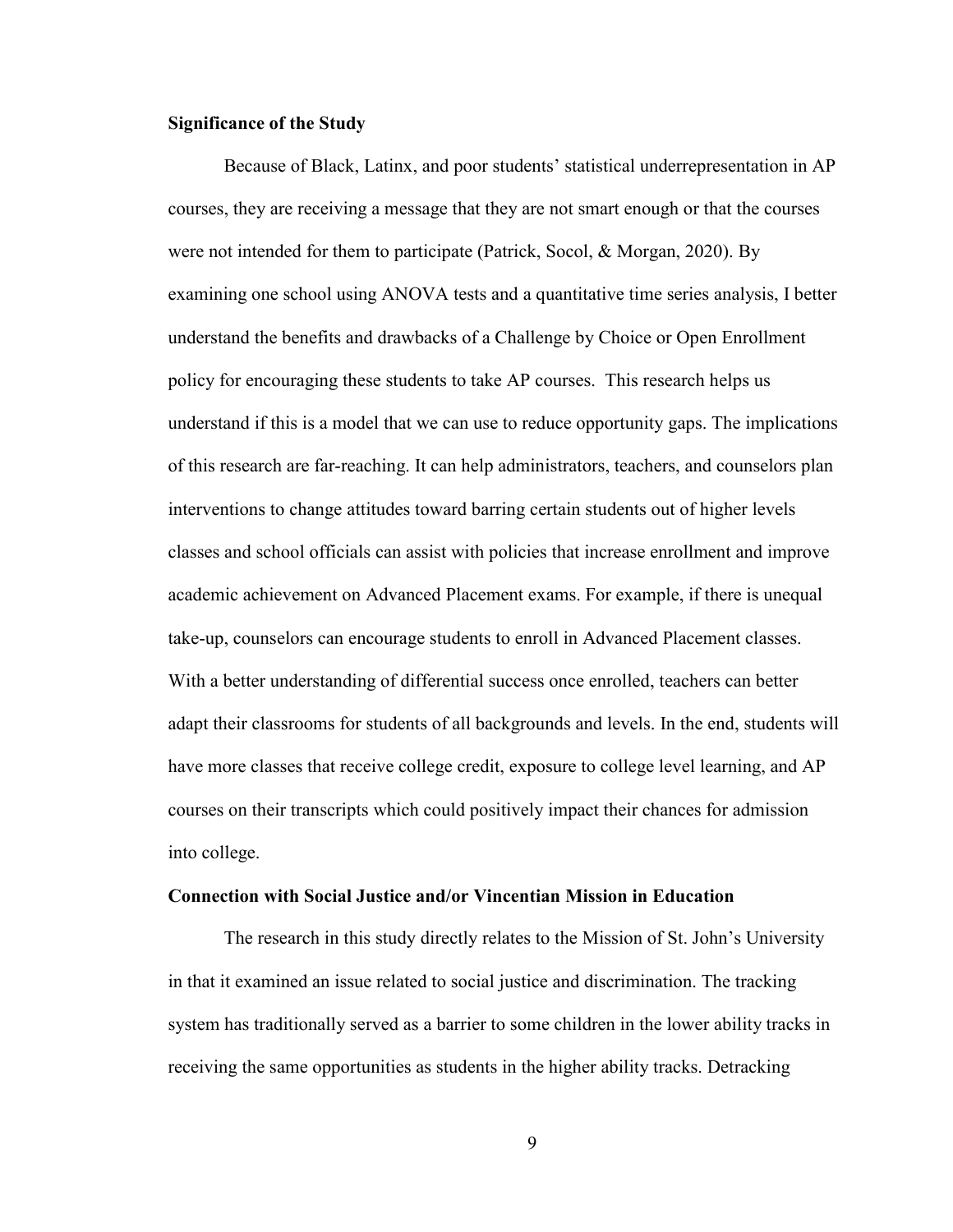**Significance of the Study**

Because of Black, Latinx, and poor students' statistical underrepresentation in AP courses, they are receiving a message that they are not smart enough or that the courses were not intended for them to participate (Patrick, Socol, & Morgan, 2020). By examining one school using ANOVA tests and a quantitative time series analysis, I better understand the benefits and drawbacks of a Challenge by Choice or Open Enrollment policy for encouraging these students to take AP courses. This research helps us understand if this is a model that we can use to reduce opportunity gaps. The implications of this research are far-reaching. It can help administrators, teachers, and counselors plan interventions to change attitudes toward barring certain students out of higher levels classes and school officials can assist with policies that increase enrollment and improve academic achievement on Advanced Placement exams. For example, if there is unequal take-up, counselors can encourage students to enroll in Advanced Placement classes. With a better understanding of differential success once enrolled, teachers can better adapt their classrooms for students of all backgrounds and levels. In the end, students will have more classes that receive college credit, exposure to college level learning, and AP courses on their transcripts which could positively impact their chances for admission into college.

**Connection with Social Justice and/or Vincentian Mission in Education**

The research in this study directly relates to the Mission of St. John's University in that it examined an issue related to social justice and discrimination. The tracking system has traditionally served as a barrier to some children in the lower ability tracks in receiving the same opportunities as students in the higher ability tracks. Detracking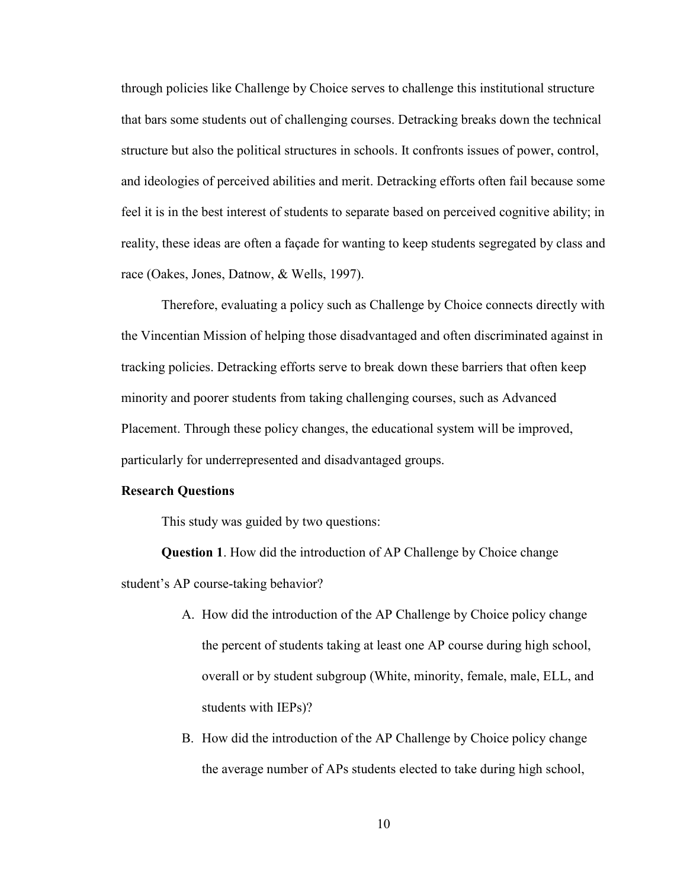through policies like Challenge by Choice serves to challenge this institutional structure that bars some students out of challenging courses. Detracking breaks down the technical structure but also the political structures in schools. It confronts issues of power, control, and ideologies of perceived abilities and merit. Detracking efforts often fail because some feel it is in the best interest of students to separate based on perceived cognitive ability; in reality, these ideas are often a façade for wanting to keep students segregated by class and race (Oakes, Jones, Datnow, & Wells, 1997).

Therefore, evaluating a policy such as Challenge by Choice connects directly with the Vincentian Mission of helping those disadvantaged and often discriminated against in tracking policies. Detracking efforts serve to break down these barriers that often keep minority and poorer students from taking challenging courses, such as Advanced Placement. Through these policy changes, the educational system will be improved, particularly for underrepresented and disadvantaged groups.

**Research Questions**

This study was guided by two questions:

**Question 1**. How did the introduction of AP Challenge by Choice change student's AP course-taking behavior?

A. How did the introduction of the AP Challenge by Choice policy change the percent of students taking at least one AP course during high school, overall or by student subgroup (White, minority, female, male, ELL, and students with IEPs)?

B. How did the introduction of the AP Challenge by Choice policy change the average number of APs students elected to take during high school,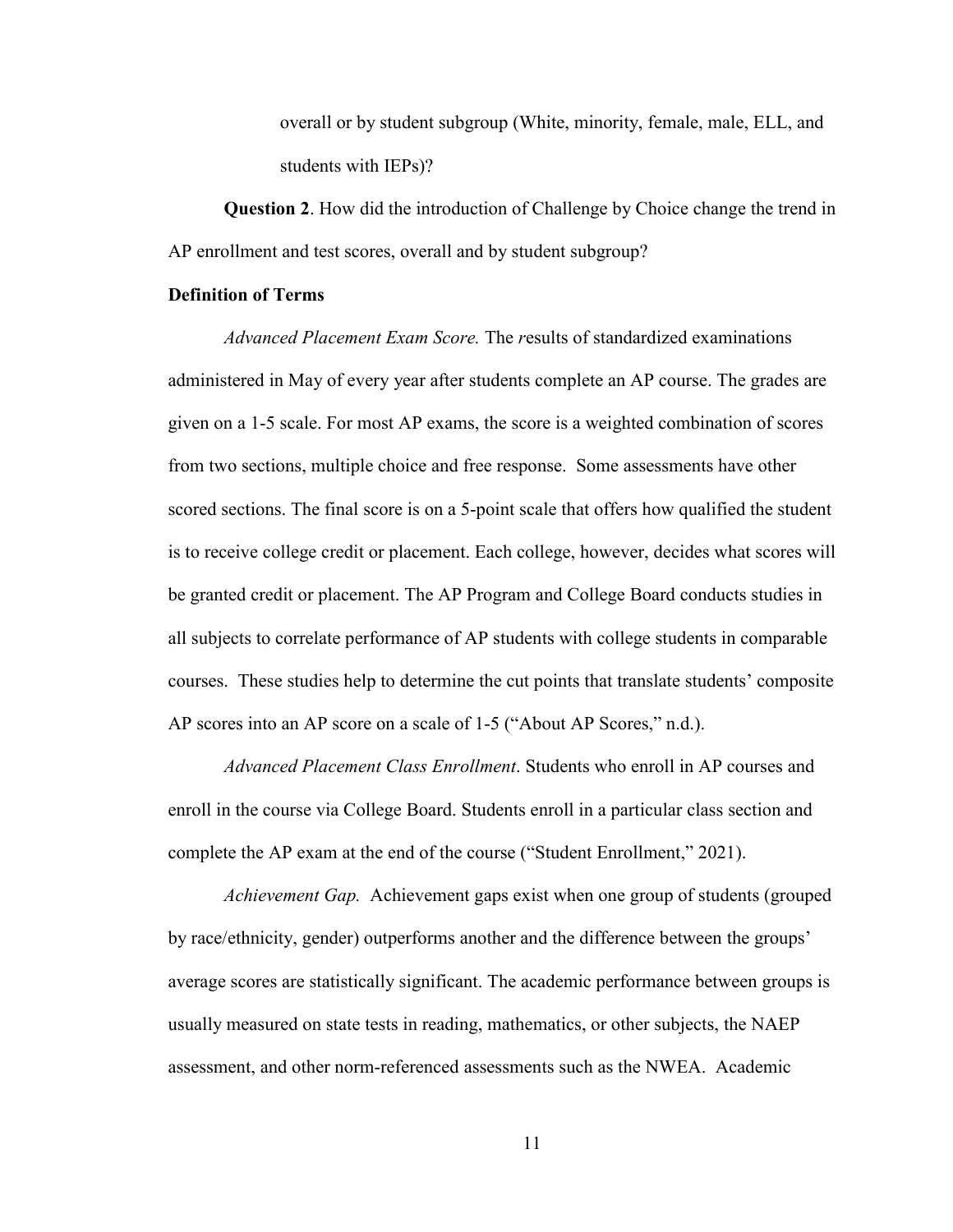overall or by student subgroup (White, minority, female, male, ELL, and students with IEPs)?

**Question 2**. How did the introduction of Challenge by Choice change the trend in AP enrollment and test scores, overall and by student subgroup?

**Definition of Terms**

*Advanced Placement Exam Score.* The *r*esults of standardized examinations administered in May of every year after students complete an AP course. The grades are given on a 1-5 scale. For most AP exams, the score is a weighted combination of scores from two sections, multiple choice and free response. Some assessments have other scored sections. The final score is on a 5-point scale that offers how qualified the student is to receive college credit or placement. Each college, however, decides what scores will be granted credit or placement. The AP Program and College Board conducts studies in all subjects to correlate performance of AP students with college students in comparable courses. These studies help to determine the cut points that translate students' composite AP scores into an AP score on a scale of 1-5 ("About AP Scores," n.d.).

*Advanced Placement Class Enrollment*. Students who enroll in AP courses and enroll in the course via College Board. Students enroll in a particular class section and complete the AP exam at the end of the course ("Student Enrollment," 2021).

*Achievement Gap.* Achievement gaps exist when one group of students (grouped by race/ethnicity, gender) outperforms another and the difference between the groups' average scores are statistically significant. The academic performance between groups is usually measured on state tests in reading, mathematics, or other subjects, the NAEP assessment, and other norm-referenced assessments such as the NWEA. Academic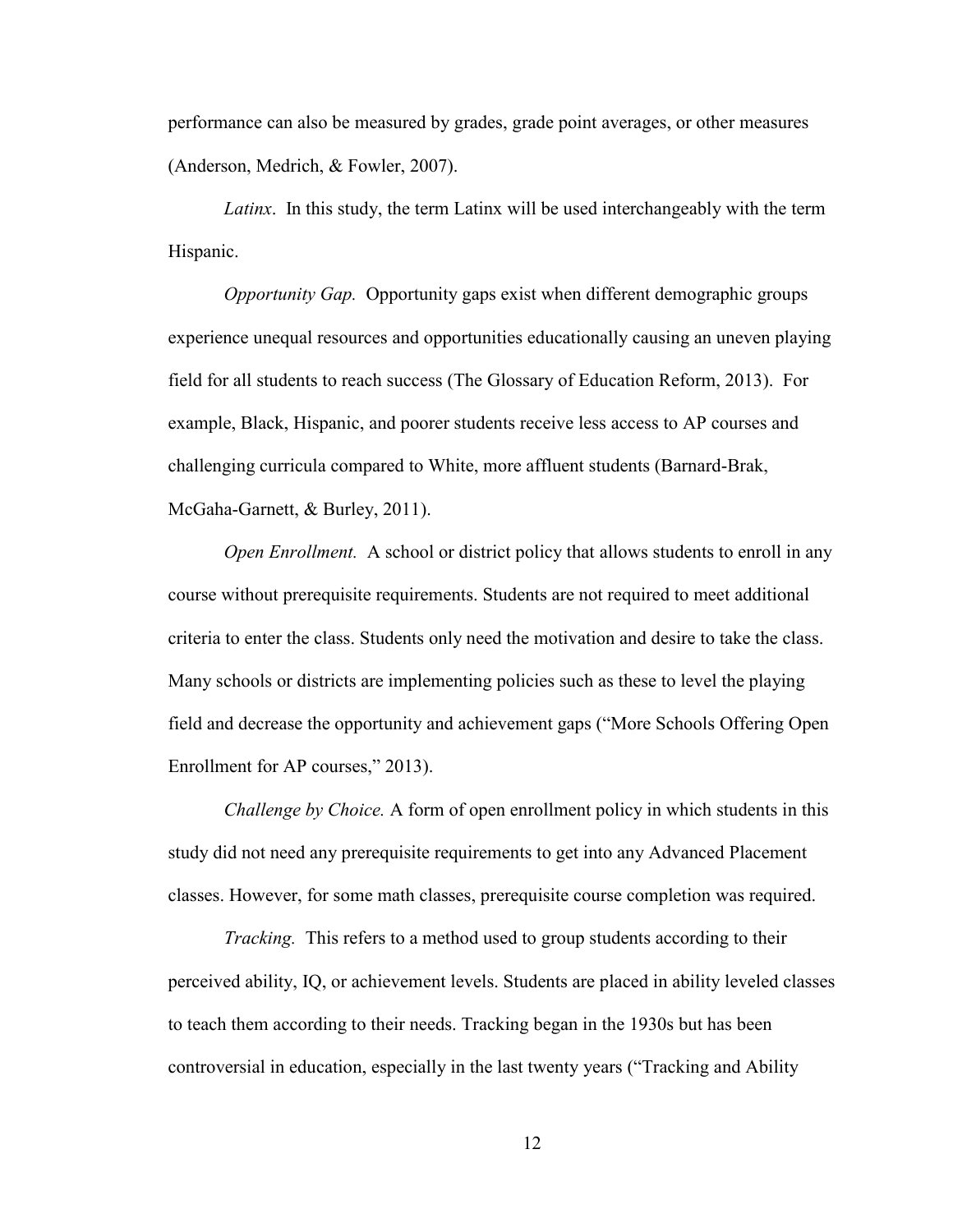performance can also be measured by grades, grade point averages, or other measures (Anderson, Medrich, & Fowler, 2007).

*Latinx*. In this study, the term Latinx will be used interchangeably with the term Hispanic.

*Opportunity Gap.* Opportunity gaps exist when different demographic groups experience unequal resources and opportunities educationally causing an uneven playing field for all students to reach success (The Glossary of Education Reform, 2013). For example, Black, Hispanic, and poorer students receive less access to AP courses and challenging curricula compared to White, more affluent students (Barnard-Brak, McGaha-Garnett, & Burley, 2011).

*Open Enrollment.* A school or district policy that allows students to enroll in any course without prerequisite requirements. Students are not required to meet additional criteria to enter the class. Students only need the motivation and desire to take the class. Many schools or districts are implementing policies such as these to level the playing field and decrease the opportunity and achievement gaps ("More Schools Offering Open Enrollment for AP courses," 2013).

*Challenge by Choice.* A form of open enrollment policy in which students in this study did not need any prerequisite requirements to get into any Advanced Placement classes. However, for some math classes, prerequisite course completion was required.

*Tracking.* This refers to a method used to group students according to their perceived ability, IQ, or achievement levels. Students are placed in ability leveled classes to teach them according to their needs. Tracking began in the 1930s but has been controversial in education, especially in the last twenty years ("Tracking and Ability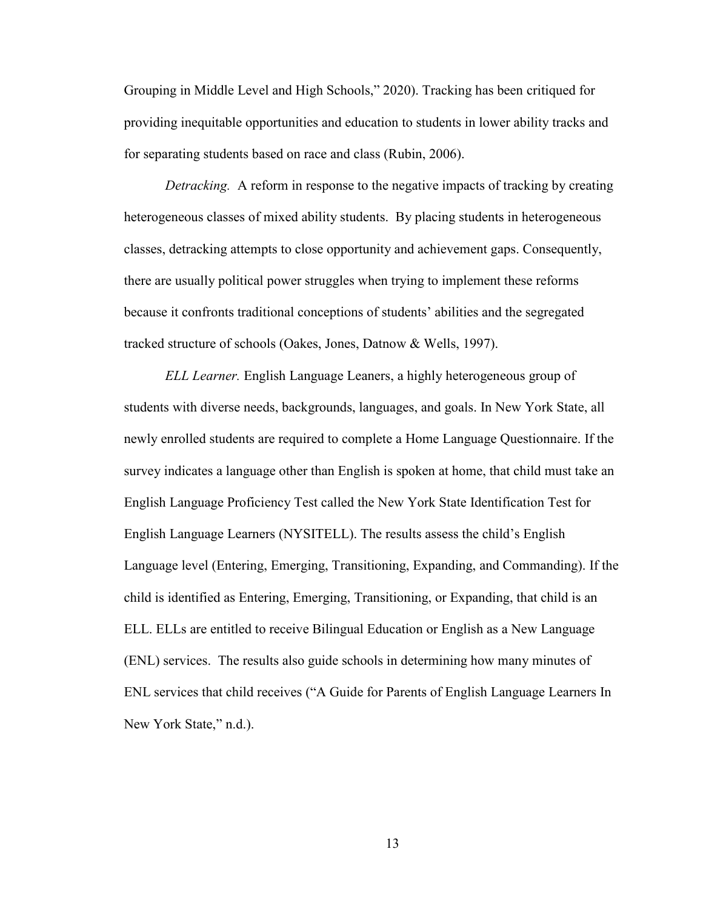Grouping in Middle Level and High Schools," 2020). Tracking has been critiqued for providing inequitable opportunities and education to students in lower ability tracks and for separating students based on race and class (Rubin, 2006).

*Detracking.* A reform in response to the negative impacts of tracking by creating heterogeneous classes of mixed ability students. By placing students in heterogeneous classes, detracking attempts to close opportunity and achievement gaps. Consequently, there are usually political power struggles when trying to implement these reforms because it confronts traditional conceptions of students' abilities and the segregated tracked structure of schools (Oakes, Jones, Datnow & Wells, 1997).

*ELL Learner.* English Language Leaners, a highly heterogeneous group of students with diverse needs, backgrounds, languages, and goals. In New York State, all newly enrolled students are required to complete a Home Language Questionnaire. If the survey indicates a language other than English is spoken at home, that child must take an English Language Proficiency Test called the New York State Identification Test for English Language Learners (NYSITELL). The results assess the child's English Language level (Entering, Emerging, Transitioning, Expanding, and Commanding). If the child is identified as Entering, Emerging, Transitioning, or Expanding, that child is an ELL. ELLs are entitled to receive Bilingual Education or English as a New Language (ENL) services. The results also guide schools in determining how many minutes of ENL services that child receives ("A Guide for Parents of English Language Learners In New York State," n.d.).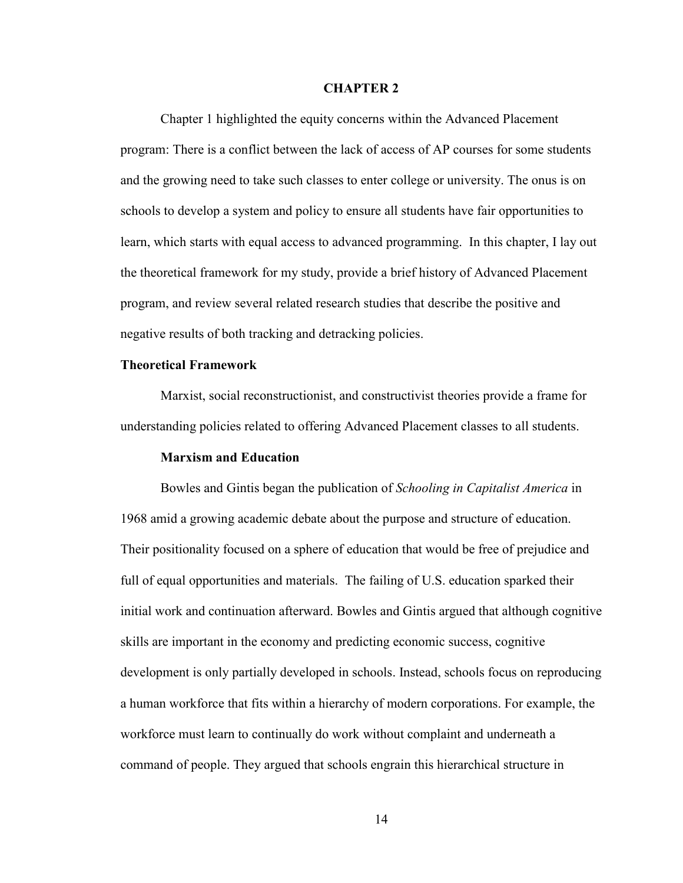# CHAPTER 2

Chapter 1 highlighted the equity concerns within the Advanced Placement program: There is a conflict between the lack of access of AP courses for some students and the growing need to take such classes to enter college or university. The onus is on schools to develop a system and policy to ensure all students have fair opportunities to learn, which starts with equal access to advanced programming. In this chapter, I lay out the theoretical framework for my study, provide a brief history of Advanced Placement program, and review several related research studies that describe the positive and negative results of both tracking and detracking policies.

## Theoretical Framework

Marxist, social reconstructionist, and constructivist theories provide a frame for understanding policies related to offering Advanced Placement classes to all students.

### Marxism and Education

Bowles and Gintis began the publication of *Schooling in Capitalist America* in 1968 amid a growing academic debate about the purpose and structure of education. Their positionality focused on a sphere of education that would be free of prejudice and full of equal opportunities and materials. The failing of U.S. education sparked their initial work and continuation afterward. Bowles and Gintis argued that although cognitive skills are important in the economy and predicting economic success, cognitive development is only partially developed in schools. Instead, schools focus on reproducing a human workforce that fits within a hierarchy of modern corporations. For example, the workforce must learn to continually do work without complaint and underneath a command of people. They argued that schools engrain this hierarchical structure in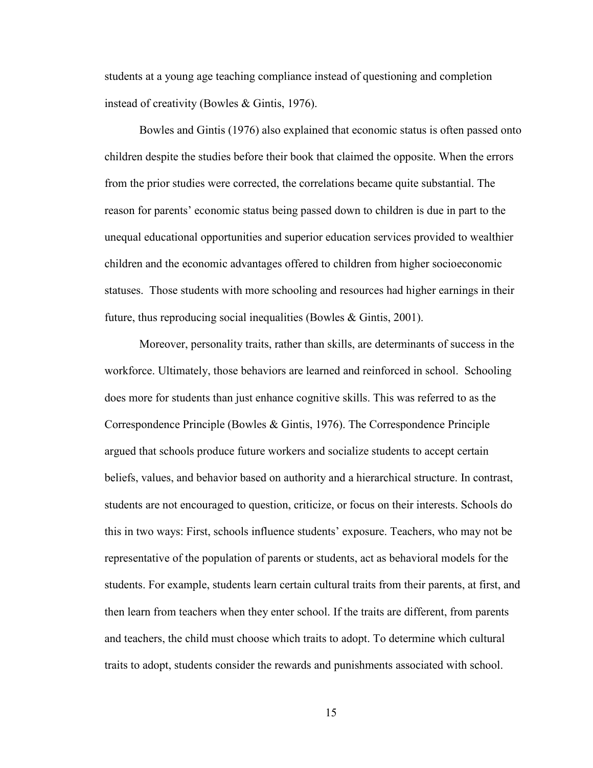students at a young age teaching compliance instead of questioning and completion instead of creativity (Bowles & Gintis, 1976).

Bowles and Gintis (1976) also explained that economic status is often passed onto children despite the studies before their book that claimed the opposite. When the errors from the prior studies were corrected, the correlations became quite substantial. The reason for parents' economic status being passed down to children is due in part to the unequal educational opportunities and superior education services provided to wealthier children and the economic advantages offered to children from higher socioeconomic statuses. Those students with more schooling and resources had higher earnings in their future, thus reproducing social inequalities (Bowles & Gintis, 2001).

Moreover, personality traits, rather than skills, are determinants of success in the workforce. Ultimately, those behaviors are learned and reinforced in school. Schooling does more for students than just enhance cognitive skills. This was referred to as the Correspondence Principle (Bowles & Gintis, 1976). The Correspondence Principle argued that schools produce future workers and socialize students to accept certain beliefs, values, and behavior based on authority and a hierarchical structure. In contrast, students are not encouraged to question, criticize, or focus on their interests. Schools do this in two ways: First, schools influence students' exposure. Teachers, who may not be representative of the population of parents or students, act as behavioral models for the students. For example, students learn certain cultural traits from their parents, at first, and then learn from teachers when they enter school. If the traits are different, from parents and teachers, the child must choose which traits to adopt. To determine which cultural traits to adopt, students consider the rewards and punishments associated with school.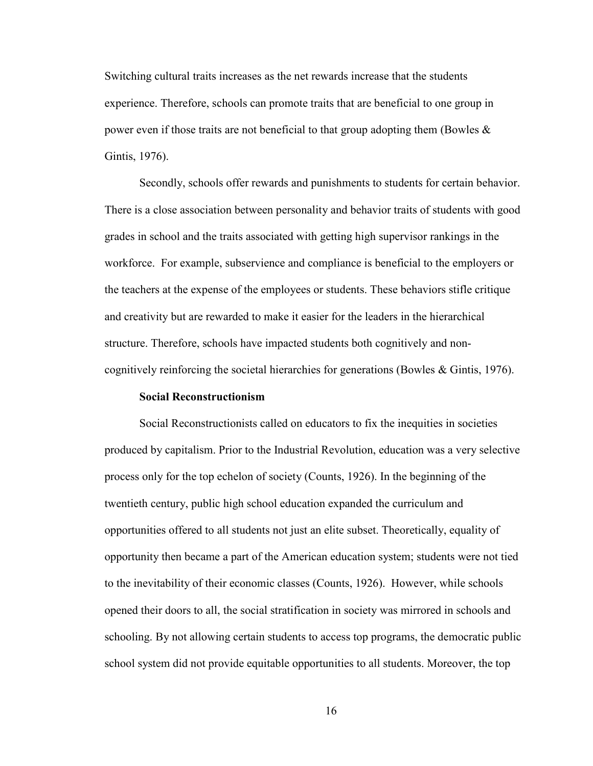Switching cultural traits increases as the net rewards increase that the students experience. Therefore, schools can promote traits that are beneficial to one group in power even if those traits are not beneficial to that group adopting them (Bowles & Gintis, 1976).

Secondly, schools offer rewards and punishments to students for certain behavior. There is a close association between personality and behavior traits of students with good grades in school and the traits associated with getting high supervisor rankings in the workforce. For example, subservience and compliance is beneficial to the employers or the teachers at the expense of the employees or students. These behaviors stifle critique and creativity but are rewarded to make it easier for the leaders in the hierarchical structure. Therefore, schools have impacted students both cognitively and non-cognitively reinforcing the societal hierarchies for generations (Bowles & Gintis, 1976).

### Social Reconstructionism

Social Reconstructionists called on educators to fix the inequities in societies produced by capitalism. Prior to the Industrial Revolution, education was a very selective process only for the top echelon of society (Counts, 1926). In the beginning of the twentieth century, public high school education expanded the curriculum and opportunities offered to all students not just an elite subset. Theoretically, equality of opportunity then became a part of the American education system; students were not tied to the inevitability of their economic classes (Counts, 1926). However, while schools opened their doors to all, the social stratification in society was mirrored in schools and schooling. By not allowing certain students to access top programs, the democratic public school system did not provide equitable opportunities to all students. Moreover, the top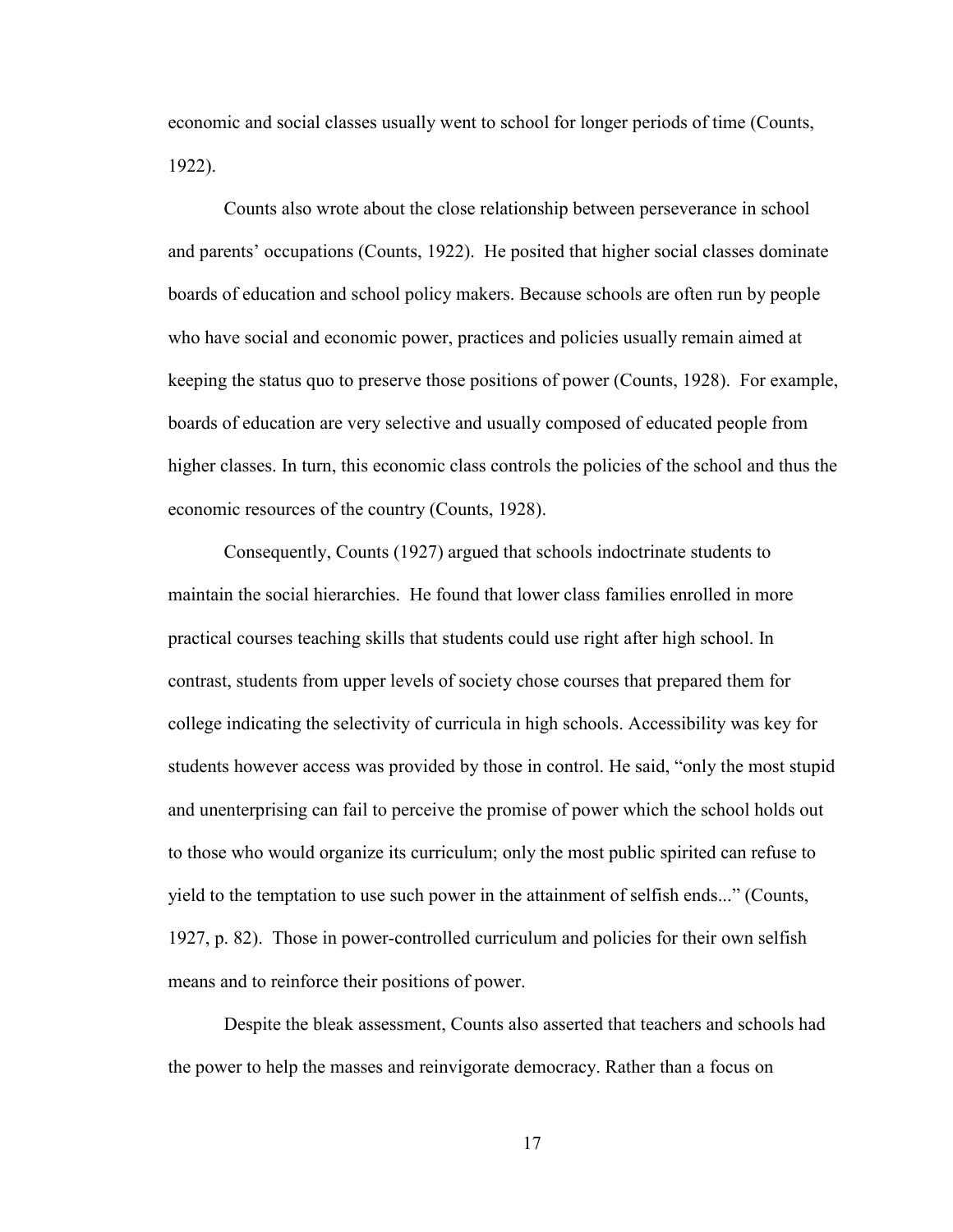economic and social classes usually went to school for longer periods of time (Counts, 1922).

Counts also wrote about the close relationship between perseverance in school and parents' occupations (Counts, 1922). He posited that higher social classes dominate boards of education and school policy makers. Because schools are often run by people who have social and economic power, practices and policies usually remain aimed at keeping the status quo to preserve those positions of power (Counts, 1928). For example, boards of education are very selective and usually composed of educated people from higher classes. In turn, this economic class controls the policies of the school and thus the economic resources of the country (Counts, 1928).

Consequently, Counts (1927) argued that schools indoctrinate students to maintain the social hierarchies. He found that lower class families enrolled in more practical courses teaching skills that students could use right after high school. In contrast, students from upper levels of society chose courses that prepared them for college indicating the selectivity of curricula in high schools. Accessibility was key for students however access was provided by those in control. He said, "only the most stupid and unenterprising can fail to perceive the promise of power which the school holds out to those who would organize its curriculum; only the most public spirited can refuse to yield to the temptation to use such power in the attainment of selfish ends..." (Counts, 1927, p. 82). Those in power-controlled curriculum and policies for their own selfish means and to reinforce their positions of power.

Despite the bleak assessment, Counts also asserted that teachers and schools had the power to help the masses and reinvigorate democracy. Rather than a focus on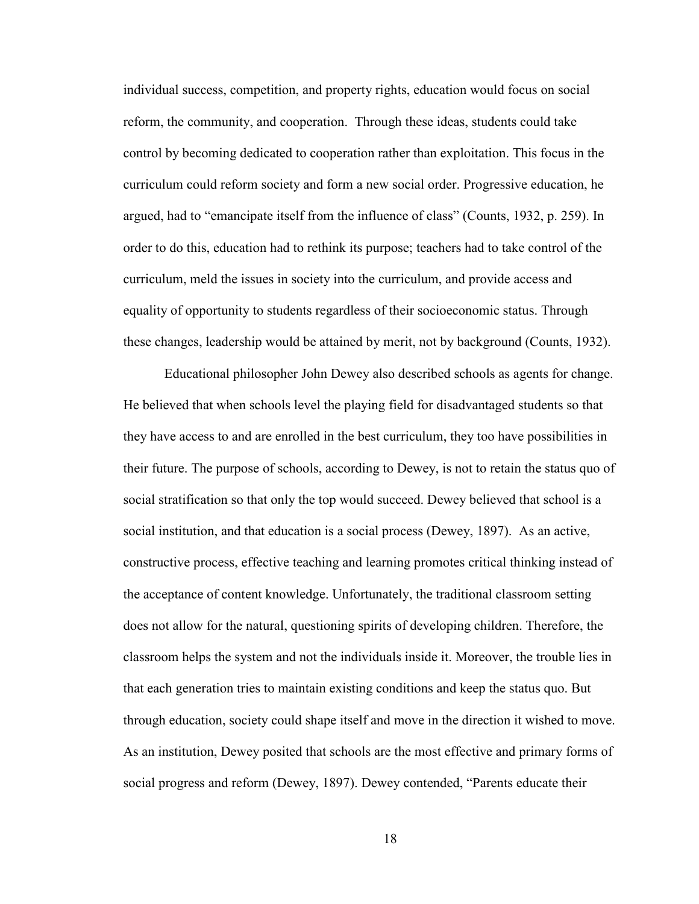individual success, competition, and property rights, education would focus on social reform, the community, and cooperation. Through these ideas, students could take control by becoming dedicated to cooperation rather than exploitation. This focus in the curriculum could reform society and form a new social order. Progressive education, he argued, had to "emancipate itself from the influence of class" (Counts, 1932, p. 259). In order to do this, education had to rethink its purpose; teachers had to take control of the curriculum, meld the issues in society into the curriculum, and provide access and equality of opportunity to students regardless of their socioeconomic status. Through these changes, leadership would be attained by merit, not by background (Counts, 1932).

Educational philosopher John Dewey also described schools as agents for change. He believed that when schools level the playing field for disadvantaged students so that they have access to and are enrolled in the best curriculum, they too have possibilities in their future. The purpose of schools, according to Dewey, is not to retain the status quo of social stratification so that only the top would succeed. Dewey believed that school is a social institution, and that education is a social process (Dewey, 1897). As an active, constructive process, effective teaching and learning promotes critical thinking instead of the acceptance of content knowledge. Unfortunately, the traditional classroom setting does not allow for the natural, questioning spirits of developing children. Therefore, the classroom helps the system and not the individuals inside it. Moreover, the trouble lies in that each generation tries to maintain existing conditions and keep the status quo. But through education, society could shape itself and move in the direction it wished to move. As an institution, Dewey posited that schools are the most effective and primary forms of social progress and reform (Dewey, 1897). Dewey contended, "Parents educate their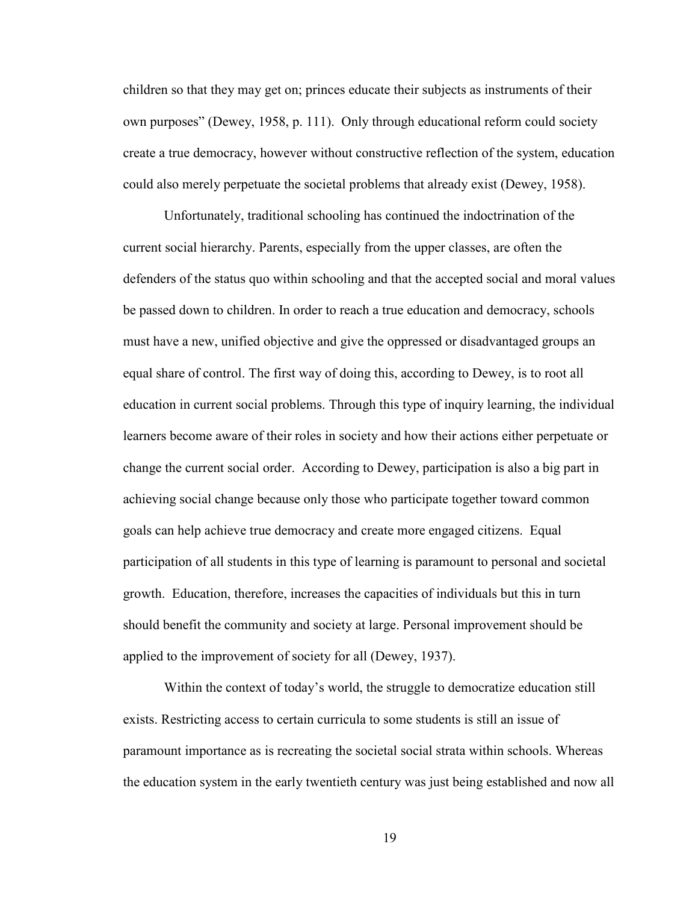children so that they may get on; princes educate their subjects as instruments of their own purposes" (Dewey, 1958, p. 111). Only through educational reform could society create a true democracy, however without constructive reflection of the system, education could also merely perpetuate the societal problems that already exist (Dewey, 1958).

Unfortunately, traditional schooling has continued the indoctrination of the current social hierarchy. Parents, especially from the upper classes, are often the defenders of the status quo within schooling and that the accepted social and moral values be passed down to children. In order to reach a true education and democracy, schools must have a new, unified objective and give the oppressed or disadvantaged groups an equal share of control. The first way of doing this, according to Dewey, is to root all education in current social problems. Through this type of inquiry learning, the individual learners become aware of their roles in society and how their actions either perpetuate or change the current social order. According to Dewey, participation is also a big part in achieving social change because only those who participate together toward common goals can help achieve true democracy and create more engaged citizens. Equal participation of all students in this type of learning is paramount to personal and societal growth. Education, therefore, increases the capacities of individuals but this in turn should benefit the community and society at large. Personal improvement should be applied to the improvement of society for all (Dewey, 1937).

Within the context of today's world, the struggle to democratize education still exists. Restricting access to certain curricula to some students is still an issue of paramount importance as is recreating the societal social strata within schools. Whereas the education system in the early twentieth century was just being established and now all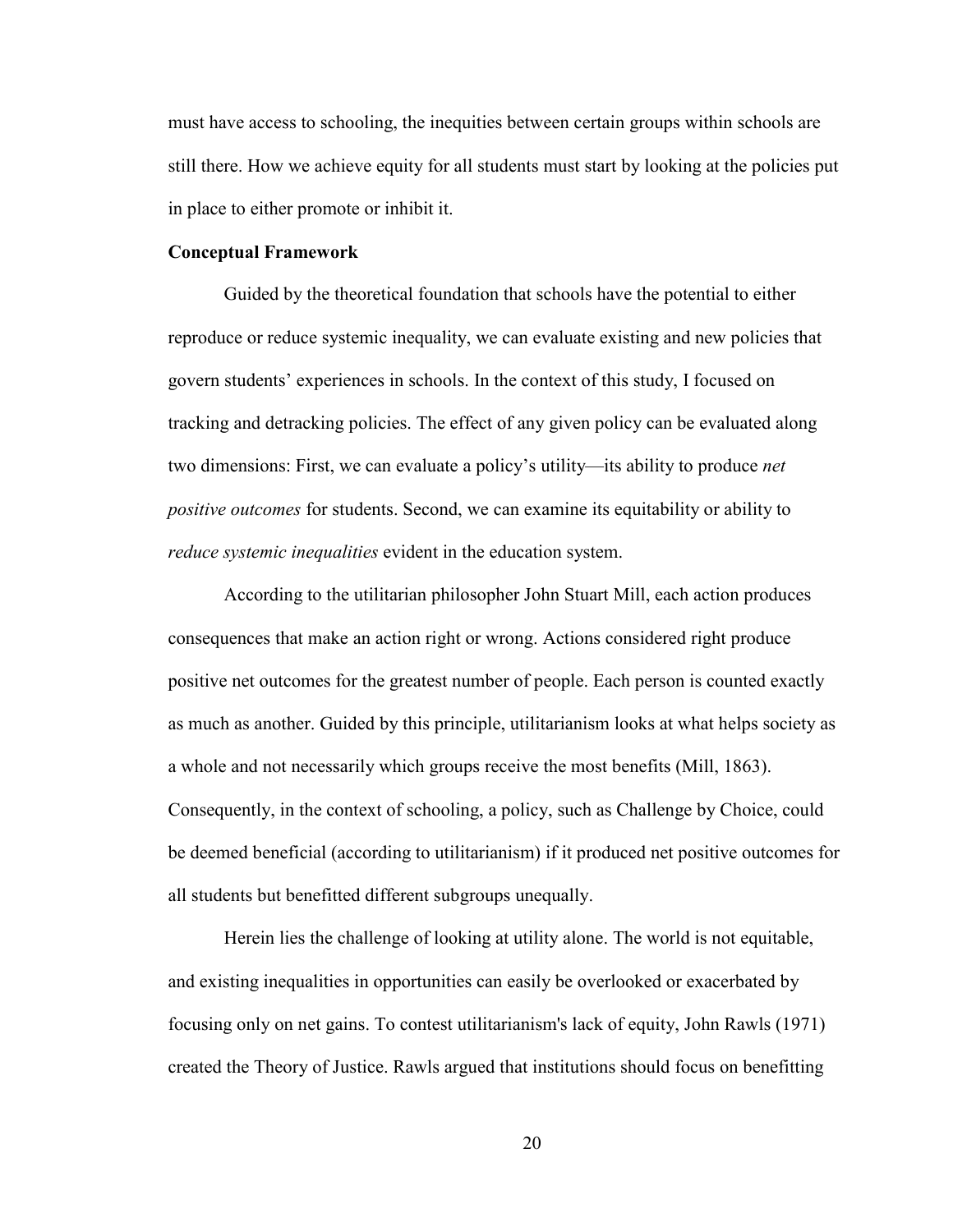must have access to schooling, the inequities between certain groups within schools are still there. How we achieve equity for all students must start by looking at the policies put in place to either promote or inhibit it.

### Conceptual Framework

Guided by the theoretical foundation that schools have the potential to either reproduce or reduce systemic inequality, we can evaluate existing and new policies that govern students' experiences in schools. In the context of this study, I focused on tracking and detracking policies. The effect of any given policy can be evaluated along two dimensions: First, we can evaluate a policy's utility—its ability to produce *net positive outcomes* for students. Second, we can examine its equitability or ability to *reduce systemic inequalities* evident in the education system.

According to the utilitarian philosopher John Stuart Mill, each action produces consequences that make an action right or wrong. Actions considered right produce positive net outcomes for the greatest number of people. Each person is counted exactly as much as another. Guided by this principle, utilitarianism looks at what helps society as a whole and not necessarily which groups receive the most benefits (Mill, 1863). Consequently, in the context of schooling, a policy, such as Challenge by Choice, could be deemed beneficial (according to utilitarianism) if it produced net positive outcomes for all students but benefitted different subgroups unequally.

Herein lies the challenge of looking at utility alone. The world is not equitable, and existing inequalities in opportunities can easily be overlooked or exacerbated by focusing only on net gains. To contest utilitarianism's lack of equity, John Rawls (1971) created the Theory of Justice. Rawls argued that institutions should focus on benefitting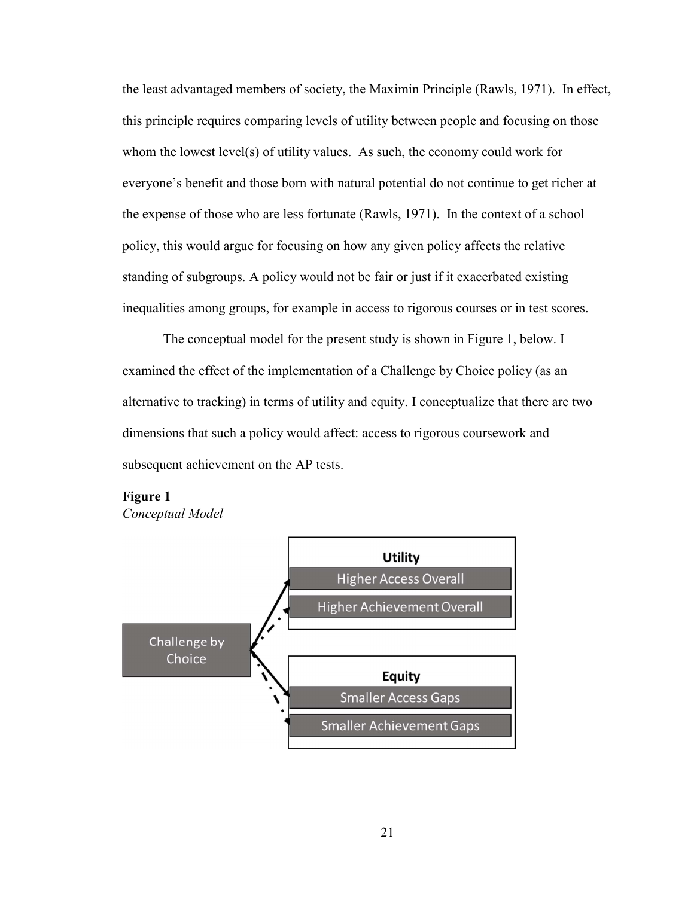the least advantaged members of society, the Maximin Principle (Rawls, 1971). In effect, this principle requires comparing levels of utility between people and focusing on those whom the lowest level(s) of utility values. As such, the economy could work for everyone's benefit and those born with natural potential do not continue to get richer at the expense of those who are less fortunate (Rawls, 1971). In the context of a school policy, this would argue for focusing on how any given policy affects the relative standing of subgroups. A policy would not be fair or just if it exacerbated existing inequalities among groups, for example in access to rigorous courses or in test scores.

The conceptual model for the present study is shown in Figure 1, below. I examined the effect of the implementation of a Challenge by Choice policy (as an alternative to tracking) in terms of utility and equity. I conceptualize that there are two dimensions that such a policy would affect: access to rigorous coursework and subsequent achievement on the AP tests.

**Figure 1**
*Conceptual Model*

Challenge by Choice

**Utility**
- Higher Access Overall
- Higher Achievement Overall

**Equity**
- Smaller Access Gaps
- Smaller Achievement Gaps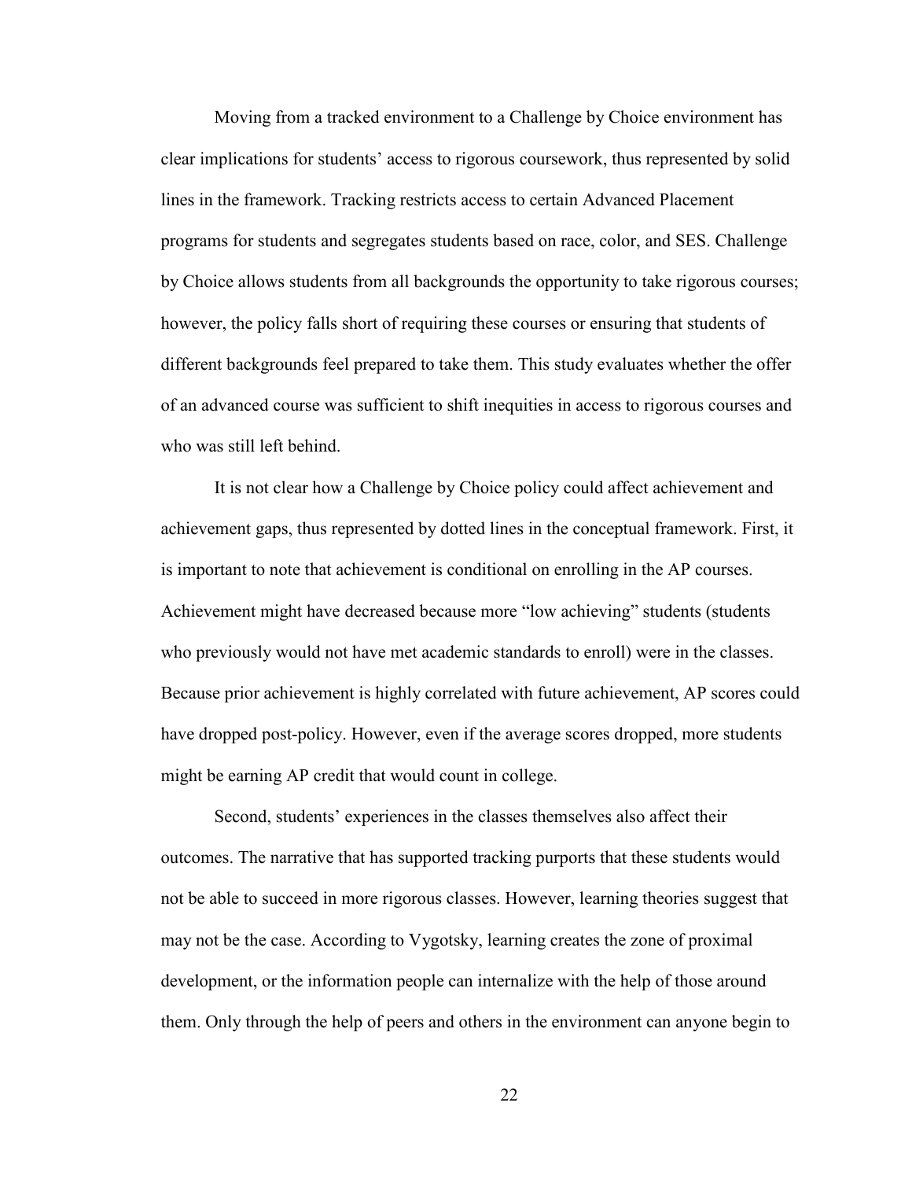Moving from a tracked environment to a Challenge by Choice environment has clear implications for students' access to rigorous coursework, thus represented by solid lines in the framework. Tracking restricts access to certain Advanced Placement programs for students and segregates students based on race, color, and SES. Challenge by Choice allows students from all backgrounds the opportunity to take rigorous courses; however, the policy falls short of requiring these courses or ensuring that students of different backgrounds feel prepared to take them. This study evaluates whether the offer of an advanced course was sufficient to shift inequities in access to rigorous courses and who was still left behind.

It is not clear how a Challenge by Choice policy could affect achievement and achievement gaps, thus represented by dotted lines in the conceptual framework. First, it is important to note that achievement is conditional on enrolling in the AP courses. Achievement might have decreased because more "low achieving" students (students who previously would not have met academic standards to enroll) were in the classes. Because prior achievement is highly correlated with future achievement, AP scores could have dropped post-policy. However, even if the average scores dropped, more students might be earning AP credit that would count in college.

Second, students' experiences in the classes themselves also affect their outcomes. The narrative that has supported tracking purports that these students would not be able to succeed in more rigorous classes. However, learning theories suggest that may not be the case. According to Vygotsky, learning creates the zone of proximal development, or the information people can internalize with the help of those around them. Only through the help of peers and others in the environment can anyone begin to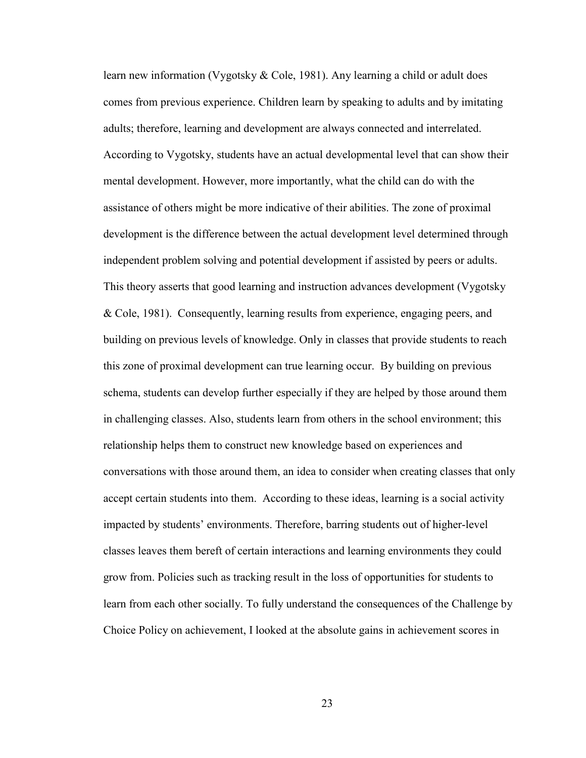learn new information (Vygotsky & Cole, 1981). Any learning a child or adult does comes from previous experience. Children learn by speaking to adults and by imitating adults; therefore, learning and development are always connected and interrelated. According to Vygotsky, students have an actual developmental level that can show their mental development. However, more importantly, what the child can do with the assistance of others might be more indicative of their abilities. The zone of proximal development is the difference between the actual development level determined through independent problem solving and potential development if assisted by peers or adults. This theory asserts that good learning and instruction advances development (Vygotsky & Cole, 1981). Consequently, learning results from experience, engaging peers, and building on previous levels of knowledge. Only in classes that provide students to reach this zone of proximal development can true learning occur. By building on previous schema, students can develop further especially if they are helped by those around them in challenging classes. Also, students learn from others in the school environment; this relationship helps them to construct new knowledge based on experiences and conversations with those around them, an idea to consider when creating classes that only accept certain students into them. According to these ideas, learning is a social activity impacted by students' environments. Therefore, barring students out of higher-level classes leaves them bereft of certain interactions and learning environments they could grow from. Policies such as tracking result in the loss of opportunities for students to learn from each other socially. To fully understand the consequences of the Challenge by Choice Policy on achievement, I looked at the absolute gains in achievement scores in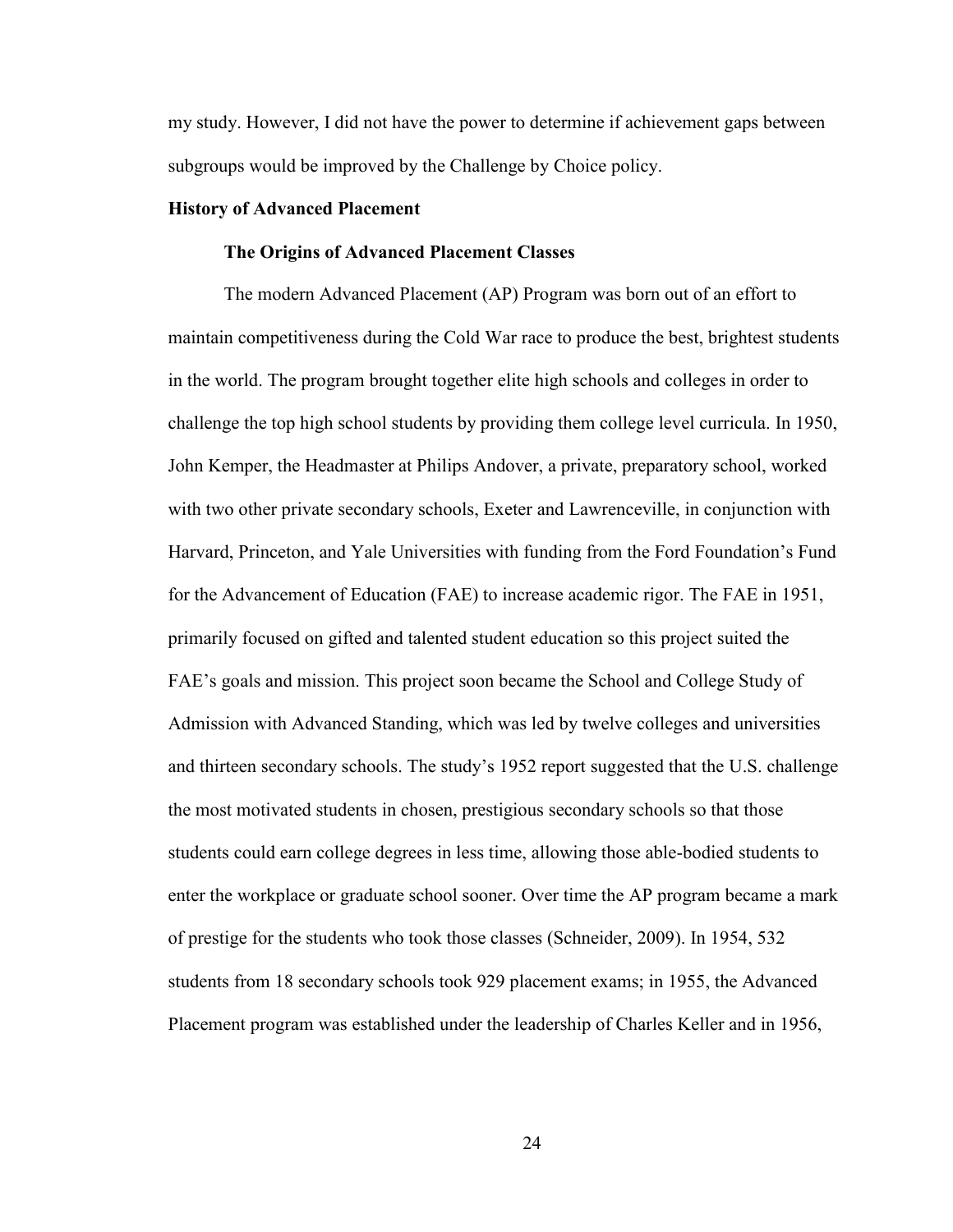my study. However, I did not have the power to determine if achievement gaps between subgroups would be improved by the Challenge by Choice policy.

## History of Advanced Placement

### The Origins of Advanced Placement Classes

The modern Advanced Placement (AP) Program was born out of an effort to maintain competitiveness during the Cold War race to produce the best, brightest students in the world. The program brought together elite high schools and colleges in order to challenge the top high school students by providing them college level curricula. In 1950, John Kemper, the Headmaster at Philips Andover, a private, preparatory school, worked with two other private secondary schools, Exeter and Lawrenceville, in conjunction with Harvard, Princeton, and Yale Universities with funding from the Ford Foundation's Fund for the Advancement of Education (FAE) to increase academic rigor. The FAE in 1951, primarily focused on gifted and talented student education so this project suited the FAE's goals and mission. This project soon became the School and College Study of Admission with Advanced Standing, which was led by twelve colleges and universities and thirteen secondary schools. The study's 1952 report suggested that the U.S. challenge the most motivated students in chosen, prestigious secondary schools so that those students could earn college degrees in less time, allowing those able-bodied students to enter the workplace or graduate school sooner. Over time the AP program became a mark of prestige for the students who took those classes (Schneider, 2009). In 1954, 532 students from 18 secondary schools took 929 placement exams; in 1955, the Advanced Placement program was established under the leadership of Charles Keller and in 1956,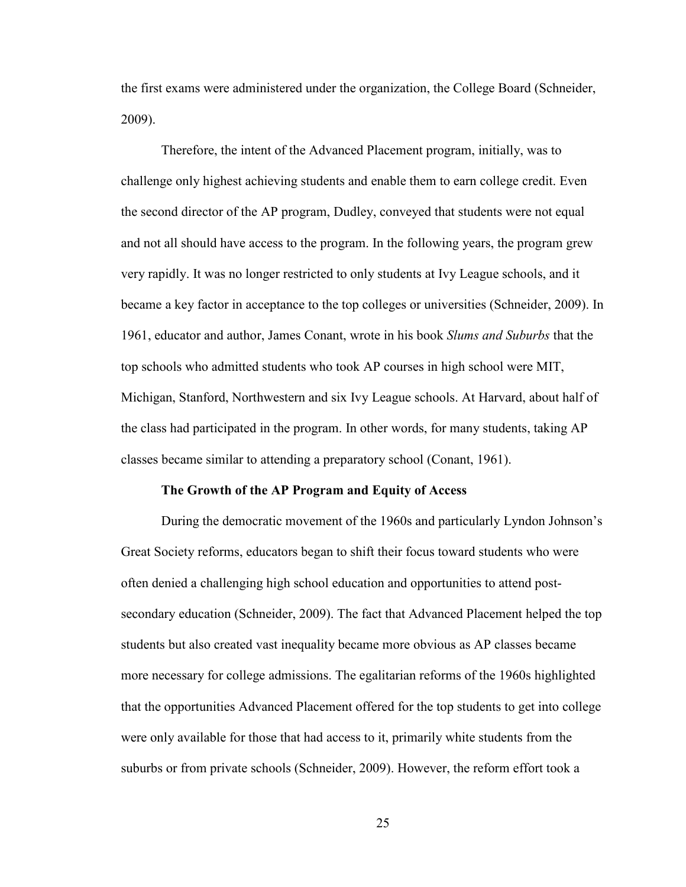the first exams were administered under the organization, the College Board (Schneider, 2009).

Therefore, the intent of the Advanced Placement program, initially, was to challenge only highest achieving students and enable them to earn college credit. Even the second director of the AP program, Dudley, conveyed that students were not equal and not all should have access to the program. In the following years, the program grew very rapidly. It was no longer restricted to only students at Ivy League schools, and it became a key factor in acceptance to the top colleges or universities (Schneider, 2009). In 1961, educator and author, James Conant, wrote in his book *Slums and Suburbs* that the top schools who admitted students who took AP courses in high school were MIT, Michigan, Stanford, Northwestern and six Ivy League schools. At Harvard, about half of the class had participated in the program. In other words, for many students, taking AP classes became similar to attending a preparatory school (Conant, 1961).

**The Growth of the AP Program and Equity of Access**

During the democratic movement of the 1960s and particularly Lyndon Johnson's Great Society reforms, educators began to shift their focus toward students who were often denied a challenging high school education and opportunities to attend post-secondary education (Schneider, 2009). The fact that Advanced Placement helped the top students but also created vast inequality became more obvious as AP classes became more necessary for college admissions. The egalitarian reforms of the 1960s highlighted that the opportunities Advanced Placement offered for the top students to get into college were only available for those that had access to it, primarily white students from the suburbs or from private schools (Schneider, 2009). However, the reform effort took a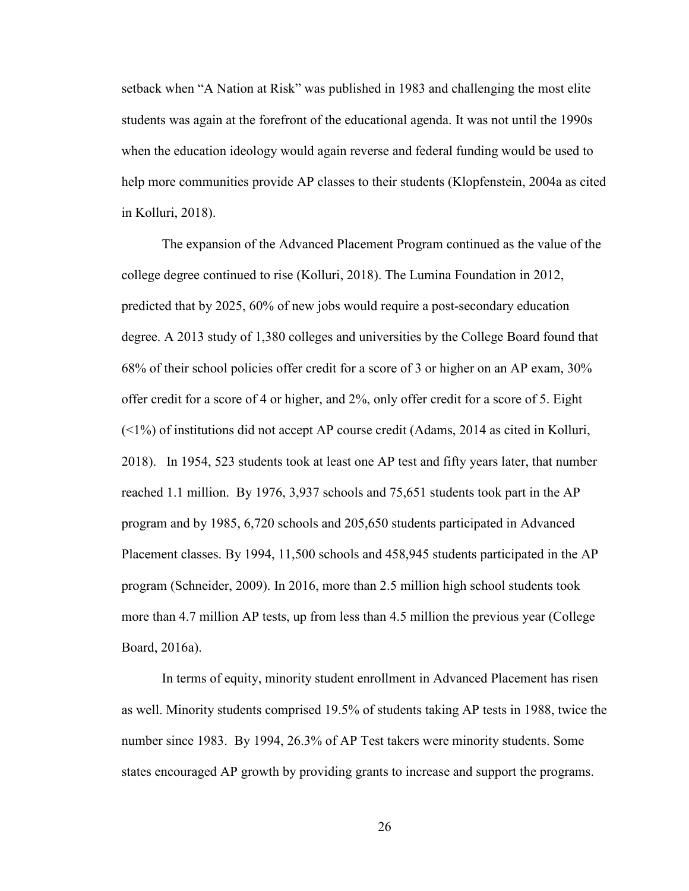setback when "A Nation at Risk" was published in 1983 and challenging the most elite students was again at the forefront of the educational agenda. It was not until the 1990s when the education ideology would again reverse and federal funding would be used to help more communities provide AP classes to their students (Klopfenstein, 2004a as cited in Kolluri, 2018).

The expansion of the Advanced Placement Program continued as the value of the college degree continued to rise (Kolluri, 2018). The Lumina Foundation in 2012, predicted that by 2025, 60% of new jobs would require a post-secondary education degree. A 2013 study of 1,380 colleges and universities by the College Board found that 68% of their school policies offer credit for a score of 3 or higher on an AP exam, 30% offer credit for a score of 4 or higher, and 2%, only offer credit for a score of 5. Eight (<1%) of institutions did not accept AP course credit (Adams, 2014 as cited in Kolluri, 2018). In 1954, 523 students took at least one AP test and fifty years later, that number reached 1.1 million. By 1976, 3,937 schools and 75,651 students took part in the AP program and by 1985, 6,720 schools and 205,650 students participated in Advanced Placement classes. By 1994, 11,500 schools and 458,945 students participated in the AP program (Schneider, 2009). In 2016, more than 2.5 million high school students took more than 4.7 million AP tests, up from less than 4.5 million the previous year (College Board, 2016a).

In terms of equity, minority student enrollment in Advanced Placement has risen as well. Minority students comprised 19.5% of students taking AP tests in 1988, twice the number since 1983. By 1994, 26.3% of AP Test takers were minority students. Some states encouraged AP growth by providing grants to increase and support the programs.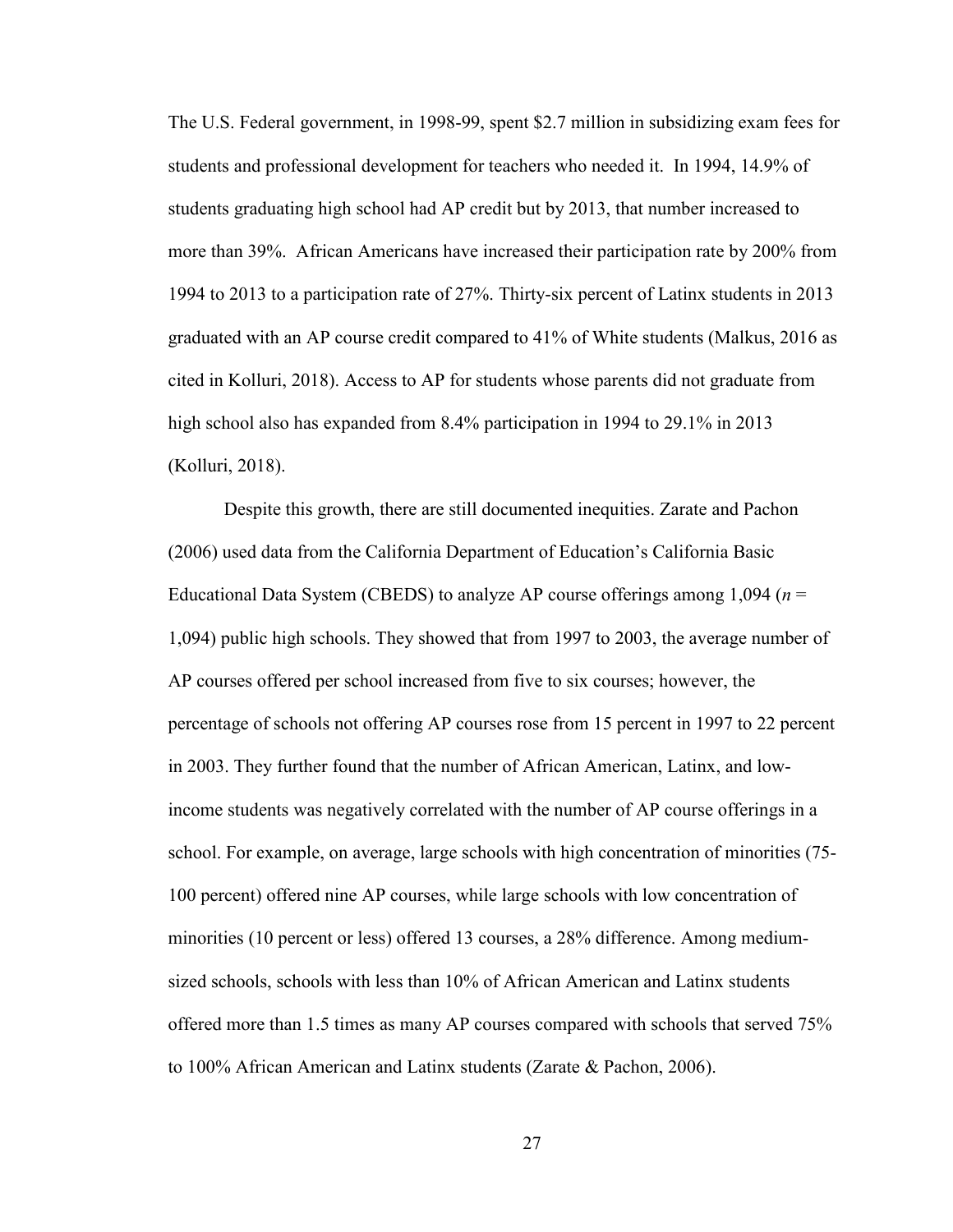The U.S. Federal government, in 1998-99, spent $2.7 million in subsidizing exam fees for students and professional development for teachers who needed it. In 1994, 14.9% of students graduating high school had AP credit but by 2013, that number increased to more than 39%. African Americans have increased their participation rate by 200% from 1994 to 2013 to a participation rate of 27%. Thirty-six percent of Latinx students in 2013 graduated with an AP course credit compared to 41% of White students (Malkus, 2016 as cited in Kolluri, 2018). Access to AP for students whose parents did not graduate from high school also has expanded from 8.4% participation in 1994 to 29.1% in 2013 (Kolluri, 2018).

Despite this growth, there are still documented inequities. Zarate and Pachon (2006) used data from the California Department of Education's California Basic Educational Data System (CBEDS) to analyze AP course offerings among 1,094 ($n$ = 1,094) public high schools. They showed that from 1997 to 2003, the average number of AP courses offered per school increased from five to six courses; however, the percentage of schools not offering AP courses rose from 15 percent in 1997 to 22 percent in 2003. They further found that the number of African American, Latinx, and low-income students was negatively correlated with the number of AP course offerings in a school. For example, on average, large schools with high concentration of minorities (75-100 percent) offered nine AP courses, while large schools with low concentration of minorities (10 percent or less) offered 13 courses, a 28% difference. Among medium-sized schools, schools with less than 10% of African American and Latinx students offered more than 1.5 times as many AP courses compared with schools that served 75% to 100% African American and Latinx students (Zarate & Pachon, 2006).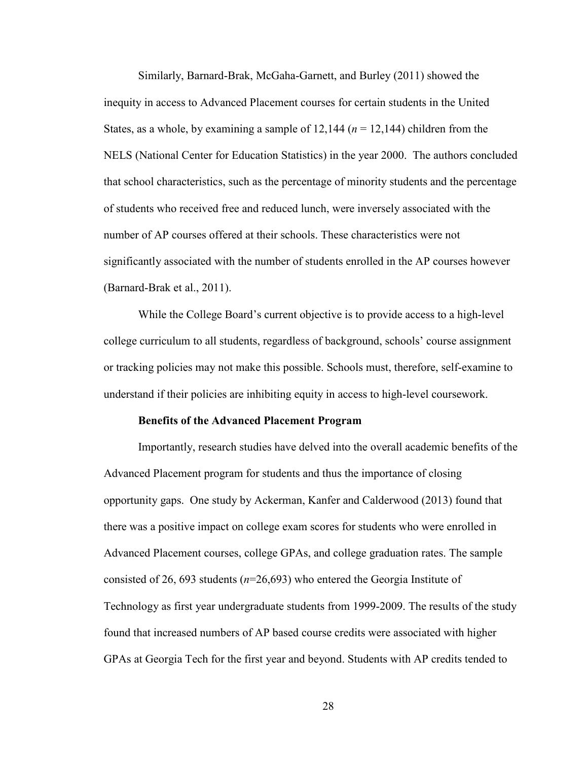Similarly, Barnard-Brak, McGaha-Garnett, and Burley (2011) showed the inequity in access to Advanced Placement courses for certain students in the United States, as a whole, by examining a sample of 12,144 ($n$ = 12,144) children from the NELS (National Center for Education Statistics) in the year 2000. The authors concluded that school characteristics, such as the percentage of minority students and the percentage of students who received free and reduced lunch, were inversely associated with the number of AP courses offered at their schools. These characteristics were not significantly associated with the number of students enrolled in the AP courses however (Barnard-Brak et al., 2011).

While the College Board's current objective is to provide access to a high-level college curriculum to all students, regardless of background, schools' course assignment or tracking policies may not make this possible. Schools must, therefore, self-examine to understand if their policies are inhibiting equity in access to high-level coursework.

### Benefits of the Advanced Placement Program

Importantly, research studies have delved into the overall academic benefits of the Advanced Placement program for students and thus the importance of closing opportunity gaps. One study by Ackerman, Kanfer and Calderwood (2013) found that there was a positive impact on college exam scores for students who were enrolled in Advanced Placement courses, college GPAs, and college graduation rates. The sample consisted of 26, 693 students ($n$=26,693) who entered the Georgia Institute of Technology as first year undergraduate students from 1999-2009. The results of the study found that increased numbers of AP based course credits were associated with higher GPAs at Georgia Tech for the first year and beyond. Students with AP credits tended to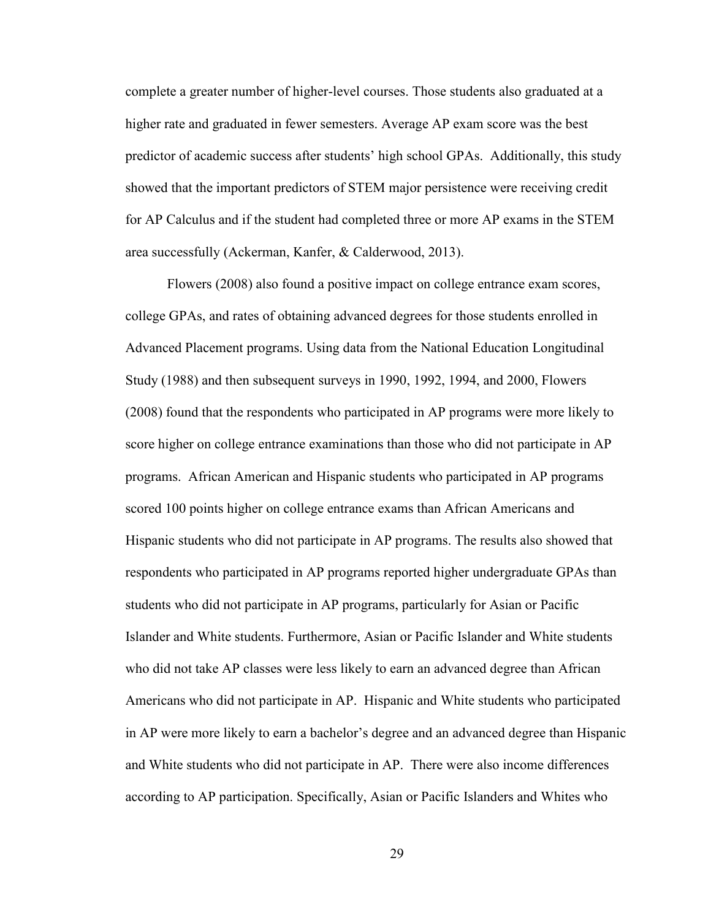complete a greater number of higher-level courses. Those students also graduated at a higher rate and graduated in fewer semesters. Average AP exam score was the best predictor of academic success after students' high school GPAs. Additionally, this study showed that the important predictors of STEM major persistence were receiving credit for AP Calculus and if the student had completed three or more AP exams in the STEM area successfully (Ackerman, Kanfer, & Calderwood, 2013).

Flowers (2008) also found a positive impact on college entrance exam scores, college GPAs, and rates of obtaining advanced degrees for those students enrolled in Advanced Placement programs. Using data from the National Education Longitudinal Study (1988) and then subsequent surveys in 1990, 1992, 1994, and 2000, Flowers (2008) found that the respondents who participated in AP programs were more likely to score higher on college entrance examinations than those who did not participate in AP programs. African American and Hispanic students who participated in AP programs scored 100 points higher on college entrance exams than African Americans and Hispanic students who did not participate in AP programs. The results also showed that respondents who participated in AP programs reported higher undergraduate GPAs than students who did not participate in AP programs, particularly for Asian or Pacific Islander and White students. Furthermore, Asian or Pacific Islander and White students who did not take AP classes were less likely to earn an advanced degree than African Americans who did not participate in AP. Hispanic and White students who participated in AP were more likely to earn a bachelor's degree and an advanced degree than Hispanic and White students who did not participate in AP. There were also income differences according to AP participation. Specifically, Asian or Pacific Islanders and Whites who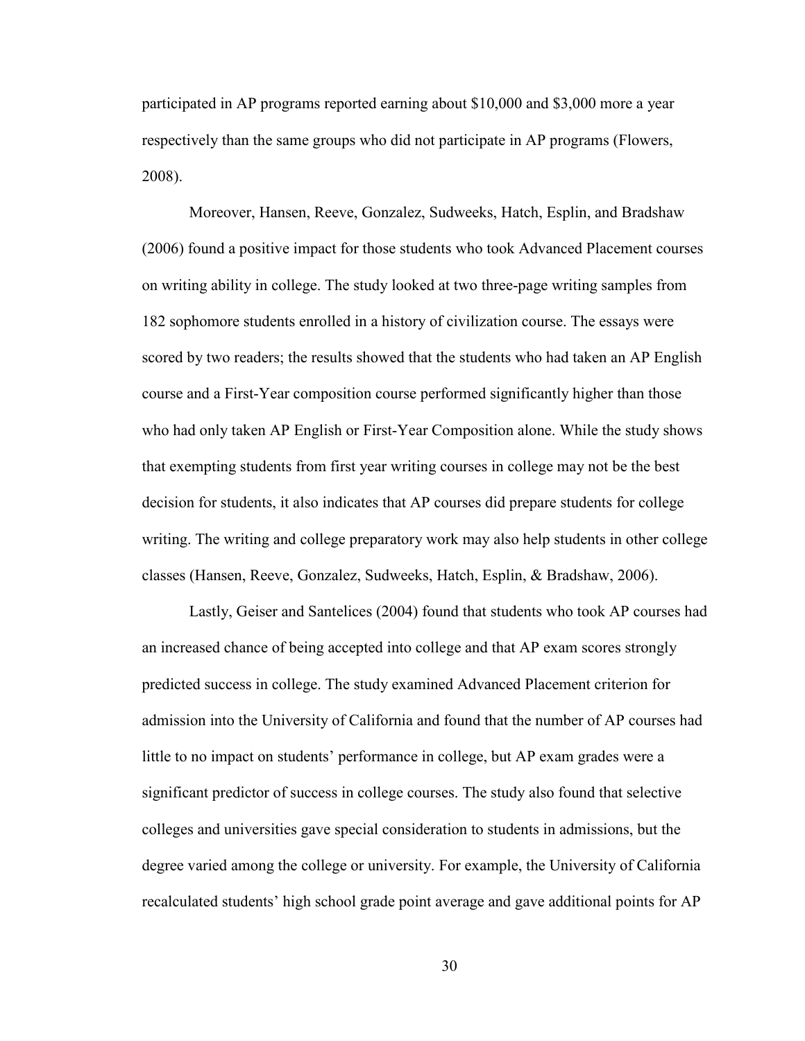participated in AP programs reported earning about $10,000 and $3,000 more a year respectively than the same groups who did not participate in AP programs (Flowers, 2008).

Moreover, Hansen, Reeve, Gonzalez, Sudweeks, Hatch, Esplin, and Bradshaw (2006) found a positive impact for those students who took Advanced Placement courses on writing ability in college. The study looked at two three-page writing samples from 182 sophomore students enrolled in a history of civilization course. The essays were scored by two readers; the results showed that the students who had taken an AP English course and a First-Year composition course performed significantly higher than those who had only taken AP English or First-Year Composition alone. While the study shows that exempting students from first year writing courses in college may not be the best decision for students, it also indicates that AP courses did prepare students for college writing. The writing and college preparatory work may also help students in other college classes (Hansen, Reeve, Gonzalez, Sudweeks, Hatch, Esplin, & Bradshaw, 2006).

Lastly, Geiser and Santelices (2004) found that students who took AP courses had an increased chance of being accepted into college and that AP exam scores strongly predicted success in college. The study examined Advanced Placement criterion for admission into the University of California and found that the number of AP courses had little to no impact on students' performance in college, but AP exam grades were a significant predictor of success in college courses. The study also found that selective colleges and universities gave special consideration to students in admissions, but the degree varied among the college or university. For example, the University of California recalculated students' high school grade point average and gave additional points for AP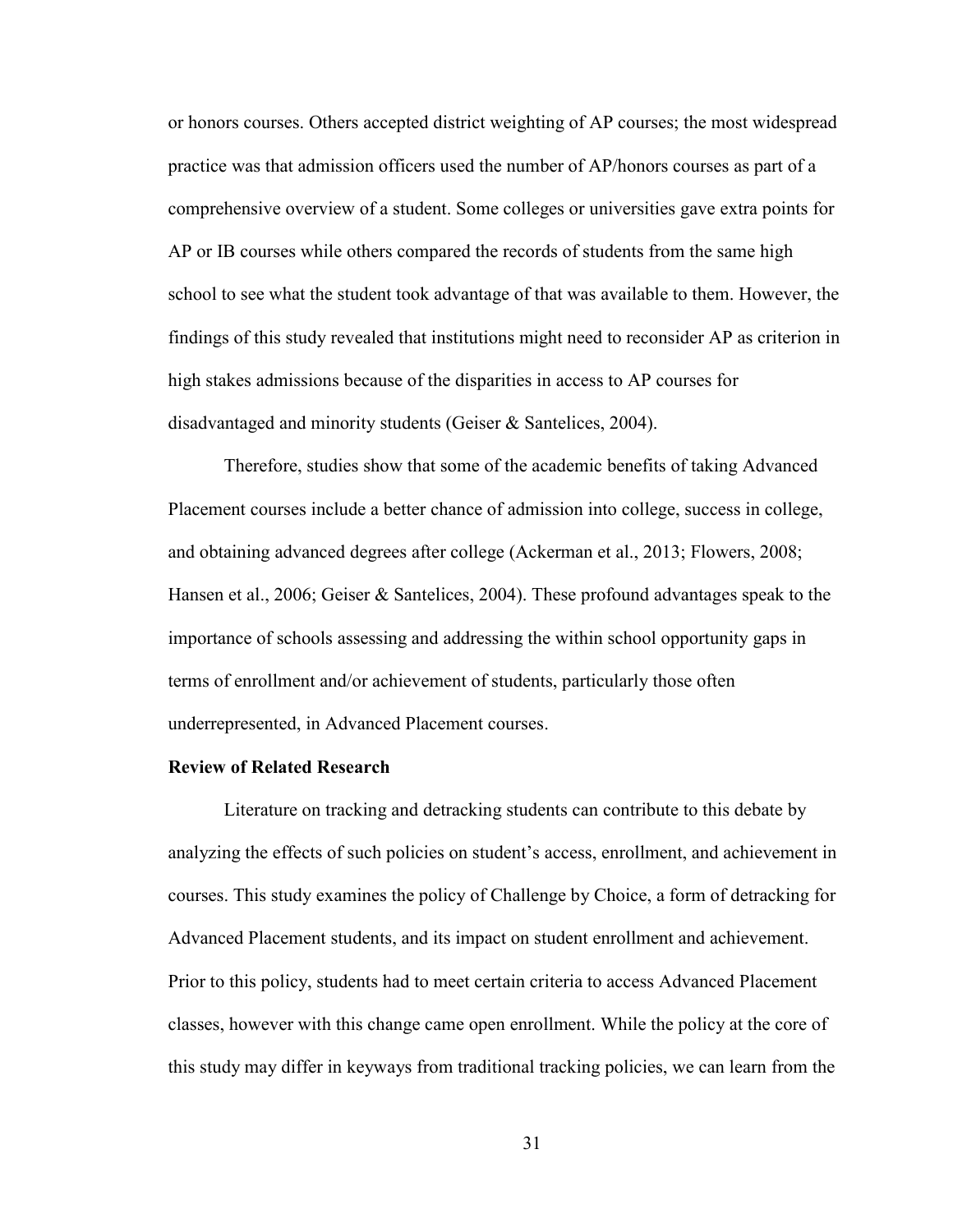or honors courses. Others accepted district weighting of AP courses; the most widespread practice was that admission officers used the number of AP/honors courses as part of a comprehensive overview of a student. Some colleges or universities gave extra points for AP or IB courses while others compared the records of students from the same high school to see what the student took advantage of that was available to them. However, the findings of this study revealed that institutions might need to reconsider AP as criterion in high stakes admissions because of the disparities in access to AP courses for disadvantaged and minority students (Geiser & Santelices, 2004).

Therefore, studies show that some of the academic benefits of taking Advanced Placement courses include a better chance of admission into college, success in college, and obtaining advanced degrees after college (Ackerman et al., 2013; Flowers, 2008; Hansen et al., 2006; Geiser & Santelices, 2004). These profound advantages speak to the importance of schools assessing and addressing the within school opportunity gaps in terms of enrollment and/or achievement of students, particularly those often underrepresented, in Advanced Placement courses.

**Review of Related Research**

Literature on tracking and detracking students can contribute to this debate by analyzing the effects of such policies on student's access, enrollment, and achievement in courses. This study examines the policy of Challenge by Choice, a form of detracking for Advanced Placement students, and its impact on student enrollment and achievement. Prior to this policy, students had to meet certain criteria to access Advanced Placement classes, however with this change came open enrollment. While the policy at the core of this study may differ in keyways from traditional tracking policies, we can learn from the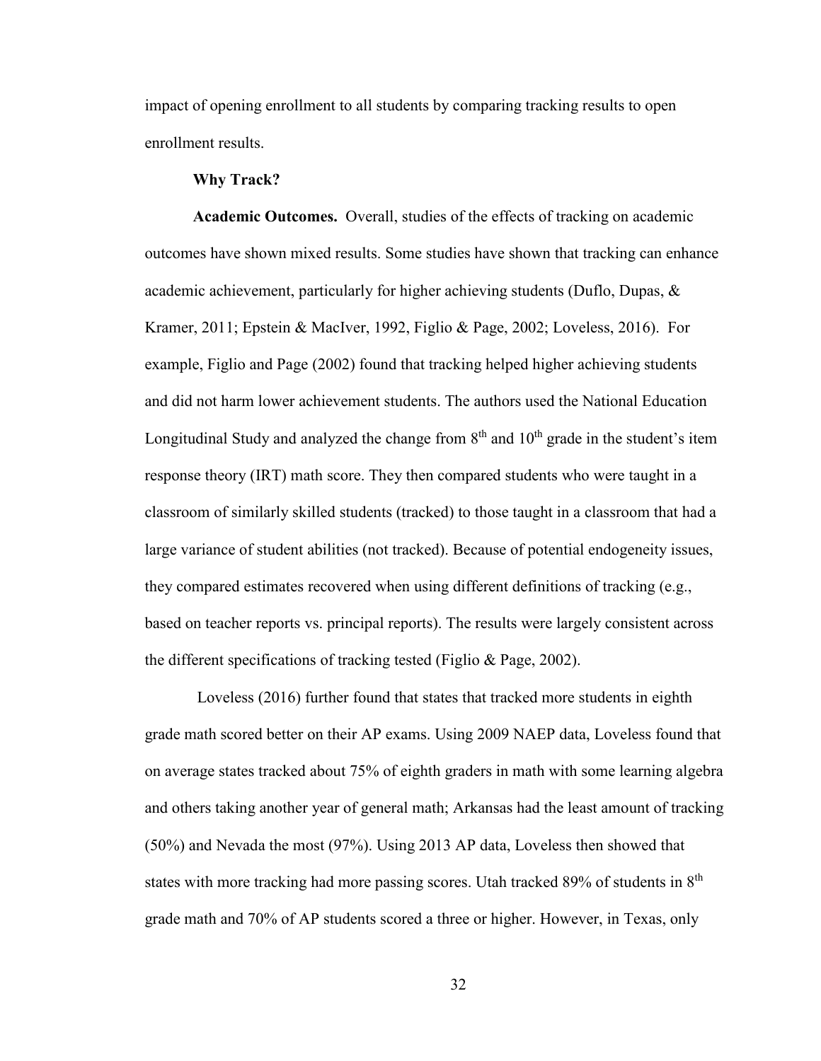impact of opening enrollment to all students by comparing tracking results to open enrollment results.

### Why Track?

**Academic Outcomes.** Overall, studies of the effects of tracking on academic outcomes have shown mixed results. Some studies have shown that tracking can enhance academic achievement, particularly for higher achieving students (Duflo, Dupas, & Kramer, 2011; Epstein & MacIver, 1992, Figlio & Page, 2002; Loveless, 2016). For example, Figlio and Page (2002) found that tracking helped higher achieving students and did not harm lower achievement students. The authors used the National Education Longitudinal Study and analyzed the change from 8th and 10th grade in the student's item response theory (IRT) math score. They then compared students who were taught in a classroom of similarly skilled students (tracked) to those taught in a classroom that had a large variance of student abilities (not tracked). Because of potential endogeneity issues, they compared estimates recovered when using different definitions of tracking (e.g., based on teacher reports vs. principal reports). The results were largely consistent across the different specifications of tracking tested (Figlio & Page, 2002).

Loveless (2016) further found that states that tracked more students in eighth grade math scored better on their AP exams. Using 2009 NAEP data, Loveless found that on average states tracked about 75% of eighth graders in math with some learning algebra and others taking another year of general math; Arkansas had the least amount of tracking (50%) and Nevada the most (97%). Using 2013 AP data, Loveless then showed that states with more tracking had more passing scores. Utah tracked 89% of students in 8th grade math and 70% of AP students scored a three or higher. However, in Texas, only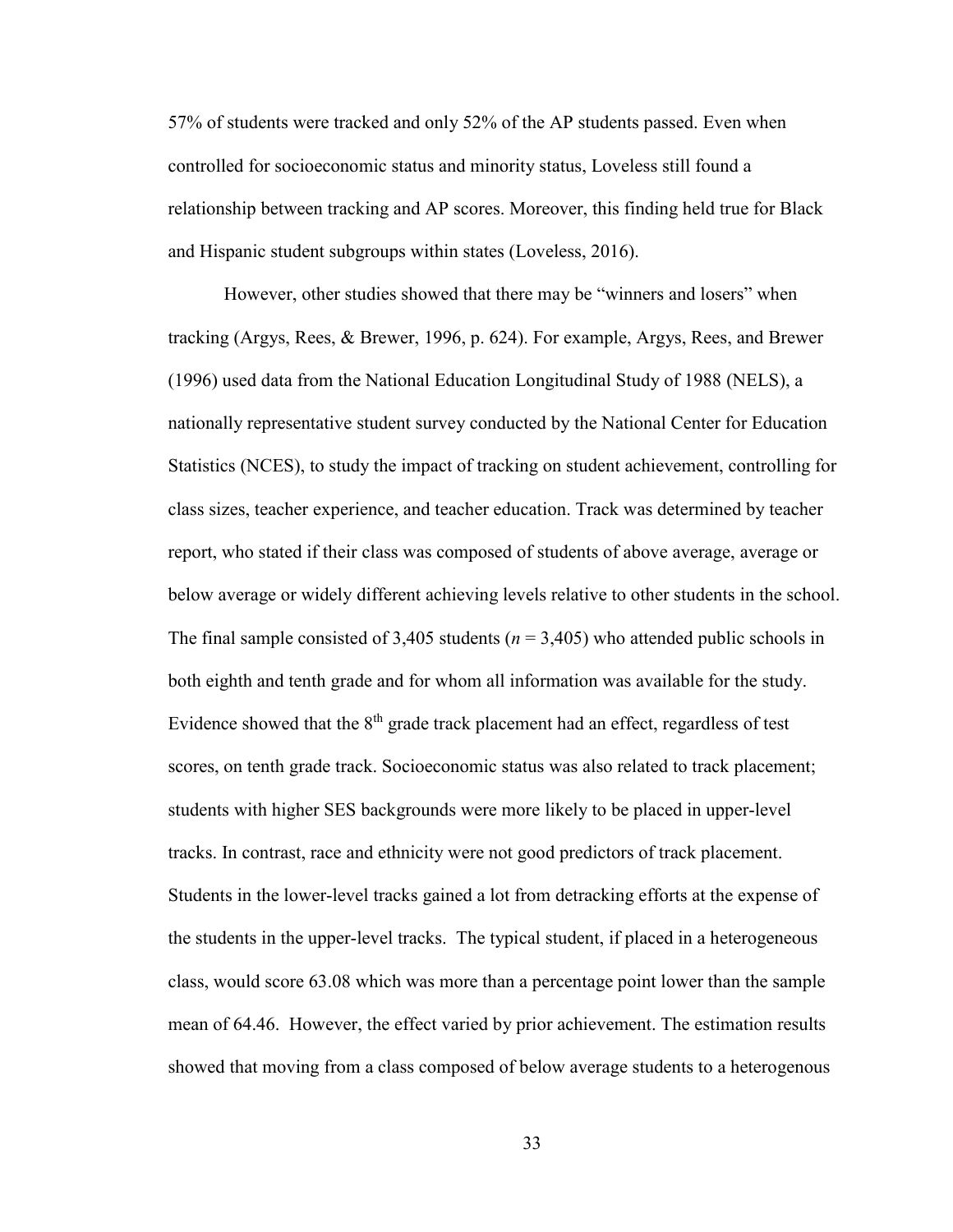57% of students were tracked and only 52% of the AP students passed. Even when controlled for socioeconomic status and minority status, Loveless still found a relationship between tracking and AP scores. Moreover, this finding held true for Black and Hispanic student subgroups within states (Loveless, 2016).

However, other studies showed that there may be "winners and losers" when tracking (Argys, Rees, & Brewer, 1996, p. 624). For example, Argys, Rees, and Brewer (1996) used data from the National Education Longitudinal Study of 1988 (NELS), a nationally representative student survey conducted by the National Center for Education Statistics (NCES), to study the impact of tracking on student achievement, controlling for class sizes, teacher experience, and teacher education. Track was determined by teacher report, who stated if their class was composed of students of above average, average or below average or widely different achieving levels relative to other students in the school. The final sample consisted of 3,405 students ($n$ = 3,405) who attended public schools in both eighth and tenth grade and for whom all information was available for the study. Evidence showed that the 8th grade track placement had an effect, regardless of test scores, on tenth grade track. Socioeconomic status was also related to track placement; students with higher SES backgrounds were more likely to be placed in upper-level tracks. In contrast, race and ethnicity were not good predictors of track placement. Students in the lower-level tracks gained a lot from detracking efforts at the expense of the students in the upper-level tracks. The typical student, if placed in a heterogeneous class, would score 63.08 which was more than a percentage point lower than the sample mean of 64.46. However, the effect varied by prior achievement. The estimation results showed that moving from a class composed of below average students to a heterogenous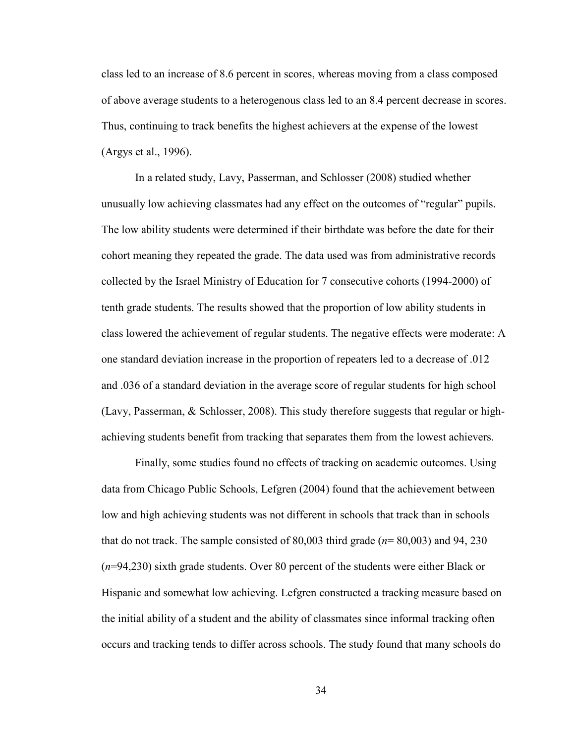class led to an increase of 8.6 percent in scores, whereas moving from a class composed of above average students to a heterogenous class led to an 8.4 percent decrease in scores. Thus, continuing to track benefits the highest achievers at the expense of the lowest (Argys et al., 1996).

In a related study, Lavy, Passerman, and Schlosser (2008) studied whether unusually low achieving classmates had any effect on the outcomes of "regular" pupils. The low ability students were determined if their birthdate was before the date for their cohort meaning they repeated the grade. The data used was from administrative records collected by the Israel Ministry of Education for 7 consecutive cohorts (1994-2000) of tenth grade students. The results showed that the proportion of low ability students in class lowered the achievement of regular students. The negative effects were moderate: A one standard deviation increase in the proportion of repeaters led to a decrease of .012 and .036 of a standard deviation in the average score of regular students for high school (Lavy, Passerman, & Schlosser, 2008). This study therefore suggests that regular or high-achieving students benefit from tracking that separates them from the lowest achievers.

Finally, some studies found no effects of tracking on academic outcomes. Using data from Chicago Public Schools, Lefgren (2004) found that the achievement between low and high achieving students was not different in schools that track than in schools that do not track. The sample consisted of 80,003 third grade (*n*= 80,003) and 94, 230 (*n*=94,230) sixth grade students. Over 80 percent of the students were either Black or Hispanic and somewhat low achieving. Lefgren constructed a tracking measure based on the initial ability of a student and the ability of classmates since informal tracking often occurs and tracking tends to differ across schools. The study found that many schools do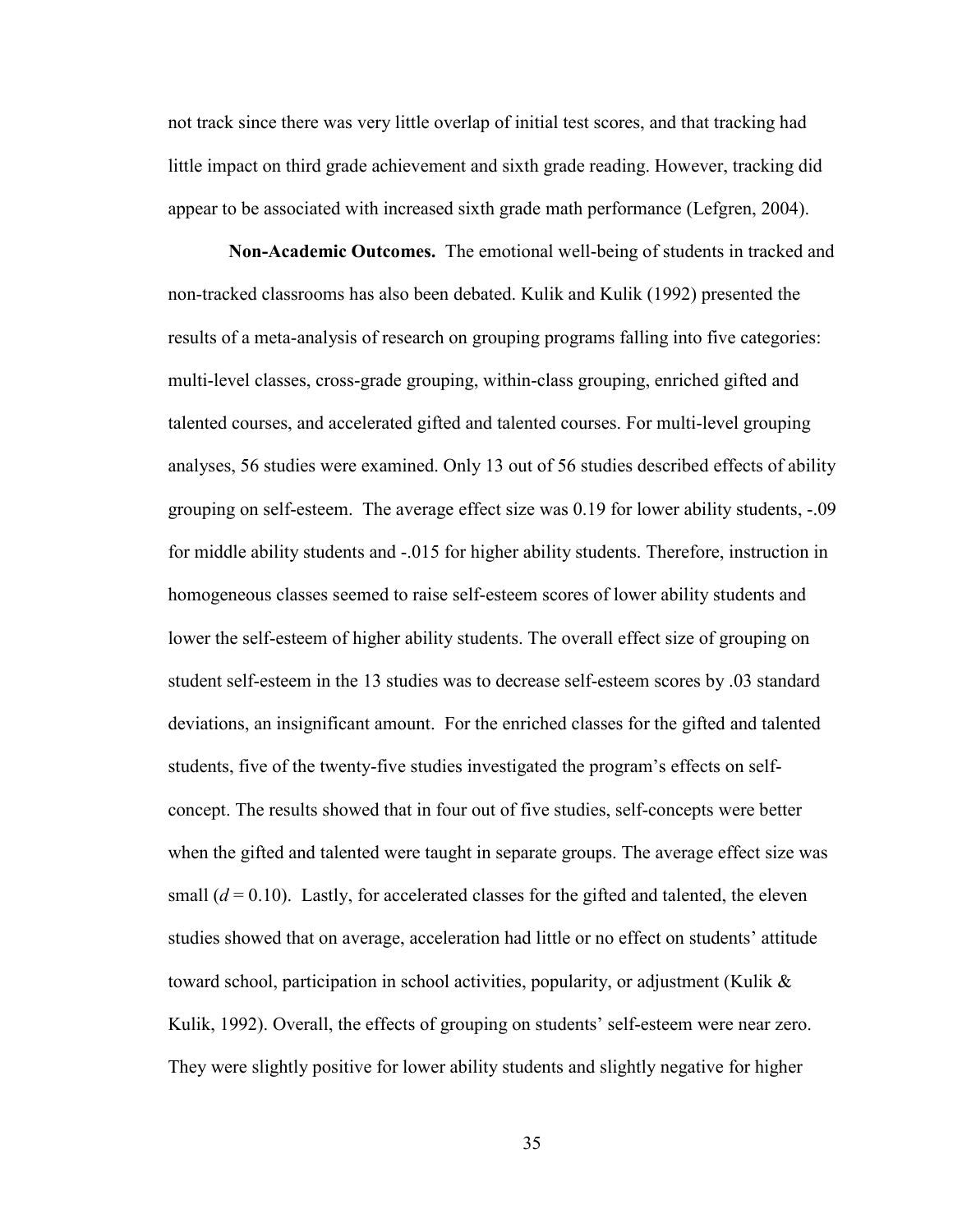not track since there was very little overlap of initial test scores, and that tracking had little impact on third grade achievement and sixth grade reading. However, tracking did appear to be associated with increased sixth grade math performance (Lefgren, 2004).

**Non-Academic Outcomes.** The emotional well-being of students in tracked and non-tracked classrooms has also been debated. Kulik and Kulik (1992) presented the results of a meta-analysis of research on grouping programs falling into five categories: multi-level classes, cross-grade grouping, within-class grouping, enriched gifted and talented courses, and accelerated gifted and talented courses. For multi-level grouping analyses, 56 studies were examined. Only 13 out of 56 studies described effects of ability grouping on self-esteem. The average effect size was 0.19 for lower ability students, -.09 for middle ability students and -.015 for higher ability students. Therefore, instruction in homogeneous classes seemed to raise self-esteem scores of lower ability students and lower the self-esteem of higher ability students. The overall effect size of grouping on student self-esteem in the 13 studies was to decrease self-esteem scores by .03 standard deviations, an insignificant amount. For the enriched classes for the gifted and talented students, five of the twenty-five studies investigated the program's effects on self-concept. The results showed that in four out of five studies, self-concepts were better when the gifted and talented were taught in separate groups. The average effect size was small ($d = 0.10$). Lastly, for accelerated classes for the gifted and talented, the eleven studies showed that on average, acceleration had little or no effect on students' attitude toward school, participation in school activities, popularity, or adjustment (Kulik & Kulik, 1992). Overall, the effects of grouping on students' self-esteem were near zero. They were slightly positive for lower ability students and slightly negative for higher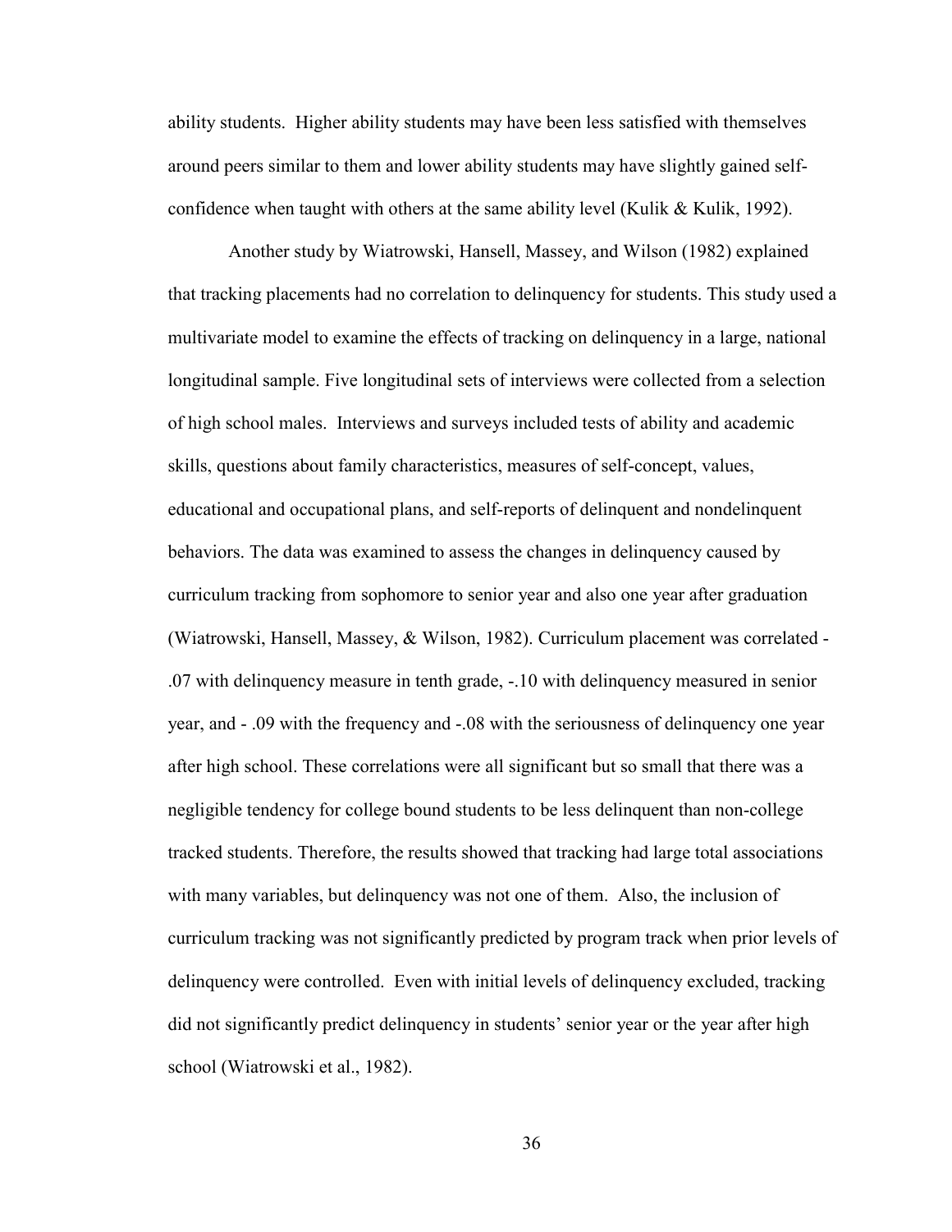ability students. Higher ability students may have been less satisfied with themselves around peers similar to them and lower ability students may have slightly gained self-confidence when taught with others at the same ability level (Kulik & Kulik, 1992).

Another study by Wiatrowski, Hansell, Massey, and Wilson (1982) explained that tracking placements had no correlation to delinquency for students. This study used a multivariate model to examine the effects of tracking on delinquency in a large, national longitudinal sample. Five longitudinal sets of interviews were collected from a selection of high school males. Interviews and surveys included tests of ability and academic skills, questions about family characteristics, measures of self-concept, values, educational and occupational plans, and self-reports of delinquent and nondelinquent behaviors. The data was examined to assess the changes in delinquency caused by curriculum tracking from sophomore to senior year and also one year after graduation (Wiatrowski, Hansell, Massey, & Wilson, 1982). Curriculum placement was correlated -.07 with delinquency measure in tenth grade, -.10 with delinquency measured in senior year, and - .09 with the frequency and -.08 with the seriousness of delinquency one year after high school. These correlations were all significant but so small that there was a negligible tendency for college bound students to be less delinquent than non-college tracked students. Therefore, the results showed that tracking had large total associations with many variables, but delinquency was not one of them. Also, the inclusion of curriculum tracking was not significantly predicted by program track when prior levels of delinquency were controlled. Even with initial levels of delinquency excluded, tracking did not significantly predict delinquency in students' senior year or the year after high school (Wiatrowski et al., 1982).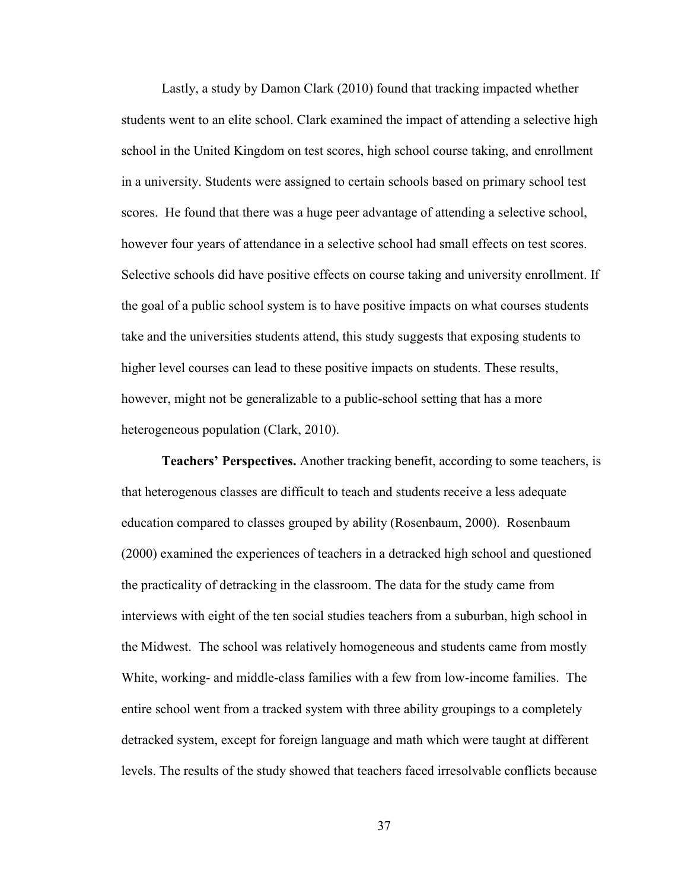Lastly, a study by Damon Clark (2010) found that tracking impacted whether students went to an elite school. Clark examined the impact of attending a selective high school in the United Kingdom on test scores, high school course taking, and enrollment in a university. Students were assigned to certain schools based on primary school test scores. He found that there was a huge peer advantage of attending a selective school, however four years of attendance in a selective school had small effects on test scores. Selective schools did have positive effects on course taking and university enrollment. If the goal of a public school system is to have positive impacts on what courses students take and the universities students attend, this study suggests that exposing students to higher level courses can lead to these positive impacts on students. These results, however, might not be generalizable to a public-school setting that has a more heterogeneous population (Clark, 2010).

**Teachers' Perspectives.** Another tracking benefit, according to some teachers, is that heterogenous classes are difficult to teach and students receive a less adequate education compared to classes grouped by ability (Rosenbaum, 2000). Rosenbaum (2000) examined the experiences of teachers in a detracked high school and questioned the practicality of detracking in the classroom. The data for the study came from interviews with eight of the ten social studies teachers from a suburban, high school in the Midwest. The school was relatively homogeneous and students came from mostly White, working- and middle-class families with a few from low-income families. The entire school went from a tracked system with three ability groupings to a completely detracked system, except for foreign language and math which were taught at different levels. The results of the study showed that teachers faced irresolvable conflicts because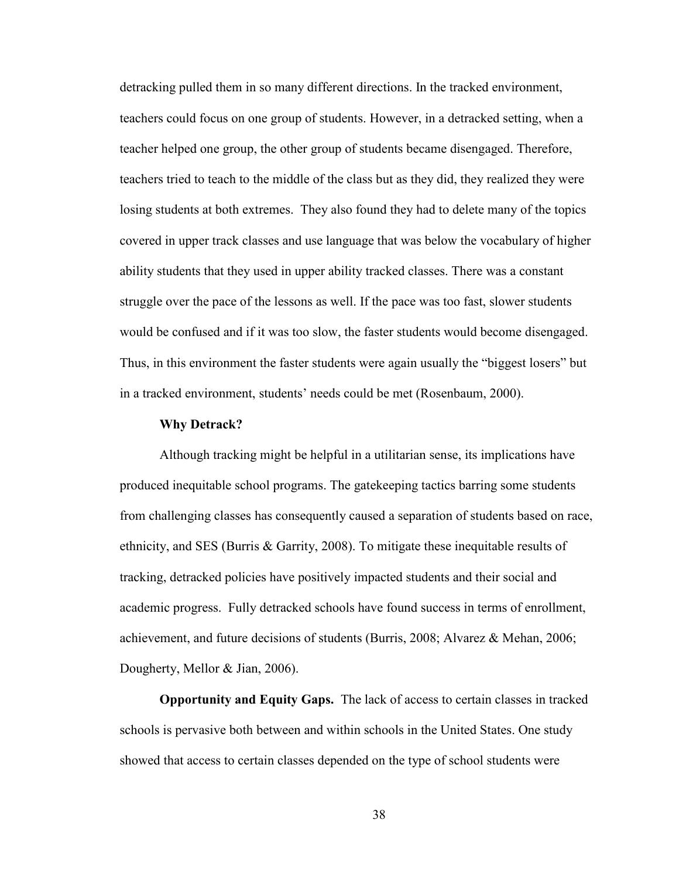detracking pulled them in so many different directions. In the tracked environment, teachers could focus on one group of students. However, in a detracked setting, when a teacher helped one group, the other group of students became disengaged. Therefore, teachers tried to teach to the middle of the class but as they did, they realized they were losing students at both extremes. They also found they had to delete many of the topics covered in upper track classes and use language that was below the vocabulary of higher ability students that they used in upper ability tracked classes. There was a constant struggle over the pace of the lessons as well. If the pace was too fast, slower students would be confused and if it was too slow, the faster students would become disengaged. Thus, in this environment the faster students were again usually the "biggest losers" but in a tracked environment, students' needs could be met (Rosenbaum, 2000).

### Why Detrack?

Although tracking might be helpful in a utilitarian sense, its implications have produced inequitable school programs. The gatekeeping tactics barring some students from challenging classes has consequently caused a separation of students based on race, ethnicity, and SES (Burris & Garrity, 2008). To mitigate these inequitable results of tracking, detracked policies have positively impacted students and their social and academic progress. Fully detracked schools have found success in terms of enrollment, achievement, and future decisions of students (Burris, 2008; Alvarez & Mehan, 2006; Dougherty, Mellor & Jian, 2006).

**Opportunity and Equity Gaps.** The lack of access to certain classes in tracked schools is pervasive both between and within schools in the United States. One study showed that access to certain classes depended on the type of school students were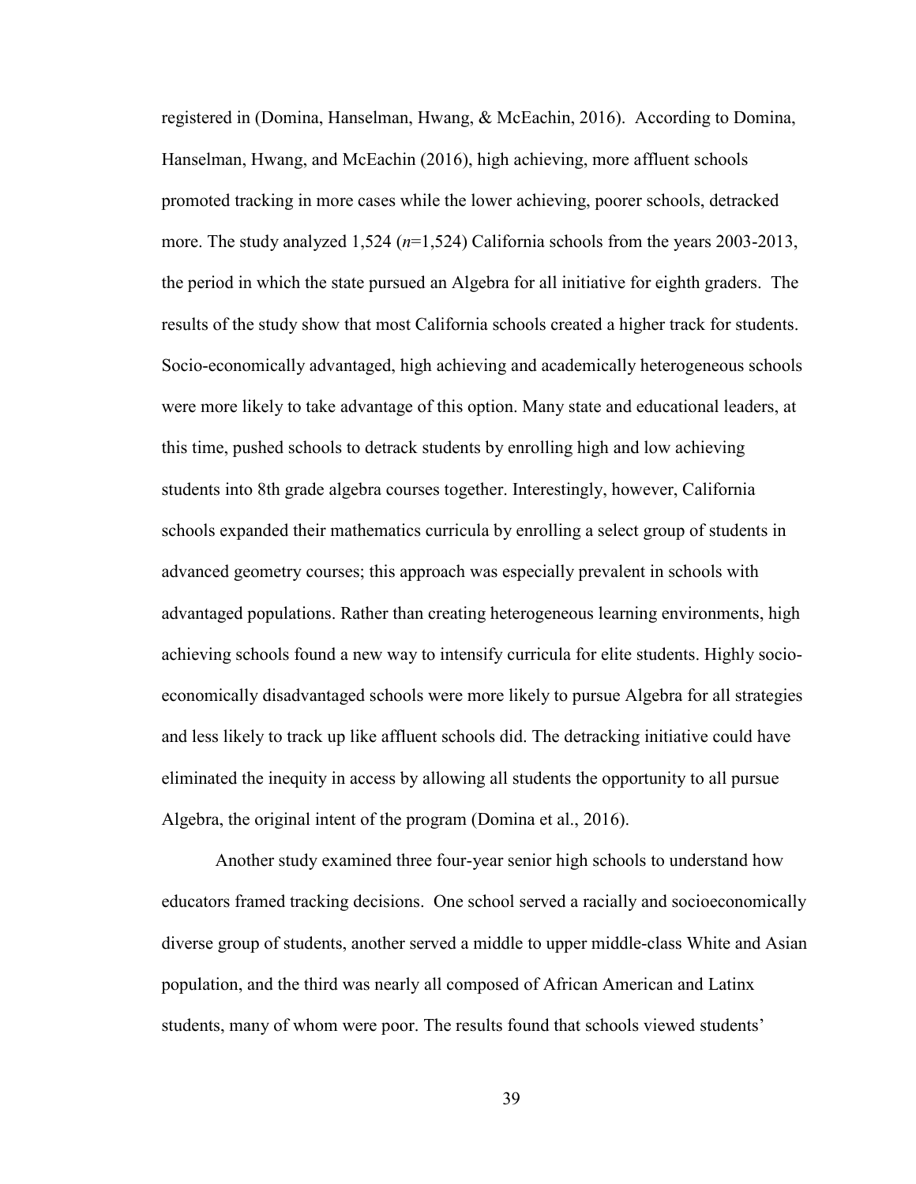registered in (Domina, Hanselman, Hwang, & McEachin, 2016). According to Domina, Hanselman, Hwang, and McEachin (2016), high achieving, more affluent schools promoted tracking in more cases while the lower achieving, poorer schools, detracked more. The study analyzed 1,524 (*n*=1,524) California schools from the years 2003-2013, the period in which the state pursued an Algebra for all initiative for eighth graders. The results of the study show that most California schools created a higher track for students. Socio-economically advantaged, high achieving and academically heterogeneous schools were more likely to take advantage of this option. Many state and educational leaders, at this time, pushed schools to detrack students by enrolling high and low achieving students into 8th grade algebra courses together. Interestingly, however, California schools expanded their mathematics curricula by enrolling a select group of students in advanced geometry courses; this approach was especially prevalent in schools with advantaged populations. Rather than creating heterogeneous learning environments, high achieving schools found a new way to intensify curricula for elite students. Highly socio-economically disadvantaged schools were more likely to pursue Algebra for all strategies and less likely to track up like affluent schools did. The detracking initiative could have eliminated the inequity in access by allowing all students the opportunity to all pursue Algebra, the original intent of the program (Domina et al., 2016).

Another study examined three four-year senior high schools to understand how educators framed tracking decisions. One school served a racially and socioeconomically diverse group of students, another served a middle to upper middle-class White and Asian population, and the third was nearly all composed of African American and Latinx students, many of whom were poor. The results found that schools viewed students'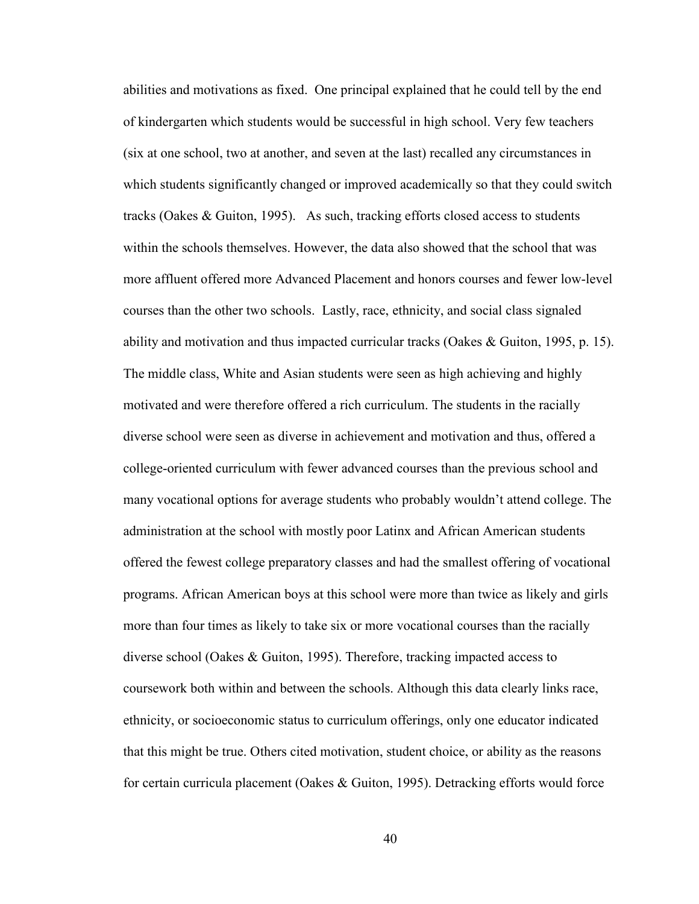abilities and motivations as fixed. One principal explained that he could tell by the end of kindergarten which students would be successful in high school. Very few teachers (six at one school, two at another, and seven at the last) recalled any circumstances in which students significantly changed or improved academically so that they could switch tracks (Oakes & Guiton, 1995). As such, tracking efforts closed access to students within the schools themselves. However, the data also showed that the school that was more affluent offered more Advanced Placement and honors courses and fewer low-level courses than the other two schools. Lastly, race, ethnicity, and social class signaled ability and motivation and thus impacted curricular tracks (Oakes & Guiton, 1995, p. 15). The middle class, White and Asian students were seen as high achieving and highly motivated and were therefore offered a rich curriculum. The students in the racially diverse school were seen as diverse in achievement and motivation and thus, offered a college-oriented curriculum with fewer advanced courses than the previous school and many vocational options for average students who probably wouldn't attend college. The administration at the school with mostly poor Latinx and African American students offered the fewest college preparatory classes and had the smallest offering of vocational programs. African American boys at this school were more than twice as likely and girls more than four times as likely to take six or more vocational courses than the racially diverse school (Oakes & Guiton, 1995). Therefore, tracking impacted access to coursework both within and between the schools. Although this data clearly links race, ethnicity, or socioeconomic status to curriculum offerings, only one educator indicated that this might be true. Others cited motivation, student choice, or ability as the reasons for certain curricula placement (Oakes & Guiton, 1995). Detracking efforts would force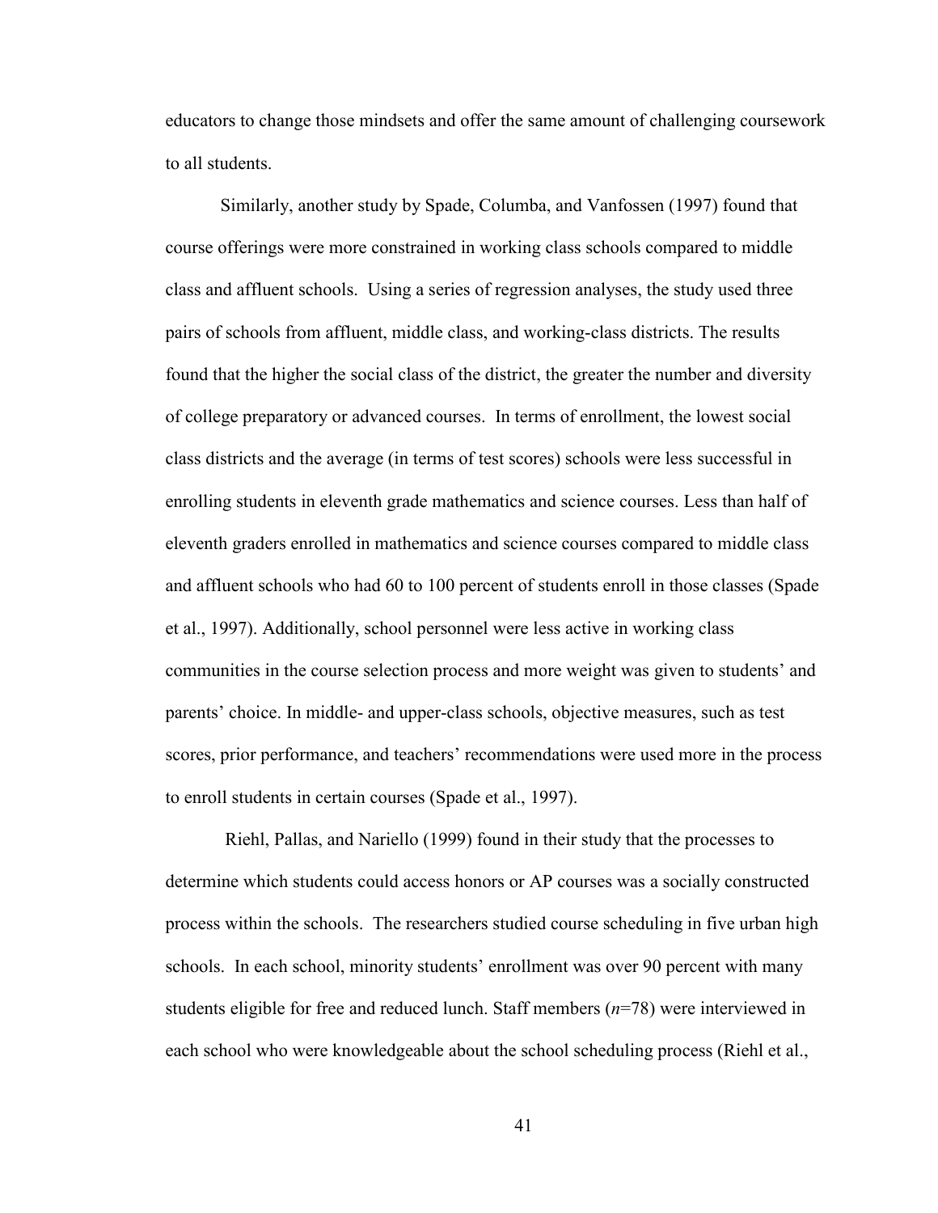educators to change those mindsets and offer the same amount of challenging coursework to all students.

Similarly, another study by Spade, Columba, and Vanfossen (1997) found that course offerings were more constrained in working class schools compared to middle class and affluent schools. Using a series of regression analyses, the study used three pairs of schools from affluent, middle class, and working-class districts. The results found that the higher the social class of the district, the greater the number and diversity of college preparatory or advanced courses. In terms of enrollment, the lowest social class districts and the average (in terms of test scores) schools were less successful in enrolling students in eleventh grade mathematics and science courses. Less than half of eleventh graders enrolled in mathematics and science courses compared to middle class and affluent schools who had 60 to 100 percent of students enroll in those classes (Spade et al., 1997). Additionally, school personnel were less active in working class communities in the course selection process and more weight was given to students' and parents' choice. In middle- and upper-class schools, objective measures, such as test scores, prior performance, and teachers' recommendations were used more in the process to enroll students in certain courses (Spade et al., 1997).

Riehl, Pallas, and Nariello (1999) found in their study that the processes to determine which students could access honors or AP courses was a socially constructed process within the schools. The researchers studied course scheduling in five urban high schools. In each school, minority students' enrollment was over 90 percent with many students eligible for free and reduced lunch. Staff members (*n*=78) were interviewed in each school who were knowledgeable about the school scheduling process (Riehl et al.,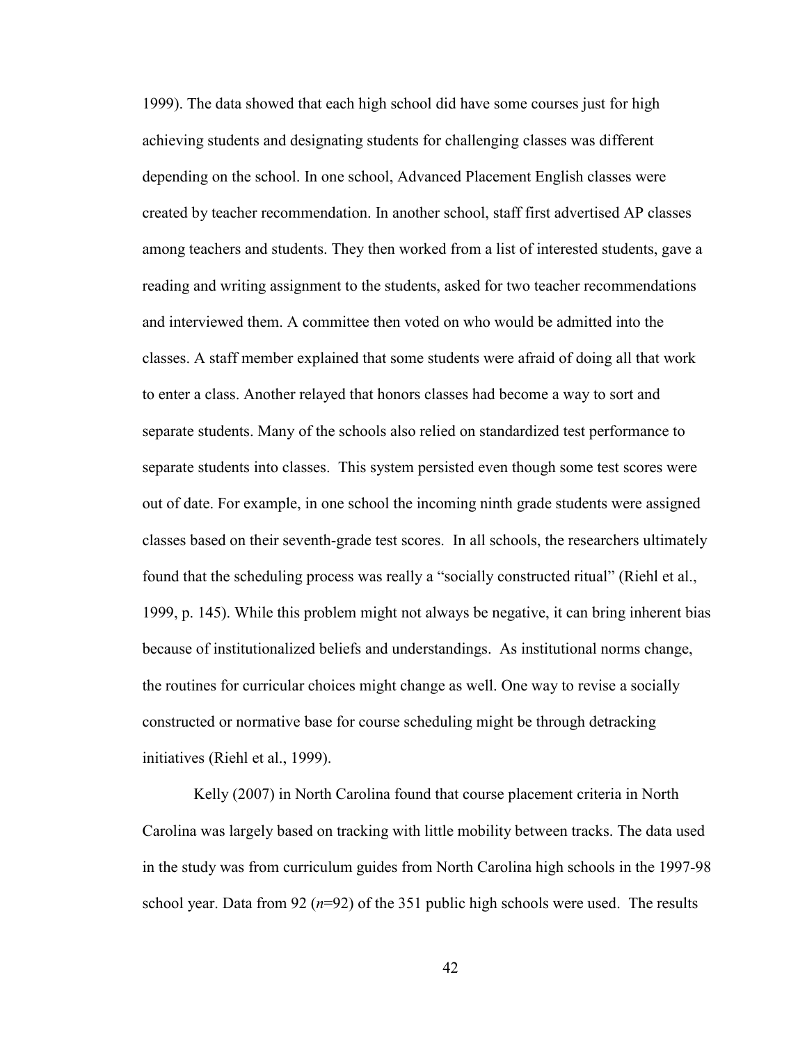1999). The data showed that each high school did have some courses just for high achieving students and designating students for challenging classes was different depending on the school. In one school, Advanced Placement English classes were created by teacher recommendation. In another school, staff first advertised AP classes among teachers and students. They then worked from a list of interested students, gave a reading and writing assignment to the students, asked for two teacher recommendations and interviewed them. A committee then voted on who would be admitted into the classes. A staff member explained that some students were afraid of doing all that work to enter a class. Another relayed that honors classes had become a way to sort and separate students. Many of the schools also relied on standardized test performance to separate students into classes. This system persisted even though some test scores were out of date. For example, in one school the incoming ninth grade students were assigned classes based on their seventh-grade test scores. In all schools, the researchers ultimately found that the scheduling process was really a "socially constructed ritual" (Riehl et al., 1999, p. 145). While this problem might not always be negative, it can bring inherent bias because of institutionalized beliefs and understandings. As institutional norms change, the routines for curricular choices might change as well. One way to revise a socially constructed or normative base for course scheduling might be through detracking initiatives (Riehl et al., 1999).

Kelly (2007) in North Carolina found that course placement criteria in North Carolina was largely based on tracking with little mobility between tracks. The data used in the study was from curriculum guides from North Carolina high schools in the 1997-98 school year. Data from 92 (*n*=92) of the 351 public high schools were used. The results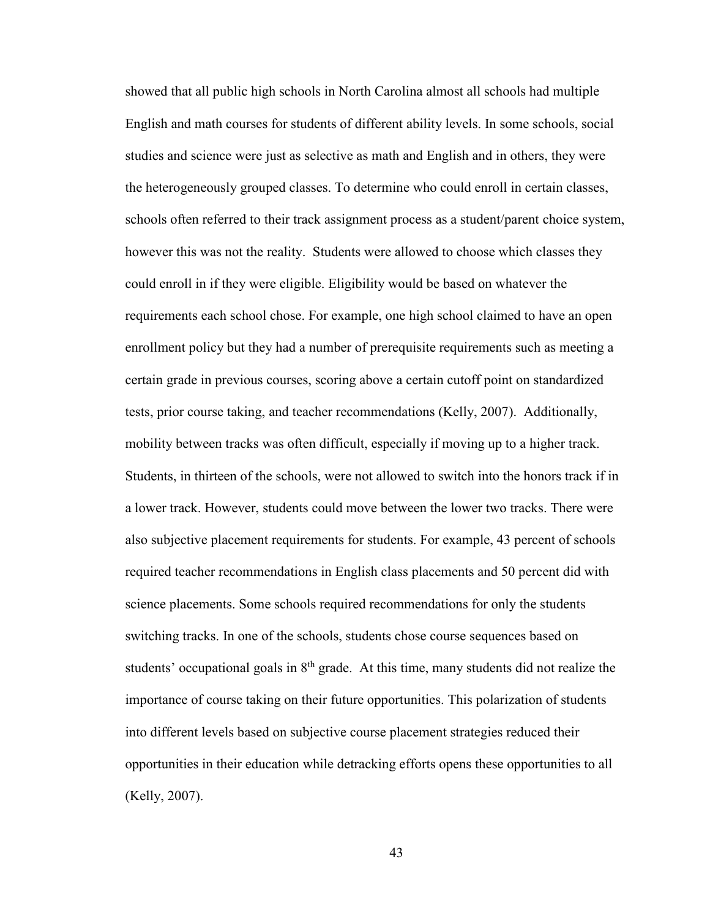showed that all public high schools in North Carolina almost all schools had multiple English and math courses for students of different ability levels. In some schools, social studies and science were just as selective as math and English and in others, they were the heterogeneously grouped classes. To determine who could enroll in certain classes, schools often referred to their track assignment process as a student/parent choice system, however this was not the reality. Students were allowed to choose which classes they could enroll in if they were eligible. Eligibility would be based on whatever the requirements each school chose. For example, one high school claimed to have an open enrollment policy but they had a number of prerequisite requirements such as meeting a certain grade in previous courses, scoring above a certain cutoff point on standardized tests, prior course taking, and teacher recommendations (Kelly, 2007). Additionally, mobility between tracks was often difficult, especially if moving up to a higher track. Students, in thirteen of the schools, were not allowed to switch into the honors track if in a lower track. However, students could move between the lower two tracks. There were also subjective placement requirements for students. For example, 43 percent of schools required teacher recommendations in English class placements and 50 percent did with science placements. Some schools required recommendations for only the students switching tracks. In one of the schools, students chose course sequences based on students' occupational goals in 8th grade. At this time, many students did not realize the importance of course taking on their future opportunities. This polarization of students into different levels based on subjective course placement strategies reduced their opportunities in their education while detracking efforts opens these opportunities to all (Kelly, 2007).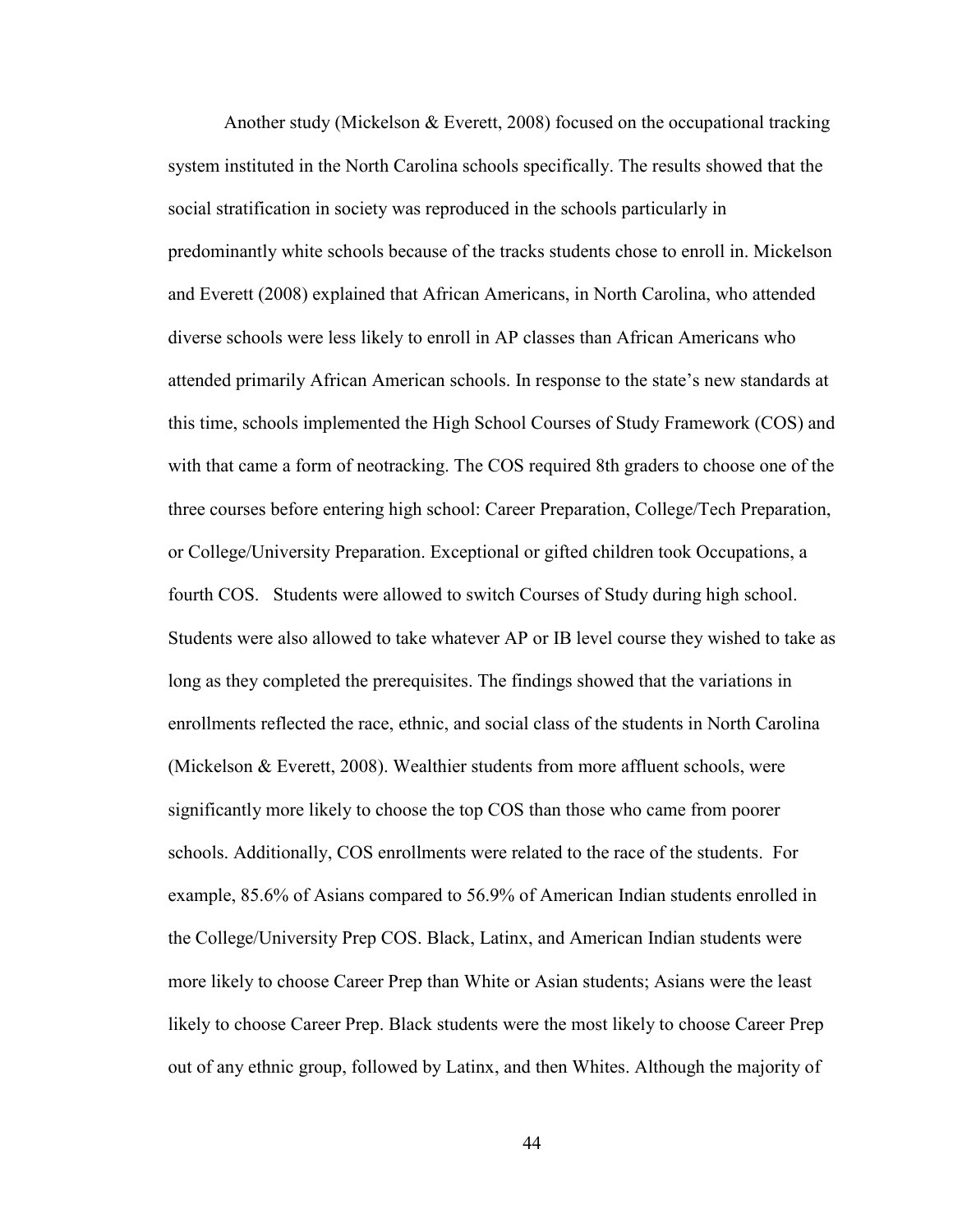Another study (Mickelson & Everett, 2008) focused on the occupational tracking system instituted in the North Carolina schools specifically. The results showed that the social stratification in society was reproduced in the schools particularly in predominantly white schools because of the tracks students chose to enroll in. Mickelson and Everett (2008) explained that African Americans, in North Carolina, who attended diverse schools were less likely to enroll in AP classes than African Americans who attended primarily African American schools. In response to the state's new standards at this time, schools implemented the High School Courses of Study Framework (COS) and with that came a form of neotracking. The COS required 8th graders to choose one of the three courses before entering high school: Career Preparation, College/Tech Preparation, or College/University Preparation. Exceptional or gifted children took Occupations, a fourth COS. Students were allowed to switch Courses of Study during high school. Students were also allowed to take whatever AP or IB level course they wished to take as long as they completed the prerequisites. The findings showed that the variations in enrollments reflected the race, ethnic, and social class of the students in North Carolina (Mickelson & Everett, 2008). Wealthier students from more affluent schools, were significantly more likely to choose the top COS than those who came from poorer schools. Additionally, COS enrollments were related to the race of the students. For example, 85.6% of Asians compared to 56.9% of American Indian students enrolled in the College/University Prep COS. Black, Latinx, and American Indian students were more likely to choose Career Prep than White or Asian students; Asians were the least likely to choose Career Prep. Black students were the most likely to choose Career Prep out of any ethnic group, followed by Latinx, and then Whites. Although the majority of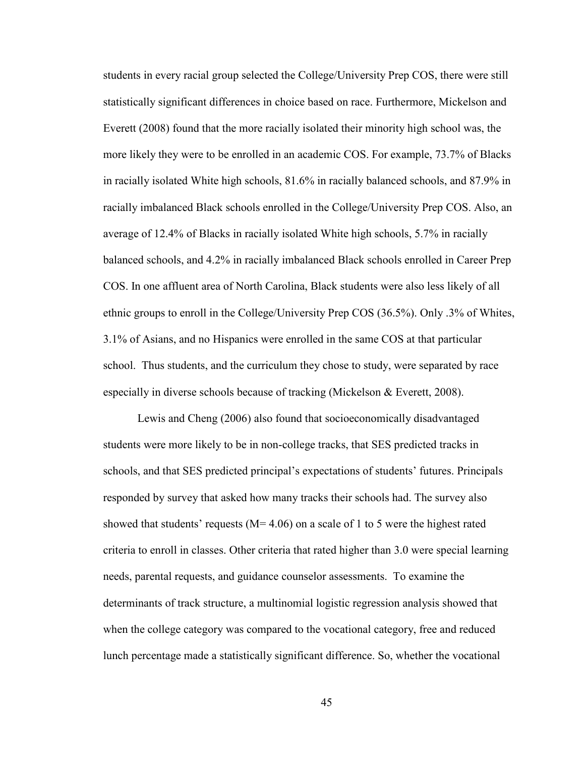students in every racial group selected the College/University Prep COS, there were still statistically significant differences in choice based on race. Furthermore, Mickelson and Everett (2008) found that the more racially isolated their minority high school was, the more likely they were to be enrolled in an academic COS. For example, 73.7% of Blacks in racially isolated White high schools, 81.6% in racially balanced schools, and 87.9% in racially imbalanced Black schools enrolled in the College/University Prep COS. Also, an average of 12.4% of Blacks in racially isolated White high schools, 5.7% in racially balanced schools, and 4.2% in racially imbalanced Black schools enrolled in Career Prep COS. In one affluent area of North Carolina, Black students were also less likely of all ethnic groups to enroll in the College/University Prep COS (36.5%). Only .3% of Whites, 3.1% of Asians, and no Hispanics were enrolled in the same COS at that particular school. Thus students, and the curriculum they chose to study, were separated by race especially in diverse schools because of tracking (Mickelson & Everett, 2008).

Lewis and Cheng (2006) also found that socioeconomically disadvantaged students were more likely to be in non-college tracks, that SES predicted tracks in schools, and that SES predicted principal's expectations of students' futures. Principals responded by survey that asked how many tracks their schools had. The survey also showed that students' requests ($M= 4.06$) on a scale of 1 to 5 were the highest rated criteria to enroll in classes. Other criteria that rated higher than 3.0 were special learning needs, parental requests, and guidance counselor assessments. To examine the determinants of track structure, a multinomial logistic regression analysis showed that when the college category was compared to the vocational category, free and reduced lunch percentage made a statistically significant difference. So, whether the vocational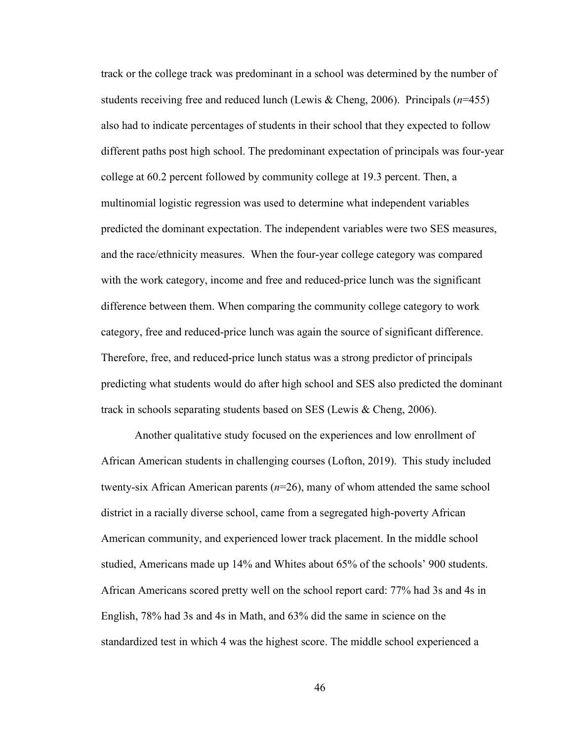track or the college track was predominant in a school was determined by the number of students receiving free and reduced lunch (Lewis & Cheng, 2006). Principals (*n*=455) also had to indicate percentages of students in their school that they expected to follow different paths post high school. The predominant expectation of principals was four-year college at 60.2 percent followed by community college at 19.3 percent. Then, a multinomial logistic regression was used to determine what independent variables predicted the dominant expectation. The independent variables were two SES measures, and the race/ethnicity measures. When the four-year college category was compared with the work category, income and free and reduced-price lunch was the significant difference between them. When comparing the community college category to work category, free and reduced-price lunch was again the source of significant difference. Therefore, free, and reduced-price lunch status was a strong predictor of principals predicting what students would do after high school and SES also predicted the dominant track in schools separating students based on SES (Lewis & Cheng, 2006).

Another qualitative study focused on the experiences and low enrollment of African American students in challenging courses (Lofton, 2019). This study included twenty-six African American parents (*n*=26), many of whom attended the same school district in a racially diverse school, came from a segregated high-poverty African American community, and experienced lower track placement. In the middle school studied, Americans made up 14% and Whites about 65% of the schools' 900 students. African Americans scored pretty well on the school report card: 77% had 3s and 4s in English, 78% had 3s and 4s in Math, and 63% did the same in science on the standardized test in which 4 was the highest score. The middle school experienced a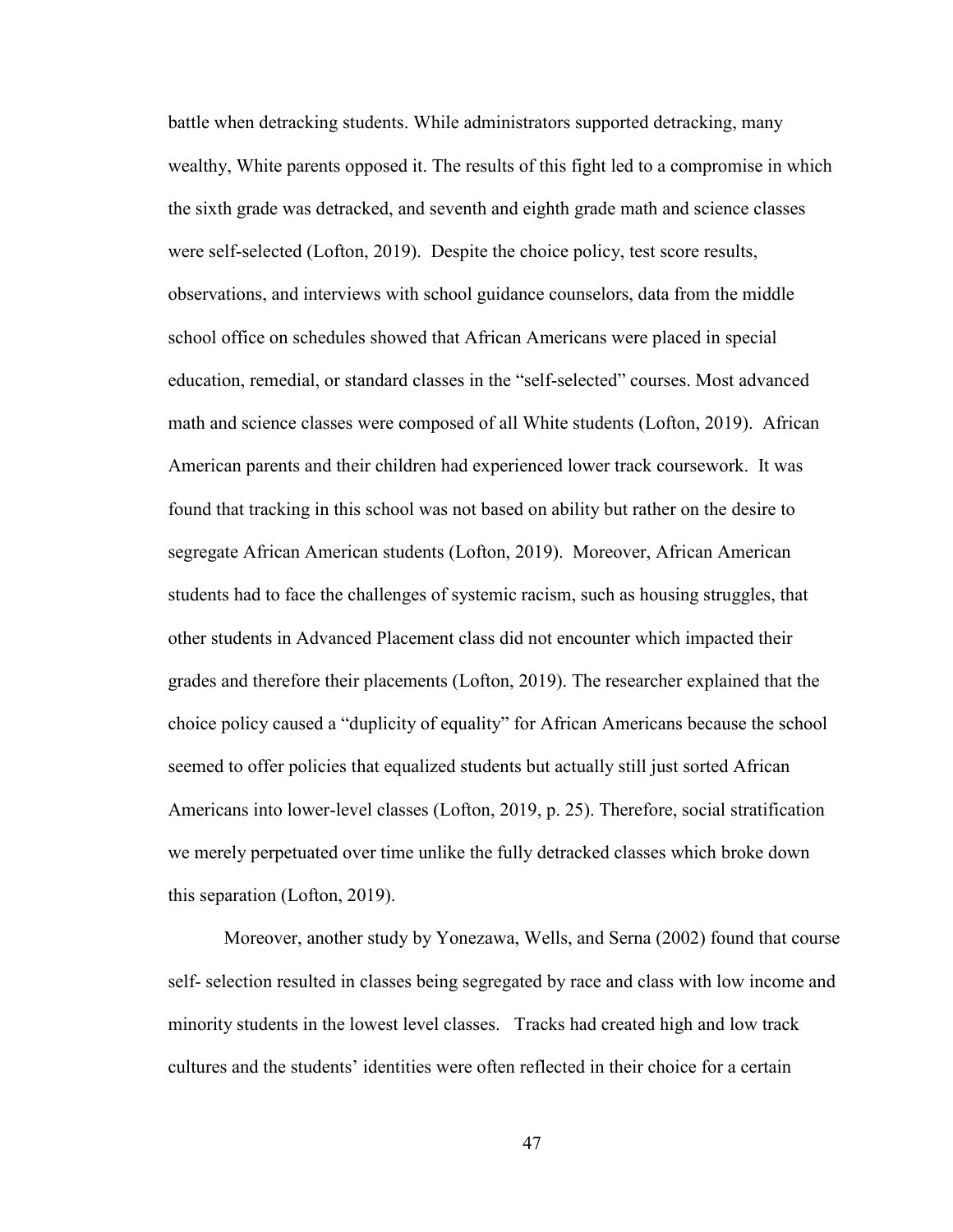battle when detracking students. While administrators supported detracking, many wealthy, White parents opposed it. The results of this fight led to a compromise in which the sixth grade was detracked, and seventh and eighth grade math and science classes were self-selected (Lofton, 2019). Despite the choice policy, test score results, observations, and interviews with school guidance counselors, data from the middle school office on schedules showed that African Americans were placed in special education, remedial, or standard classes in the "self-selected" courses. Most advanced math and science classes were composed of all White students (Lofton, 2019). African American parents and their children had experienced lower track coursework. It was found that tracking in this school was not based on ability but rather on the desire to segregate African American students (Lofton, 2019). Moreover, African American students had to face the challenges of systemic racism, such as housing struggles, that other students in Advanced Placement class did not encounter which impacted their grades and therefore their placements (Lofton, 2019). The researcher explained that the choice policy caused a "duplicity of equality" for African Americans because the school seemed to offer policies that equalized students but actually still just sorted African Americans into lower-level classes (Lofton, 2019, p. 25). Therefore, social stratification we merely perpetuated over time unlike the fully detracked classes which broke down this separation (Lofton, 2019).

Moreover, another study by Yonezawa, Wells, and Serna (2002) found that course self- selection resulted in classes being segregated by race and class with low income and minority students in the lowest level classes. Tracks had created high and low track cultures and the students' identities were often reflected in their choice for a certain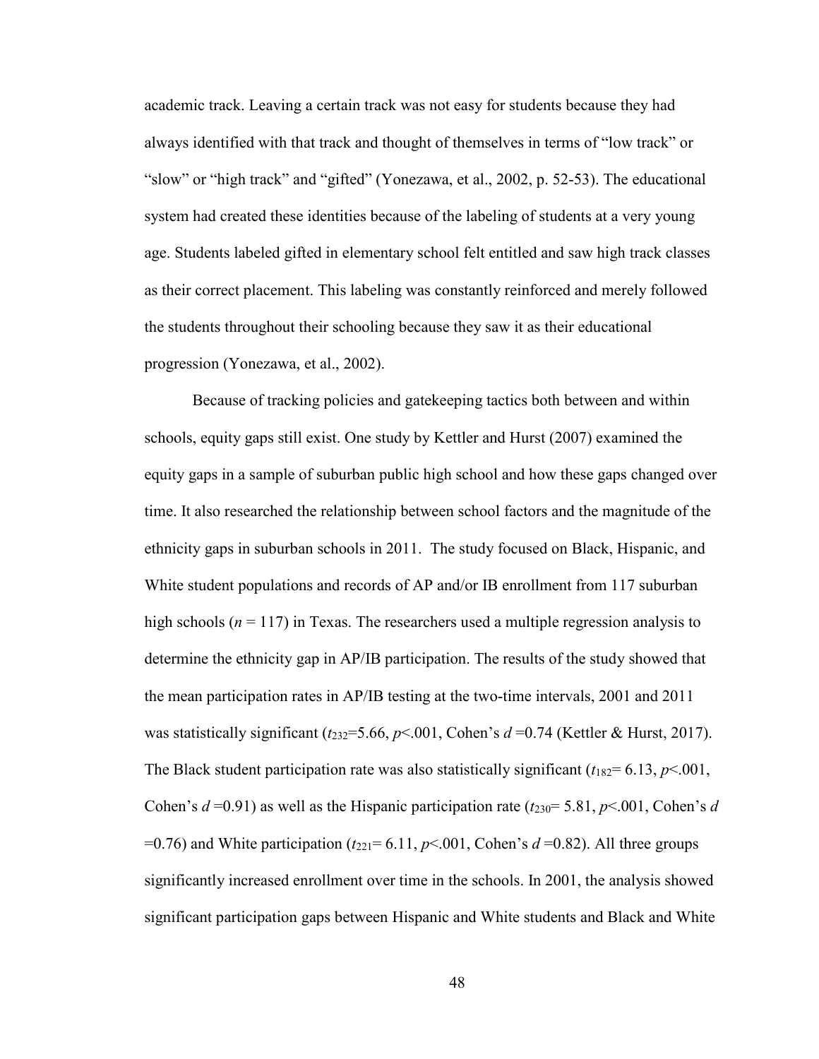academic track. Leaving a certain track was not easy for students because they had always identified with that track and thought of themselves in terms of "low track" or "slow" or "high track" and "gifted" (Yonezawa, et al., 2002, p. 52-53). The educational system had created these identities because of the labeling of students at a very young age. Students labeled gifted in elementary school felt entitled and saw high track classes as their correct placement. This labeling was constantly reinforced and merely followed the students throughout their schooling because they saw it as their educational progression (Yonezawa, et al., 2002).

Because of tracking policies and gatekeeping tactics both between and within schools, equity gaps still exist. One study by Kettler and Hurst (2007) examined the equity gaps in a sample of suburban public high school and how these gaps changed over time. It also researched the relationship between school factors and the magnitude of the ethnicity gaps in suburban schools in 2011. The study focused on Black, Hispanic, and White student populations and records of AP and/or IB enrollment from 117 suburban high schools ($n$ = 117) in Texas. The researchers used a multiple regression analysis to determine the ethnicity gap in AP/IB participation. The results of the study showed that the mean participation rates in AP/IB testing at the two-time intervals, 2001 and 2011 was statistically significant ($t_{232}$=5.66, $p$<.001, Cohen's $d$ =0.74 (Kettler & Hurst, 2017). The Black student participation rate was also statistically significant ($t_{182}$= 6.13, $p$<.001, Cohen's $d$ =0.91) as well as the Hispanic participation rate ($t_{230}$= 5.81, $p$<.001, Cohen's $d$ =0.76) and White participation ($t_{221}$= 6.11, $p$<.001, Cohen's $d$ =0.82). All three groups significantly increased enrollment over time in the schools. In 2001, the analysis showed significant participation gaps between Hispanic and White students and Black and White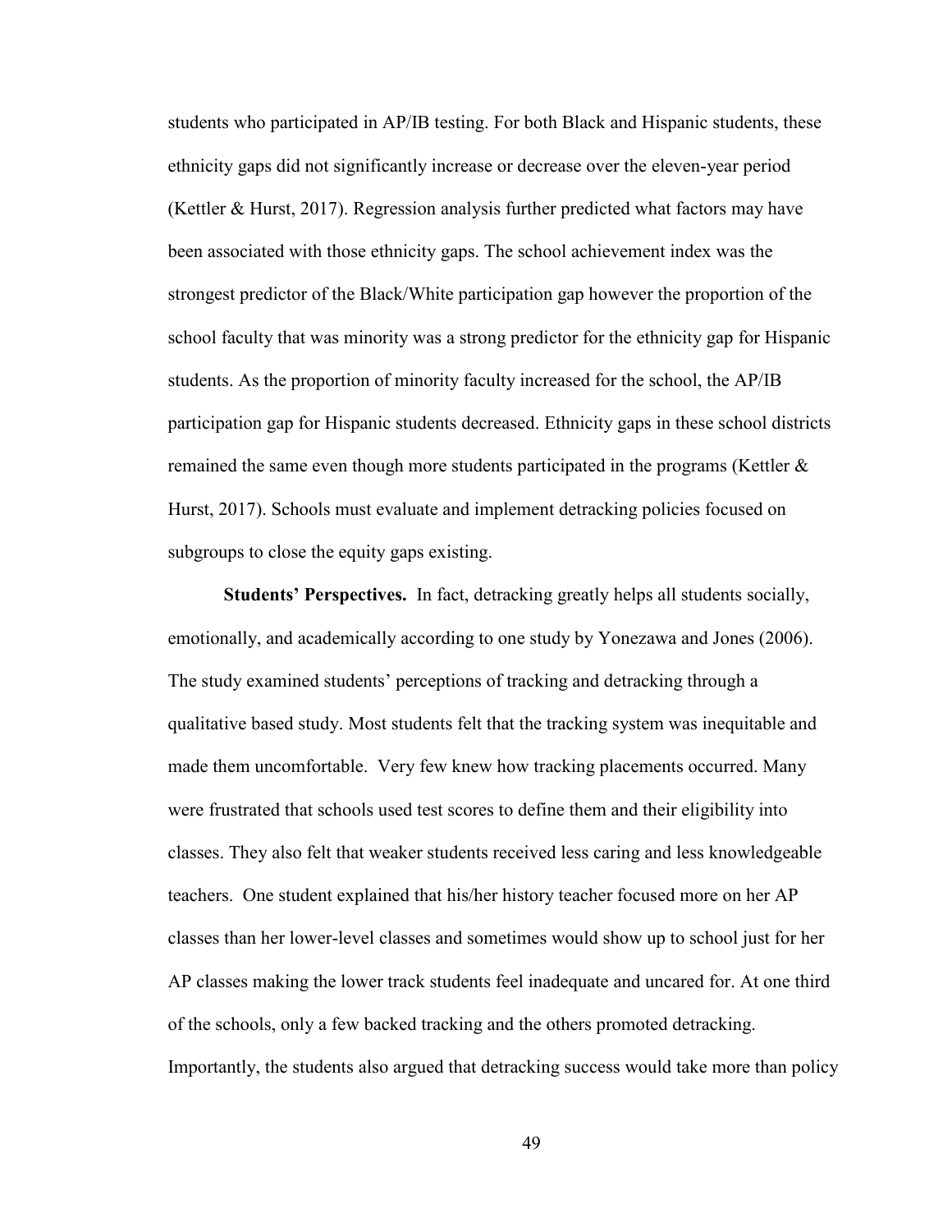students who participated in AP/IB testing. For both Black and Hispanic students, these ethnicity gaps did not significantly increase or decrease over the eleven-year period (Kettler & Hurst, 2017). Regression analysis further predicted what factors may have been associated with those ethnicity gaps. The school achievement index was the strongest predictor of the Black/White participation gap however the proportion of the school faculty that was minority was a strong predictor for the ethnicity gap for Hispanic students. As the proportion of minority faculty increased for the school, the AP/IB participation gap for Hispanic students decreased. Ethnicity gaps in these school districts remained the same even though more students participated in the programs (Kettler & Hurst, 2017). Schools must evaluate and implement detracking policies focused on subgroups to close the equity gaps existing.

**Students' Perspectives.** In fact, detracking greatly helps all students socially, emotionally, and academically according to one study by Yonezawa and Jones (2006). The study examined students' perceptions of tracking and detracking through a qualitative based study. Most students felt that the tracking system was inequitable and made them uncomfortable. Very few knew how tracking placements occurred. Many were frustrated that schools used test scores to define them and their eligibility into classes. They also felt that weaker students received less caring and less knowledgeable teachers. One student explained that his/her history teacher focused more on her AP classes than her lower-level classes and sometimes would show up to school just for her AP classes making the lower track students feel inadequate and uncared for. At one third of the schools, only a few backed tracking and the others promoted detracking. Importantly, the students also argued that detracking success would take more than policy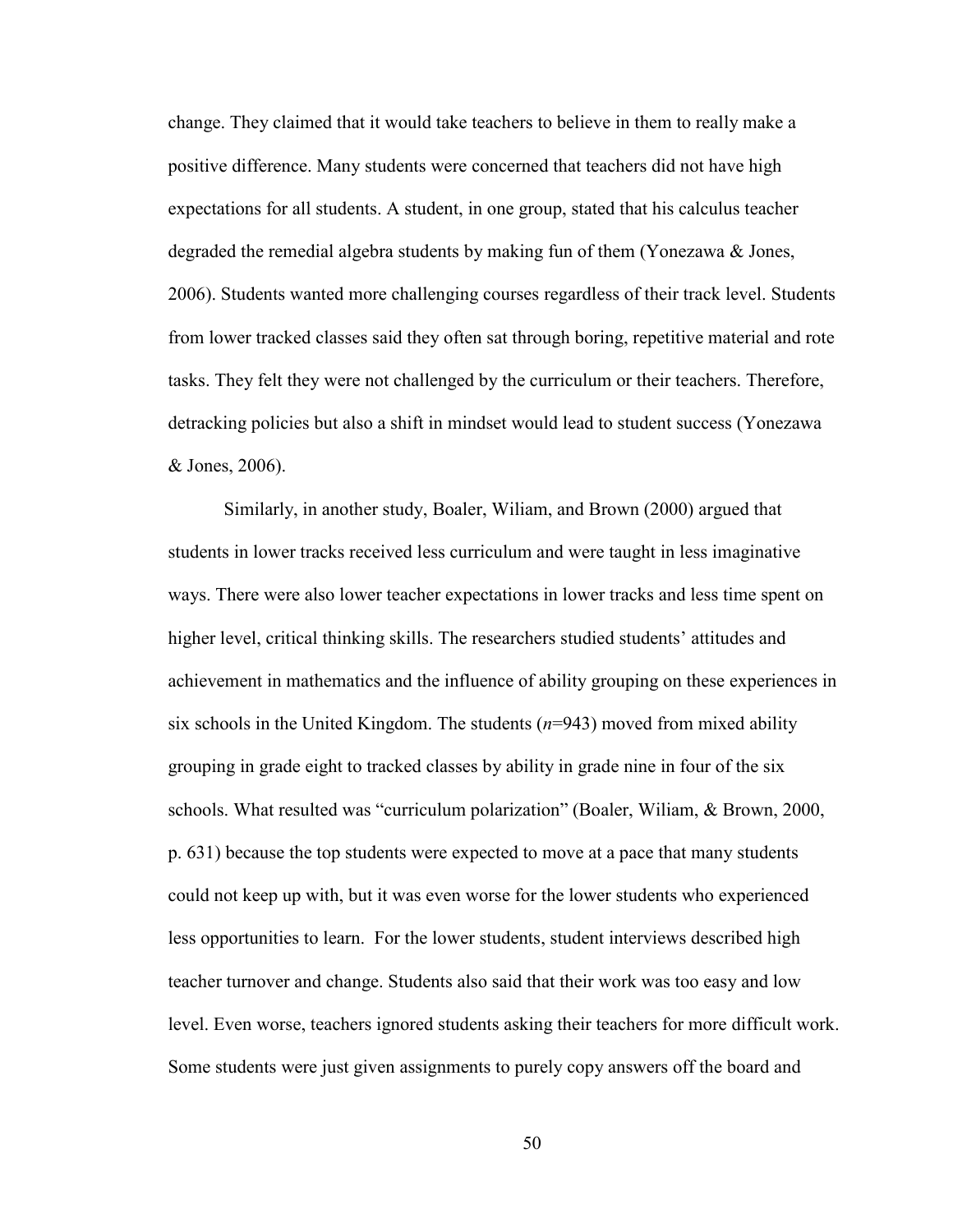change. They claimed that it would take teachers to believe in them to really make a positive difference. Many students were concerned that teachers did not have high expectations for all students. A student, in one group, stated that his calculus teacher degraded the remedial algebra students by making fun of them (Yonezawa & Jones, 2006). Students wanted more challenging courses regardless of their track level. Students from lower tracked classes said they often sat through boring, repetitive material and rote tasks. They felt they were not challenged by the curriculum or their teachers. Therefore, detracking policies but also a shift in mindset would lead to student success (Yonezawa & Jones, 2006).

Similarly, in another study, Boaler, Wiliam, and Brown (2000) argued that students in lower tracks received less curriculum and were taught in less imaginative ways. There were also lower teacher expectations in lower tracks and less time spent on higher level, critical thinking skills. The researchers studied students' attitudes and achievement in mathematics and the influence of ability grouping on these experiences in six schools in the United Kingdom. The students (*n*=943) moved from mixed ability grouping in grade eight to tracked classes by ability in grade nine in four of the six schools. What resulted was "curriculum polarization" (Boaler, Wiliam, & Brown, 2000, p. 631) because the top students were expected to move at a pace that many students could not keep up with, but it was even worse for the lower students who experienced less opportunities to learn. For the lower students, student interviews described high teacher turnover and change. Students also said that their work was too easy and low level. Even worse, teachers ignored students asking their teachers for more difficult work. Some students were just given assignments to purely copy answers off the board and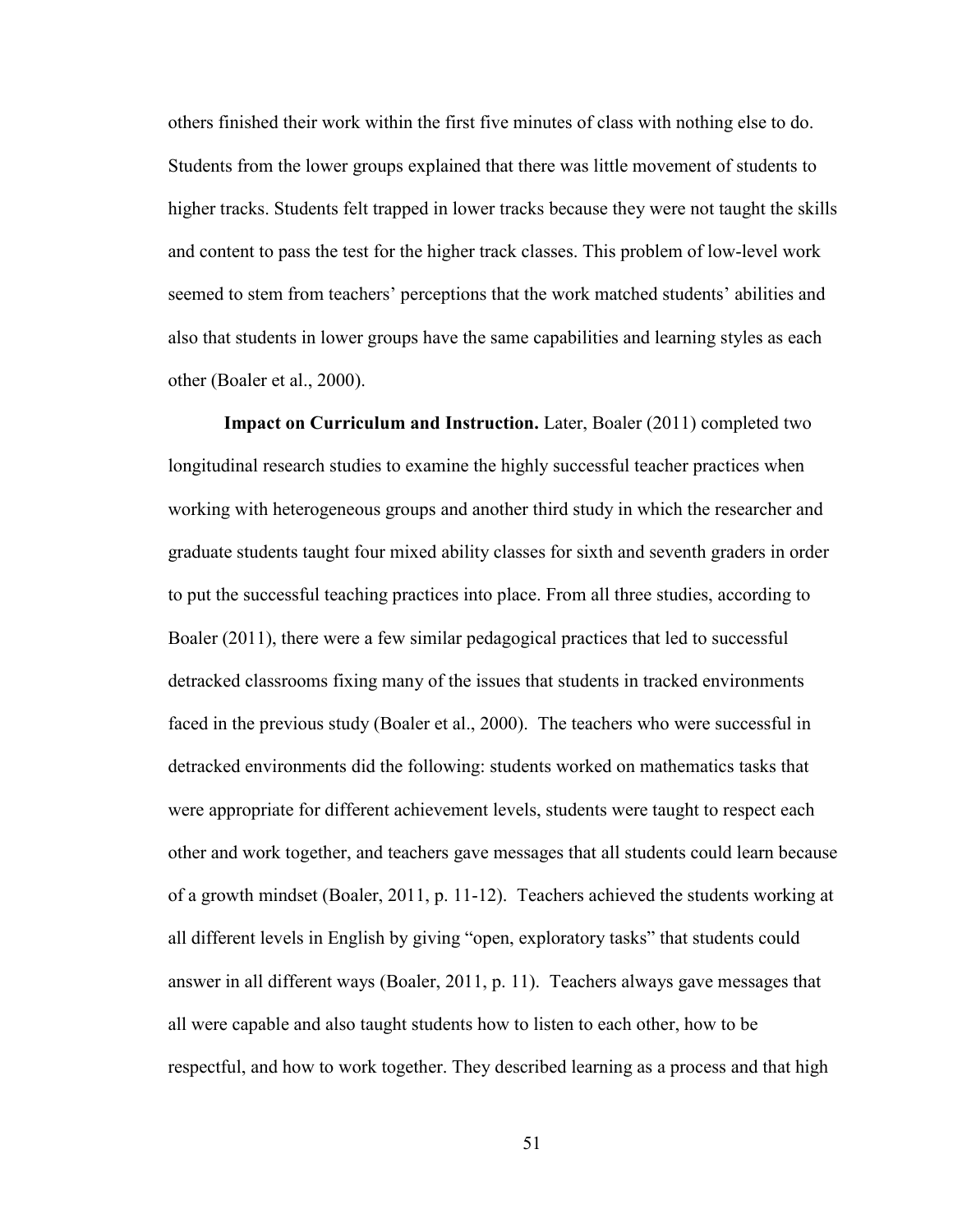others finished their work within the first five minutes of class with nothing else to do. Students from the lower groups explained that there was little movement of students to higher tracks. Students felt trapped in lower tracks because they were not taught the skills and content to pass the test for the higher track classes. This problem of low-level work seemed to stem from teachers' perceptions that the work matched students' abilities and also that students in lower groups have the same capabilities and learning styles as each other (Boaler et al., 2000).

**Impact on Curriculum and Instruction.** Later, Boaler (2011) completed two longitudinal research studies to examine the highly successful teacher practices when working with heterogeneous groups and another third study in which the researcher and graduate students taught four mixed ability classes for sixth and seventh graders in order to put the successful teaching practices into place. From all three studies, according to Boaler (2011), there were a few similar pedagogical practices that led to successful detracked classrooms fixing many of the issues that students in tracked environments faced in the previous study (Boaler et al., 2000). The teachers who were successful in detracked environments did the following: students worked on mathematics tasks that were appropriate for different achievement levels, students were taught to respect each other and work together, and teachers gave messages that all students could learn because of a growth mindset (Boaler, 2011, p. 11-12). Teachers achieved the students working at all different levels in English by giving "open, exploratory tasks" that students could answer in all different ways (Boaler, 2011, p. 11). Teachers always gave messages that all were capable and also taught students how to listen to each other, how to be respectful, and how to work together. They described learning as a process and that high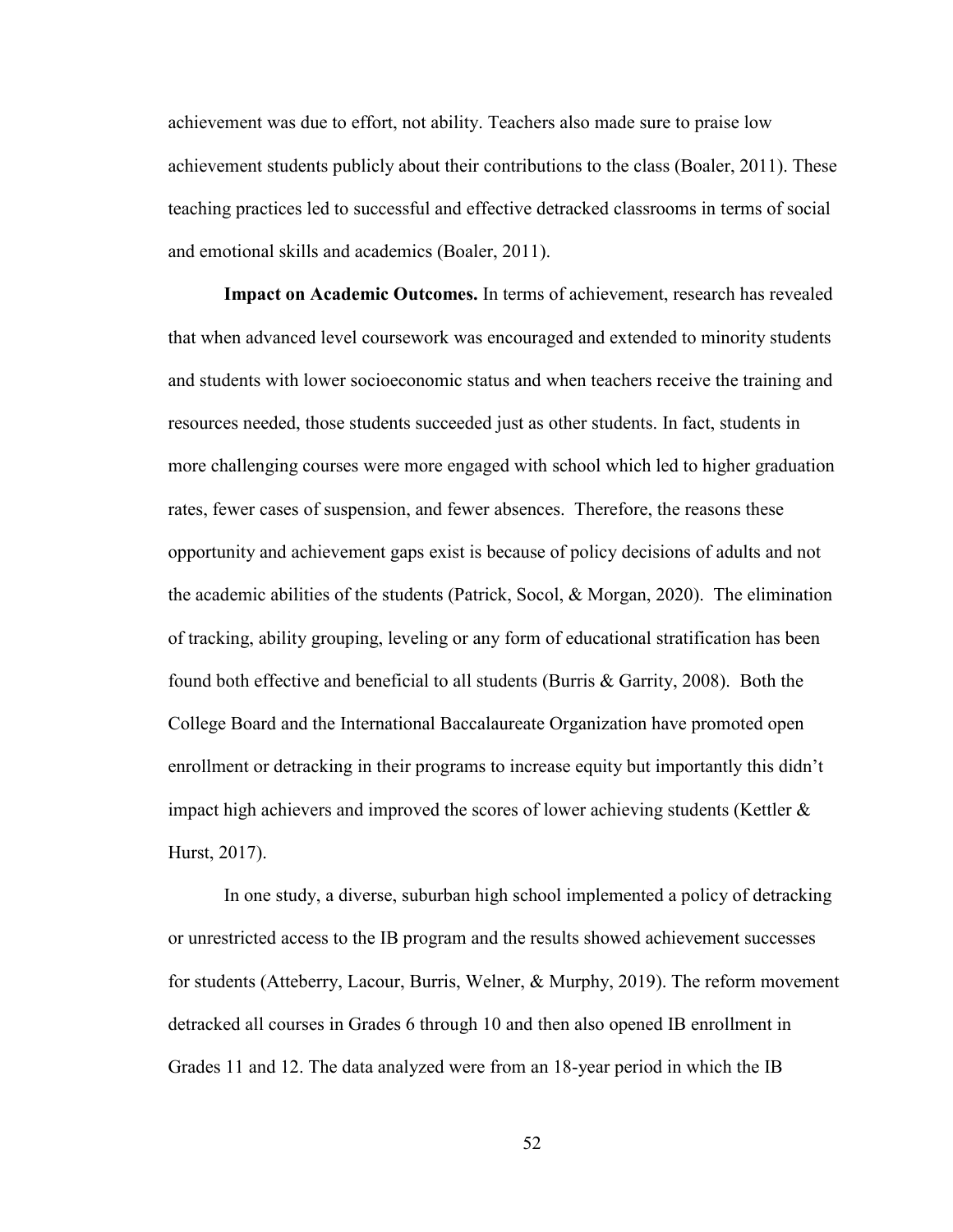achievement was due to effort, not ability. Teachers also made sure to praise low achievement students publicly about their contributions to the class (Boaler, 2011). These teaching practices led to successful and effective detracked classrooms in terms of social and emotional skills and academics (Boaler, 2011).

**Impact on Academic Outcomes.** In terms of achievement, research has revealed that when advanced level coursework was encouraged and extended to minority students and students with lower socioeconomic status and when teachers receive the training and resources needed, those students succeeded just as other students. In fact, students in more challenging courses were more engaged with school which led to higher graduation rates, fewer cases of suspension, and fewer absences. Therefore, the reasons these opportunity and achievement gaps exist is because of policy decisions of adults and not the academic abilities of the students (Patrick, Socol, & Morgan, 2020). The elimination of tracking, ability grouping, leveling or any form of educational stratification has been found both effective and beneficial to all students (Burris & Garrity, 2008). Both the College Board and the International Baccalaureate Organization have promoted open enrollment or detracking in their programs to increase equity but importantly this didn't impact high achievers and improved the scores of lower achieving students (Kettler & Hurst, 2017).

In one study, a diverse, suburban high school implemented a policy of detracking or unrestricted access to the IB program and the results showed achievement successes for students (Atteberry, Lacour, Burris, Welner, & Murphy, 2019). The reform movement detracked all courses in Grades 6 through 10 and then also opened IB enrollment in Grades 11 and 12. The data analyzed were from an 18-year period in which the IB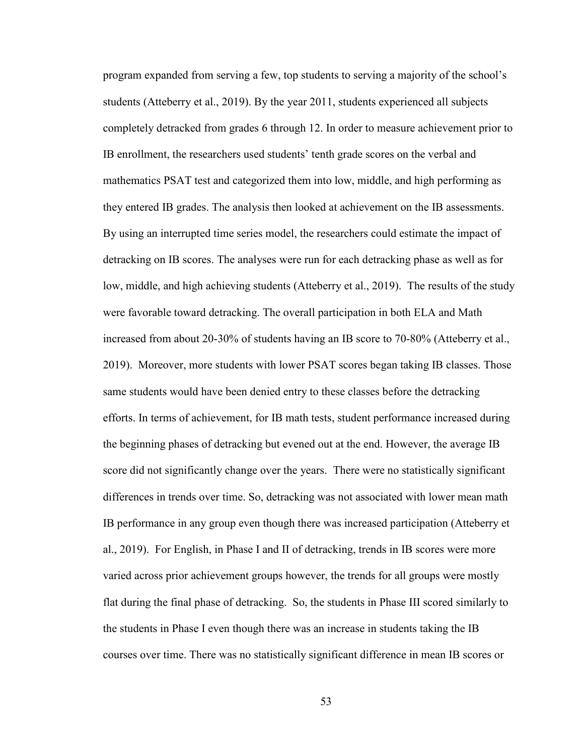program expanded from serving a few, top students to serving a majority of the school's students (Atteberry et al., 2019). By the year 2011, students experienced all subjects completely detracked from grades 6 through 12. In order to measure achievement prior to IB enrollment, the researchers used students' tenth grade scores on the verbal and mathematics PSAT test and categorized them into low, middle, and high performing as they entered IB grades. The analysis then looked at achievement on the IB assessments. By using an interrupted time series model, the researchers could estimate the impact of detracking on IB scores. The analyses were run for each detracking phase as well as for low, middle, and high achieving students (Atteberry et al., 2019). The results of the study were favorable toward detracking. The overall participation in both ELA and Math increased from about 20-30% of students having an IB score to 70-80% (Atteberry et al., 2019). Moreover, more students with lower PSAT scores began taking IB classes. Those same students would have been denied entry to these classes before the detracking efforts. In terms of achievement, for IB math tests, student performance increased during the beginning phases of detracking but evened out at the end. However, the average IB score did not significantly change over the years. There were no statistically significant differences in trends over time. So, detracking was not associated with lower mean math IB performance in any group even though there was increased participation (Atteberry et al., 2019). For English, in Phase I and II of detracking, trends in IB scores were more varied across prior achievement groups however, the trends for all groups were mostly flat during the final phase of detracking. So, the students in Phase III scored similarly to the students in Phase I even though there was an increase in students taking the IB courses over time. There was no statistically significant difference in mean IB scores or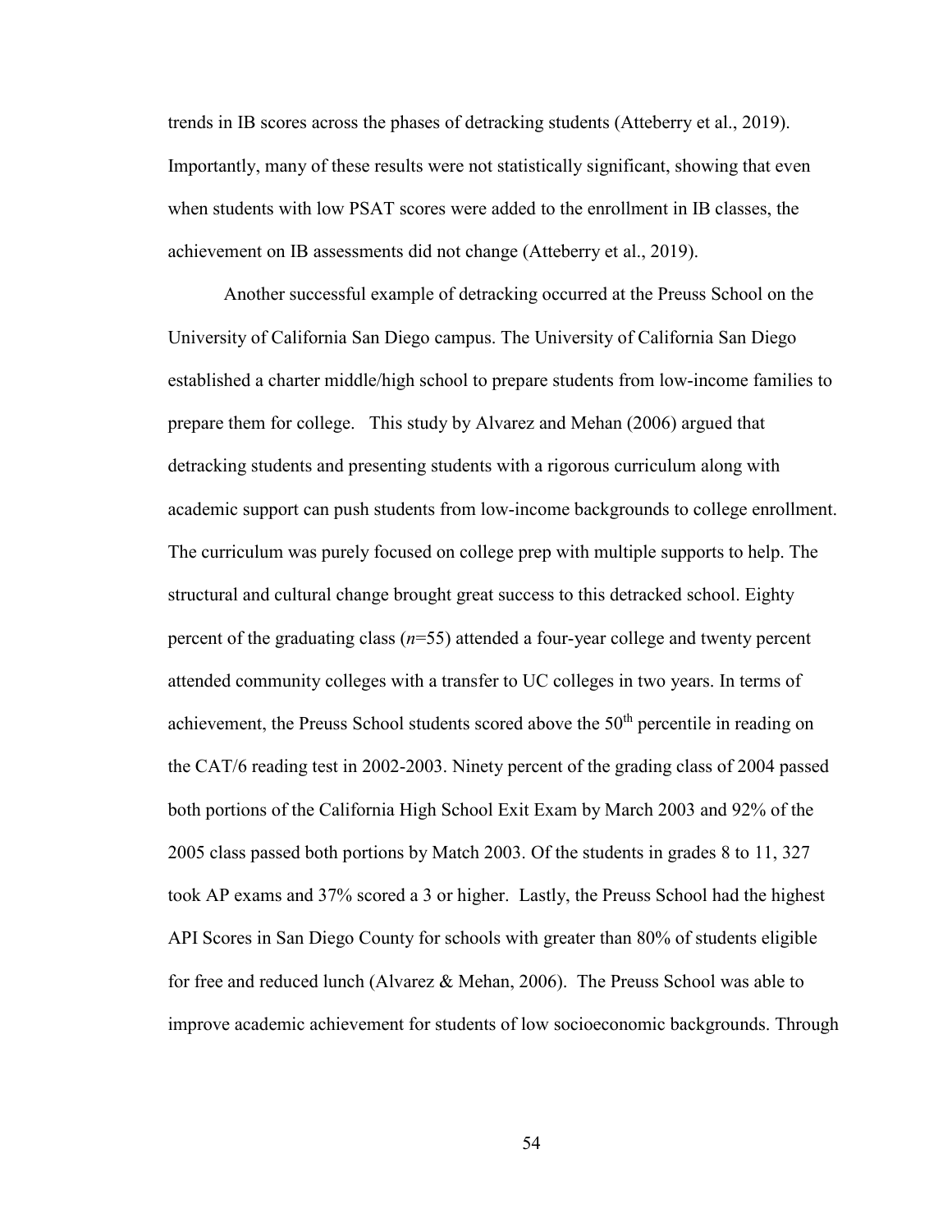trends in IB scores across the phases of detracking students (Atteberry et al., 2019). Importantly, many of these results were not statistically significant, showing that even when students with low PSAT scores were added to the enrollment in IB classes, the achievement on IB assessments did not change (Atteberry et al., 2019).

Another successful example of detracking occurred at the Preuss School on the University of California San Diego campus. The University of California San Diego established a charter middle/high school to prepare students from low-income families to prepare them for college. This study by Alvarez and Mehan (2006) argued that detracking students and presenting students with a rigorous curriculum along with academic support can push students from low-income backgrounds to college enrollment. The curriculum was purely focused on college prep with multiple supports to help. The structural and cultural change brought great success to this detracked school. Eighty percent of the graduating class (*n*=55) attended a four-year college and twenty percent attended community colleges with a transfer to UC colleges in two years. In terms of achievement, the Preuss School students scored above the 50th percentile in reading on the CAT/6 reading test in 2002-2003. Ninety percent of the grading class of 2004 passed both portions of the California High School Exit Exam by March 2003 and 92% of the 2005 class passed both portions by Match 2003. Of the students in grades 8 to 11, 327 took AP exams and 37% scored a 3 or higher. Lastly, the Preuss School had the highest API Scores in San Diego County for schools with greater than 80% of students eligible for free and reduced lunch (Alvarez & Mehan, 2006). The Preuss School was able to improve academic achievement for students of low socioeconomic backgrounds. Through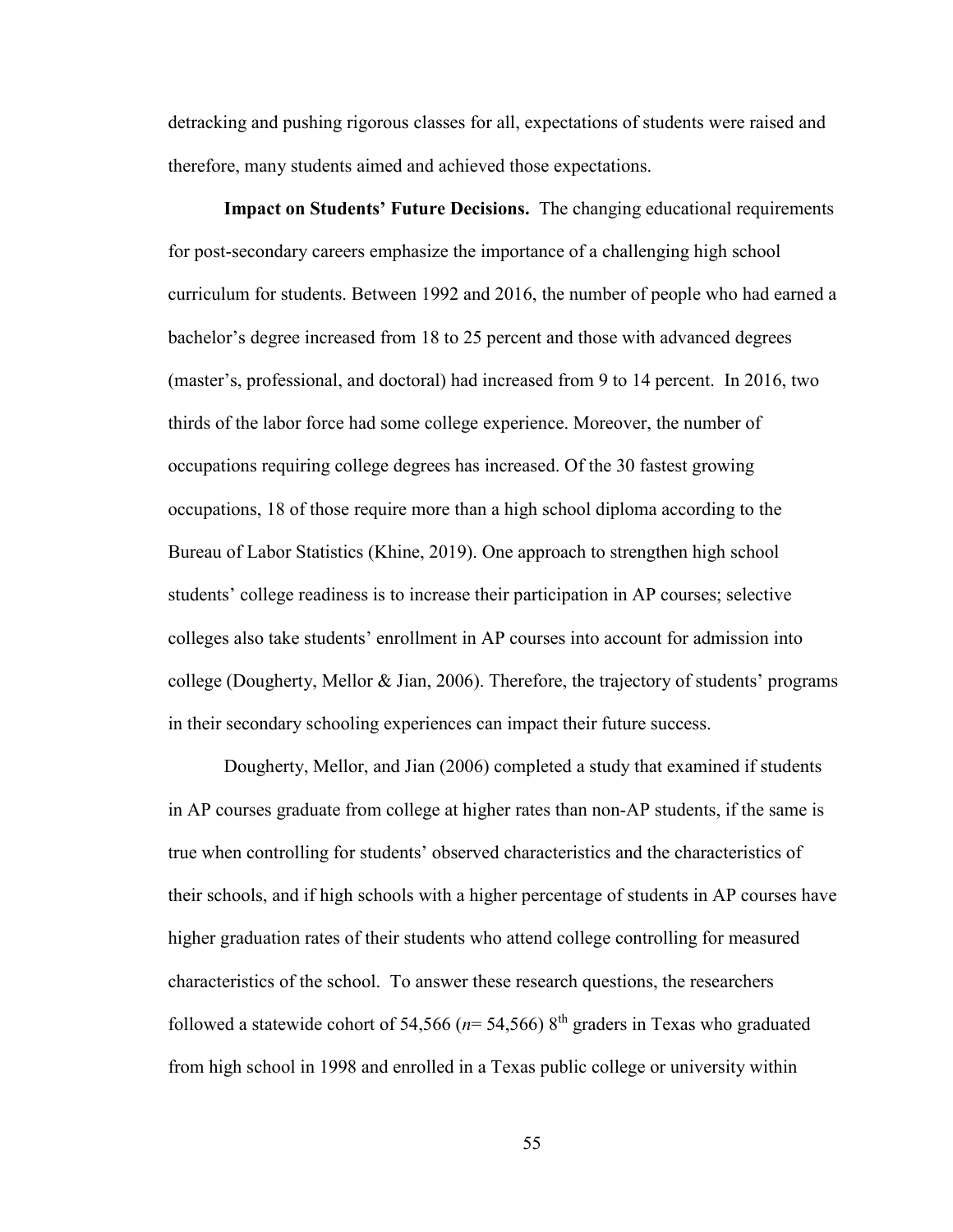detracking and pushing rigorous classes for all, expectations of students were raised and therefore, many students aimed and achieved those expectations.

**Impact on Students' Future Decisions.** The changing educational requirements for post-secondary careers emphasize the importance of a challenging high school curriculum for students. Between 1992 and 2016, the number of people who had earned a bachelor's degree increased from 18 to 25 percent and those with advanced degrees (master's, professional, and doctoral) had increased from 9 to 14 percent. In 2016, two thirds of the labor force had some college experience. Moreover, the number of occupations requiring college degrees has increased. Of the 30 fastest growing occupations, 18 of those require more than a high school diploma according to the Bureau of Labor Statistics (Khine, 2019). One approach to strengthen high school students' college readiness is to increase their participation in AP courses; selective colleges also take students' enrollment in AP courses into account for admission into college (Dougherty, Mellor & Jian, 2006). Therefore, the trajectory of students' programs in their secondary schooling experiences can impact their future success.

Dougherty, Mellor, and Jian (2006) completed a study that examined if students in AP courses graduate from college at higher rates than non-AP students, if the same is true when controlling for students' observed characteristics and the characteristics of their schools, and if high schools with a higher percentage of students in AP courses have higher graduation rates of their students who attend college controlling for measured characteristics of the school. To answer these research questions, the researchers followed a statewide cohort of 54,566 ($n$= 54,566) 8$^{th}$ graders in Texas who graduated from high school in 1998 and enrolled in a Texas public college or university within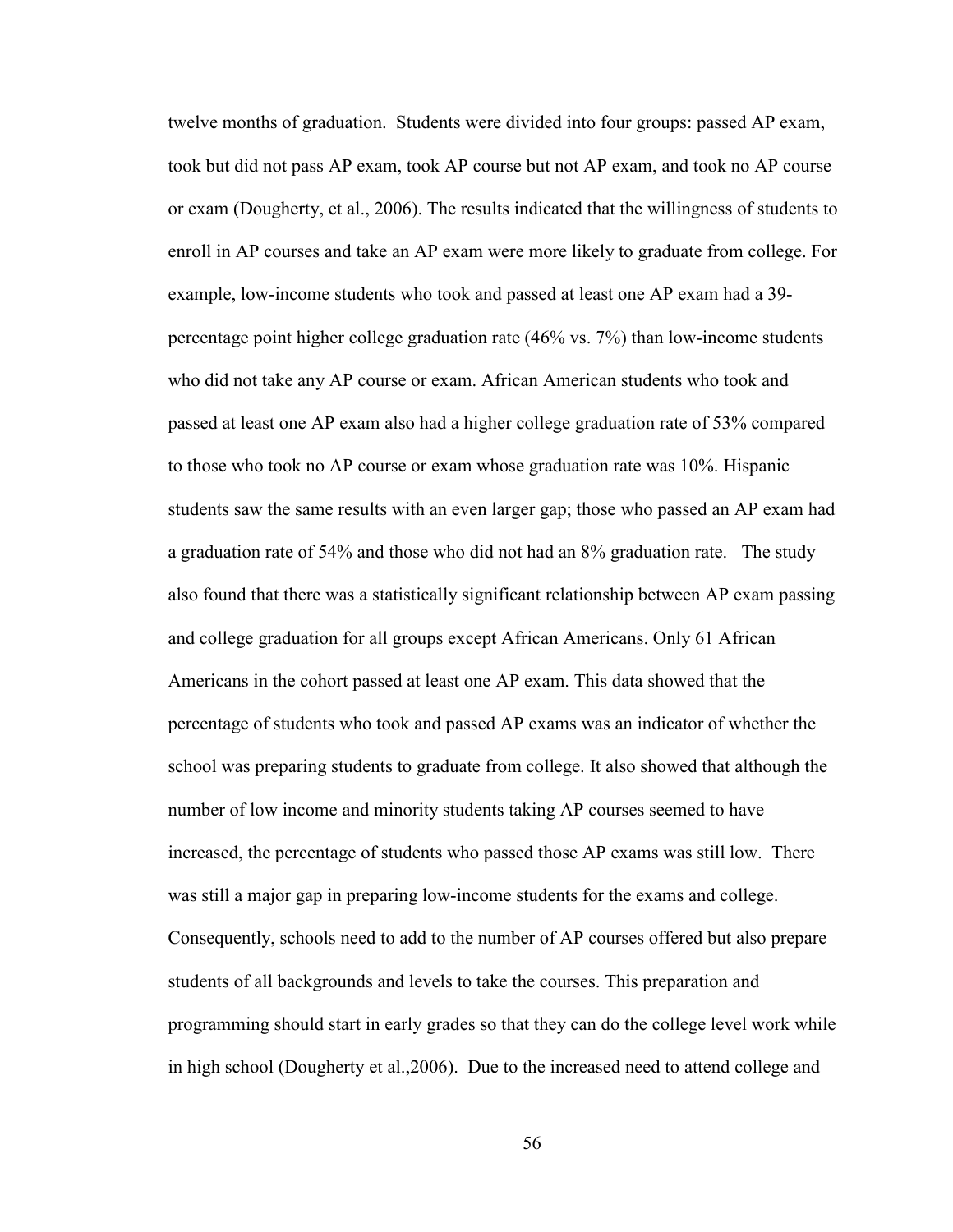twelve months of graduation. Students were divided into four groups: passed AP exam, took but did not pass AP exam, took AP course but not AP exam, and took no AP course or exam (Dougherty, et al., 2006). The results indicated that the willingness of students to enroll in AP courses and take an AP exam were more likely to graduate from college. For example, low-income students who took and passed at least one AP exam had a 39-percentage point higher college graduation rate (46% vs. 7%) than low-income students who did not take any AP course or exam. African American students who took and passed at least one AP exam also had a higher college graduation rate of 53% compared to those who took no AP course or exam whose graduation rate was 10%. Hispanic students saw the same results with an even larger gap; those who passed an AP exam had a graduation rate of 54% and those who did not had an 8% graduation rate. The study also found that there was a statistically significant relationship between AP exam passing and college graduation for all groups except African Americans. Only 61 African Americans in the cohort passed at least one AP exam. This data showed that the percentage of students who took and passed AP exams was an indicator of whether the school was preparing students to graduate from college. It also showed that although the number of low income and minority students taking AP courses seemed to have increased, the percentage of students who passed those AP exams was still low. There was still a major gap in preparing low-income students for the exams and college. Consequently, schools need to add to the number of AP courses offered but also prepare students of all backgrounds and levels to take the courses. This preparation and programming should start in early grades so that they can do the college level work while in high school (Dougherty et al.,2006). Due to the increased need to attend college and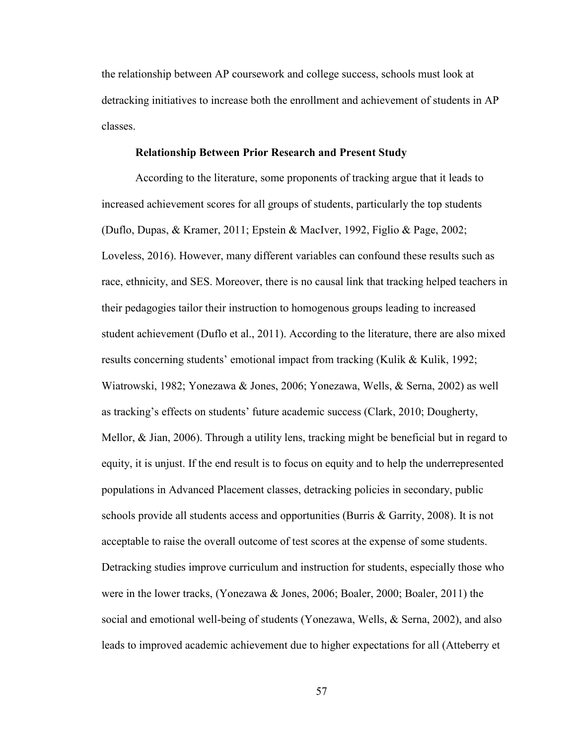the relationship between AP coursework and college success, schools must look at detracking initiatives to increase both the enrollment and achievement of students in AP classes.

### Relationship Between Prior Research and Present Study

According to the literature, some proponents of tracking argue that it leads to increased achievement scores for all groups of students, particularly the top students (Duflo, Dupas, & Kramer, 2011; Epstein & MacIver, 1992, Figlio & Page, 2002; Loveless, 2016). However, many different variables can confound these results such as race, ethnicity, and SES. Moreover, there is no causal link that tracking helped teachers in their pedagogies tailor their instruction to homogenous groups leading to increased student achievement (Duflo et al., 2011). According to the literature, there are also mixed results concerning students' emotional impact from tracking (Kulik & Kulik, 1992; Wiatrowski, 1982; Yonezawa & Jones, 2006; Yonezawa, Wells, & Serna, 2002) as well as tracking's effects on students' future academic success (Clark, 2010; Dougherty, Mellor, & Jian, 2006). Through a utility lens, tracking might be beneficial but in regard to equity, it is unjust. If the end result is to focus on equity and to help the underrepresented populations in Advanced Placement classes, detracking policies in secondary, public schools provide all students access and opportunities (Burris & Garrity, 2008). It is not acceptable to raise the overall outcome of test scores at the expense of some students. Detracking studies improve curriculum and instruction for students, especially those who were in the lower tracks, (Yonezawa & Jones, 2006; Boaler, 2000; Boaler, 2011) the social and emotional well-being of students (Yonezawa, Wells, & Serna, 2002), and also leads to improved academic achievement due to higher expectations for all (Atteberry et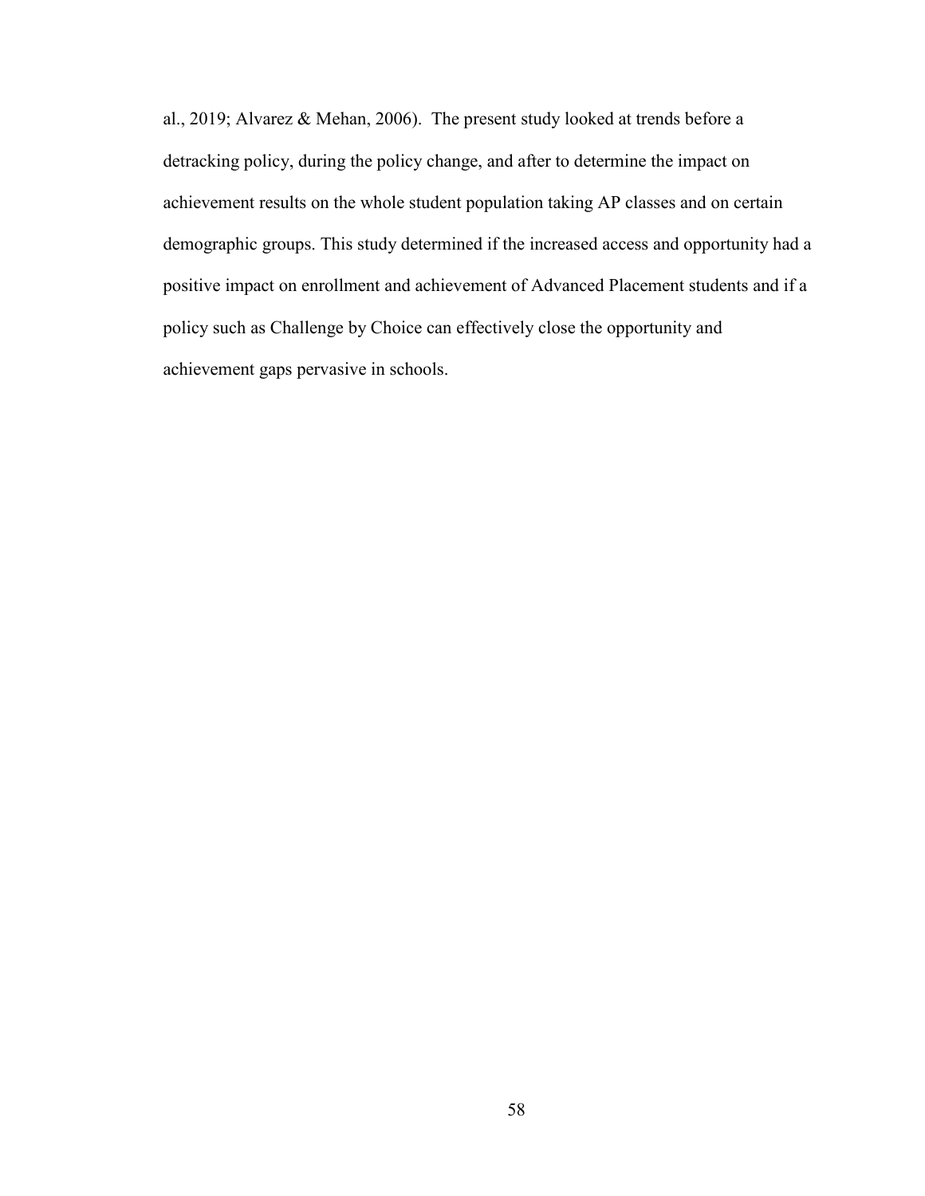al., 2019; Alvarez & Mehan, 2006). The present study looked at trends before a detracking policy, during the policy change, and after to determine the impact on achievement results on the whole student population taking AP classes and on certain demographic groups. This study determined if the increased access and opportunity had a positive impact on enrollment and achievement of Advanced Placement students and if a policy such as Challenge by Choice can effectively close the opportunity and achievement gaps pervasive in schools.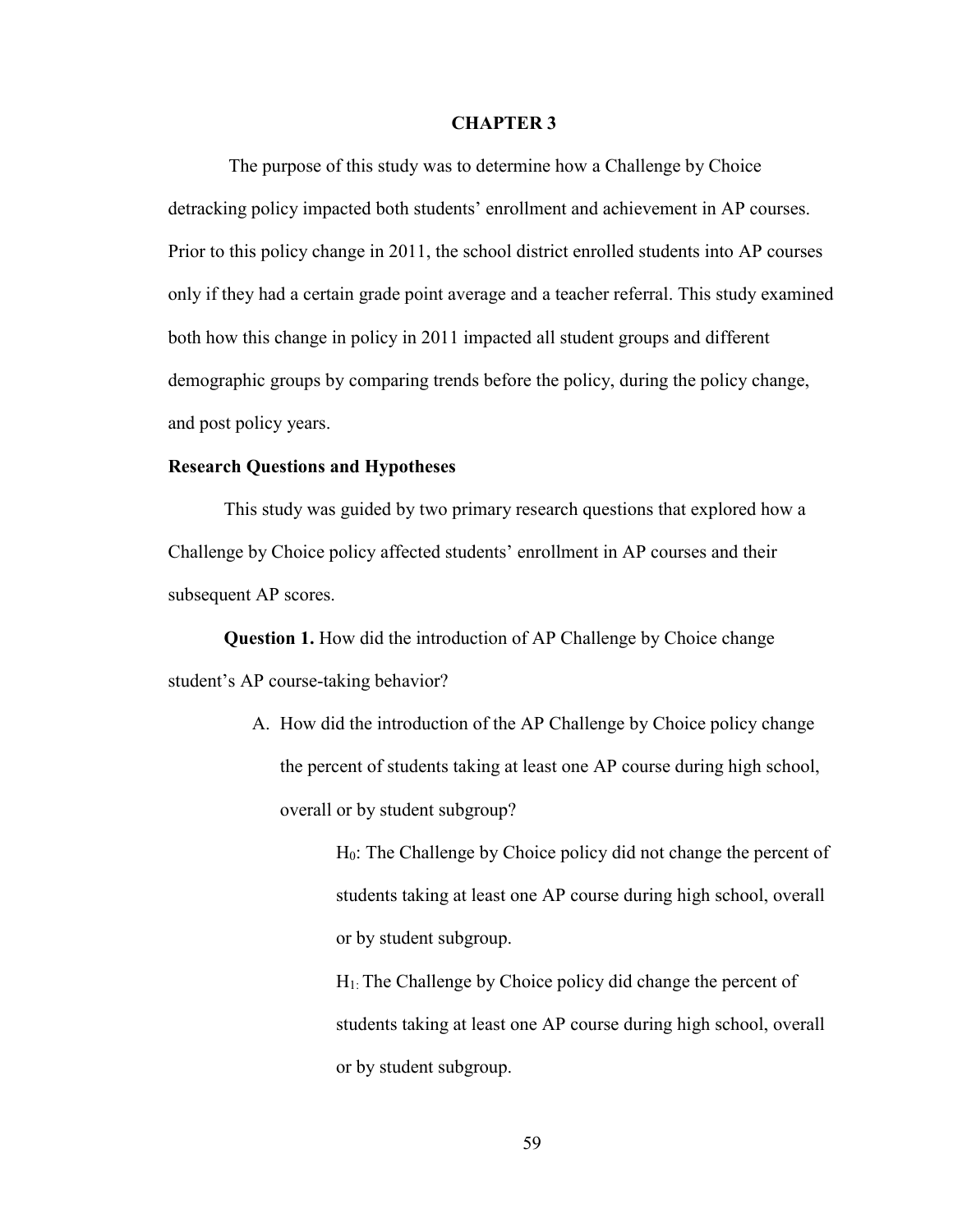# CHAPTER 3

The purpose of this study was to determine how a Challenge by Choice detracking policy impacted both students' enrollment and achievement in AP courses. Prior to this policy change in 2011, the school district enrolled students into AP courses only if they had a certain grade point average and a teacher referral. This study examined both how this change in policy in 2011 impacted all student groups and different demographic groups by comparing trends before the policy, during the policy change, and post policy years.

## Research Questions and Hypotheses

This study was guided by two primary research questions that explored how a Challenge by Choice policy affected students' enrollment in AP courses and their subsequent AP scores.

**Question 1.** How did the introduction of AP Challenge by Choice change student's AP course-taking behavior?

A. How did the introduction of the AP Challenge by Choice policy change the percent of students taking at least one AP course during high school, overall or by student subgroup?

   $H_0$: The Challenge by Choice policy did not change the percent of students taking at least one AP course during high school, overall or by student subgroup.

   $H_1$: The Challenge by Choice policy did change the percent of students taking at least one AP course during high school, overall or by student subgroup.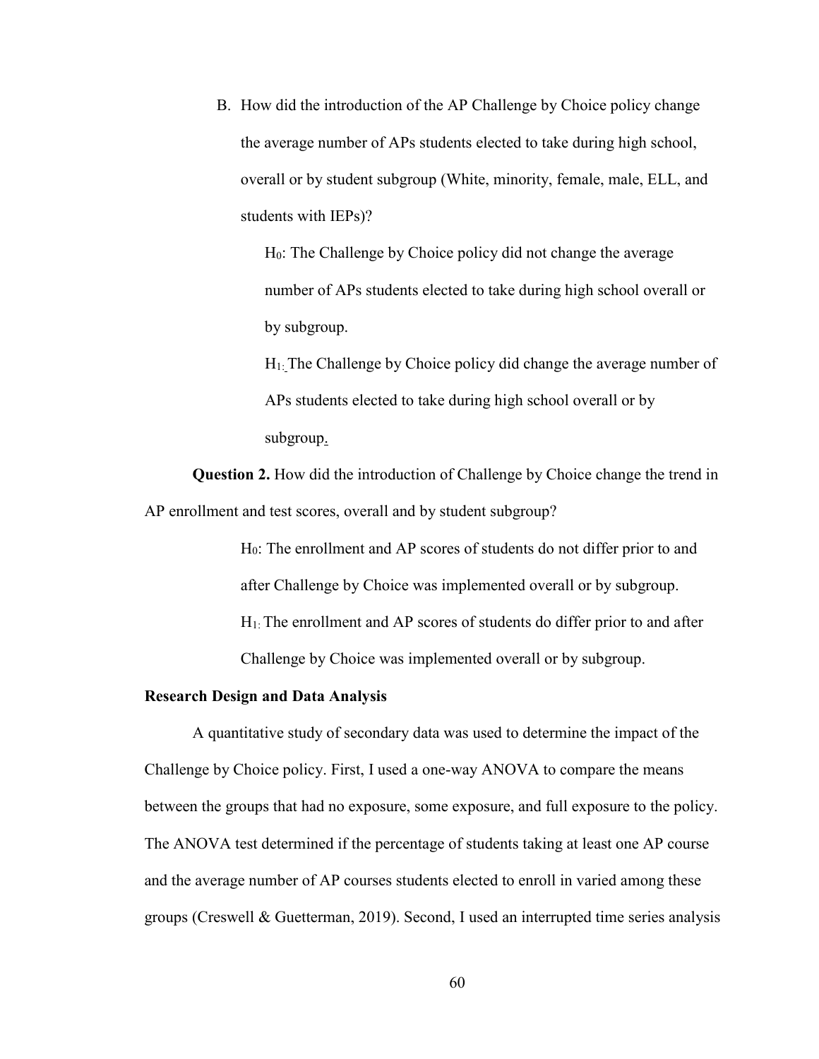B. How did the introduction of the AP Challenge by Choice policy change the average number of APs students elected to take during high school, overall or by student subgroup (White, minority, female, male, ELL, and students with IEPs)?

   $H_0$: The Challenge by Choice policy did not change the average number of APs students elected to take during high school overall or by subgroup.

   $H_1$: The Challenge by Choice policy did change the average number of APs students elected to take during high school overall or by subgroup.

**Question 2.** How did the introduction of Challenge by Choice change the trend in AP enrollment and test scores, overall and by student subgroup?

$H_0$: The enrollment and AP scores of students do not differ prior to and after Challenge by Choice was implemented overall or by subgroup.

$H_1$: The enrollment and AP scores of students do differ prior to and after Challenge by Choice was implemented overall or by subgroup.

**Research Design and Data Analysis**

A quantitative study of secondary data was used to determine the impact of the Challenge by Choice policy. First, I used a one-way ANOVA to compare the means between the groups that had no exposure, some exposure, and full exposure to the policy. The ANOVA test determined if the percentage of students taking at least one AP course and the average number of AP courses students elected to enroll in varied among these groups (Creswell & Guetterman, 2019). Second, I used an interrupted time series analysis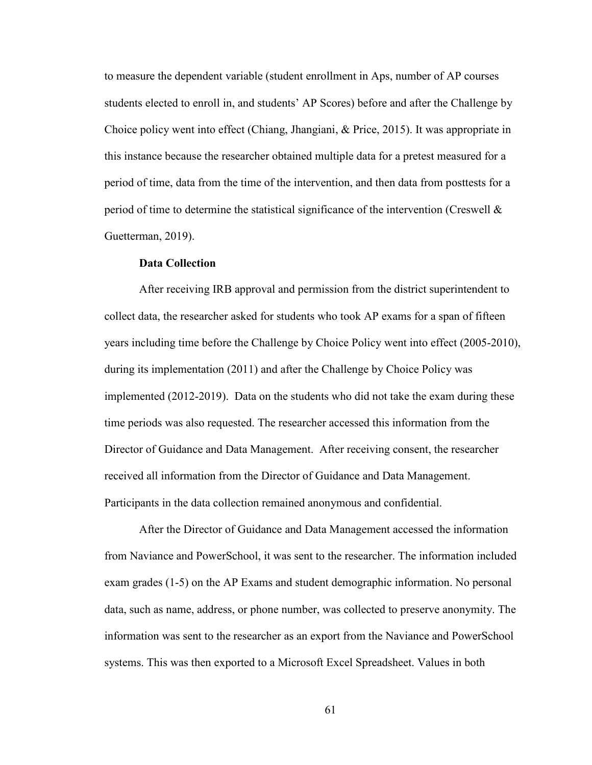to measure the dependent variable (student enrollment in Aps, number of AP courses students elected to enroll in, and students' AP Scores) before and after the Challenge by Choice policy went into effect (Chiang, Jhangiani, & Price, 2015). It was appropriate in this instance because the researcher obtained multiple data for a pretest measured for a period of time, data from the time of the intervention, and then data from posttests for a period of time to determine the statistical significance of the intervention (Creswell & Guetterman, 2019).

**Data Collection**

After receiving IRB approval and permission from the district superintendent to collect data, the researcher asked for students who took AP exams for a span of fifteen years including time before the Challenge by Choice Policy went into effect (2005-2010), during its implementation (2011) and after the Challenge by Choice Policy was implemented (2012-2019). Data on the students who did not take the exam during these time periods was also requested. The researcher accessed this information from the Director of Guidance and Data Management. After receiving consent, the researcher received all information from the Director of Guidance and Data Management. Participants in the data collection remained anonymous and confidential.

After the Director of Guidance and Data Management accessed the information from Naviance and PowerSchool, it was sent to the researcher. The information included exam grades (1-5) on the AP Exams and student demographic information. No personal data, such as name, address, or phone number, was collected to preserve anonymity. The information was sent to the researcher as an export from the Naviance and PowerSchool systems. This was then exported to a Microsoft Excel Spreadsheet. Values in both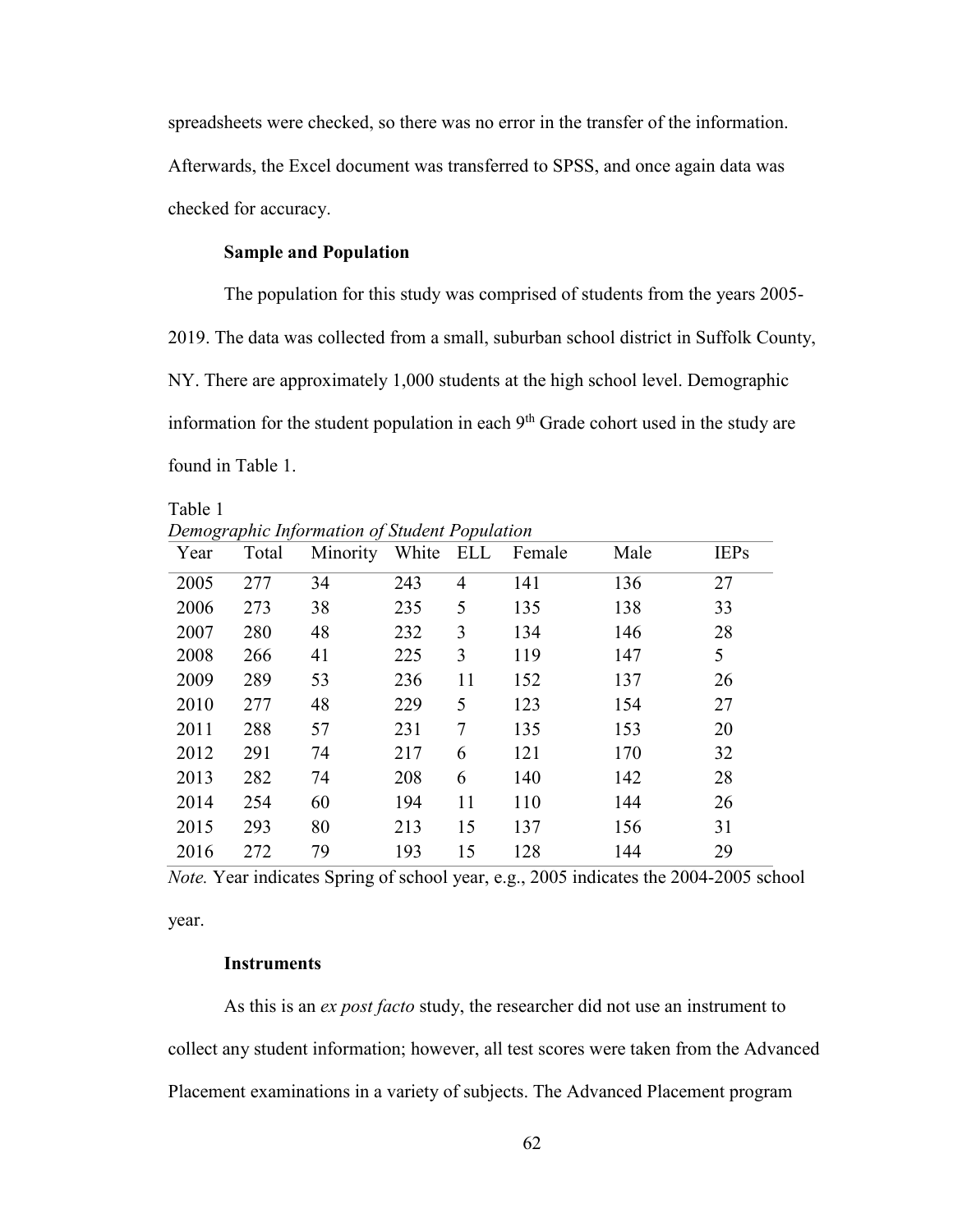spreadsheets were checked, so there was no error in the transfer of the information. Afterwards, the Excel document was transferred to SPSS, and once again data was checked for accuracy.

### Sample and Population

The population for this study was comprised of students from the years 2005-2019. The data was collected from a small, suburban school district in Suffolk County, NY. There are approximately 1,000 students at the high school level. Demographic information for the student population in each 9th Grade cohort used in the study are found in Table 1.

Table 1
*Demographic Information of Student Population*

| Year | Total | Minority | White | ELL | Female | Male | IEPs |
|---|---|---|---|---|---|---|---|
| 2005 | 277 | 34 | 243 | 4 | 141 | 136 | 27 |
| 2006 | 273 | 38 | 235 | 5 | 135 | 138 | 33 |
| 2007 | 280 | 48 | 232 | 3 | 134 | 146 | 28 |
| 2008 | 266 | 41 | 225 | 3 | 119 | 147 | 5 |
| 2009 | 289 | 53 | 236 | 11 | 152 | 137 | 26 |
| 2010 | 277 | 48 | 229 | 5 | 123 | 154 | 27 |
| 2011 | 288 | 57 | 231 | 7 | 135 | 153 | 20 |
| 2012 | 291 | 74 | 217 | 6 | 121 | 170 | 32 |
| 2013 | 282 | 74 | 208 | 6 | 140 | 142 | 28 |
| 2014 | 254 | 60 | 194 | 11 | 110 | 144 | 26 |
| 2015 | 293 | 80 | 213 | 15 | 137 | 156 | 31 |
| 2016 | 272 | 79 | 193 | 15 | 128 | 144 | 29 |

*Note.* Year indicates Spring of school year, e.g., 2005 indicates the 2004-2005 school year.

### Instruments

As this is an *ex post facto* study, the researcher did not use an instrument to collect any student information; however, all test scores were taken from the Advanced Placement examinations in a variety of subjects. The Advanced Placement program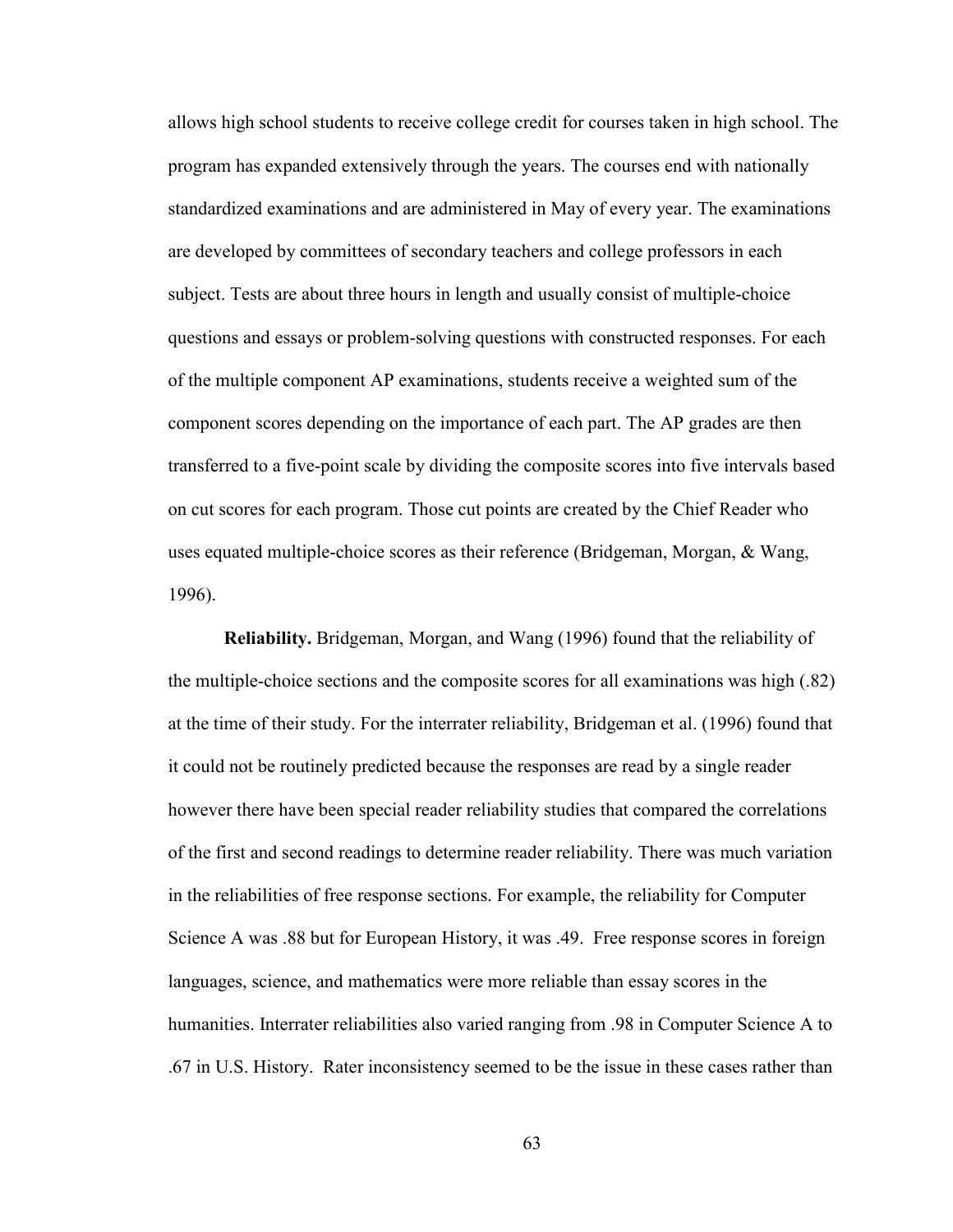allows high school students to receive college credit for courses taken in high school. The program has expanded extensively through the years. The courses end with nationally standardized examinations and are administered in May of every year. The examinations are developed by committees of secondary teachers and college professors in each subject. Tests are about three hours in length and usually consist of multiple-choice questions and essays or problem-solving questions with constructed responses. For each of the multiple component AP examinations, students receive a weighted sum of the component scores depending on the importance of each part. The AP grades are then transferred to a five-point scale by dividing the composite scores into five intervals based on cut scores for each program. Those cut points are created by the Chief Reader who uses equated multiple-choice scores as their reference (Bridgeman, Morgan, & Wang, 1996).

**Reliability.** Bridgeman, Morgan, and Wang (1996) found that the reliability of the multiple-choice sections and the composite scores for all examinations was high (.82) at the time of their study. For the interrater reliability, Bridgeman et al. (1996) found that it could not be routinely predicted because the responses are read by a single reader however there have been special reader reliability studies that compared the correlations of the first and second readings to determine reader reliability. There was much variation in the reliabilities of free response sections. For example, the reliability for Computer Science A was .88 but for European History, it was .49. Free response scores in foreign languages, science, and mathematics were more reliable than essay scores in the humanities. Interrater reliabilities also varied ranging from .98 in Computer Science A to .67 in U.S. History. Rater inconsistency seemed to be the issue in these cases rather than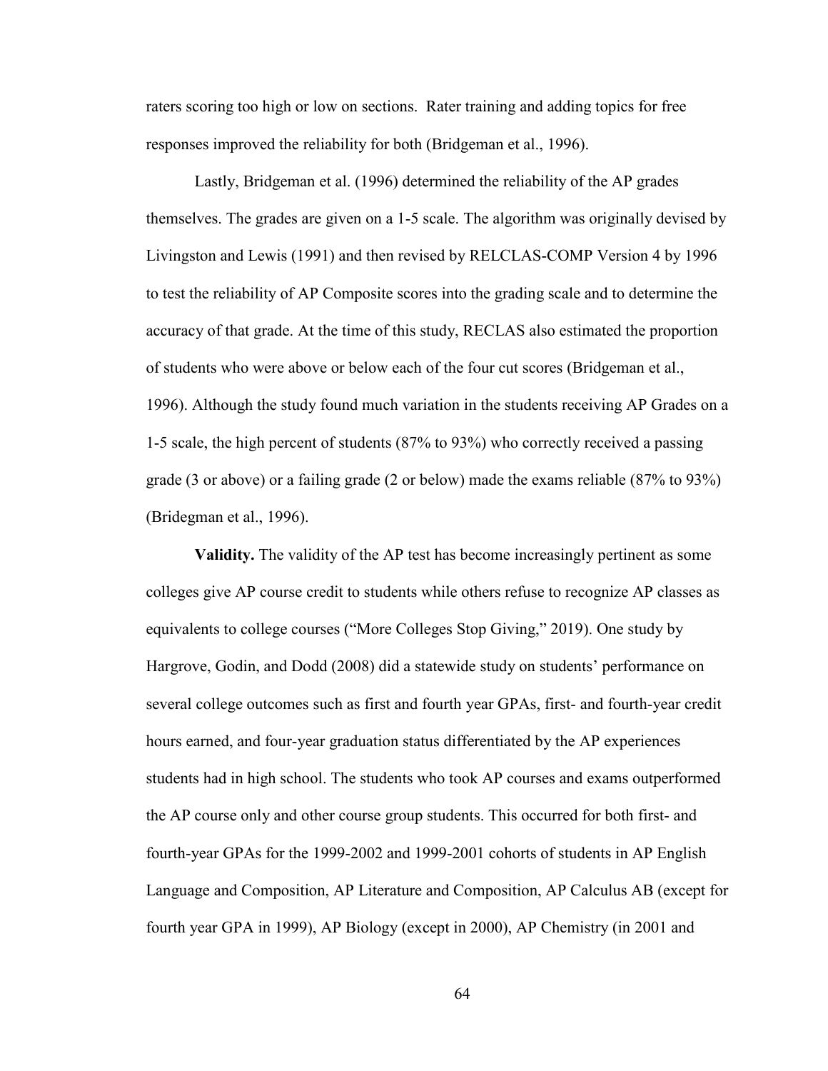raters scoring too high or low on sections. Rater training and adding topics for free responses improved the reliability for both (Bridgeman et al., 1996).

Lastly, Bridgeman et al. (1996) determined the reliability of the AP grades themselves. The grades are given on a 1-5 scale. The algorithm was originally devised by Livingston and Lewis (1991) and then revised by RELCLAS-COMP Version 4 by 1996 to test the reliability of AP Composite scores into the grading scale and to determine the accuracy of that grade. At the time of this study, RECLAS also estimated the proportion of students who were above or below each of the four cut scores (Bridgeman et al., 1996). Although the study found much variation in the students receiving AP Grades on a 1-5 scale, the high percent of students (87% to 93%) who correctly received a passing grade (3 or above) or a failing grade (2 or below) made the exams reliable (87% to 93%) (Bridegman et al., 1996).

**Validity.** The validity of the AP test has become increasingly pertinent as some colleges give AP course credit to students while others refuse to recognize AP classes as equivalents to college courses ("More Colleges Stop Giving," 2019). One study by Hargrove, Godin, and Dodd (2008) did a statewide study on students' performance on several college outcomes such as first and fourth year GPAs, first- and fourth-year credit hours earned, and four-year graduation status differentiated by the AP experiences students had in high school. The students who took AP courses and exams outperformed the AP course only and other course group students. This occurred for both first- and fourth-year GPAs for the 1999-2002 and 1999-2001 cohorts of students in AP English Language and Composition, AP Literature and Composition, AP Calculus AB (except for fourth year GPA in 1999), AP Biology (except in 2000), AP Chemistry (in 2001 and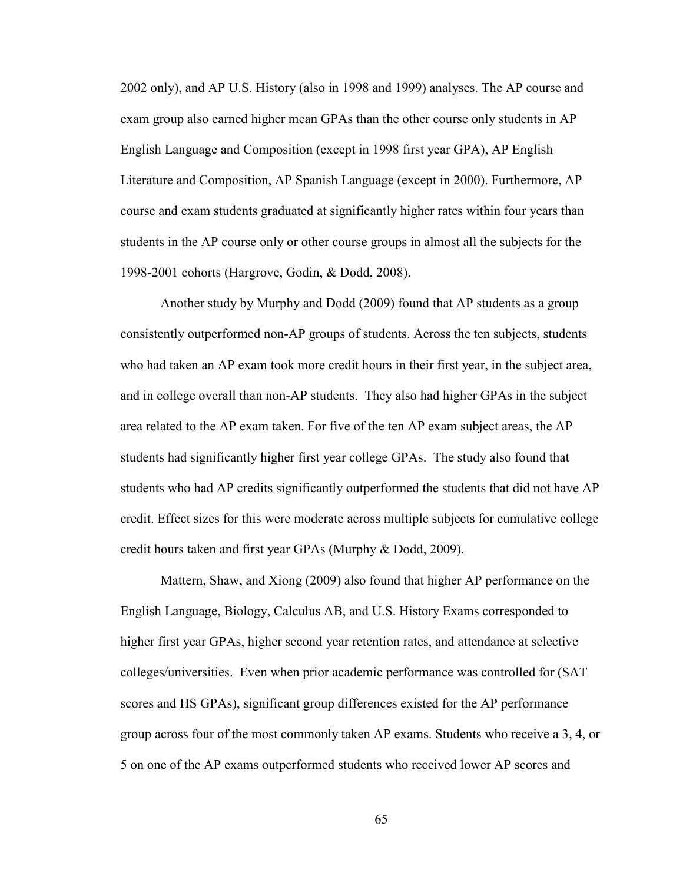2002 only), and AP U.S. History (also in 1998 and 1999) analyses. The AP course and exam group also earned higher mean GPAs than the other course only students in AP English Language and Composition (except in 1998 first year GPA), AP English Literature and Composition, AP Spanish Language (except in 2000). Furthermore, AP course and exam students graduated at significantly higher rates within four years than students in the AP course only or other course groups in almost all the subjects for the 1998-2001 cohorts (Hargrove, Godin, & Dodd, 2008).

Another study by Murphy and Dodd (2009) found that AP students as a group consistently outperformed non-AP groups of students. Across the ten subjects, students who had taken an AP exam took more credit hours in their first year, in the subject area, and in college overall than non-AP students. They also had higher GPAs in the subject area related to the AP exam taken. For five of the ten AP exam subject areas, the AP students had significantly higher first year college GPAs. The study also found that students who had AP credits significantly outperformed the students that did not have AP credit. Effect sizes for this were moderate across multiple subjects for cumulative college credit hours taken and first year GPAs (Murphy & Dodd, 2009).

Mattern, Shaw, and Xiong (2009) also found that higher AP performance on the English Language, Biology, Calculus AB, and U.S. History Exams corresponded to higher first year GPAs, higher second year retention rates, and attendance at selective colleges/universities. Even when prior academic performance was controlled for (SAT scores and HS GPAs), significant group differences existed for the AP performance group across four of the most commonly taken AP exams. Students who receive a 3, 4, or 5 on one of the AP exams outperformed students who received lower AP scores and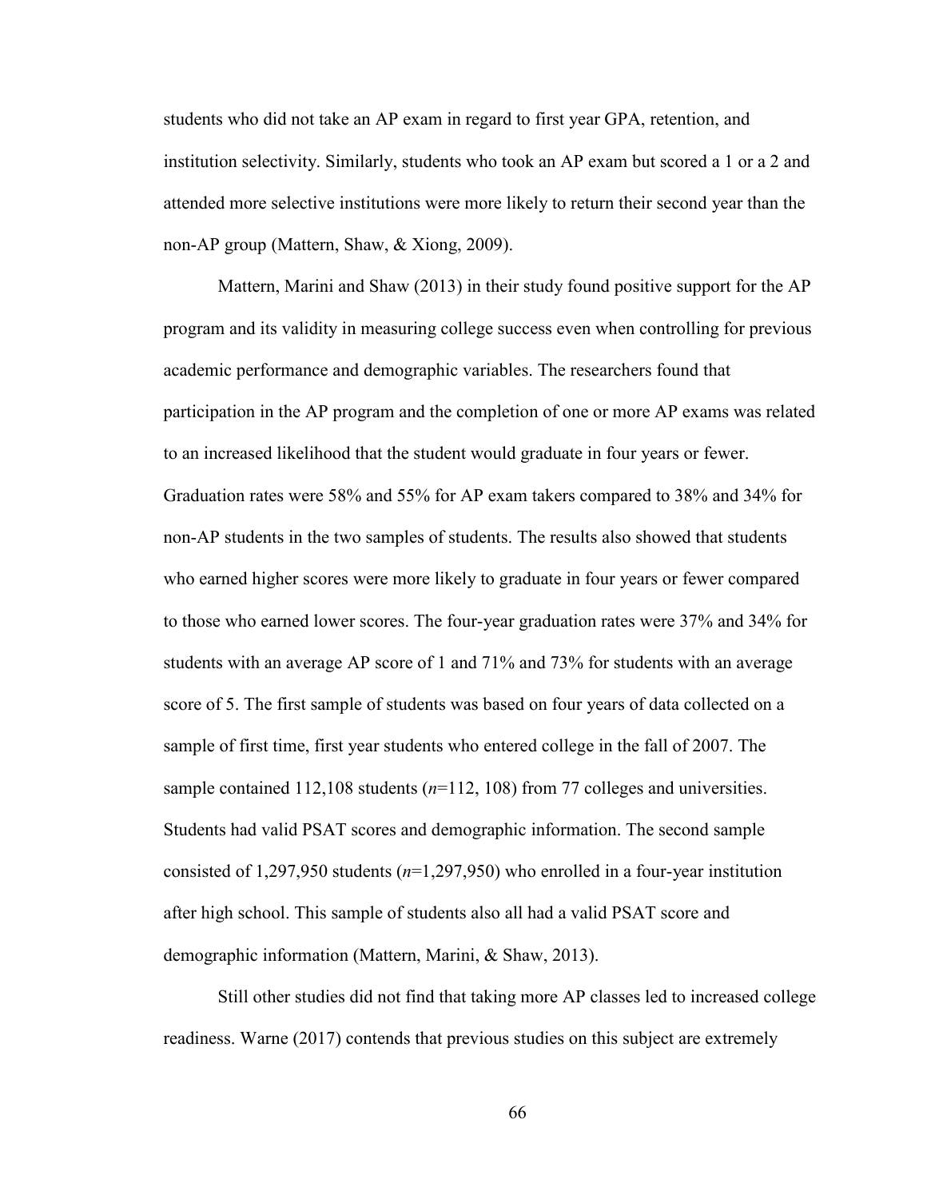students who did not take an AP exam in regard to first year GPA, retention, and institution selectivity. Similarly, students who took an AP exam but scored a 1 or a 2 and attended more selective institutions were more likely to return their second year than the non-AP group (Mattern, Shaw, & Xiong, 2009).

Mattern, Marini and Shaw (2013) in their study found positive support for the AP program and its validity in measuring college success even when controlling for previous academic performance and demographic variables. The researchers found that participation in the AP program and the completion of one or more AP exams was related to an increased likelihood that the student would graduate in four years or fewer. Graduation rates were 58% and 55% for AP exam takers compared to 38% and 34% for non-AP students in the two samples of students. The results also showed that students who earned higher scores were more likely to graduate in four years or fewer compared to those who earned lower scores. The four-year graduation rates were 37% and 34% for students with an average AP score of 1 and 71% and 73% for students with an average score of 5. The first sample of students was based on four years of data collected on a sample of first time, first year students who entered college in the fall of 2007. The sample contained 112,108 students (*n*=112, 108) from 77 colleges and universities. Students had valid PSAT scores and demographic information. The second sample consisted of 1,297,950 students (*n*=1,297,950) who enrolled in a four-year institution after high school. This sample of students also all had a valid PSAT score and demographic information (Mattern, Marini, & Shaw, 2013).

Still other studies did not find that taking more AP classes led to increased college readiness. Warne (2017) contends that previous studies on this subject are extremely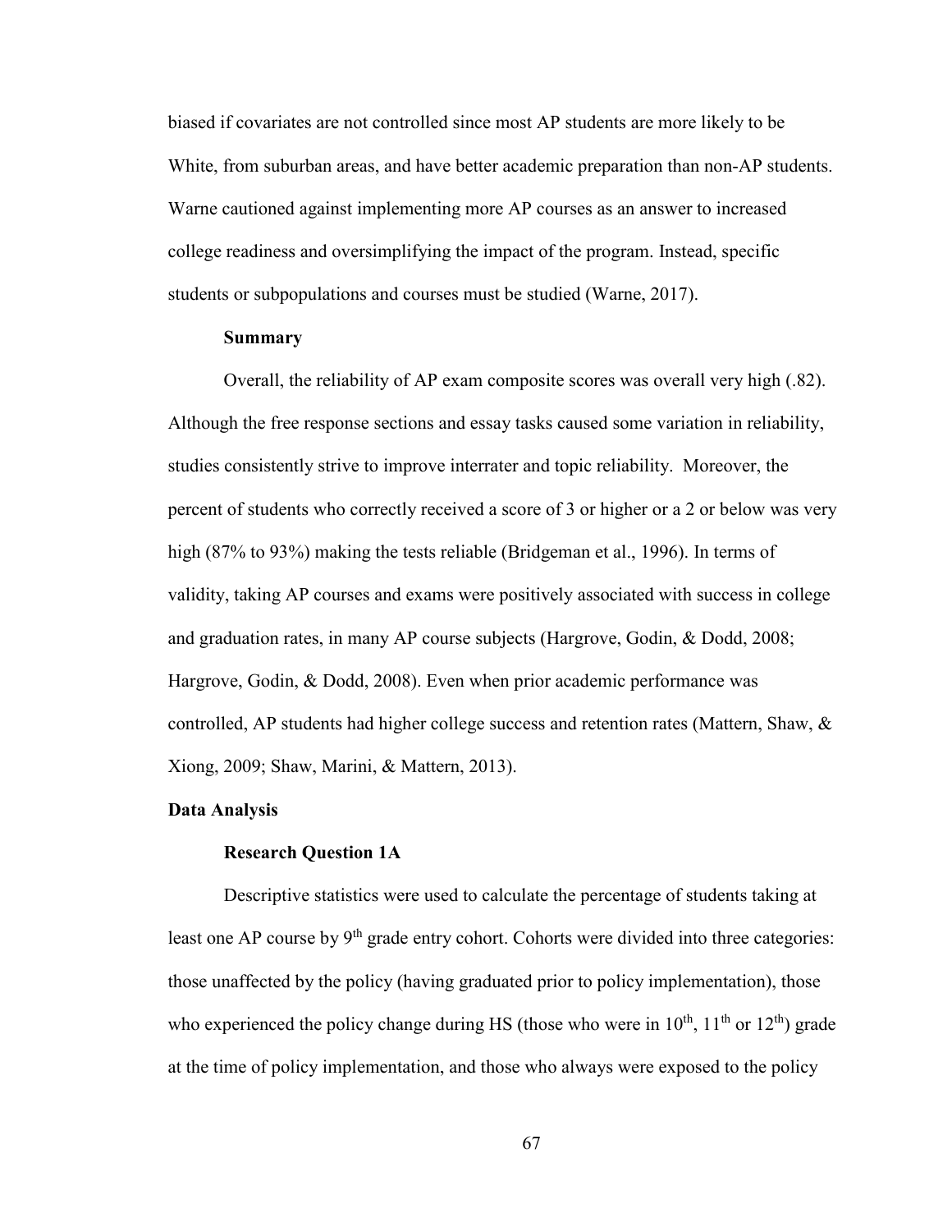biased if covariates are not controlled since most AP students are more likely to be White, from suburban areas, and have better academic preparation than non-AP students. Warne cautioned against implementing more AP courses as an answer to increased college readiness and oversimplifying the impact of the program. Instead, specific students or subpopulations and courses must be studied (Warne, 2017).

### Summary

Overall, the reliability of AP exam composite scores was overall very high (.82). Although the free response sections and essay tasks caused some variation in reliability, studies consistently strive to improve interrater and topic reliability. Moreover, the percent of students who correctly received a score of 3 or higher or a 2 or below was very high (87% to 93%) making the tests reliable (Bridgeman et al., 1996). In terms of validity, taking AP courses and exams were positively associated with success in college and graduation rates, in many AP course subjects (Hargrove, Godin, & Dodd, 2008; Hargrove, Godin, & Dodd, 2008). Even when prior academic performance was controlled, AP students had higher college success and retention rates (Mattern, Shaw, & Xiong, 2009; Shaw, Marini, & Mattern, 2013).

## Data Analysis

### Research Question 1A

Descriptive statistics were used to calculate the percentage of students taking at least one AP course by 9th grade entry cohort. Cohorts were divided into three categories: those unaffected by the policy (having graduated prior to policy implementation), those who experienced the policy change during HS (those who were in 10th, 11th or 12th) grade at the time of policy implementation, and those who always were exposed to the policy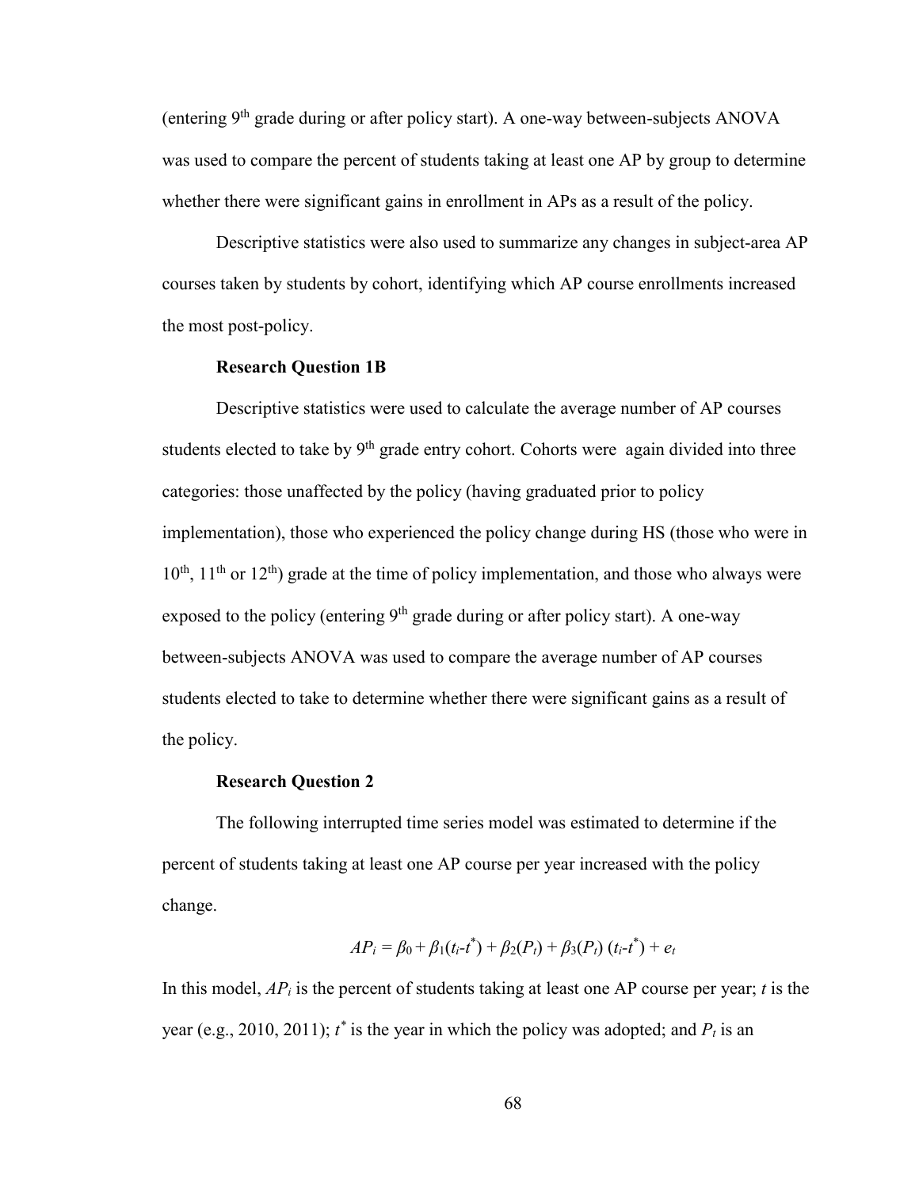(entering 9th grade during or after policy start). A one-way between-subjects ANOVA was used to compare the percent of students taking at least one AP by group to determine whether there were significant gains in enrollment in APs as a result of the policy.

Descriptive statistics were also used to summarize any changes in subject-area AP courses taken by students by cohort, identifying which AP course enrollments increased the most post-policy.

### Research Question 1B

Descriptive statistics were used to calculate the average number of AP courses students elected to take by 9th grade entry cohort. Cohorts were again divided into three categories: those unaffected by the policy (having graduated prior to policy implementation), those who experienced the policy change during HS (those who were in 10th, 11th or 12th) grade at the time of policy implementation, and those who always were exposed to the policy (entering 9th grade during or after policy start). A one-way between-subjects ANOVA was used to compare the average number of AP courses students elected to take to determine whether there were significant gains as a result of the policy.

### Research Question 2

The following interrupted time series model was estimated to determine if the percent of students taking at least one AP course per year increased with the policy change.

$$AP_i = \beta_0 + \beta_1(t_i\text{-}t^*) + \beta_2(P_t) + \beta_3(P_t)\,(t_i\text{-}t^*) + e_t$$

In this model, $AP_i$ is the percent of students taking at least one AP course per year; $t$ is the year (e.g., 2010, 2011); $t^*$ is the year in which the policy was adopted; and $P_t$ is an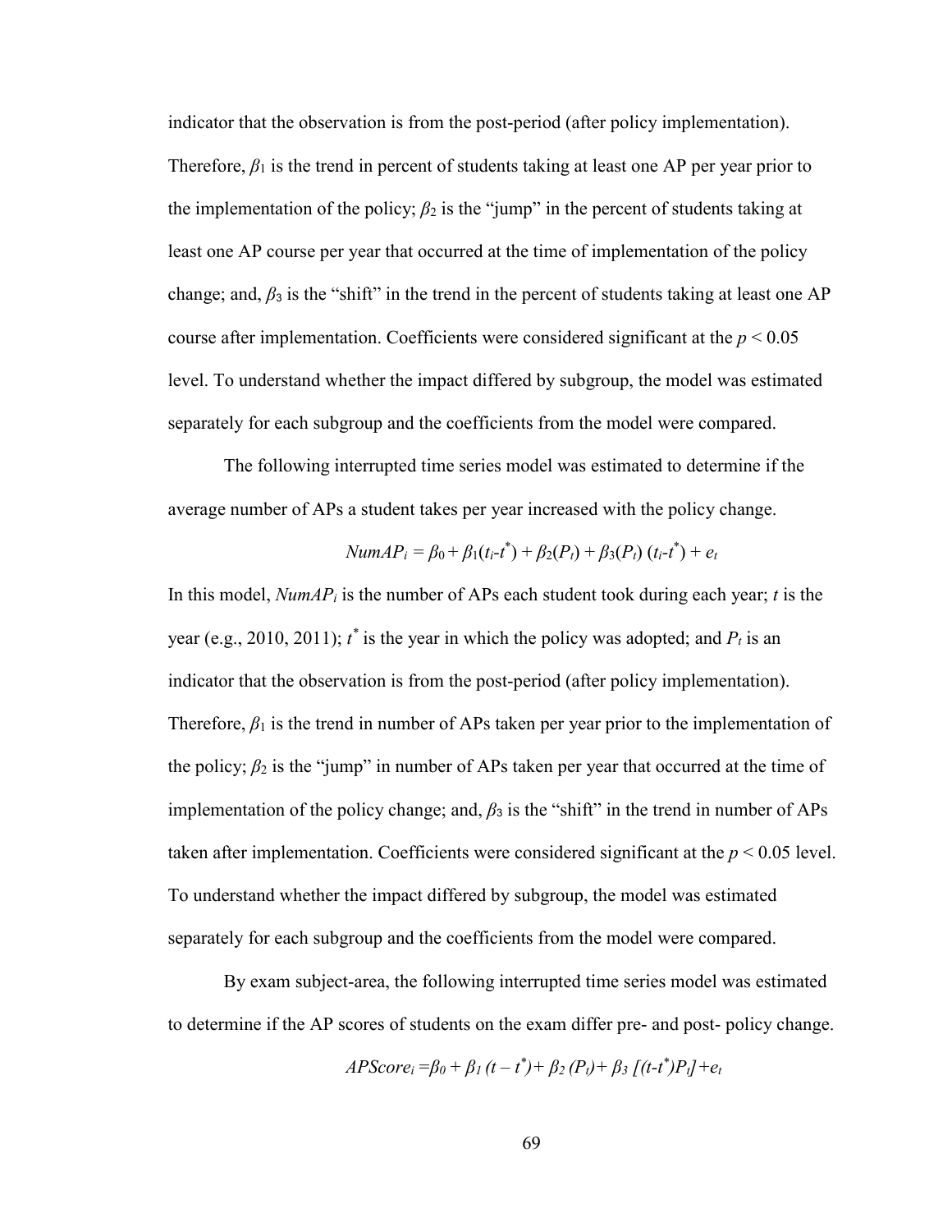indicator that the observation is from the post-period (after policy implementation). Therefore, $\beta_1$ is the trend in percent of students taking at least one AP per year prior to the implementation of the policy; $\beta_2$ is the "jump" in the percent of students taking at least one AP course per year that occurred at the time of implementation of the policy change; and, $\beta_3$ is the "shift" in the trend in the percent of students taking at least one AP course after implementation. Coefficients were considered significant at the $p < 0.05$ level. To understand whether the impact differed by subgroup, the model was estimated separately for each subgroup and the coefficients from the model were compared.

The following interrupted time series model was estimated to determine if the average number of APs a student takes per year increased with the policy change.

$$NumAP_i = \beta_0 + \beta_1(t_i - t^*) + \beta_2(P_t) + \beta_3(P_t)(t_i - t^*) + e_t$$

In this model, $NumAP_i$ is the number of APs each student took during each year; $t$ is the year (e.g., 2010, 2011); $t^*$ is the year in which the policy was adopted; and $P_t$ is an indicator that the observation is from the post-period (after policy implementation). Therefore, $\beta_1$ is the trend in number of APs taken per year prior to the implementation of the policy; $\beta_2$ is the "jump" in number of APs taken per year that occurred at the time of implementation of the policy change; and, $\beta_3$ is the "shift" in the trend in number of APs taken after implementation. Coefficients were considered significant at the $p < 0.05$ level. To understand whether the impact differed by subgroup, the model was estimated separately for each subgroup and the coefficients from the model were compared.

By exam subject-area, the following interrupted time series model was estimated to determine if the AP scores of students on the exam differ pre- and post- policy change.

$$APScore_i = \beta_0 + \beta_1 (t - t^*) + \beta_2 (P_t) + \beta_3 [(t - t^*)P_t] + e_t$$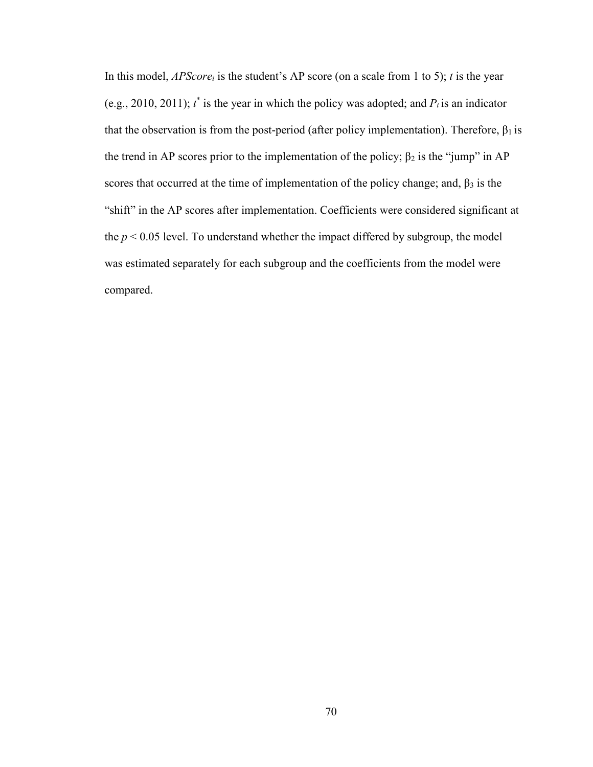In this model, $APScore_i$ is the student's AP score (on a scale from 1 to 5); $t$ is the year (e.g., 2010, 2011); $t^*$ is the year in which the policy was adopted; and $P_t$ is an indicator that the observation is from the post-period (after policy implementation). Therefore, $\beta_1$ is the trend in AP scores prior to the implementation of the policy; $\beta_2$ is the "jump" in AP scores that occurred at the time of implementation of the policy change; and, $\beta_3$ is the "shift" in the AP scores after implementation. Coefficients were considered significant at the $p < 0.05$ level. To understand whether the impact differed by subgroup, the model was estimated separately for each subgroup and the coefficients from the model were compared.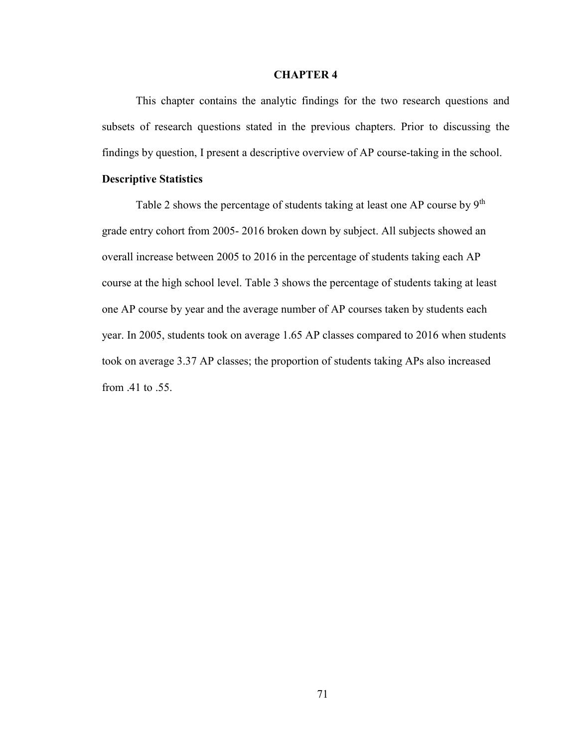# CHAPTER 4

This chapter contains the analytic findings for the two research questions and subsets of research questions stated in the previous chapters. Prior to discussing the findings by question, I present a descriptive overview of AP course-taking in the school.

## Descriptive Statistics

Table 2 shows the percentage of students taking at least one AP course by 9th grade entry cohort from 2005- 2016 broken down by subject. All subjects showed an overall increase between 2005 to 2016 in the percentage of students taking each AP course at the high school level. Table 3 shows the percentage of students taking at least one AP course by year and the average number of AP courses taken by students each year. In 2005, students took on average 1.65 AP classes compared to 2016 when students took on average 3.37 AP classes; the proportion of students taking APs also increased from .41 to .55.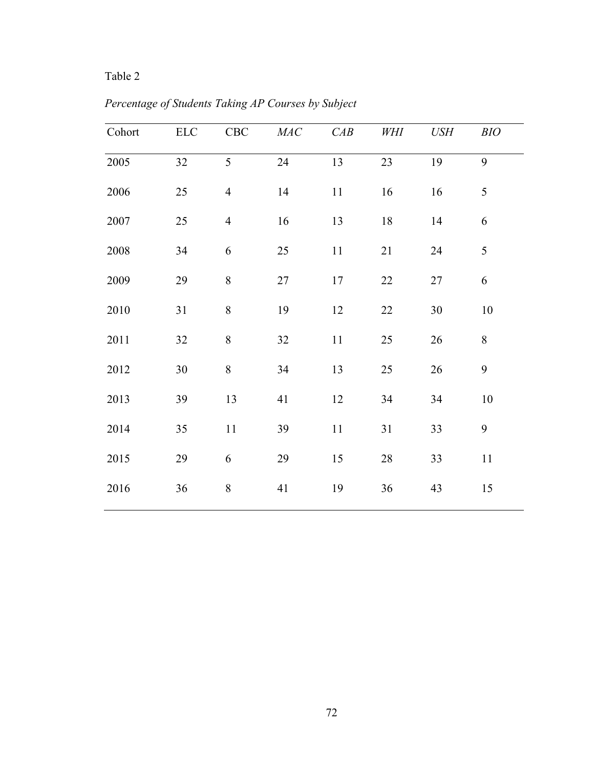Table 2

*Percentage of Students Taking AP Courses by Subject*

| Cohort | ELC | CBC | *MAC* | *CAB* | *WHI* | *USH* | *BIO* |
|---|---|---|---|---|---|---|---|
| 2005 | 32 | 5 | 24 | 13 | 23 | 19 | 9 |
| 2006 | 25 | 4 | 14 | 11 | 16 | 16 | 5 |
| 2007 | 25 | 4 | 16 | 13 | 18 | 14 | 6 |
| 2008 | 34 | 6 | 25 | 11 | 21 | 24 | 5 |
| 2009 | 29 | 8 | 27 | 17 | 22 | 27 | 6 |
| 2010 | 31 | 8 | 19 | 12 | 22 | 30 | 10 |
| 2011 | 32 | 8 | 32 | 11 | 25 | 26 | 8 |
| 2012 | 30 | 8 | 34 | 13 | 25 | 26 | 9 |
| 2013 | 39 | 13 | 41 | 12 | 34 | 34 | 10 |
| 2014 | 35 | 11 | 39 | 11 | 31 | 33 | 9 |
| 2015 | 29 | 6 | 29 | 15 | 28 | 33 | 11 |
| 2016 | 36 | 8 | 41 | 19 | 36 | 43 | 15 |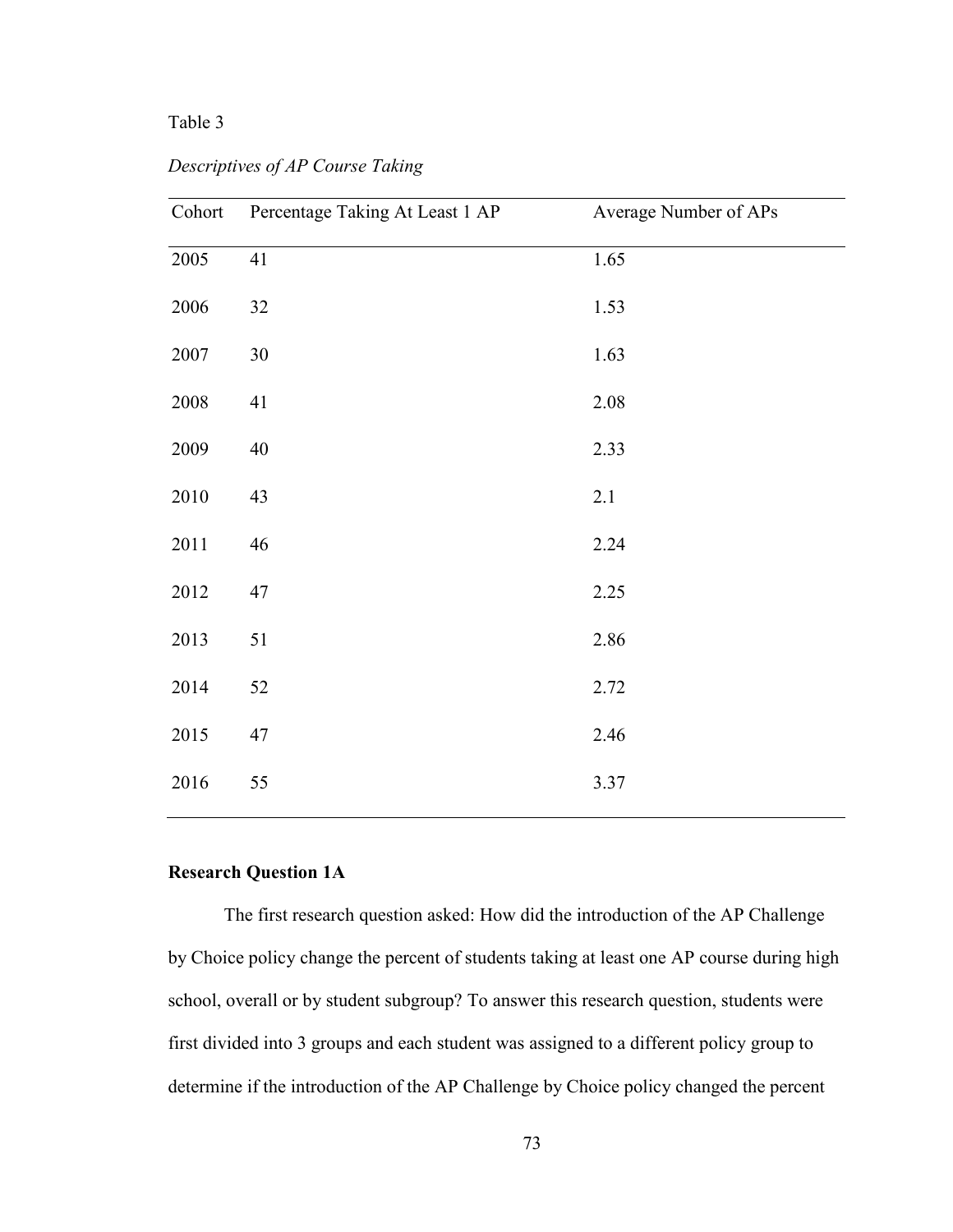Table 3

*Descriptives of AP Course Taking*

| Cohort | Percentage Taking At Least 1 AP | Average Number of APs |
|---|---|---|
| 2005 | 41 | 1.65 |
| 2006 | 32 | 1.53 |
| 2007 | 30 | 1.63 |
| 2008 | 41 | 2.08 |
| 2009 | 40 | 2.33 |
| 2010 | 43 | 2.1 |
| 2011 | 46 | 2.24 |
| 2012 | 47 | 2.25 |
| 2013 | 51 | 2.86 |
| 2014 | 52 | 2.72 |
| 2015 | 47 | 2.46 |
| 2016 | 55 | 3.37 |

**Research Question 1A**

The first research question asked: How did the introduction of the AP Challenge by Choice policy change the percent of students taking at least one AP course during high school, overall or by student subgroup? To answer this research question, students were first divided into 3 groups and each student was assigned to a different policy group to determine if the introduction of the AP Challenge by Choice policy changed the percent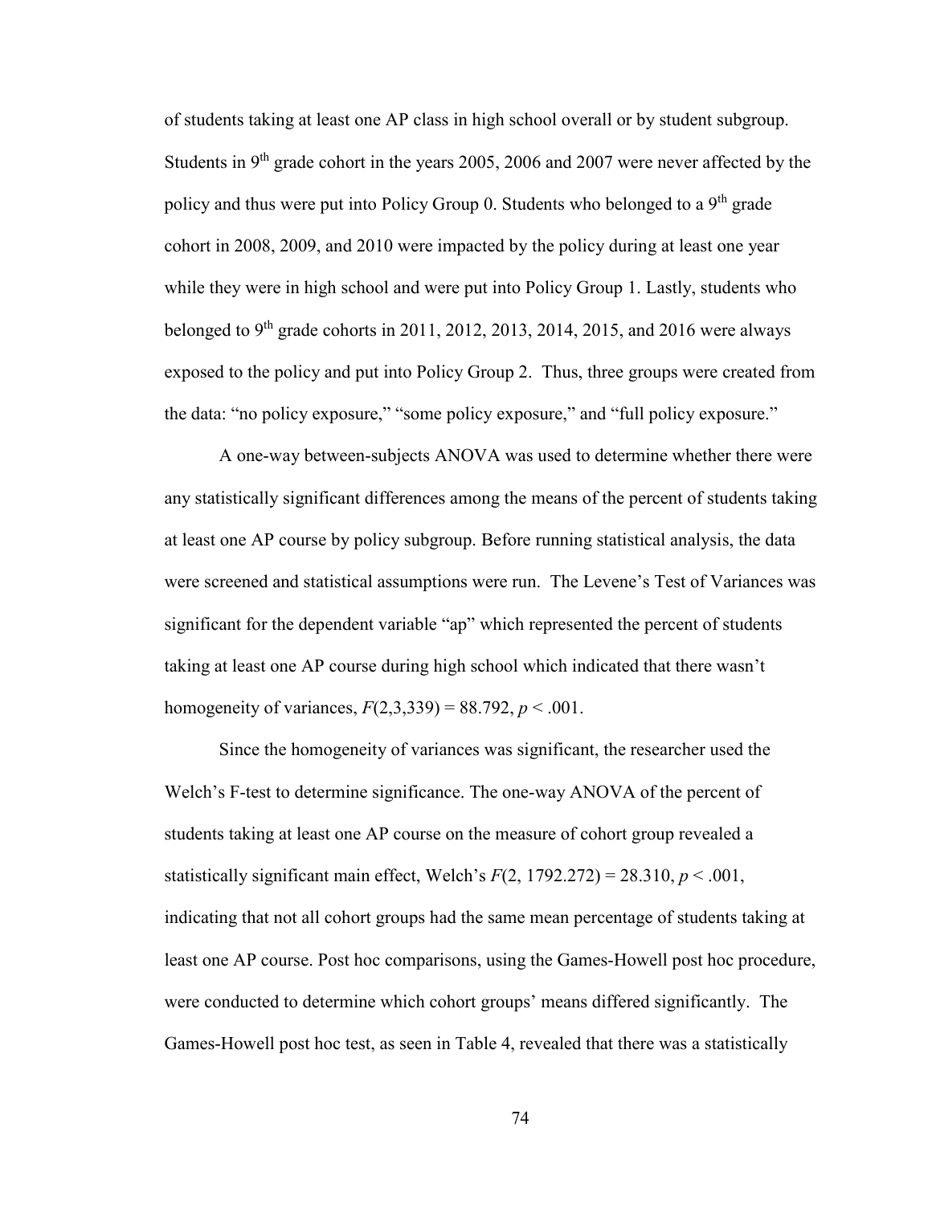of students taking at least one AP class in high school overall or by student subgroup. Students in 9th grade cohort in the years 2005, 2006 and 2007 were never affected by the policy and thus were put into Policy Group 0. Students who belonged to a 9th grade cohort in 2008, 2009, and 2010 were impacted by the policy during at least one year while they were in high school and were put into Policy Group 1. Lastly, students who belonged to 9th grade cohorts in 2011, 2012, 2013, 2014, 2015, and 2016 were always exposed to the policy and put into Policy Group 2. Thus, three groups were created from the data: "no policy exposure," "some policy exposure," and "full policy exposure."

A one-way between-subjects ANOVA was used to determine whether there were any statistically significant differences among the means of the percent of students taking at least one AP course by policy subgroup. Before running statistical analysis, the data were screened and statistical assumptions were run. The Levene's Test of Variances was significant for the dependent variable "ap" which represented the percent of students taking at least one AP course during high school which indicated that there wasn't homogeneity of variances, $F(2,3,339) = 88.792$, $p < .001$.

Since the homogeneity of variances was significant, the researcher used the Welch's F-test to determine significance. The one-way ANOVA of the percent of students taking at least one AP course on the measure of cohort group revealed a statistically significant main effect, Welch's $F(2, 1792.272) = 28.310$, $p < .001$, indicating that not all cohort groups had the same mean percentage of students taking at least one AP course. Post hoc comparisons, using the Games-Howell post hoc procedure, were conducted to determine which cohort groups' means differed significantly. The Games-Howell post hoc test, as seen in Table 4, revealed that there was a statistically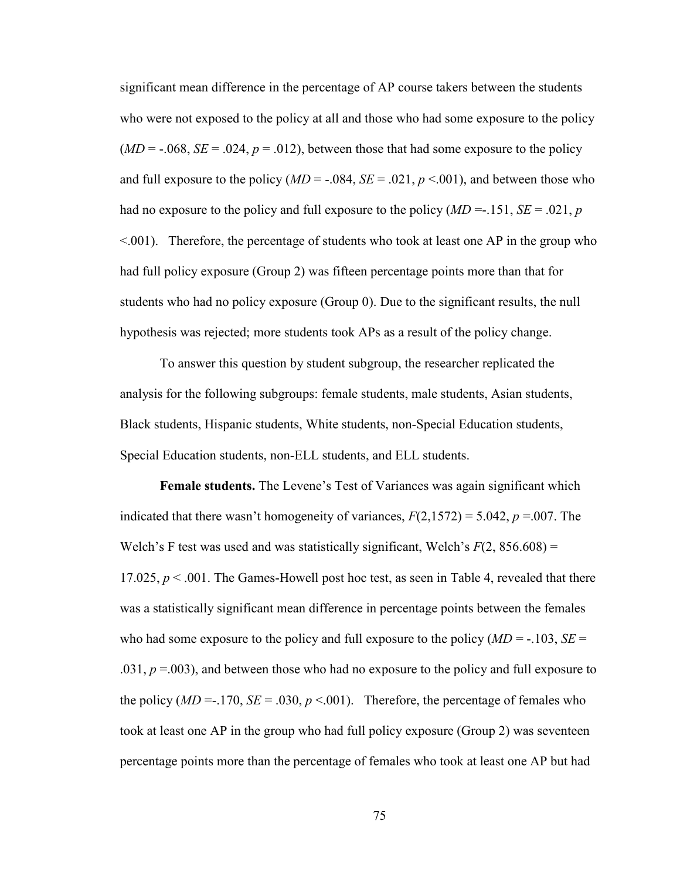significant mean difference in the percentage of AP course takers between the students who were not exposed to the policy at all and those who had some exposure to the policy (*MD* = -.068, *SE* = .024, $p = .012$), between those that had some exposure to the policy and full exposure to the policy (*MD* = -.084, *SE* = .021, $p < .001$), and between those who had no exposure to the policy and full exposure to the policy (*MD* =-.151, *SE* = .021, $p < .001$). Therefore, the percentage of students who took at least one AP in the group who had full policy exposure (Group 2) was fifteen percentage points more than that for students who had no policy exposure (Group 0). Due to the significant results, the null hypothesis was rejected; more students took APs as a result of the policy change.

To answer this question by student subgroup, the researcher replicated the analysis for the following subgroups: female students, male students, Asian students, Black students, Hispanic students, White students, non-Special Education students, Special Education students, non-ELL students, and ELL students.

**Female students.** The Levene's Test of Variances was again significant which indicated that there wasn't homogeneity of variances, $F(2,1572) = 5.042$, $p = .007$. The Welch's F test was used and was statistically significant, Welch's $F(2, 856.608) = 17.025$, $p < .001$. The Games-Howell post hoc test, as seen in Table 4, revealed that there was a statistically significant mean difference in percentage points between the females who had some exposure to the policy and full exposure to the policy (*MD* = -.103, *SE* = .031, $p = .003$), and between those who had no exposure to the policy and full exposure to the policy (*MD* =-.170, *SE* = .030, $p < .001$). Therefore, the percentage of females who took at least one AP in the group who had full policy exposure (Group 2) was seventeen percentage points more than the percentage of females who took at least one AP but had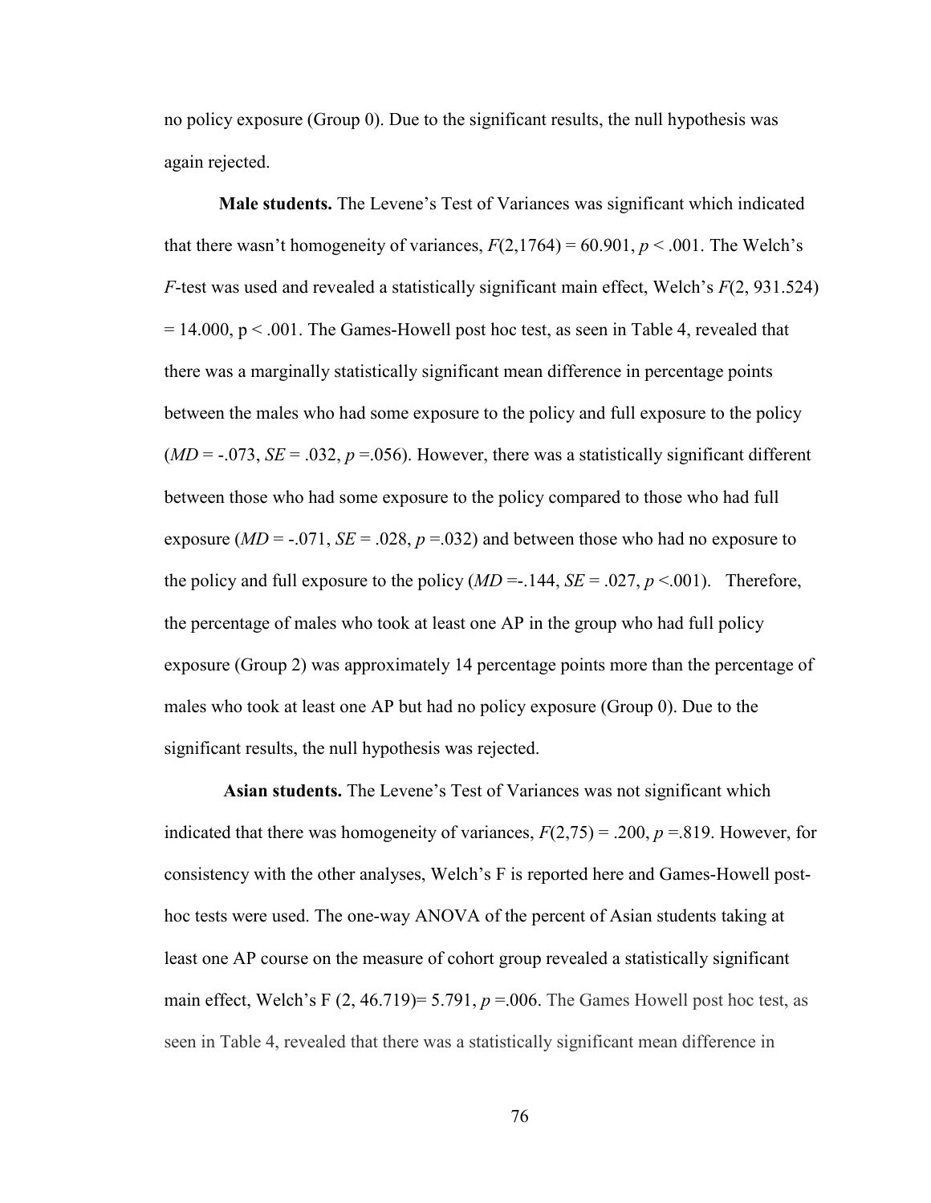no policy exposure (Group 0). Due to the significant results, the null hypothesis was again rejected.

**Male students.** The Levene's Test of Variances was significant which indicated that there wasn't homogeneity of variances, $F(2,1764) = 60.901$, $p < .001$. The Welch's *F*-test was used and revealed a statistically significant main effect, Welch's $F(2, 931.524) = 14.000$, $p < .001$. The Games-Howell post hoc test, as seen in Table 4, revealed that there was a marginally statistically significant mean difference in percentage points between the males who had some exposure to the policy and full exposure to the policy ($MD = -.073$, $SE = .032$, $p = .056$). However, there was a statistically significant different between those who had some exposure to the policy compared to those who had full exposure ($MD = -.071$, $SE = .028$, $p = .032$) and between those who had no exposure to the policy and full exposure to the policy ($MD = -.144$, $SE = .027$, $p < .001$). Therefore, the percentage of males who took at least one AP in the group who had full policy exposure (Group 2) was approximately 14 percentage points more than the percentage of males who took at least one AP but had no policy exposure (Group 0). Due to the significant results, the null hypothesis was rejected.

**Asian students.** The Levene's Test of Variances was not significant which indicated that there was homogeneity of variances, $F(2,75) = .200$, $p = .819$. However, for consistency with the other analyses, Welch's F is reported here and Games-Howell post-hoc tests were used. The one-way ANOVA of the percent of Asian students taking at least one AP course on the measure of cohort group revealed a statistically significant main effect, Welch's $F(2, 46.719) = 5.791$, $p = .006$. The Games Howell post hoc test, as seen in Table 4, revealed that there was a statistically significant mean difference in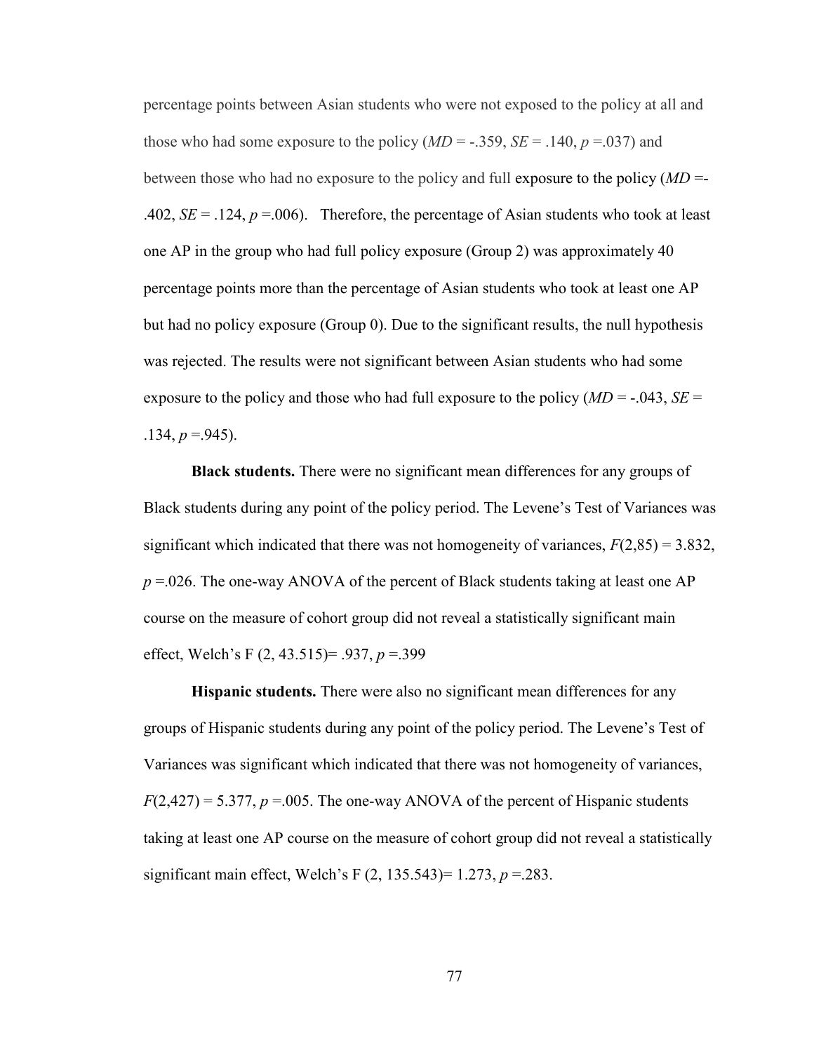percentage points between Asian students who were not exposed to the policy at all and those who had some exposure to the policy (*MD* = -.359, *SE* = .140, *p* =.037) and between those who had no exposure to the policy and full exposure to the policy (*MD* =-.402, *SE* = .124, *p* =.006). Therefore, the percentage of Asian students who took at least one AP in the group who had full policy exposure (Group 2) was approximately 40 percentage points more than the percentage of Asian students who took at least one AP but had no policy exposure (Group 0). Due to the significant results, the null hypothesis was rejected. The results were not significant between Asian students who had some exposure to the policy and those who had full exposure to the policy (*MD* = -.043, *SE* = .134, *p* =.945).

**Black students.** There were no significant mean differences for any groups of Black students during any point of the policy period. The Levene's Test of Variances was significant which indicated that there was not homogeneity of variances, $F(2,85) = 3.832$, $p = .026$. The one-way ANOVA of the percent of Black students taking at least one AP course on the measure of cohort group did not reveal a statistically significant main effect, Welch's F (2, 43.515)= .937, *p* =.399

**Hispanic students.** There were also no significant mean differences for any groups of Hispanic students during any point of the policy period. The Levene's Test of Variances was significant which indicated that there was not homogeneity of variances, $F(2,427) = 5.377$, $p = .005$. The one-way ANOVA of the percent of Hispanic students taking at least one AP course on the measure of cohort group did not reveal a statistically significant main effect, Welch's F (2, 135.543)= 1.273, *p* =.283.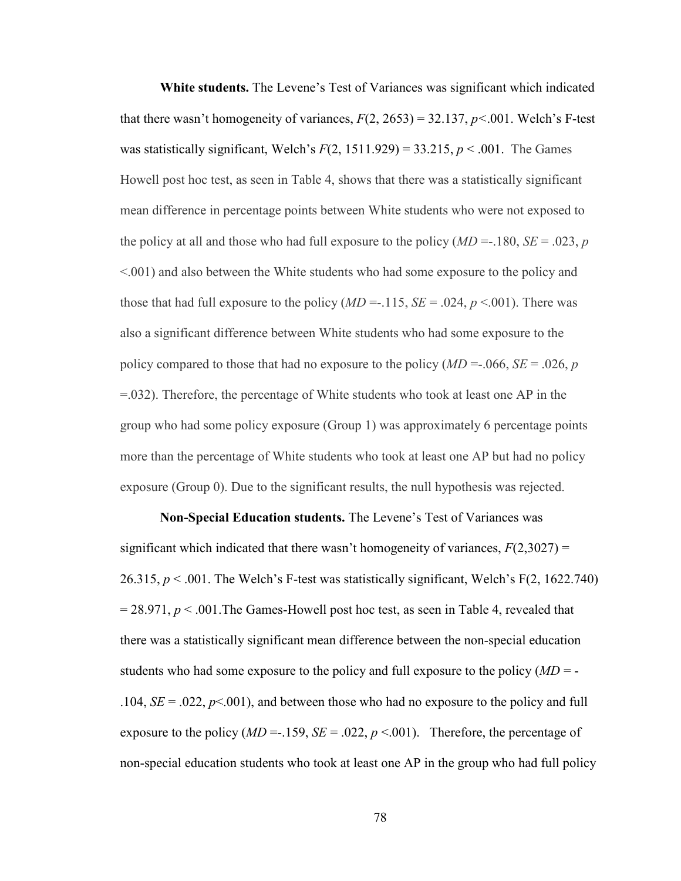**White students.** The Levene's Test of Variances was significant which indicated that there wasn't homogeneity of variances, $F(2, 2653) = 32.137$, $p<.001$. Welch's F-test was statistically significant, Welch's $F(2, 1511.929) = 33.215$, $p < .001$. The Games Howell post hoc test, as seen in Table 4, shows that there was a statistically significant mean difference in percentage points between White students who were not exposed to the policy at all and those who had full exposure to the policy ($MD$ =-.180, $SE$ = .023, $p$ <.001) and also between the White students who had some exposure to the policy and those that had full exposure to the policy ($MD$ =-.115, $SE$ = .024, $p$ <.001). There was also a significant difference between White students who had some exposure to the policy compared to those that had no exposure to the policy ($MD$ =-.066, $SE$ = .026, $p$ =.032). Therefore, the percentage of White students who took at least one AP in the group who had some policy exposure (Group 1) was approximately 6 percentage points more than the percentage of White students who took at least one AP but had no policy exposure (Group 0). Due to the significant results, the null hypothesis was rejected.

**Non-Special Education students.** The Levene's Test of Variances was significant which indicated that there wasn't homogeneity of variances, $F(2,3027) = 26.315$, $p < .001$. The Welch's F-test was statistically significant, Welch's $F(2, 1622.740) = 28.971$, $p < .001$.The Games-Howell post hoc test, as seen in Table 4, revealed that there was a statistically significant mean difference between the non-special education students who had some exposure to the policy and full exposure to the policy ($MD$ = -.104, $SE$ = .022, $p$<.001), and between those who had no exposure to the policy and full exposure to the policy ($MD$ =-.159, $SE$ = .022, $p$ <.001). Therefore, the percentage of non-special education students who took at least one AP in the group who had full policy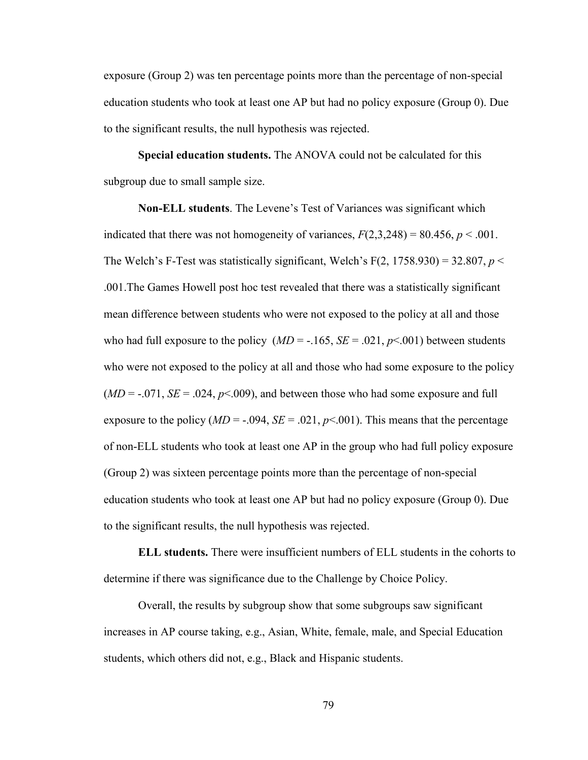exposure (Group 2) was ten percentage points more than the percentage of non-special education students who took at least one AP but had no policy exposure (Group 0). Due to the significant results, the null hypothesis was rejected.

**Special education students.** The ANOVA could not be calculated for this subgroup due to small sample size.

**Non-ELL students**. The Levene's Test of Variances was significant which indicated that there was not homogeneity of variances, $F(2,3,248) = 80.456$, $p < .001$. The Welch's F-Test was statistically significant, Welch's $F(2, 1758.930) = 32.807$, $p < .001$.The Games Howell post hoc test revealed that there was a statistically significant mean difference between students who were not exposed to the policy at all and those who had full exposure to the policy ($MD = -.165$, $SE = .021$, $p<.001$) between students who were not exposed to the policy at all and those who had some exposure to the policy ($MD = -.071$, $SE = .024$, $p<.009$), and between those who had some exposure and full exposure to the policy ($MD = -.094$, $SE = .021$, $p<.001$). This means that the percentage of non-ELL students who took at least one AP in the group who had full policy exposure (Group 2) was sixteen percentage points more than the percentage of non-special education students who took at least one AP but had no policy exposure (Group 0). Due to the significant results, the null hypothesis was rejected.

**ELL students.** There were insufficient numbers of ELL students in the cohorts to determine if there was significance due to the Challenge by Choice Policy.

Overall, the results by subgroup show that some subgroups saw significant increases in AP course taking, e.g., Asian, White, female, male, and Special Education students, which others did not, e.g., Black and Hispanic students.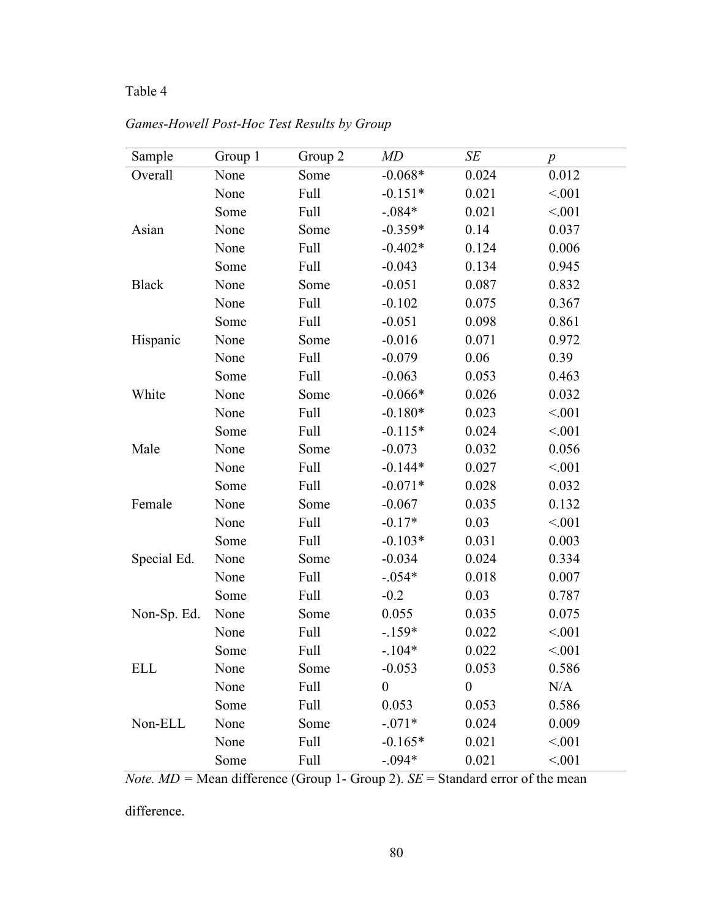Table 4

*Games-Howell Post-Hoc Test Results by Group*

| Sample | Group 1 | Group 2 | *MD* | *SE* | *p* |
|---|---|---|---|---|---|
| Overall | None | Some | -0.068* | 0.024 | 0.012 |
| | None | Full | -0.151* | 0.021 | <.001 |
| | Some | Full | -.084* | 0.021 | <.001 |
| Asian | None | Some | -0.359* | 0.14 | 0.037 |
| | None | Full | -0.402* | 0.124 | 0.006 |
| | Some | Full | -0.043 | 0.134 | 0.945 |
| Black | None | Some | -0.051 | 0.087 | 0.832 |
| | None | Full | -0.102 | 0.075 | 0.367 |
| | Some | Full | -0.051 | 0.098 | 0.861 |
| Hispanic | None | Some | -0.016 | 0.071 | 0.972 |
| | None | Full | -0.079 | 0.06 | 0.39 |
| | Some | Full | -0.063 | 0.053 | 0.463 |
| White | None | Some | -0.066* | 0.026 | 0.032 |
| | None | Full | -0.180* | 0.023 | <.001 |
| | Some | Full | -0.115* | 0.024 | <.001 |
| Male | None | Some | -0.073 | 0.032 | 0.056 |
| | None | Full | -0.144* | 0.027 | <.001 |
| | Some | Full | -0.071* | 0.028 | 0.032 |
| Female | None | Some | -0.067 | 0.035 | 0.132 |
| | None | Full | -0.17* | 0.03 | <.001 |
| | Some | Full | -0.103* | 0.031 | 0.003 |
| Special Ed. | None | Some | -0.034 | 0.024 | 0.334 |
| | None | Full | -.054* | 0.018 | 0.007 |
| | Some | Full | -0.2 | 0.03 | 0.787 |
| Non-Sp. Ed. | None | Some | 0.055 | 0.035 | 0.075 |
| | None | Full | -.159* | 0.022 | <.001 |
| | Some | Full | -.104* | 0.022 | <.001 |
| ELL | None | Some | -0.053 | 0.053 | 0.586 |
| | None | Full | 0 | 0 | N/A |
| | Some | Full | 0.053 | 0.053 | 0.586 |
| Non-ELL | None | Some | -.071* | 0.024 | 0.009 |
| | None | Full | -0.165* | 0.021 | <.001 |
| | Some | Full | -.094* | 0.021 | <.001 |

*Note. MD* = Mean difference (Group 1- Group 2). *SE* = Standard error of the mean difference.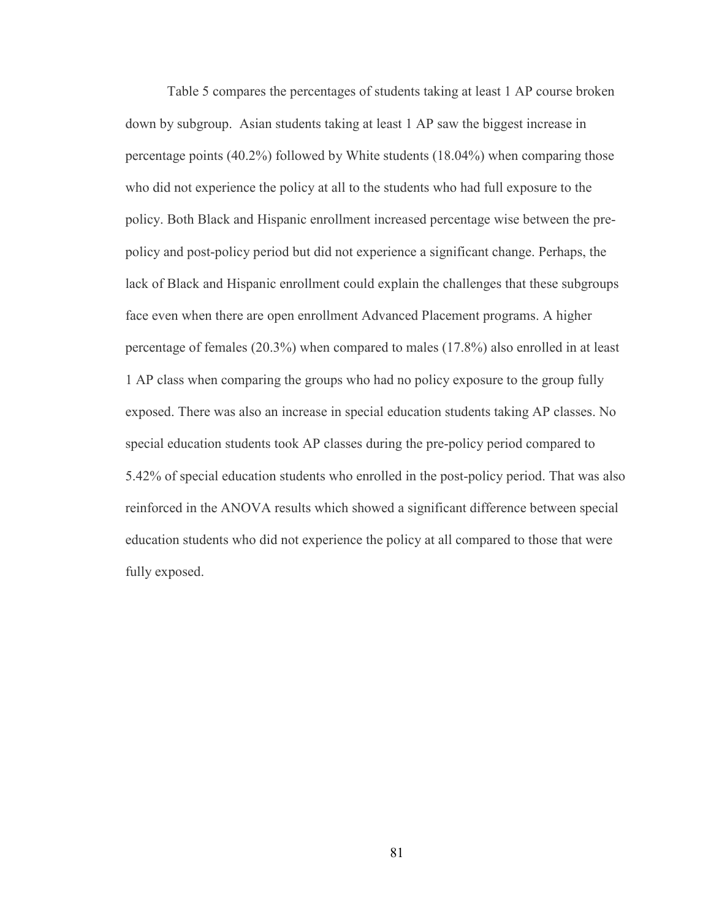Table 5 compares the percentages of students taking at least 1 AP course broken down by subgroup. Asian students taking at least 1 AP saw the biggest increase in percentage points (40.2%) followed by White students (18.04%) when comparing those who did not experience the policy at all to the students who had full exposure to the policy. Both Black and Hispanic enrollment increased percentage wise between the pre-policy and post-policy period but did not experience a significant change. Perhaps, the lack of Black and Hispanic enrollment could explain the challenges that these subgroups face even when there are open enrollment Advanced Placement programs. A higher percentage of females (20.3%) when compared to males (17.8%) also enrolled in at least 1 AP class when comparing the groups who had no policy exposure to the group fully exposed. There was also an increase in special education students taking AP classes. No special education students took AP classes during the pre-policy period compared to 5.42% of special education students who enrolled in the post-policy period. That was also reinforced in the ANOVA results which showed a significant difference between special education students who did not experience the policy at all compared to those that were fully exposed.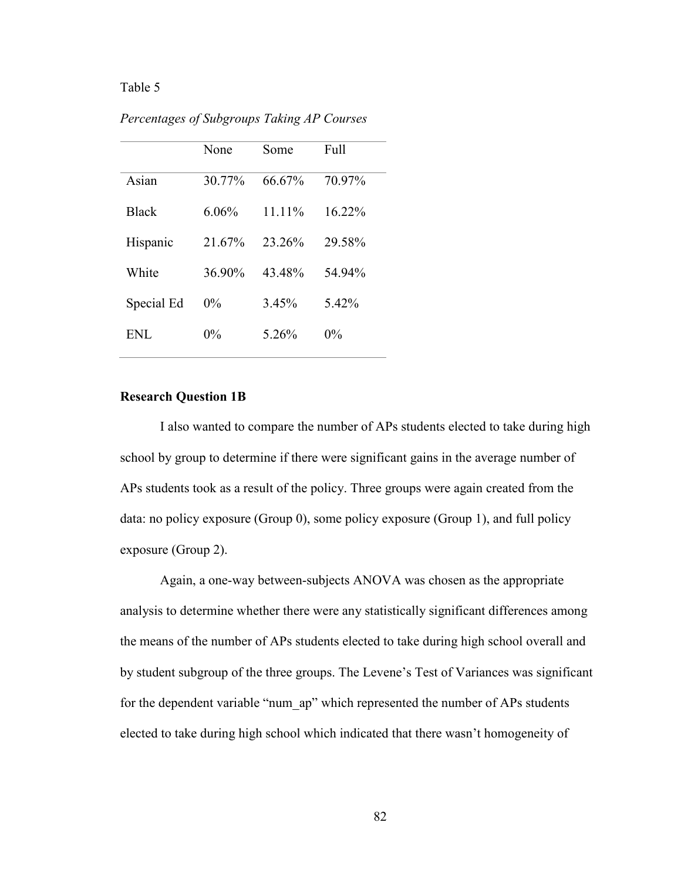Table 5

*Percentages of Subgroups Taking AP Courses*

| | None | Some | Full |
|---|---|---|---|
| Asian | 30.77% | 66.67% | 70.97% |
| Black | 6.06% | 11.11% | 16.22% |
| Hispanic | 21.67% | 23.26% | 29.58% |
| White | 36.90% | 43.48% | 54.94% |
| Special Ed | 0% | 3.45% | 5.42% |
| ENL | 0% | 5.26% | 0% |

**Research Question 1B**

I also wanted to compare the number of APs students elected to take during high school by group to determine if there were significant gains in the average number of APs students took as a result of the policy. Three groups were again created from the data: no policy exposure (Group 0), some policy exposure (Group 1), and full policy exposure (Group 2).

Again, a one-way between-subjects ANOVA was chosen as the appropriate analysis to determine whether there were any statistically significant differences among the means of the number of APs students elected to take during high school overall and by student subgroup of the three groups. The Levene's Test of Variances was significant for the dependent variable "num_ap" which represented the number of APs students elected to take during high school which indicated that there wasn't homogeneity of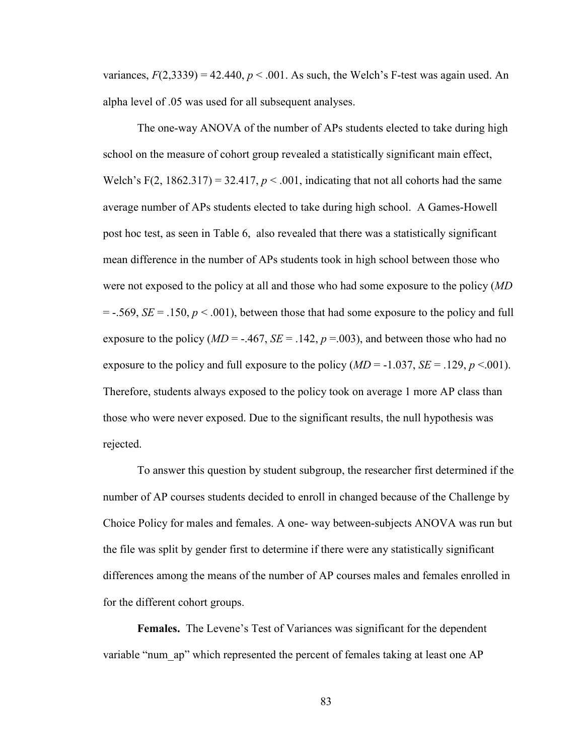variances, $F(2,3339) = 42.440$, $p < .001$. As such, the Welch's F-test was again used. An alpha level of .05 was used for all subsequent analyses.

The one-way ANOVA of the number of APs students elected to take during high school on the measure of cohort group revealed a statistically significant main effect, Welch's $F(2, 1862.317) = 32.417$, $p < .001$, indicating that not all cohorts had the same average number of APs students elected to take during high school. A Games-Howell post hoc test, as seen in Table 6, also revealed that there was a statistically significant mean difference in the number of APs students took in high school between those who were not exposed to the policy at all and those who had some exposure to the policy ($MD = -.569$, $SE = .150$, $p < .001$), between those that had some exposure to the policy and full exposure to the policy ($MD = -.467$, $SE = .142$, $p = .003$), and between those who had no exposure to the policy and full exposure to the policy ($MD = -1.037$, $SE = .129$, $p < .001$). Therefore, students always exposed to the policy took on average 1 more AP class than those who were never exposed. Due to the significant results, the null hypothesis was rejected.

To answer this question by student subgroup, the researcher first determined if the number of AP courses students decided to enroll in changed because of the Challenge by Choice Policy for males and females. A one- way between-subjects ANOVA was run but the file was split by gender first to determine if there were any statistically significant differences among the means of the number of AP courses males and females enrolled in for the different cohort groups.

**Females.** The Levene's Test of Variances was significant for the dependent variable "num_ap" which represented the percent of females taking at least one AP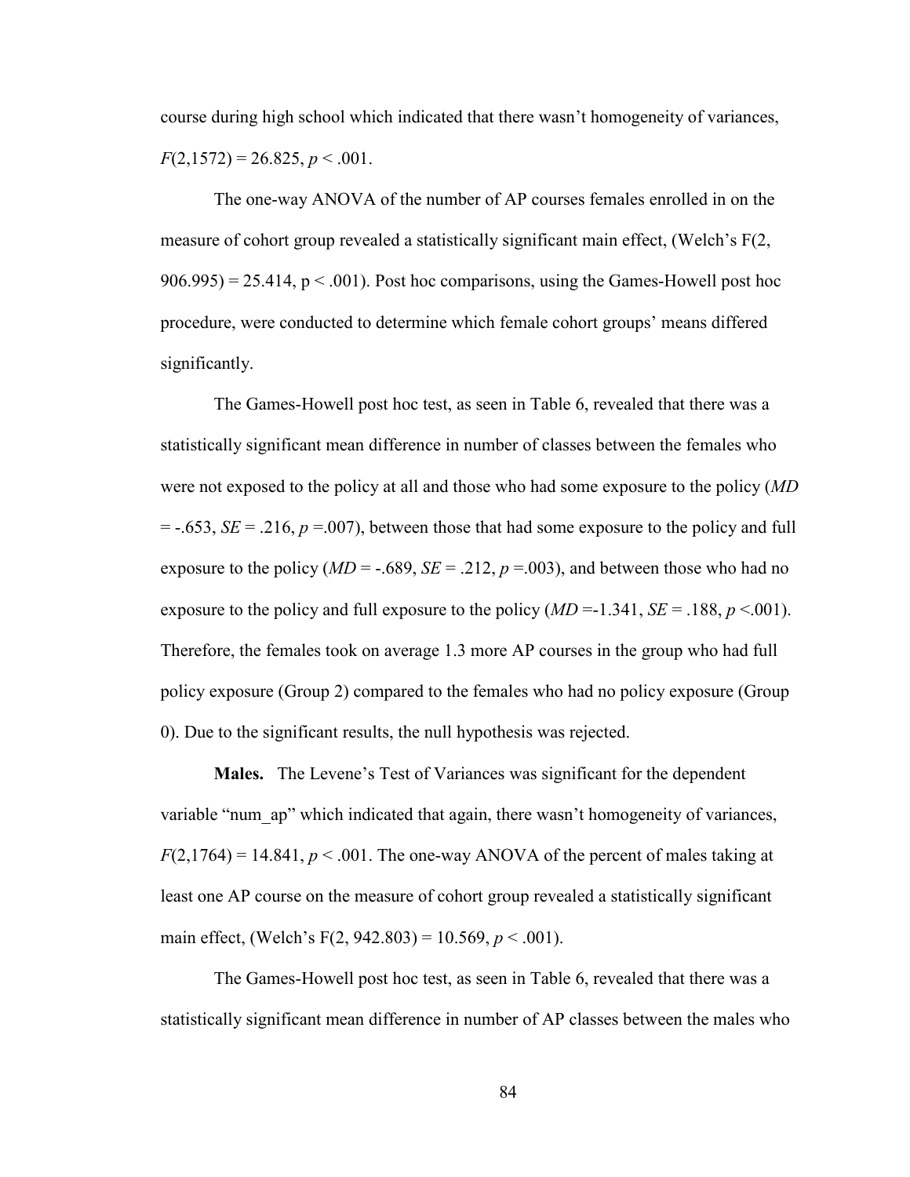course during high school which indicated that there wasn't homogeneity of variances, $F(2,1572) = 26.825$, $p < .001$.

The one-way ANOVA of the number of AP courses females enrolled in on the measure of cohort group revealed a statistically significant main effect, (Welch's $F(2, 906.995) = 25.414$, $p < .001$). Post hoc comparisons, using the Games-Howell post hoc procedure, were conducted to determine which female cohort groups' means differed significantly.

The Games-Howell post hoc test, as seen in Table 6, revealed that there was a statistically significant mean difference in number of classes between the females who were not exposed to the policy at all and those who had some exposure to the policy ($MD = -.653$, $SE = .216$, $p = .007$), between those that had some exposure to the policy and full exposure to the policy ($MD = -.689$, $SE = .212$, $p = .003$), and between those who had no exposure to the policy and full exposure to the policy ($MD = -1.341$, $SE = .188$, $p < .001$). Therefore, the females took on average 1.3 more AP courses in the group who had full policy exposure (Group 2) compared to the females who had no policy exposure (Group 0). Due to the significant results, the null hypothesis was rejected.

**Males.** The Levene's Test of Variances was significant for the dependent variable "num_ap" which indicated that again, there wasn't homogeneity of variances, $F(2,1764) = 14.841$, $p < .001$. The one-way ANOVA of the percent of males taking at least one AP course on the measure of cohort group revealed a statistically significant main effect, (Welch's $F(2, 942.803) = 10.569$, $p < .001$).

The Games-Howell post hoc test, as seen in Table 6, revealed that there was a statistically significant mean difference in number of AP classes between the males who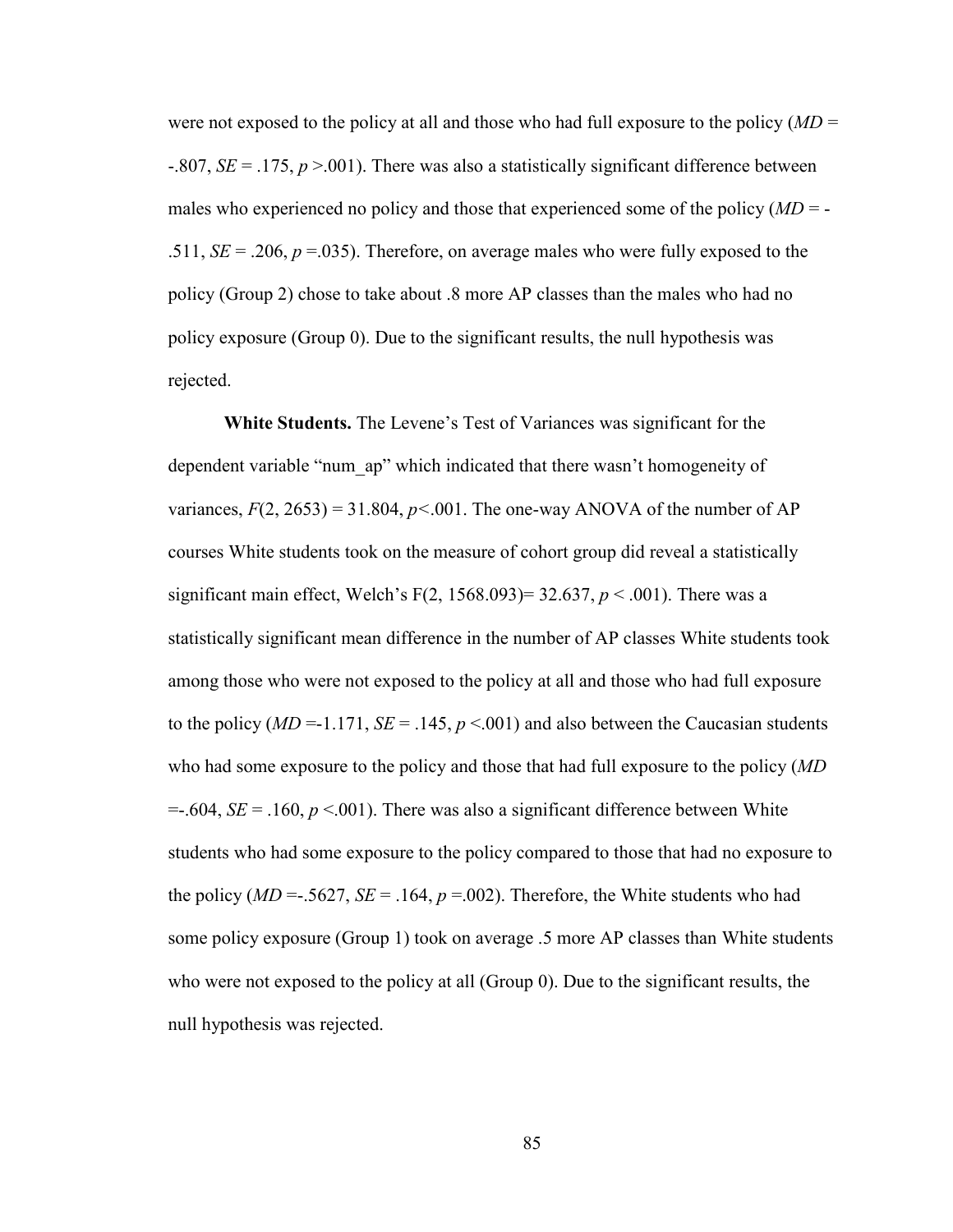were not exposed to the policy at all and those who had full exposure to the policy (*MD* = -.807, *SE* = .175, $p$ >.001). There was also a statistically significant difference between males who experienced no policy and those that experienced some of the policy (*MD* = -.511, *SE* = .206, $p$ =.035). Therefore, on average males who were fully exposed to the policy (Group 2) chose to take about .8 more AP classes than the males who had no policy exposure (Group 0). Due to the significant results, the null hypothesis was rejected.

**White Students.** The Levene's Test of Variances was significant for the dependent variable "num_ap" which indicated that there wasn't homogeneity of variances, $F(2, 2653) = 31.804$, $p<.001$. The one-way ANOVA of the number of AP courses White students took on the measure of cohort group did reveal a statistically significant main effect, Welch's F(2, 1568.093)= 32.637, $p < .001$). There was a statistically significant mean difference in the number of AP classes White students took among those who were not exposed to the policy at all and those who had full exposure to the policy (*MD* =-1.171, *SE* = .145, $p$ <.001) and also between the Caucasian students who had some exposure to the policy and those that had full exposure to the policy (*MD* =-.604, *SE* = .160, $p$ <.001). There was also a significant difference between White students who had some exposure to the policy compared to those that had no exposure to the policy (*MD* =-.5627, *SE* = .164, $p$ =.002). Therefore, the White students who had some policy exposure (Group 1) took on average .5 more AP classes than White students who were not exposed to the policy at all (Group 0). Due to the significant results, the null hypothesis was rejected.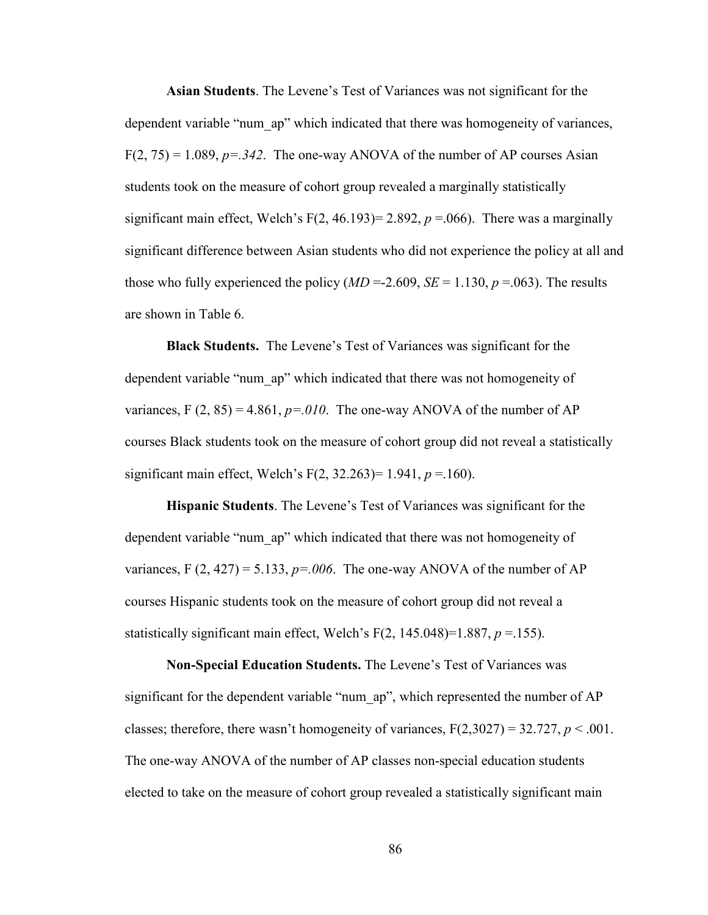**Asian Students**. The Levene's Test of Variances was not significant for the dependent variable "num_ap" which indicated that there was homogeneity of variances, $F(2, 75) = 1.089$, $p=.342$. The one-way ANOVA of the number of AP courses Asian students took on the measure of cohort group revealed a marginally statistically significant main effect, Welch's $F(2, 46.193)= 2.892$, $p$ =.066). There was a marginally significant difference between Asian students who did not experience the policy at all and those who fully experienced the policy ($MD$ =-2.609, $SE$ = 1.130, $p$ =.063). The results are shown in Table 6.

**Black Students.** The Levene's Test of Variances was significant for the dependent variable "num_ap" which indicated that there was not homogeneity of variances, $F (2, 85) = 4.861$, $p=.010$. The one-way ANOVA of the number of AP courses Black students took on the measure of cohort group did not reveal a statistically significant main effect, Welch's $F(2, 32.263)= 1.941$, $p$ =.160).

**Hispanic Students**. The Levene's Test of Variances was significant for the dependent variable "num_ap" which indicated that there was not homogeneity of variances, $F (2, 427) = 5.133$, $p=.006$. The one-way ANOVA of the number of AP courses Hispanic students took on the measure of cohort group did not reveal a statistically significant main effect, Welch's $F(2, 145.048)=1.887$, $p$ =.155).

**Non-Special Education Students.** The Levene's Test of Variances was significant for the dependent variable "num_ap", which represented the number of AP classes; therefore, there wasn't homogeneity of variances, $F(2,3027) = 32.727$, $p < .001$. The one-way ANOVA of the number of AP classes non-special education students elected to take on the measure of cohort group revealed a statistically significant main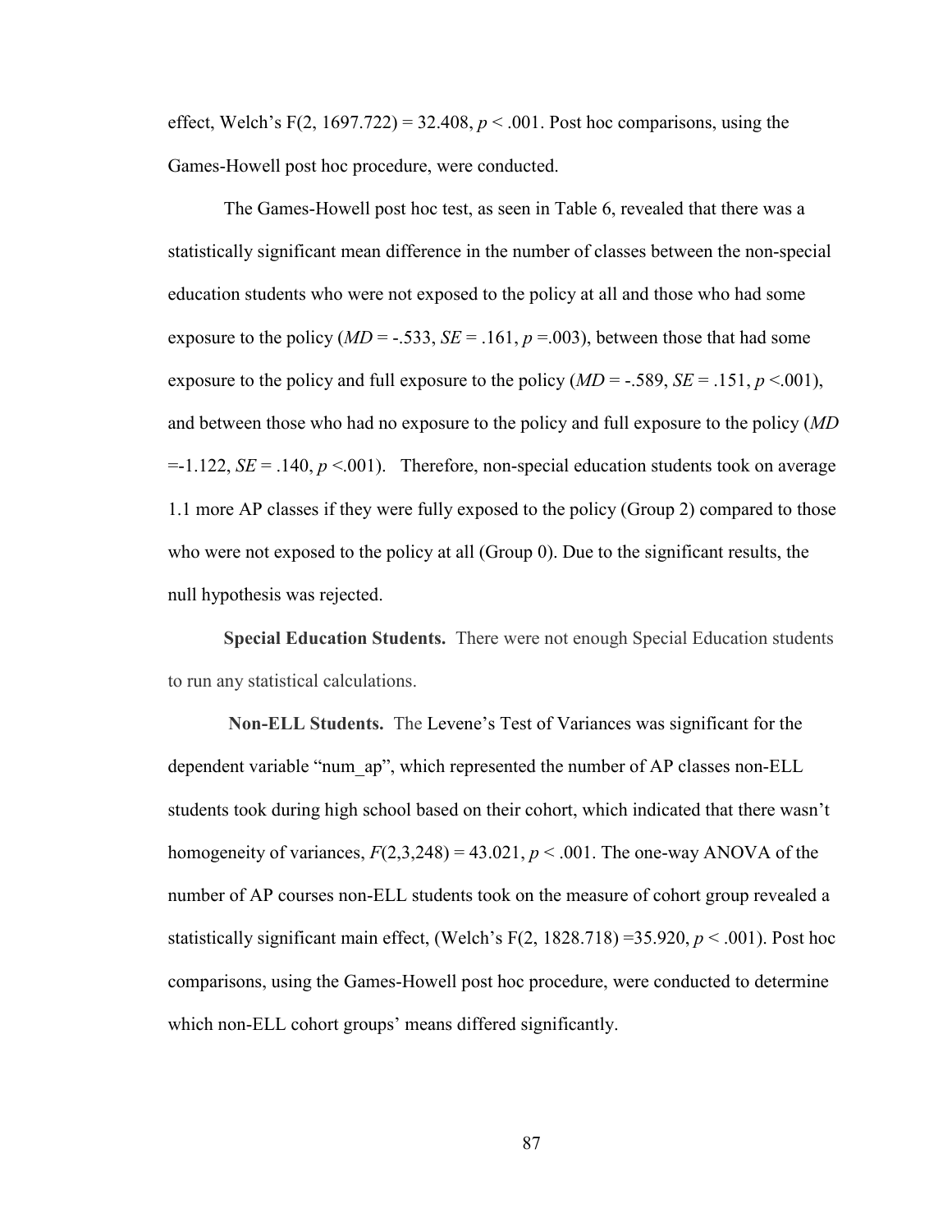effect, Welch's $F(2, 1697.722) = 32.408$, $p < .001$. Post hoc comparisons, using the Games-Howell post hoc procedure, were conducted.

The Games-Howell post hoc test, as seen in Table 6, revealed that there was a statistically significant mean difference in the number of classes between the non-special education students who were not exposed to the policy at all and those who had some exposure to the policy ($MD = -.533$, $SE = .161$, $p = .003$), between those that had some exposure to the policy and full exposure to the policy ($MD = -.589$, $SE = .151$, $p < .001$), and between those who had no exposure to the policy and full exposure to the policy ($MD = -1.122$, $SE = .140$, $p < .001$). Therefore, non-special education students took on average 1.1 more AP classes if they were fully exposed to the policy (Group 2) compared to those who were not exposed to the policy at all (Group 0). Due to the significant results, the null hypothesis was rejected.

**Special Education Students.** There were not enough Special Education students to run any statistical calculations.

**Non-ELL Students.** The Levene's Test of Variances was significant for the dependent variable "num_ap", which represented the number of AP classes non-ELL students took during high school based on their cohort, which indicated that there wasn't homogeneity of variances, $F(2,3,248) = 43.021$, $p < .001$. The one-way ANOVA of the number of AP courses non-ELL students took on the measure of cohort group revealed a statistically significant main effect, (Welch's $F(2, 1828.718) = 35.920$, $p < .001$). Post hoc comparisons, using the Games-Howell post hoc procedure, were conducted to determine which non-ELL cohort groups' means differed significantly.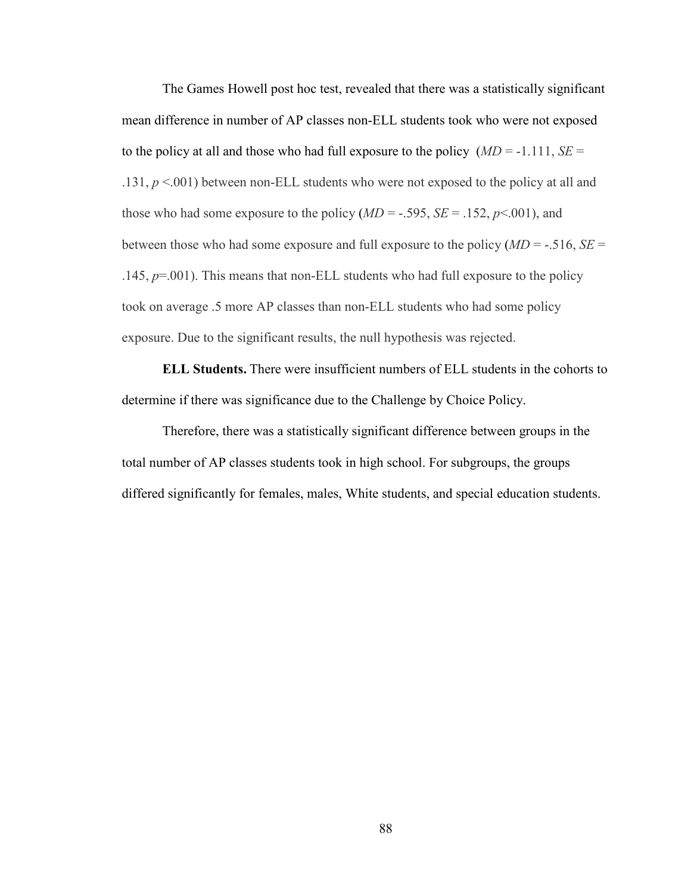The Games Howell post hoc test, revealed that there was a statistically significant mean difference in number of AP classes non-ELL students took who were not exposed to the policy at all and those who had full exposure to the policy ($MD$ = -1.111, $SE$ = .131, $p$ <.001) between non-ELL students who were not exposed to the policy at all and those who had some exposure to the policy ($MD$ = -.595, $SE$ = .152, $p$<.001), and between those who had some exposure and full exposure to the policy ($MD$ = -.516, $SE$ = .145, $p$=.001). This means that non-ELL students who had full exposure to the policy took on average .5 more AP classes than non-ELL students who had some policy exposure. Due to the significant results, the null hypothesis was rejected.

**ELL Students.** There were insufficient numbers of ELL students in the cohorts to determine if there was significance due to the Challenge by Choice Policy.

Therefore, there was a statistically significant difference between groups in the total number of AP classes students took in high school. For subgroups, the groups differed significantly for females, males, White students, and special education students.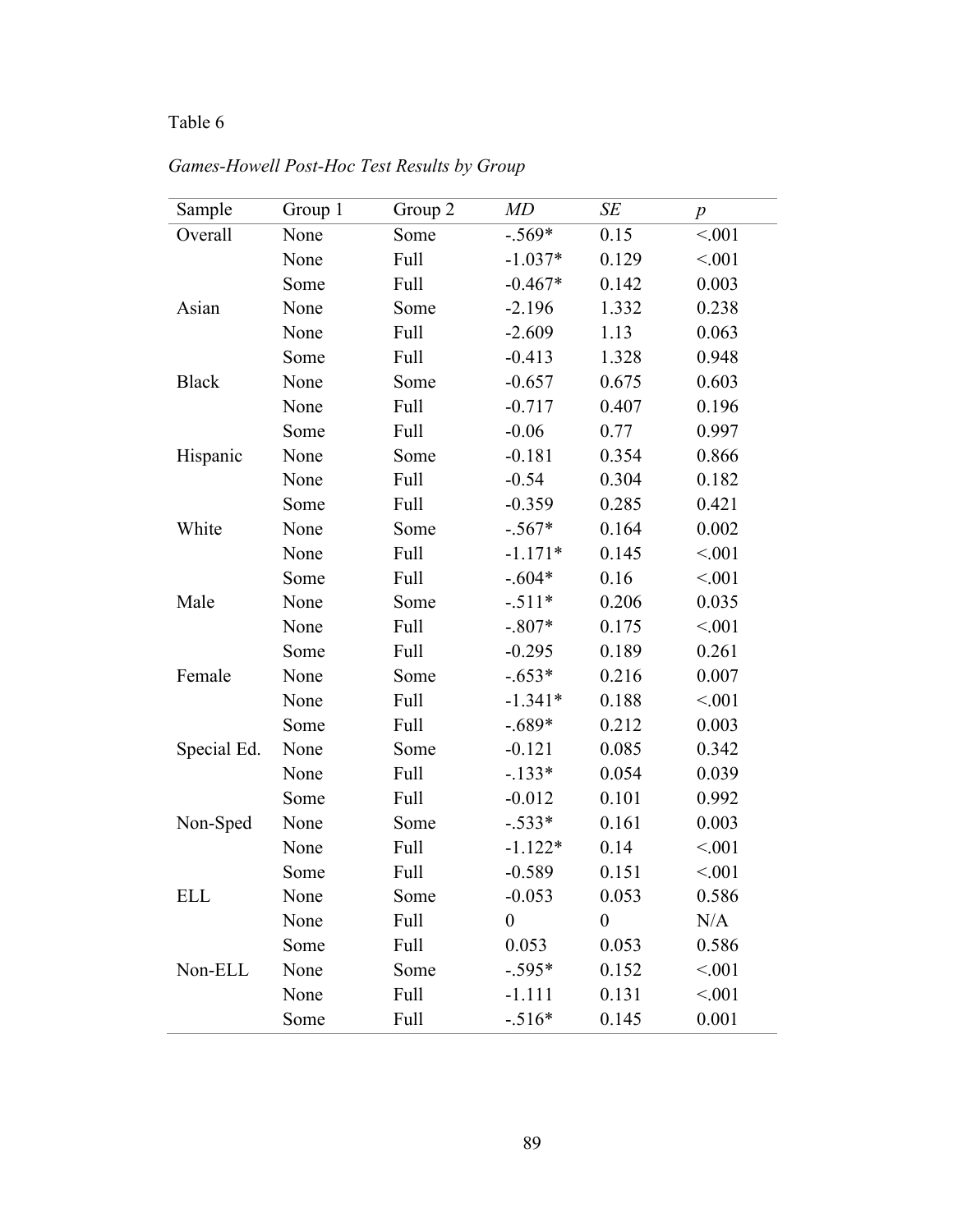Table 6

*Games-Howell Post-Hoc Test Results by Group*

| Sample | Group 1 | Group 2 | *MD* | *SE* | *p* |
|---|---|---|---|---|---|
| Overall | None | Some | -.569* | 0.15 | <.001 |
| | None | Full | -1.037* | 0.129 | <.001 |
| | Some | Full | -0.467* | 0.142 | 0.003 |
| Asian | None | Some | -2.196 | 1.332 | 0.238 |
| | None | Full | -2.609 | 1.13 | 0.063 |
| | Some | Full | -0.413 | 1.328 | 0.948 |
| Black | None | Some | -0.657 | 0.675 | 0.603 |
| | None | Full | -0.717 | 0.407 | 0.196 |
| | Some | Full | -0.06 | 0.77 | 0.997 |
| Hispanic | None | Some | -0.181 | 0.354 | 0.866 |
| | None | Full | -0.54 | 0.304 | 0.182 |
| | Some | Full | -0.359 | 0.285 | 0.421 |
| White | None | Some | -.567* | 0.164 | 0.002 |
| | None | Full | -1.171* | 0.145 | <.001 |
| | Some | Full | -.604* | 0.16 | <.001 |
| Male | None | Some | -.511* | 0.206 | 0.035 |
| | None | Full | -.807* | 0.175 | <.001 |
| | Some | Full | -0.295 | 0.189 | 0.261 |
| Female | None | Some | -.653* | 0.216 | 0.007 |
| | None | Full | -1.341* | 0.188 | <.001 |
| | Some | Full | -.689* | 0.212 | 0.003 |
| Special Ed. | None | Some | -0.121 | 0.085 | 0.342 |
| | None | Full | -.133* | 0.054 | 0.039 |
| | Some | Full | -0.012 | 0.101 | 0.992 |
| Non-Sped | None | Some | -.533* | 0.161 | 0.003 |
| | None | Full | -1.122* | 0.14 | <.001 |
| | Some | Full | -0.589 | 0.151 | <.001 |
| ELL | None | Some | -0.053 | 0.053 | 0.586 |
| | None | Full | 0 | 0 | N/A |
| | Some | Full | 0.053 | 0.053 | 0.586 |
| Non-ELL | None | Some | -.595* | 0.152 | <.001 |
| | None | Full | -1.111 | 0.131 | <.001 |
| | Some | Full | -.516* | 0.145 | 0.001 |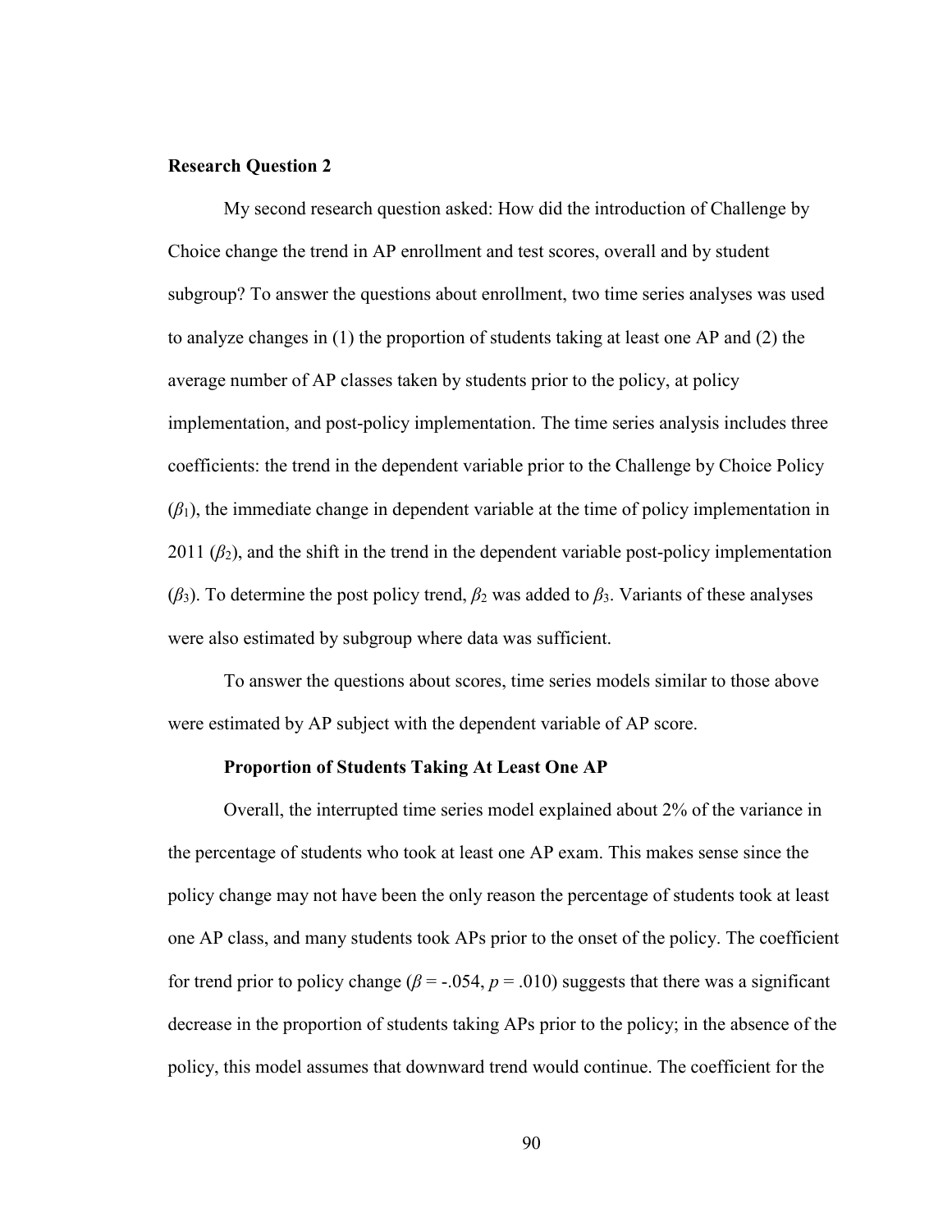**Research Question 2**

My second research question asked: How did the introduction of Challenge by Choice change the trend in AP enrollment and test scores, overall and by student subgroup? To answer the questions about enrollment, two time series analyses was used to analyze changes in (1) the proportion of students taking at least one AP and (2) the average number of AP classes taken by students prior to the policy, at policy implementation, and post-policy implementation. The time series analysis includes three coefficients: the trend in the dependent variable prior to the Challenge by Choice Policy ($\beta_1$), the immediate change in dependent variable at the time of policy implementation in 2011 ($\beta_2$), and the shift in the trend in the dependent variable post-policy implementation ($\beta_3$). To determine the post policy trend, $\beta_2$ was added to $\beta_3$. Variants of these analyses were also estimated by subgroup where data was sufficient.

To answer the questions about scores, time series models similar to those above were estimated by AP subject with the dependent variable of AP score.

**Proportion of Students Taking At Least One AP**

Overall, the interrupted time series model explained about 2% of the variance in the percentage of students who took at least one AP exam. This makes sense since the policy change may not have been the only reason the percentage of students took at least one AP class, and many students took APs prior to the onset of the policy. The coefficient for trend prior to policy change ($\beta$ = -.054, $p$ = .010) suggests that there was a significant decrease in the proportion of students taking APs prior to the policy; in the absence of the policy, this model assumes that downward trend would continue. The coefficient for the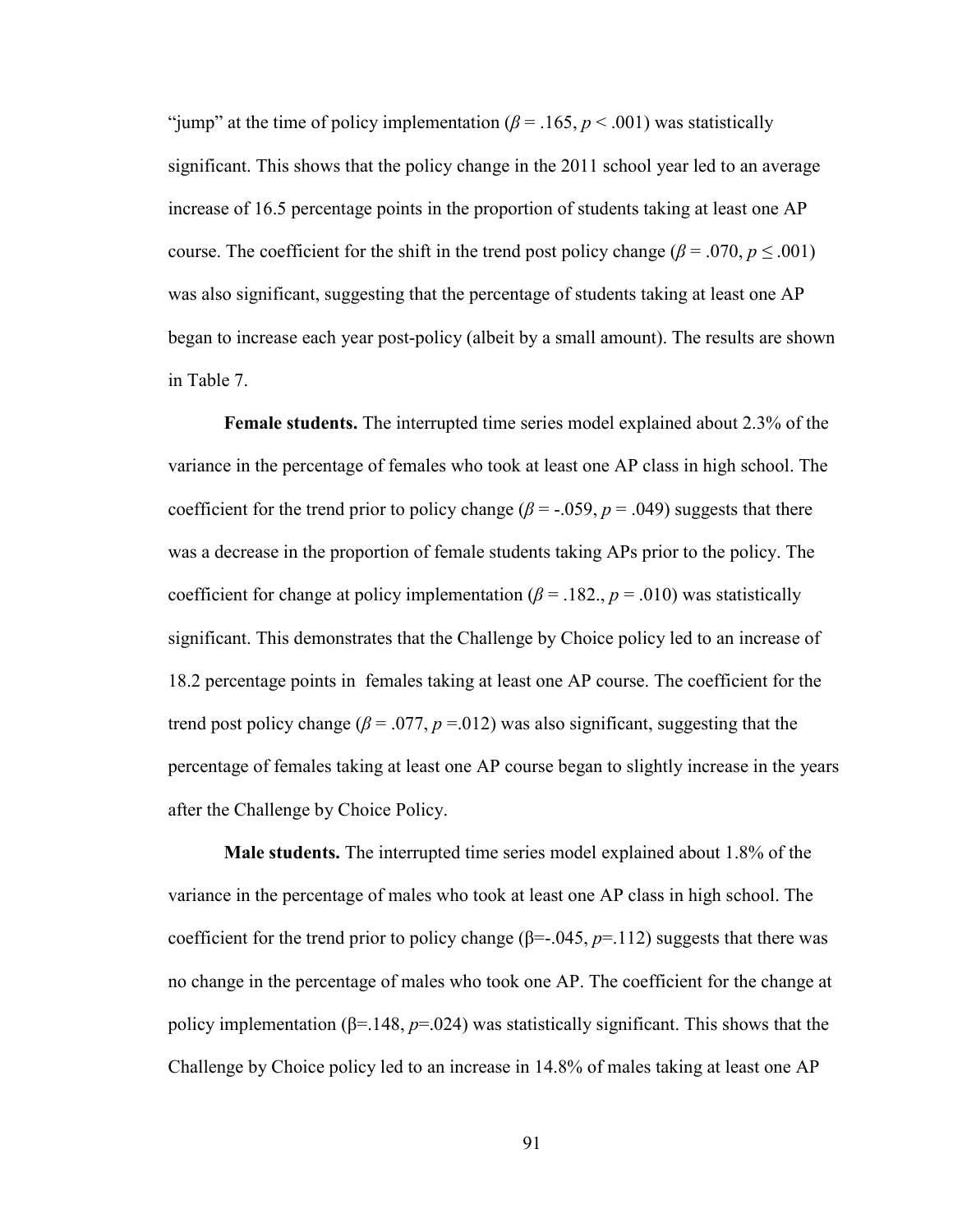"jump" at the time of policy implementation ($\beta = .165$, $p < .001$) was statistically significant. This shows that the policy change in the 2011 school year led to an average increase of 16.5 percentage points in the proportion of students taking at least one AP course. The coefficient for the shift in the trend post policy change ($\beta = .070$, $p \leq .001$) was also significant, suggesting that the percentage of students taking at least one AP began to increase each year post-policy (albeit by a small amount). The results are shown in Table 7.

**Female students.** The interrupted time series model explained about 2.3% of the variance in the percentage of females who took at least one AP class in high school. The coefficient for the trend prior to policy change ($\beta = -.059$, $p = .049$) suggests that there was a decrease in the proportion of female students taking APs prior to the policy. The coefficient for change at policy implementation ($\beta = .182.$, $p = .010$) was statistically significant. This demonstrates that the Challenge by Choice policy led to an increase of 18.2 percentage points in females taking at least one AP course. The coefficient for the trend post policy change ($\beta = .077$, $p = .012$) was also significant, suggesting that the percentage of females taking at least one AP course began to slightly increase in the years after the Challenge by Choice Policy.

**Male students.** The interrupted time series model explained about 1.8% of the variance in the percentage of males who took at least one AP class in high school. The coefficient for the trend prior to policy change ($\beta$=-.045, $p$=.112) suggests that there was no change in the percentage of males who took one AP. The coefficient for the change at policy implementation ($\beta$=.148, $p$=.024) was statistically significant. This shows that the Challenge by Choice policy led to an increase in 14.8% of males taking at least one AP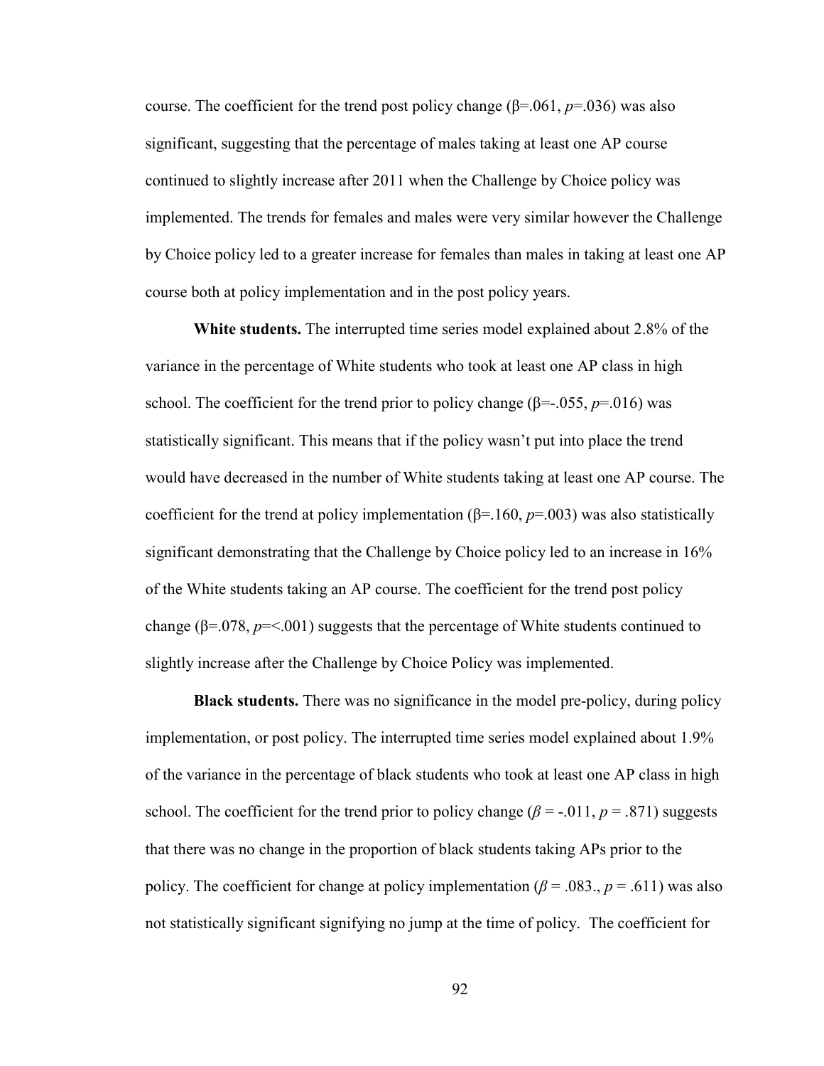course. The coefficient for the trend post policy change ($\beta$=.061, $p$=.036) was also significant, suggesting that the percentage of males taking at least one AP course continued to slightly increase after 2011 when the Challenge by Choice policy was implemented. The trends for females and males were very similar however the Challenge by Choice policy led to a greater increase for females than males in taking at least one AP course both at policy implementation and in the post policy years.

**White students.** The interrupted time series model explained about 2.8% of the variance in the percentage of White students who took at least one AP class in high school. The coefficient for the trend prior to policy change ($\beta$=-.055, $p$=.016) was statistically significant. This means that if the policy wasn't put into place the trend would have decreased in the number of White students taking at least one AP course. The coefficient for the trend at policy implementation ($\beta$=.160, $p$=.003) was also statistically significant demonstrating that the Challenge by Choice policy led to an increase in 16% of the White students taking an AP course. The coefficient for the trend post policy change ($\beta$=.078, $p$=<.001) suggests that the percentage of White students continued to slightly increase after the Challenge by Choice Policy was implemented.

**Black students.** There was no significance in the model pre-policy, during policy implementation, or post policy. The interrupted time series model explained about 1.9% of the variance in the percentage of black students who took at least one AP class in high school. The coefficient for the trend prior to policy change ($\beta$ = -.011, $p$ = .871) suggests that there was no change in the proportion of black students taking APs prior to the policy. The coefficient for change at policy implementation ($\beta$ = .083., $p$ = .611) was also not statistically significant signifying no jump at the time of policy. The coefficient for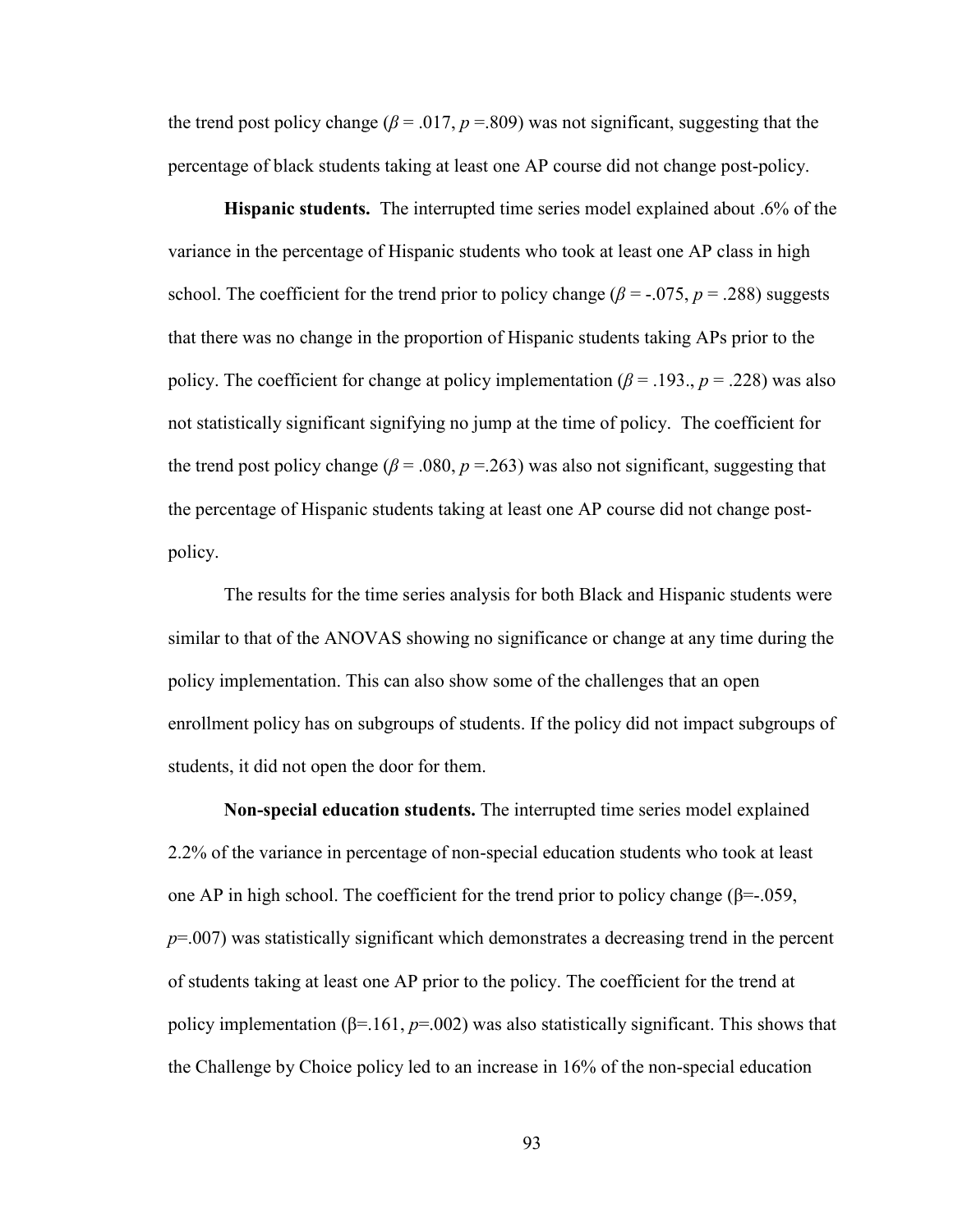the trend post policy change ($\beta$ = .017, $p$ =.809) was not significant, suggesting that the percentage of black students taking at least one AP course did not change post-policy.

**Hispanic students.** The interrupted time series model explained about .6% of the variance in the percentage of Hispanic students who took at least one AP class in high school. The coefficient for the trend prior to policy change ($\beta$ = -.075, $p$ = .288) suggests that there was no change in the proportion of Hispanic students taking APs prior to the policy. The coefficient for change at policy implementation ($\beta$ = .193., $p$ = .228) was also not statistically significant signifying no jump at the time of policy. The coefficient for the trend post policy change ($\beta$ = .080, $p$ =.263) was also not significant, suggesting that the percentage of Hispanic students taking at least one AP course did not change post-policy.

The results for the time series analysis for both Black and Hispanic students were similar to that of the ANOVAS showing no significance or change at any time during the policy implementation. This can also show some of the challenges that an open enrollment policy has on subgroups of students. If the policy did not impact subgroups of students, it did not open the door for them.

**Non-special education students.** The interrupted time series model explained 2.2% of the variance in percentage of non-special education students who took at least one AP in high school. The coefficient for the trend prior to policy change ($\beta$=-.059, $p$=.007) was statistically significant which demonstrates a decreasing trend in the percent of students taking at least one AP prior to the policy. The coefficient for the trend at policy implementation ($\beta$=.161, $p$=.002) was also statistically significant. This shows that the Challenge by Choice policy led to an increase in 16% of the non-special education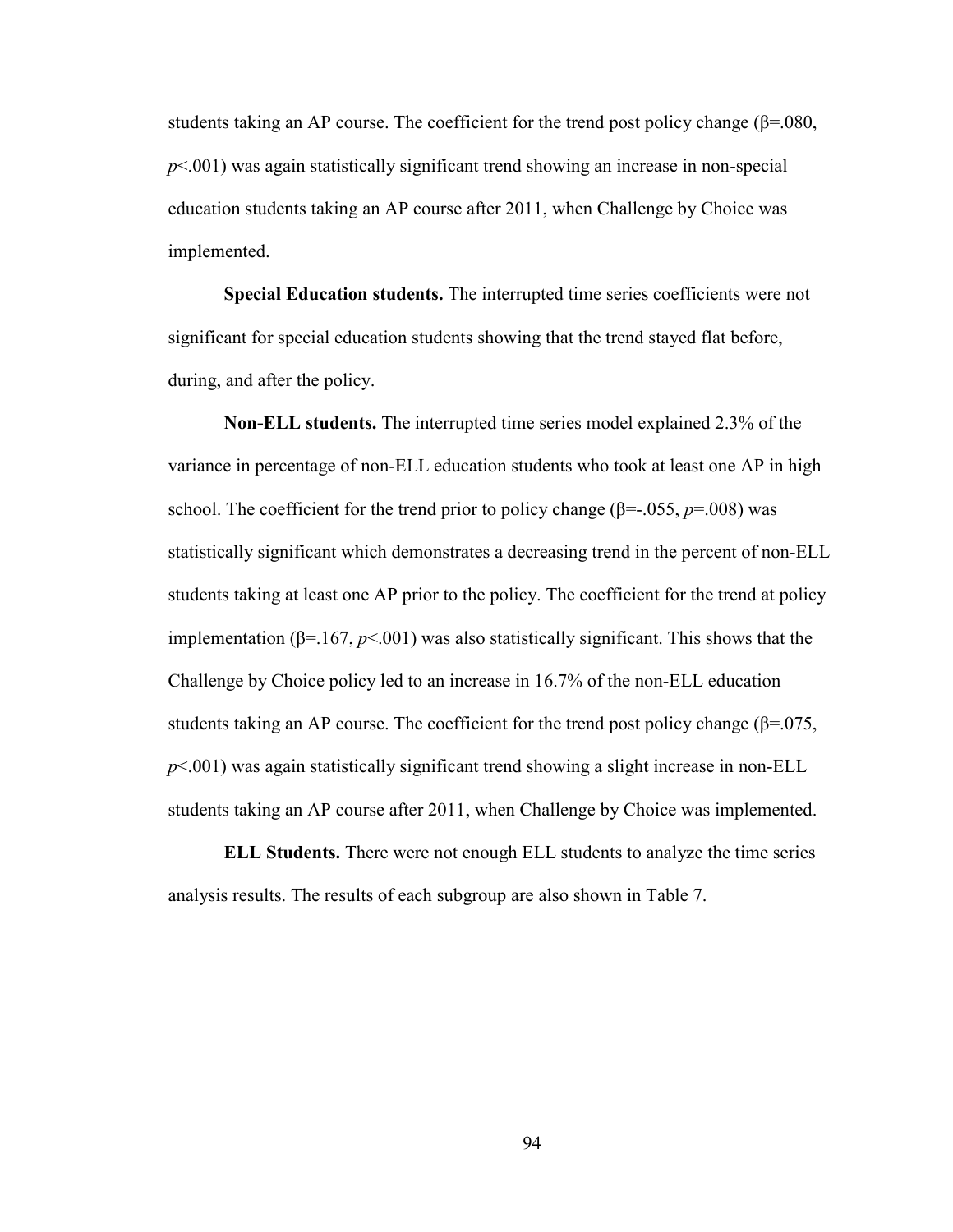students taking an AP course. The coefficient for the trend post policy change ($\beta$=.080, $p$<.001) was again statistically significant trend showing an increase in non-special education students taking an AP course after 2011, when Challenge by Choice was implemented.

**Special Education students.** The interrupted time series coefficients were not significant for special education students showing that the trend stayed flat before, during, and after the policy.

**Non-ELL students.** The interrupted time series model explained 2.3% of the variance in percentage of non-ELL education students who took at least one AP in high school. The coefficient for the trend prior to policy change ($\beta$=-.055, $p$=.008) was statistically significant which demonstrates a decreasing trend in the percent of non-ELL students taking at least one AP prior to the policy. The coefficient for the trend at policy implementation ($\beta$=.167, $p$<.001) was also statistically significant. This shows that the Challenge by Choice policy led to an increase in 16.7% of the non-ELL education students taking an AP course. The coefficient for the trend post policy change ($\beta$=.075, $p$<.001) was again statistically significant trend showing a slight increase in non-ELL students taking an AP course after 2011, when Challenge by Choice was implemented.

**ELL Students.** There were not enough ELL students to analyze the time series analysis results. The results of each subgroup are also shown in Table 7.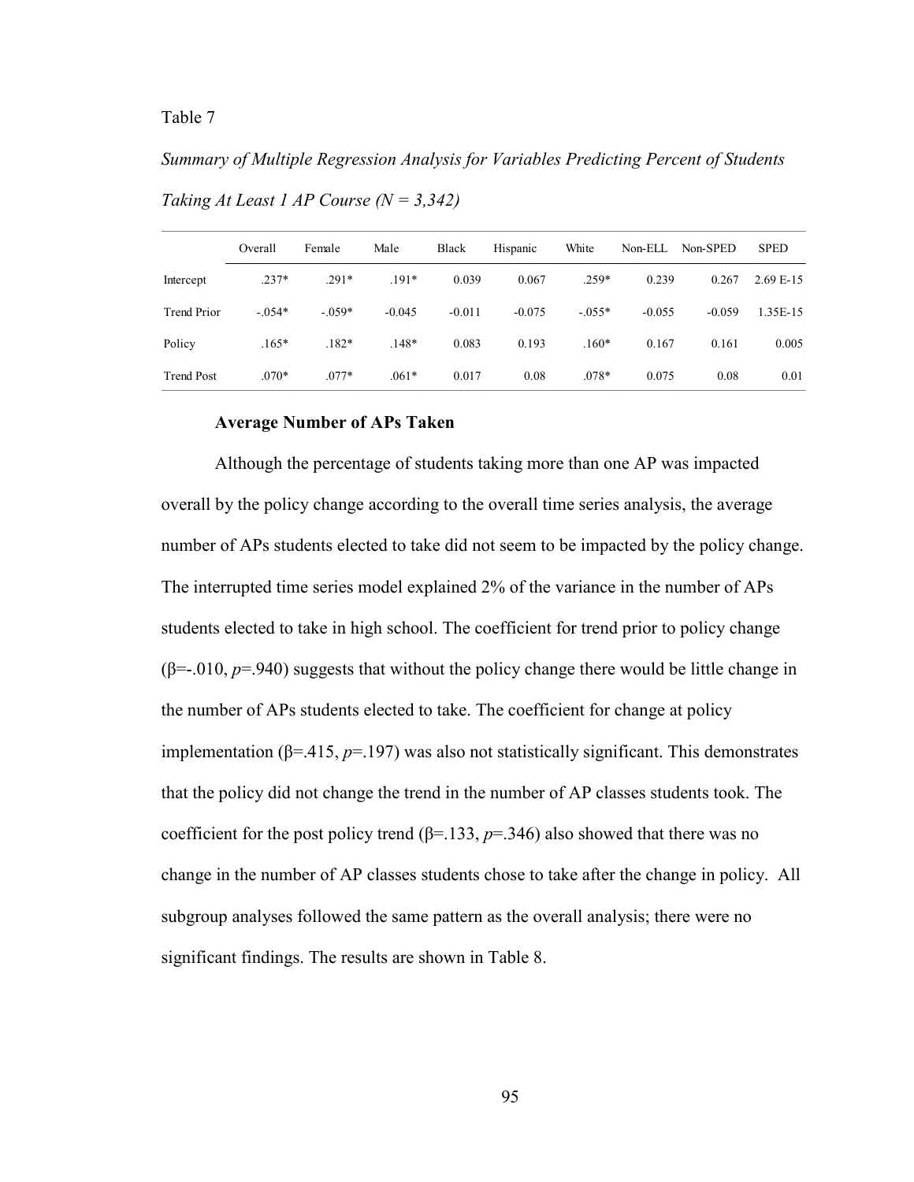Table 7

*Summary of Multiple Regression Analysis for Variables Predicting Percent of Students Taking At Least 1 AP Course (N = 3,342)*

| | Overall | Female | Male | Black | Hispanic | White | Non-ELL | Non-SPED | SPED |
|---|---|---|---|---|---|---|---|---|---|
| Intercept | .237* | .291* | .191* | 0.039 | 0.067 | .259* | 0.239 | 0.267 | 2.69 E-15 |
| Trend Prior | -.054* | -.059* | -0.045 | -0.011 | -0.075 | -.055* | -0.055 | -0.059 | 1.35E-15 |
| Policy | .165* | .182* | .148* | 0.083 | 0.193 | .160* | 0.167 | 0.161 | 0.005 |
| Trend Post | .070* | .077* | .061* | 0.017 | 0.08 | .078* | 0.075 | 0.08 | 0.01 |

**Average Number of APs Taken**

Although the percentage of students taking more than one AP was impacted overall by the policy change according to the overall time series analysis, the average number of APs students elected to take did not seem to be impacted by the policy change. The interrupted time series model explained 2% of the variance in the number of APs students elected to take in high school. The coefficient for trend prior to policy change ($\beta$=-.010, *p*=.940) suggests that without the policy change there would be little change in the number of APs students elected to take. The coefficient for change at policy implementation ($\beta$=.415, *p*=.197) was also not statistically significant. This demonstrates that the policy did not change the trend in the number of AP classes students took. The coefficient for the post policy trend ($\beta$=.133, *p*=.346) also showed that there was no change in the number of AP classes students chose to take after the change in policy. All subgroup analyses followed the same pattern as the overall analysis; there were no significant findings. The results are shown in Table 8.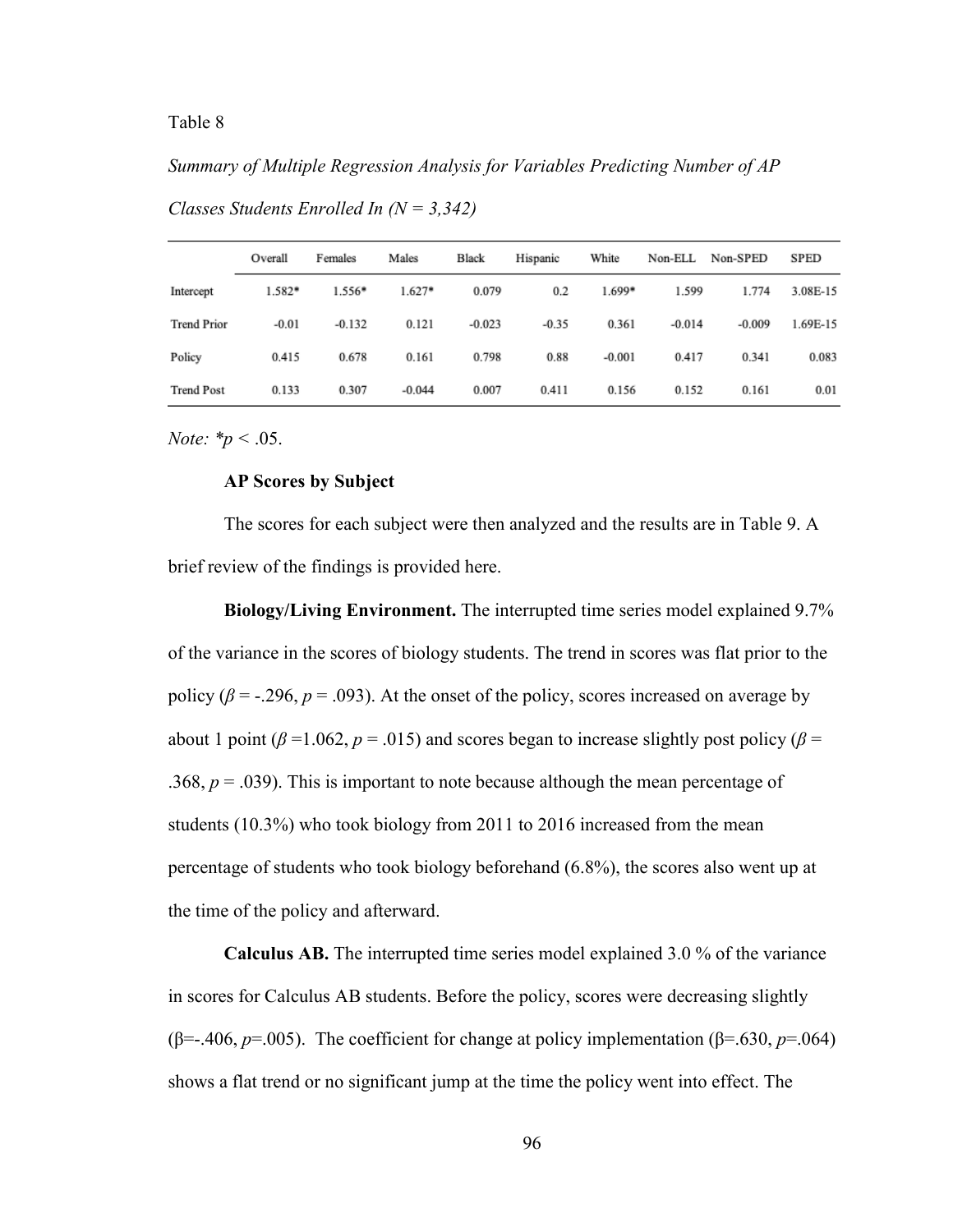Table 8

*Summary of Multiple Regression Analysis for Variables Predicting Number of AP Classes Students Enrolled In (N = 3,342)*

| | Overall | Females | Males | Black | Hispanic | White | Non-ELL | Non-SPED | SPED |
|---|---|---|---|---|---|---|---|---|---|
| Intercept | 1.582* | 1.556* | 1.627* | 0.079 | 0.2 | 1.699* | 1.599 | 1.774 | 3.08E-15 |
| Trend Prior | -0.01 | -0.132 | 0.121 | -0.023 | -0.35 | 0.361 | -0.014 | -0.009 | 1.69E-15 |
| Policy | 0.415 | 0.678 | 0.161 | 0.798 | 0.88 | -0.001 | 0.417 | 0.341 | 0.083 |
| Trend Post | 0.133 | 0.307 | -0.044 | 0.007 | 0.411 | 0.156 | 0.152 | 0.161 | 0.01 |

*Note:* $*p < .05$.

**AP Scores by Subject**

The scores for each subject were then analyzed and the results are in Table 9. A brief review of the findings is provided here.

**Biology/Living Environment.** The interrupted time series model explained 9.7% of the variance in the scores of biology students. The trend in scores was flat prior to the policy ($\beta$ = -.296, $p$ = .093). At the onset of the policy, scores increased on average by about 1 point ($\beta$ =1.062, $p$ = .015) and scores began to increase slightly post policy ($\beta$ = .368, $p$ = .039). This is important to note because although the mean percentage of students (10.3%) who took biology from 2011 to 2016 increased from the mean percentage of students who took biology beforehand (6.8%), the scores also went up at the time of the policy and afterward.

**Calculus AB.** The interrupted time series model explained 3.0 % of the variance in scores for Calculus AB students. Before the policy, scores were decreasing slightly ($\beta$=-.406, $p$=.005). The coefficient for change at policy implementation ($\beta$=.630, $p$=.064) shows a flat trend or no significant jump at the time the policy went into effect. The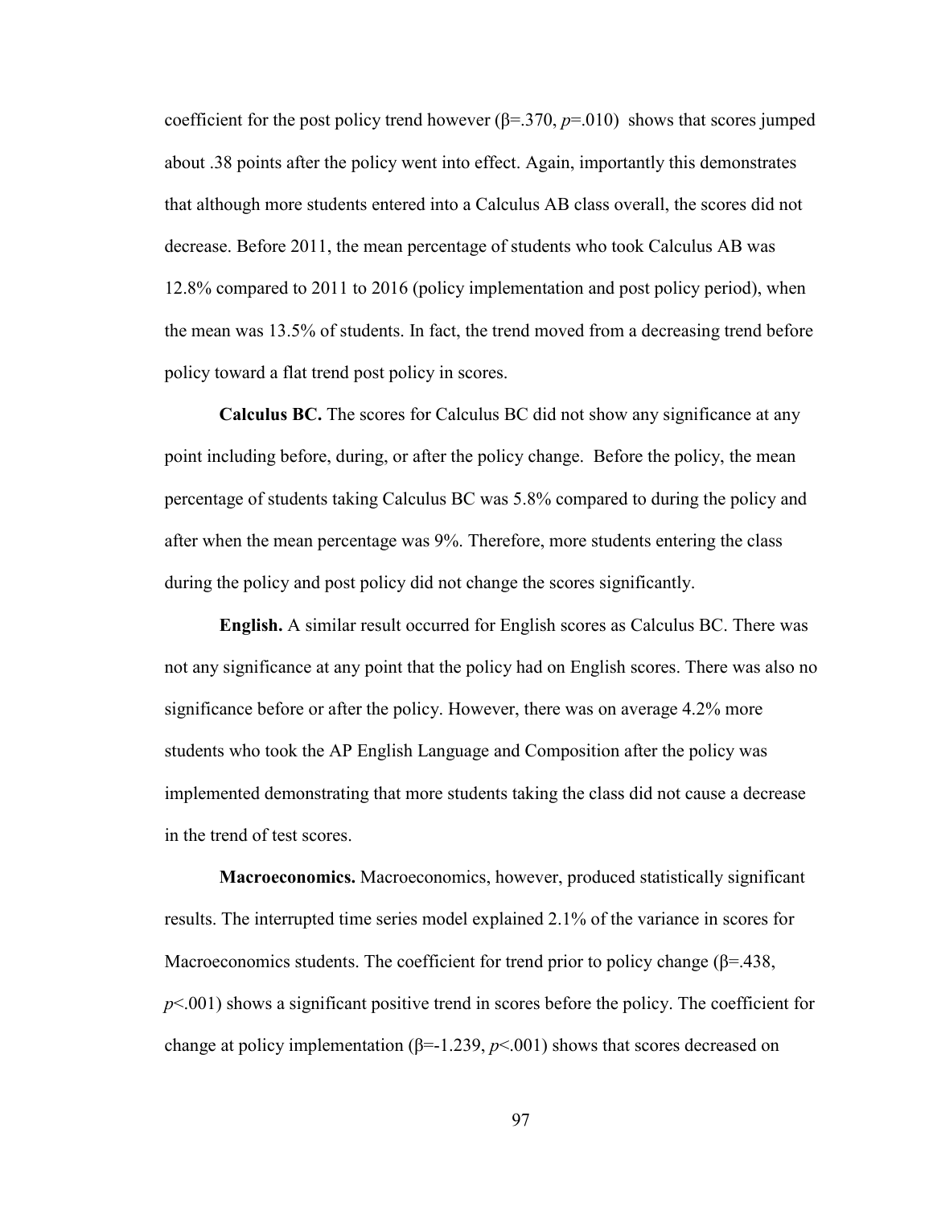coefficient for the post policy trend however (β=.370, *p*=.010) shows that scores jumped about .38 points after the policy went into effect. Again, importantly this demonstrates that although more students entered into a Calculus AB class overall, the scores did not decrease. Before 2011, the mean percentage of students who took Calculus AB was 12.8% compared to 2011 to 2016 (policy implementation and post policy period), when the mean was 13.5% of students. In fact, the trend moved from a decreasing trend before policy toward a flat trend post policy in scores.

**Calculus BC.** The scores for Calculus BC did not show any significance at any point including before, during, or after the policy change. Before the policy, the mean percentage of students taking Calculus BC was 5.8% compared to during the policy and after when the mean percentage was 9%. Therefore, more students entering the class during the policy and post policy did not change the scores significantly.

**English.** A similar result occurred for English scores as Calculus BC. There was not any significance at any point that the policy had on English scores. There was also no significance before or after the policy. However, there was on average 4.2% more students who took the AP English Language and Composition after the policy was implemented demonstrating that more students taking the class did not cause a decrease in the trend of test scores.

**Macroeconomics.** Macroeconomics, however, produced statistically significant results. The interrupted time series model explained 2.1% of the variance in scores for Macroeconomics students. The coefficient for trend prior to policy change (β=.438, *p*<.001) shows a significant positive trend in scores before the policy. The coefficient for change at policy implementation (β=-1.239, *p*<.001) shows that scores decreased on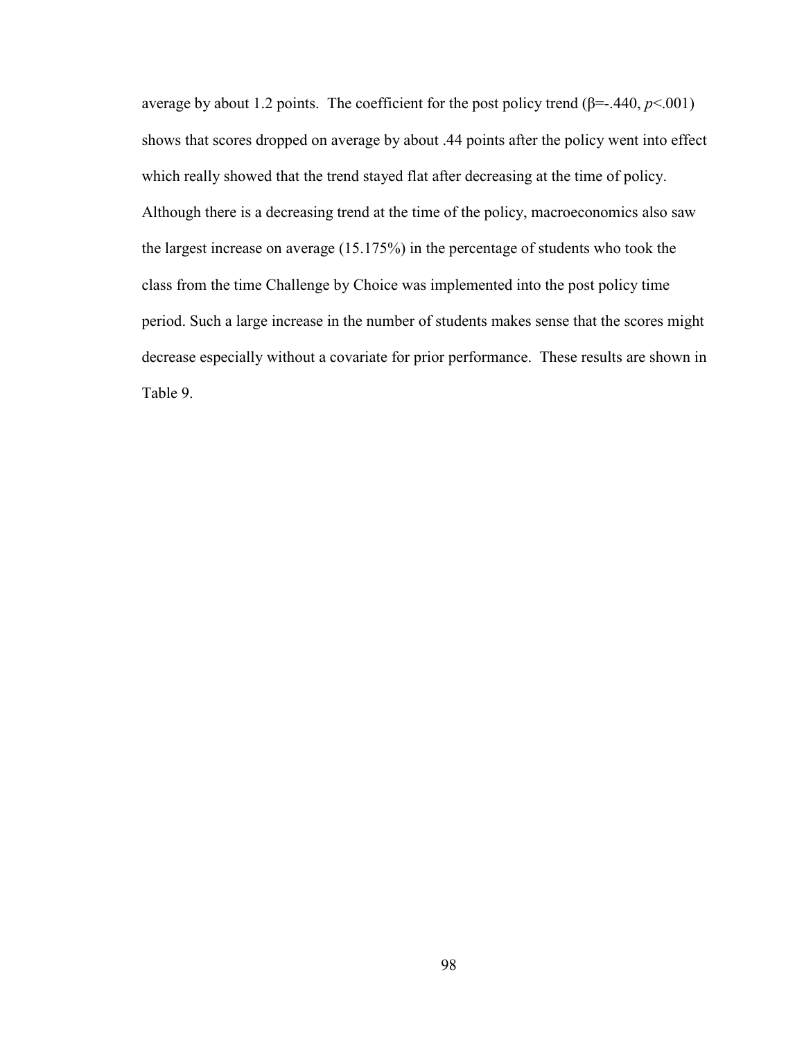average by about 1.2 points. The coefficient for the post policy trend ($\beta$=-.440, $p$<.001) shows that scores dropped on average by about .44 points after the policy went into effect which really showed that the trend stayed flat after decreasing at the time of policy. Although there is a decreasing trend at the time of the policy, macroeconomics also saw the largest increase on average (15.175%) in the percentage of students who took the class from the time Challenge by Choice was implemented into the post policy time period. Such a large increase in the number of students makes sense that the scores might decrease especially without a covariate for prior performance. These results are shown in Table 9.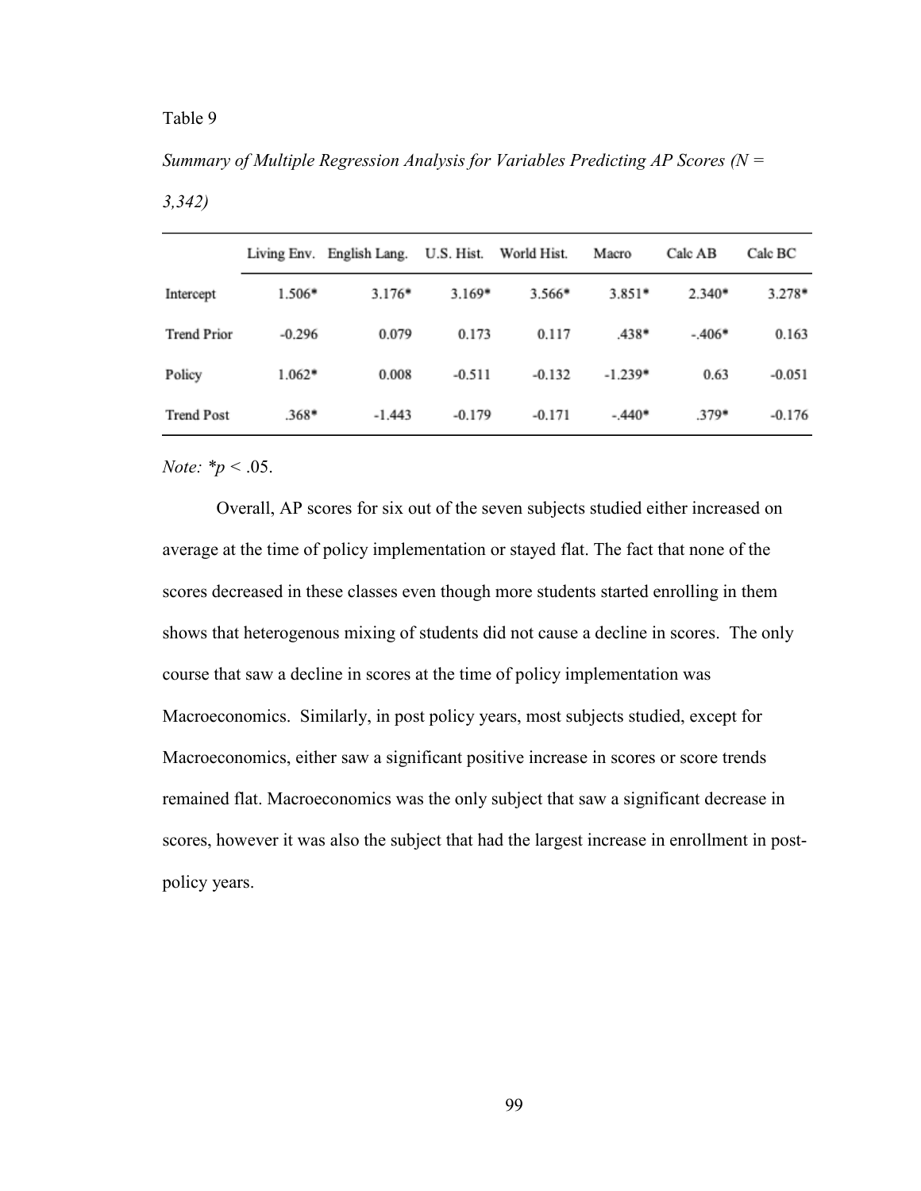Table 9

*Summary of Multiple Regression Analysis for Variables Predicting AP Scores (N = 3,342)*

| | Living Env. | English Lang. | U.S. Hist. | World Hist. | Macro | Calc AB | Calc BC |
|---|---|---|---|---|---|---|---|
| Intercept | 1.506* | 3.176* | 3.169* | 3.566* | 3.851* | 2.340* | 3.278* |
| Trend Prior | -0.296 | 0.079 | 0.173 | 0.117 | .438* | -.406* | 0.163 |
| Policy | 1.062* | 0.008 | -0.511 | -0.132 | -1.239* | 0.63 | -0.051 |
| Trend Post | .368* | -1.443 | -0.179 | -0.171 | -.440* | .379* | -0.176 |

*Note:* *$p < .05$.

Overall, AP scores for six out of the seven subjects studied either increased on average at the time of policy implementation or stayed flat. The fact that none of the scores decreased in these classes even though more students started enrolling in them shows that heterogenous mixing of students did not cause a decline in scores. The only course that saw a decline in scores at the time of policy implementation was Macroeconomics. Similarly, in post policy years, most subjects studied, except for Macroeconomics, either saw a significant positive increase in scores or score trends remained flat. Macroeconomics was the only subject that saw a significant decrease in scores, however it was also the subject that had the largest increase in enrollment in post-policy years.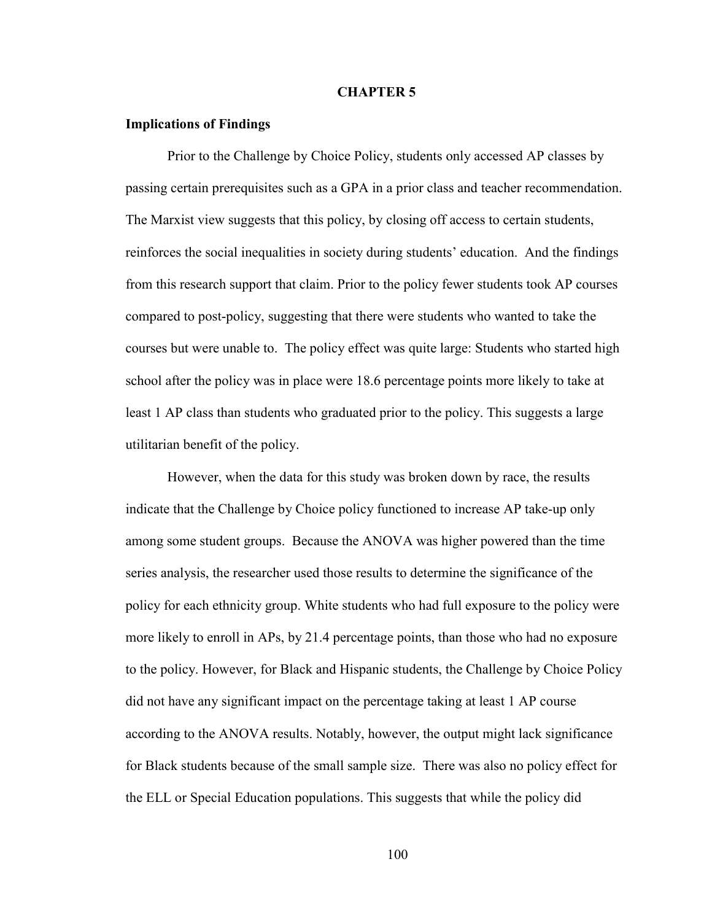# CHAPTER 5

### Implications of Findings

Prior to the Challenge by Choice Policy, students only accessed AP classes by passing certain prerequisites such as a GPA in a prior class and teacher recommendation. The Marxist view suggests that this policy, by closing off access to certain students, reinforces the social inequalities in society during students' education. And the findings from this research support that claim. Prior to the policy fewer students took AP courses compared to post-policy, suggesting that there were students who wanted to take the courses but were unable to. The policy effect was quite large: Students who started high school after the policy was in place were 18.6 percentage points more likely to take at least 1 AP class than students who graduated prior to the policy. This suggests a large utilitarian benefit of the policy.

However, when the data for this study was broken down by race, the results indicate that the Challenge by Choice policy functioned to increase AP take-up only among some student groups. Because the ANOVA was higher powered than the time series analysis, the researcher used those results to determine the significance of the policy for each ethnicity group. White students who had full exposure to the policy were more likely to enroll in APs, by 21.4 percentage points, than those who had no exposure to the policy. However, for Black and Hispanic students, the Challenge by Choice Policy did not have any significant impact on the percentage taking at least 1 AP course according to the ANOVA results. Notably, however, the output might lack significance for Black students because of the small sample size. There was also no policy effect for the ELL or Special Education populations. This suggests that while the policy did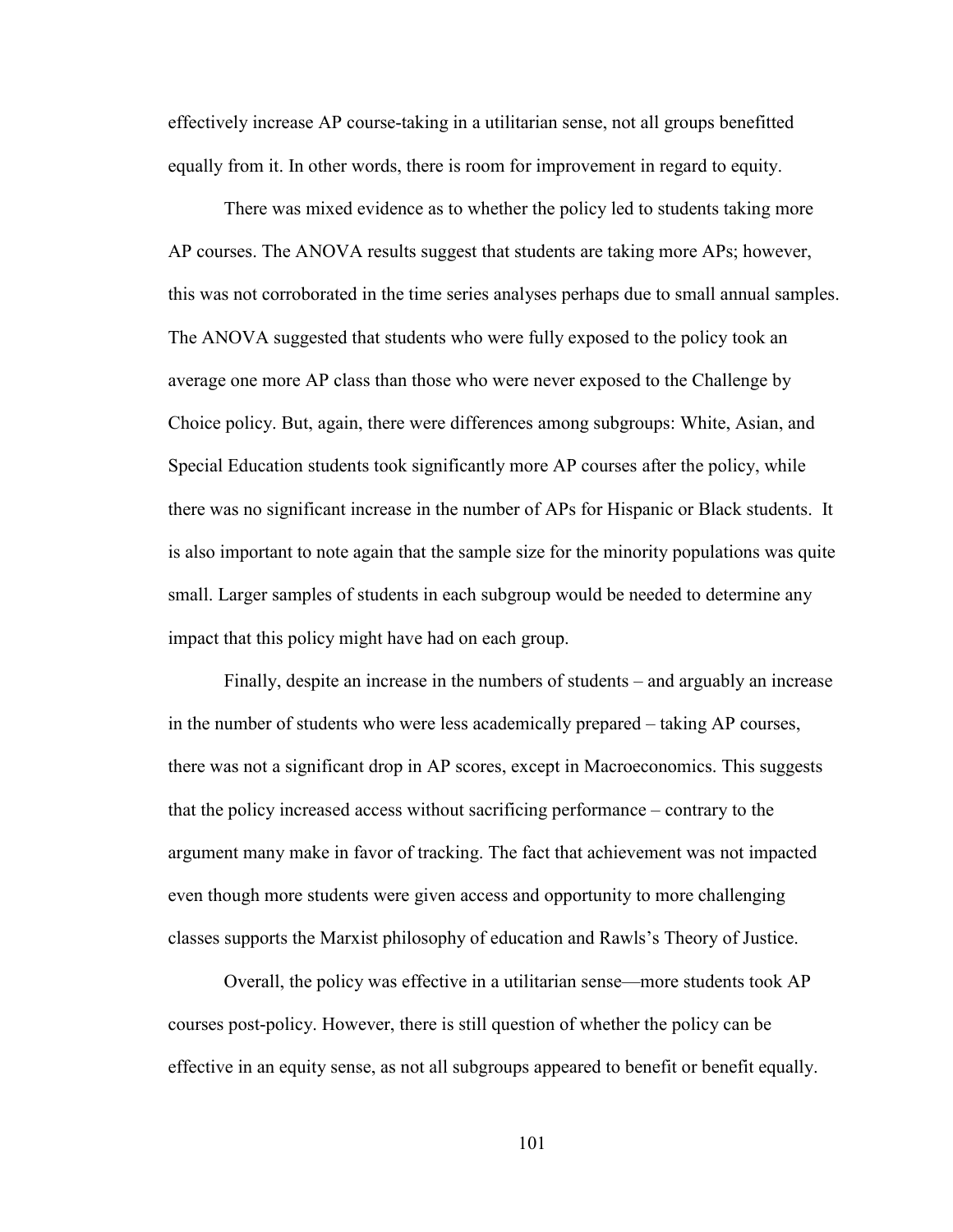effectively increase AP course-taking in a utilitarian sense, not all groups benefitted equally from it. In other words, there is room for improvement in regard to equity.

There was mixed evidence as to whether the policy led to students taking more AP courses. The ANOVA results suggest that students are taking more APs; however, this was not corroborated in the time series analyses perhaps due to small annual samples. The ANOVA suggested that students who were fully exposed to the policy took an average one more AP class than those who were never exposed to the Challenge by Choice policy. But, again, there were differences among subgroups: White, Asian, and Special Education students took significantly more AP courses after the policy, while there was no significant increase in the number of APs for Hispanic or Black students. It is also important to note again that the sample size for the minority populations was quite small. Larger samples of students in each subgroup would be needed to determine any impact that this policy might have had on each group.

Finally, despite an increase in the numbers of students – and arguably an increase in the number of students who were less academically prepared – taking AP courses, there was not a significant drop in AP scores, except in Macroeconomics. This suggests that the policy increased access without sacrificing performance – contrary to the argument many make in favor of tracking. The fact that achievement was not impacted even though more students were given access and opportunity to more challenging classes supports the Marxist philosophy of education and Rawls's Theory of Justice.

Overall, the policy was effective in a utilitarian sense—more students took AP courses post-policy. However, there is still question of whether the policy can be effective in an equity sense, as not all subgroups appeared to benefit or benefit equally.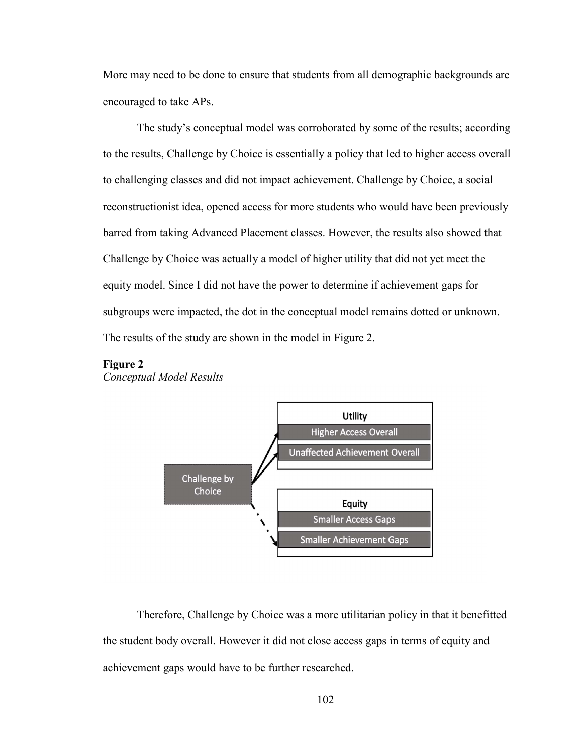More may need to be done to ensure that students from all demographic backgrounds are encouraged to take APs.

The study's conceptual model was corroborated by some of the results; according to the results, Challenge by Choice is essentially a policy that led to higher access overall to challenging classes and did not impact achievement. Challenge by Choice, a social reconstructionist idea, opened access for more students who would have been previously barred from taking Advanced Placement classes. However, the results also showed that Challenge by Choice was actually a model of higher utility that did not yet meet the equity model. Since I did not have the power to determine if achievement gaps for subgroups were impacted, the dot in the conceptual model remains dotted or unknown. The results of the study are shown in the model in Figure 2.

**Figure 2**
*Conceptual Model Results*

Challenge by Choice

Utility
- Higher Access Overall
- Unaffected Achievement Overall

Equity
- Smaller Access Gaps
- Smaller Achievement Gaps

Therefore, Challenge by Choice was a more utilitarian policy in that it benefitted the student body overall. However it did not close access gaps in terms of equity and achievement gaps would have to be further researched.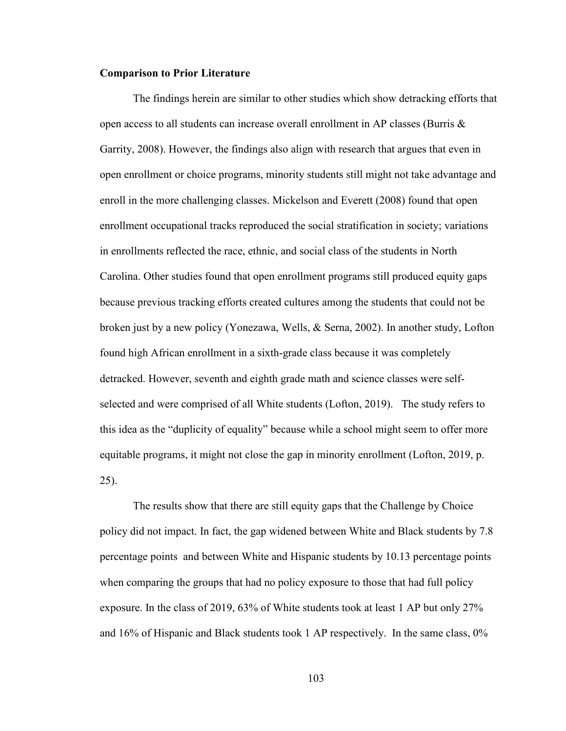**Comparison to Prior Literature**

The findings herein are similar to other studies which show detracking efforts that open access to all students can increase overall enrollment in AP classes (Burris & Garrity, 2008). However, the findings also align with research that argues that even in open enrollment or choice programs, minority students still might not take advantage and enroll in the more challenging classes. Mickelson and Everett (2008) found that open enrollment occupational tracks reproduced the social stratification in society; variations in enrollments reflected the race, ethnic, and social class of the students in North Carolina. Other studies found that open enrollment programs still produced equity gaps because previous tracking efforts created cultures among the students that could not be broken just by a new policy (Yonezawa, Wells, & Serna, 2002). In another study, Lofton found high African enrollment in a sixth-grade class because it was completely detracked. However, seventh and eighth grade math and science classes were self-selected and were comprised of all White students (Lofton, 2019). The study refers to this idea as the "duplicity of equality" because while a school might seem to offer more equitable programs, it might not close the gap in minority enrollment (Lofton, 2019, p. 25).

The results show that there are still equity gaps that the Challenge by Choice policy did not impact. In fact, the gap widened between White and Black students by 7.8 percentage points and between White and Hispanic students by 10.13 percentage points when comparing the groups that had no policy exposure to those that had full policy exposure. In the class of 2019, 63% of White students took at least 1 AP but only 27% and 16% of Hispanic and Black students took 1 AP respectively. In the same class, 0%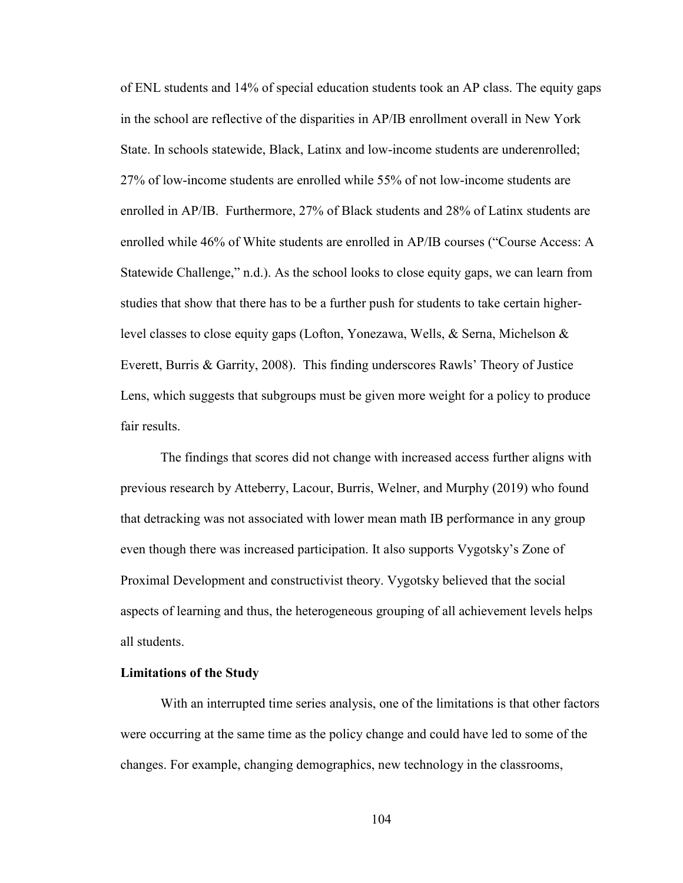of ENL students and 14% of special education students took an AP class. The equity gaps in the school are reflective of the disparities in AP/IB enrollment overall in New York State. In schools statewide, Black, Latinx and low-income students are underenrolled; 27% of low-income students are enrolled while 55% of not low-income students are enrolled in AP/IB. Furthermore, 27% of Black students and 28% of Latinx students are enrolled while 46% of White students are enrolled in AP/IB courses ("Course Access: A Statewide Challenge," n.d.). As the school looks to close equity gaps, we can learn from studies that show that there has to be a further push for students to take certain higher-level classes to close equity gaps (Lofton, Yonezawa, Wells, & Serna, Michelson & Everett, Burris & Garrity, 2008). This finding underscores Rawls' Theory of Justice Lens, which suggests that subgroups must be given more weight for a policy to produce fair results.

The findings that scores did not change with increased access further aligns with previous research by Atteberry, Lacour, Burris, Welner, and Murphy (2019) who found that detracking was not associated with lower mean math IB performance in any group even though there was increased participation. It also supports Vygotsky's Zone of Proximal Development and constructivist theory. Vygotsky believed that the social aspects of learning and thus, the heterogeneous grouping of all achievement levels helps all students.

**Limitations of the Study**

With an interrupted time series analysis, one of the limitations is that other factors were occurring at the same time as the policy change and could have led to some of the changes. For example, changing demographics, new technology in the classrooms,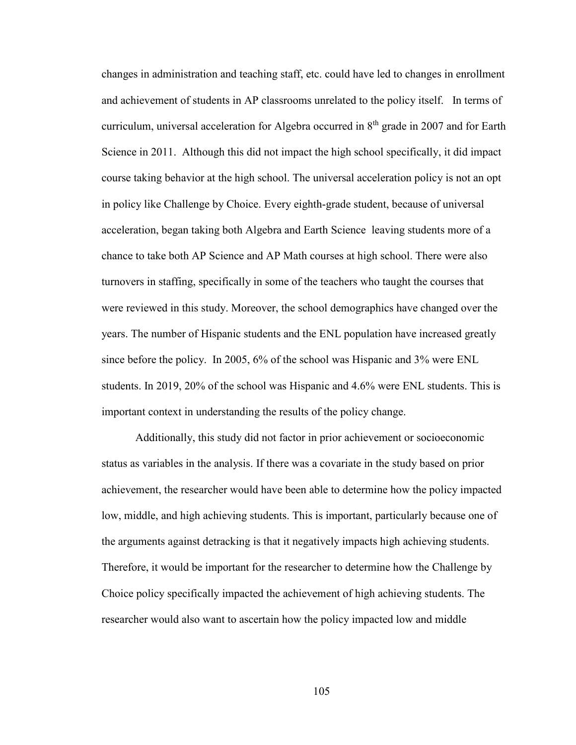changes in administration and teaching staff, etc. could have led to changes in enrollment and achievement of students in AP classrooms unrelated to the policy itself. In terms of curriculum, universal acceleration for Algebra occurred in 8th grade in 2007 and for Earth Science in 2011. Although this did not impact the high school specifically, it did impact course taking behavior at the high school. The universal acceleration policy is not an opt in policy like Challenge by Choice. Every eighth-grade student, because of universal acceleration, began taking both Algebra and Earth Science leaving students more of a chance to take both AP Science and AP Math courses at high school. There were also turnovers in staffing, specifically in some of the teachers who taught the courses that were reviewed in this study. Moreover, the school demographics have changed over the years. The number of Hispanic students and the ENL population have increased greatly since before the policy. In 2005, 6% of the school was Hispanic and 3% were ENL students. In 2019, 20% of the school was Hispanic and 4.6% were ENL students. This is important context in understanding the results of the policy change.

Additionally, this study did not factor in prior achievement or socioeconomic status as variables in the analysis. If there was a covariate in the study based on prior achievement, the researcher would have been able to determine how the policy impacted low, middle, and high achieving students. This is important, particularly because one of the arguments against detracking is that it negatively impacts high achieving students. Therefore, it would be important for the researcher to determine how the Challenge by Choice policy specifically impacted the achievement of high achieving students. The researcher would also want to ascertain how the policy impacted low and middle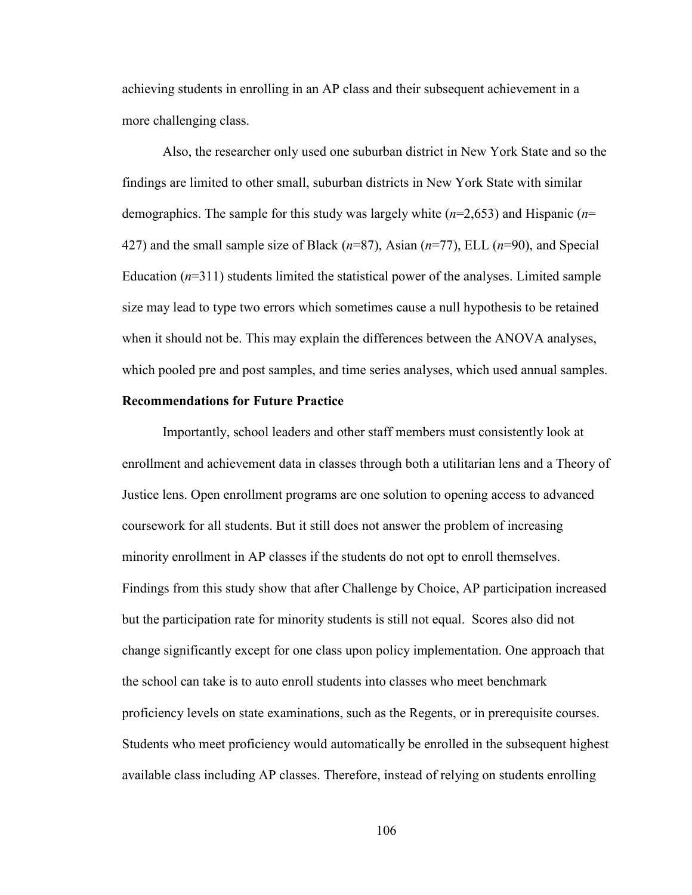achieving students in enrolling in an AP class and their subsequent achievement in a more challenging class.

Also, the researcher only used one suburban district in New York State and so the findings are limited to other small, suburban districts in New York State with similar demographics. The sample for this study was largely white ($n$=2,653) and Hispanic ($n$= 427) and the small sample size of Black ($n$=87), Asian ($n$=77), ELL ($n$=90), and Special Education ($n$=311) students limited the statistical power of the analyses. Limited sample size may lead to type two errors which sometimes cause a null hypothesis to be retained when it should not be. This may explain the differences between the ANOVA analyses, which pooled pre and post samples, and time series analyses, which used annual samples.

**Recommendations for Future Practice**

Importantly, school leaders and other staff members must consistently look at enrollment and achievement data in classes through both a utilitarian lens and a Theory of Justice lens. Open enrollment programs are one solution to opening access to advanced coursework for all students. But it still does not answer the problem of increasing minority enrollment in AP classes if the students do not opt to enroll themselves. Findings from this study show that after Challenge by Choice, AP participation increased but the participation rate for minority students is still not equal. Scores also did not change significantly except for one class upon policy implementation. One approach that the school can take is to auto enroll students into classes who meet benchmark proficiency levels on state examinations, such as the Regents, or in prerequisite courses. Students who meet proficiency would automatically be enrolled in the subsequent highest available class including AP classes. Therefore, instead of relying on students enrolling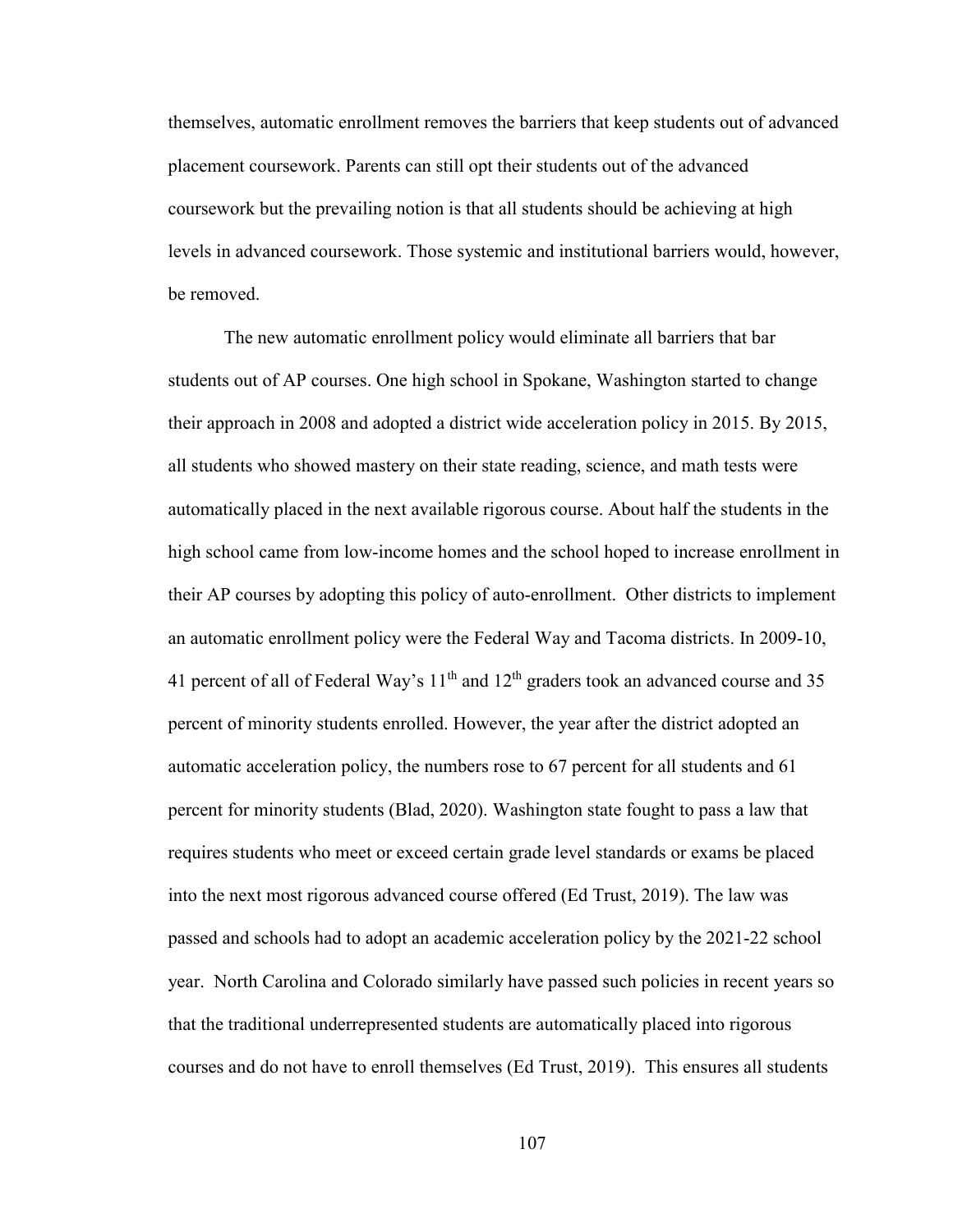themselves, automatic enrollment removes the barriers that keep students out of advanced placement coursework. Parents can still opt their students out of the advanced coursework but the prevailing notion is that all students should be achieving at high levels in advanced coursework. Those systemic and institutional barriers would, however, be removed.

The new automatic enrollment policy would eliminate all barriers that bar students out of AP courses. One high school in Spokane, Washington started to change their approach in 2008 and adopted a district wide acceleration policy in 2015. By 2015, all students who showed mastery on their state reading, science, and math tests were automatically placed in the next available rigorous course. About half the students in the high school came from low-income homes and the school hoped to increase enrollment in their AP courses by adopting this policy of auto-enrollment. Other districts to implement an automatic enrollment policy were the Federal Way and Tacoma districts. In 2009-10, 41 percent of all of Federal Way's 11th and 12th graders took an advanced course and 35 percent of minority students enrolled. However, the year after the district adopted an automatic acceleration policy, the numbers rose to 67 percent for all students and 61 percent for minority students (Blad, 2020). Washington state fought to pass a law that requires students who meet or exceed certain grade level standards or exams be placed into the next most rigorous advanced course offered (Ed Trust, 2019). The law was passed and schools had to adopt an academic acceleration policy by the 2021-22 school year. North Carolina and Colorado similarly have passed such policies in recent years so that the traditional underrepresented students are automatically placed into rigorous courses and do not have to enroll themselves (Ed Trust, 2019). This ensures all students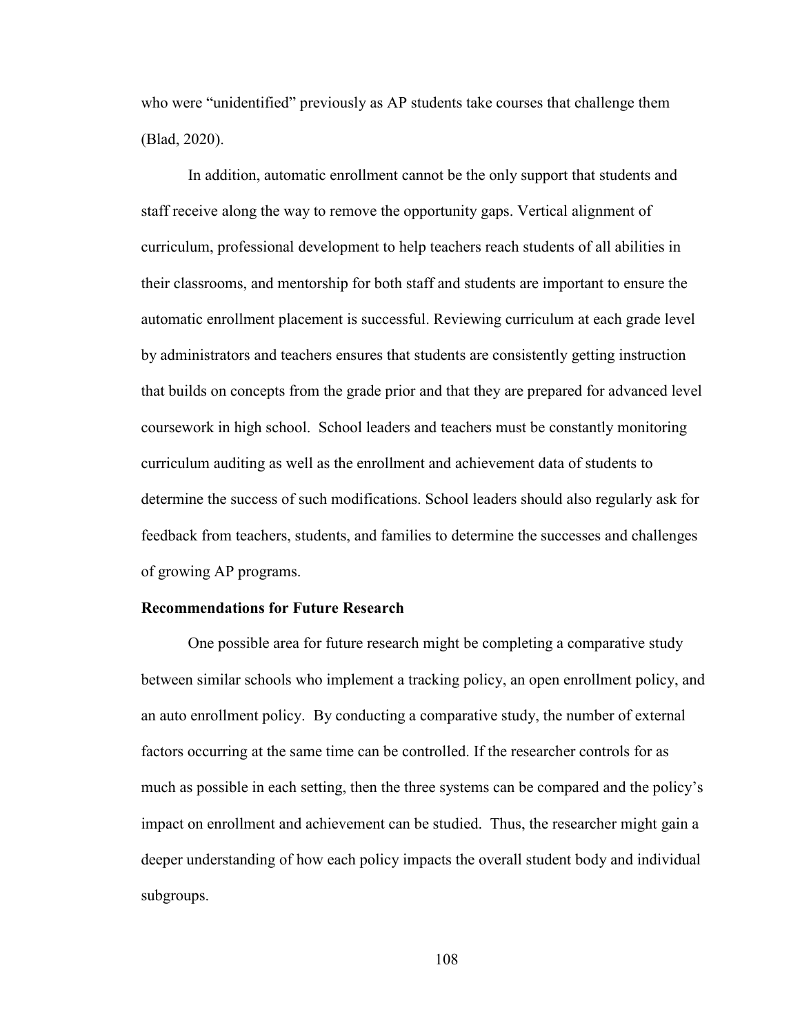who were "unidentified" previously as AP students take courses that challenge them (Blad, 2020).

In addition, automatic enrollment cannot be the only support that students and staff receive along the way to remove the opportunity gaps. Vertical alignment of curriculum, professional development to help teachers reach students of all abilities in their classrooms, and mentorship for both staff and students are important to ensure the automatic enrollment placement is successful. Reviewing curriculum at each grade level by administrators and teachers ensures that students are consistently getting instruction that builds on concepts from the grade prior and that they are prepared for advanced level coursework in high school. School leaders and teachers must be constantly monitoring curriculum auditing as well as the enrollment and achievement data of students to determine the success of such modifications. School leaders should also regularly ask for feedback from teachers, students, and families to determine the successes and challenges of growing AP programs.

## Recommendations for Future Research

One possible area for future research might be completing a comparative study between similar schools who implement a tracking policy, an open enrollment policy, and an auto enrollment policy. By conducting a comparative study, the number of external factors occurring at the same time can be controlled. If the researcher controls for as much as possible in each setting, then the three systems can be compared and the policy's impact on enrollment and achievement can be studied. Thus, the researcher might gain a deeper understanding of how each policy impacts the overall student body and individual subgroups.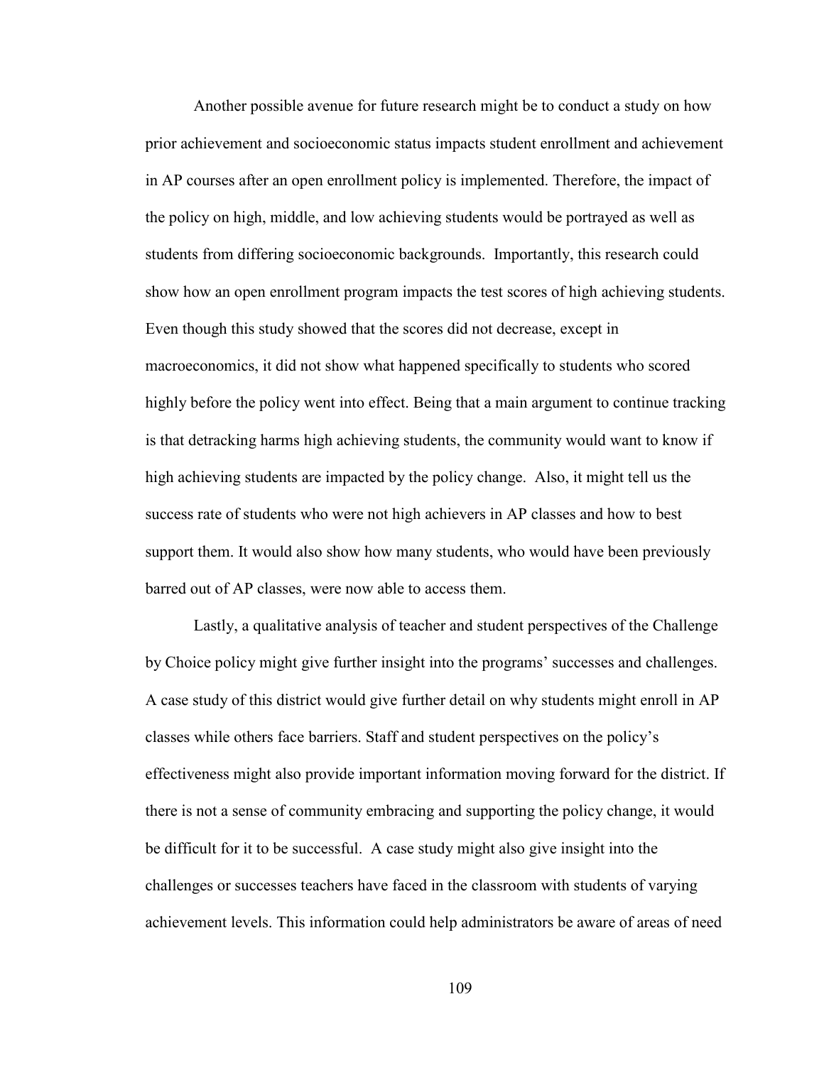Another possible avenue for future research might be to conduct a study on how prior achievement and socioeconomic status impacts student enrollment and achievement in AP courses after an open enrollment policy is implemented. Therefore, the impact of the policy on high, middle, and low achieving students would be portrayed as well as students from differing socioeconomic backgrounds. Importantly, this research could show how an open enrollment program impacts the test scores of high achieving students. Even though this study showed that the scores did not decrease, except in macroeconomics, it did not show what happened specifically to students who scored highly before the policy went into effect. Being that a main argument to continue tracking is that detracking harms high achieving students, the community would want to know if high achieving students are impacted by the policy change. Also, it might tell us the success rate of students who were not high achievers in AP classes and how to best support them. It would also show how many students, who would have been previously barred out of AP classes, were now able to access them.

Lastly, a qualitative analysis of teacher and student perspectives of the Challenge by Choice policy might give further insight into the programs' successes and challenges. A case study of this district would give further detail on why students might enroll in AP classes while others face barriers. Staff and student perspectives on the policy's effectiveness might also provide important information moving forward for the district. If there is not a sense of community embracing and supporting the policy change, it would be difficult for it to be successful. A case study might also give insight into the challenges or successes teachers have faced in the classroom with students of varying achievement levels. This information could help administrators be aware of areas of need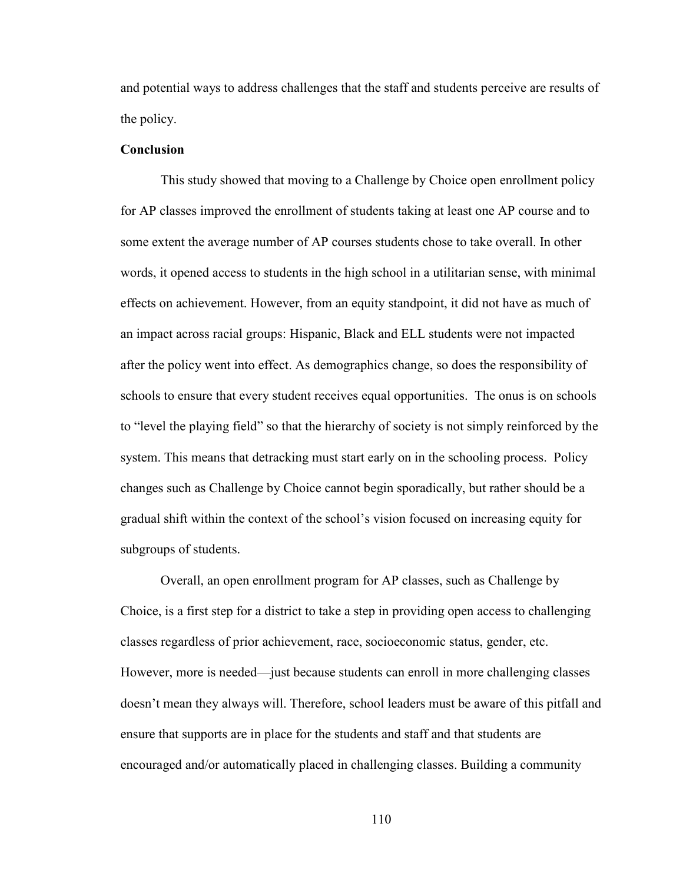and potential ways to address challenges that the staff and students perceive are results of the policy.

**Conclusion**

This study showed that moving to a Challenge by Choice open enrollment policy for AP classes improved the enrollment of students taking at least one AP course and to some extent the average number of AP courses students chose to take overall. In other words, it opened access to students in the high school in a utilitarian sense, with minimal effects on achievement. However, from an equity standpoint, it did not have as much of an impact across racial groups: Hispanic, Black and ELL students were not impacted after the policy went into effect. As demographics change, so does the responsibility of schools to ensure that every student receives equal opportunities. The onus is on schools to "level the playing field" so that the hierarchy of society is not simply reinforced by the system. This means that detracking must start early on in the schooling process. Policy changes such as Challenge by Choice cannot begin sporadically, but rather should be a gradual shift within the context of the school's vision focused on increasing equity for subgroups of students.

Overall, an open enrollment program for AP classes, such as Challenge by Choice, is a first step for a district to take a step in providing open access to challenging classes regardless of prior achievement, race, socioeconomic status, gender, etc. However, more is needed—just because students can enroll in more challenging classes doesn't mean they always will. Therefore, school leaders must be aware of this pitfall and ensure that supports are in place for the students and staff and that students are encouraged and/or automatically placed in challenging classes. Building a community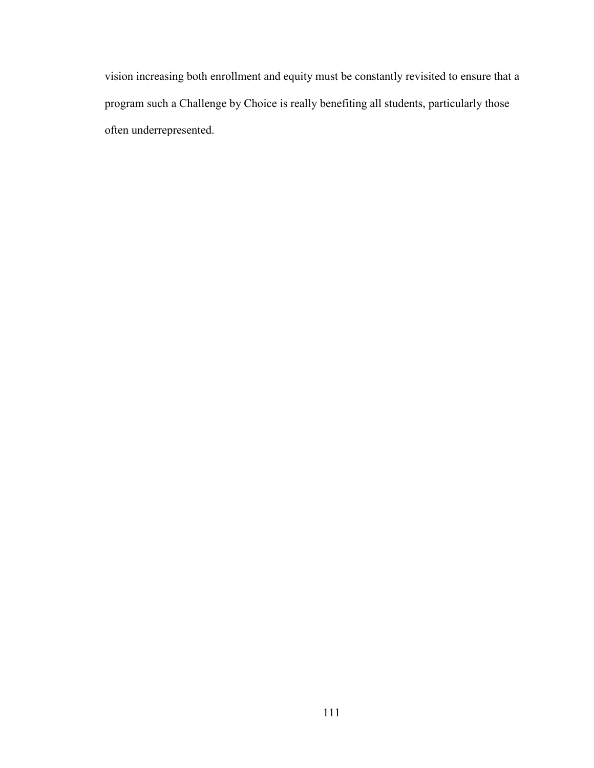vision increasing both enrollment and equity must be constantly revisited to ensure that a program such a Challenge by Choice is really benefiting all students, particularly those often underrepresented.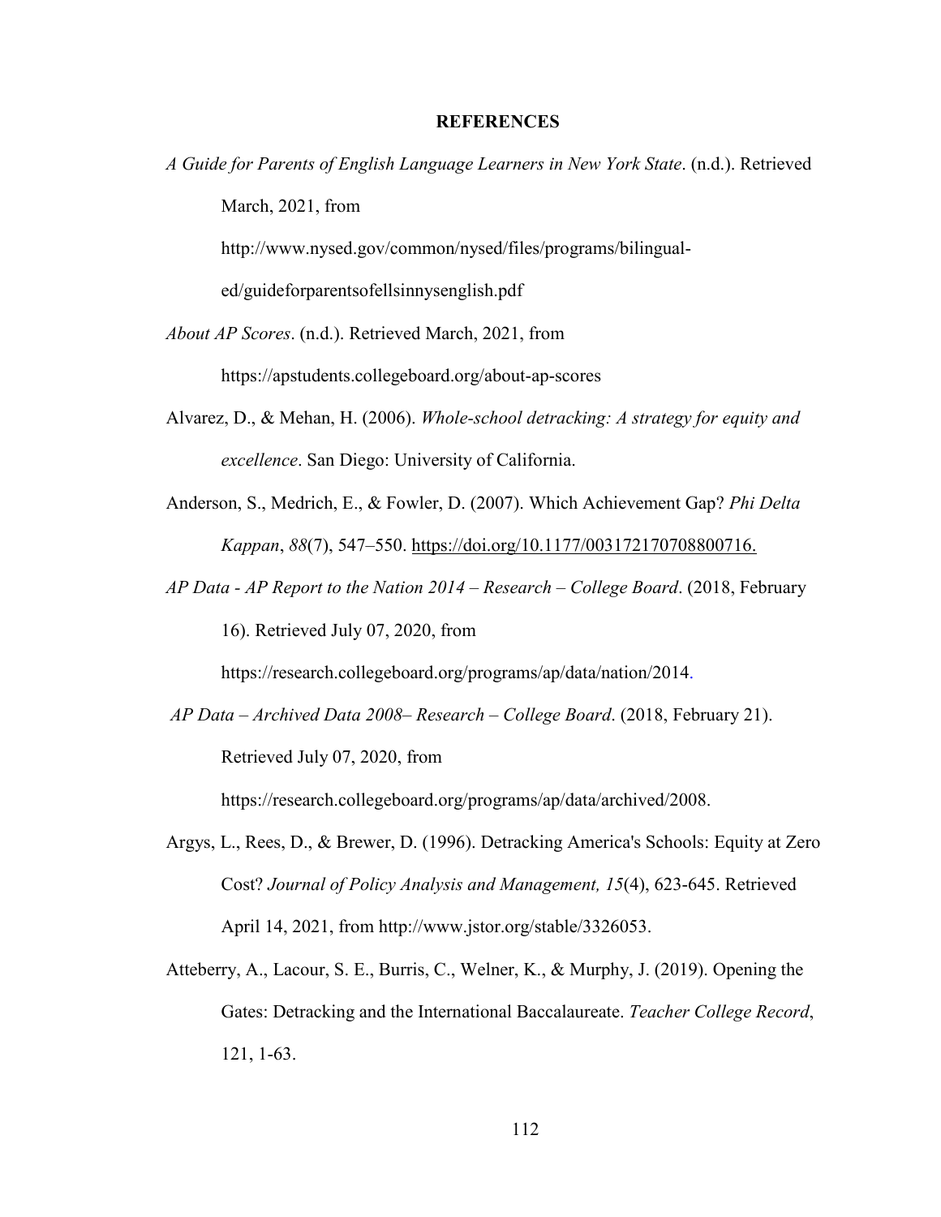# REFERENCES

*A Guide for Parents of English Language Learners in New York State*. (n.d.). Retrieved March, 2021, from http://www.nysed.gov/common/nysed/files/programs/bilingual-ed/guideforparentsofellsinnysenglish.pdf

*About AP Scores*. (n.d.). Retrieved March, 2021, from https://apstudents.collegeboard.org/about-ap-scores

Alvarez, D., & Mehan, H. (2006). *Whole-school detracking: A strategy for equity and excellence*. San Diego: University of California.

Anderson, S., Medrich, E., & Fowler, D. (2007). Which Achievement Gap? *Phi Delta Kappan*, *88*(7), 547–550. https://doi.org/10.1177/003172170708800716.

*AP Data - AP Report to the Nation 2014 – Research – College Board*. (2018, February 16). Retrieved July 07, 2020, from https://research.collegeboard.org/programs/ap/data/nation/2014.

*AP Data – Archived Data 2008– Research – College Board*. (2018, February 21). Retrieved July 07, 2020, from https://research.collegeboard.org/programs/ap/data/archived/2008.

Argys, L., Rees, D., & Brewer, D. (1996). Detracking America's Schools: Equity at Zero Cost? *Journal of Policy Analysis and Management, 15*(4), 623-645. Retrieved April 14, 2021, from http://www.jstor.org/stable/3326053.

Atteberry, A., Lacour, S. E., Burris, C., Welner, K., & Murphy, J. (2019). Opening the Gates: Detracking and the International Baccalaureate. *Teacher College Record*, 121, 1-63.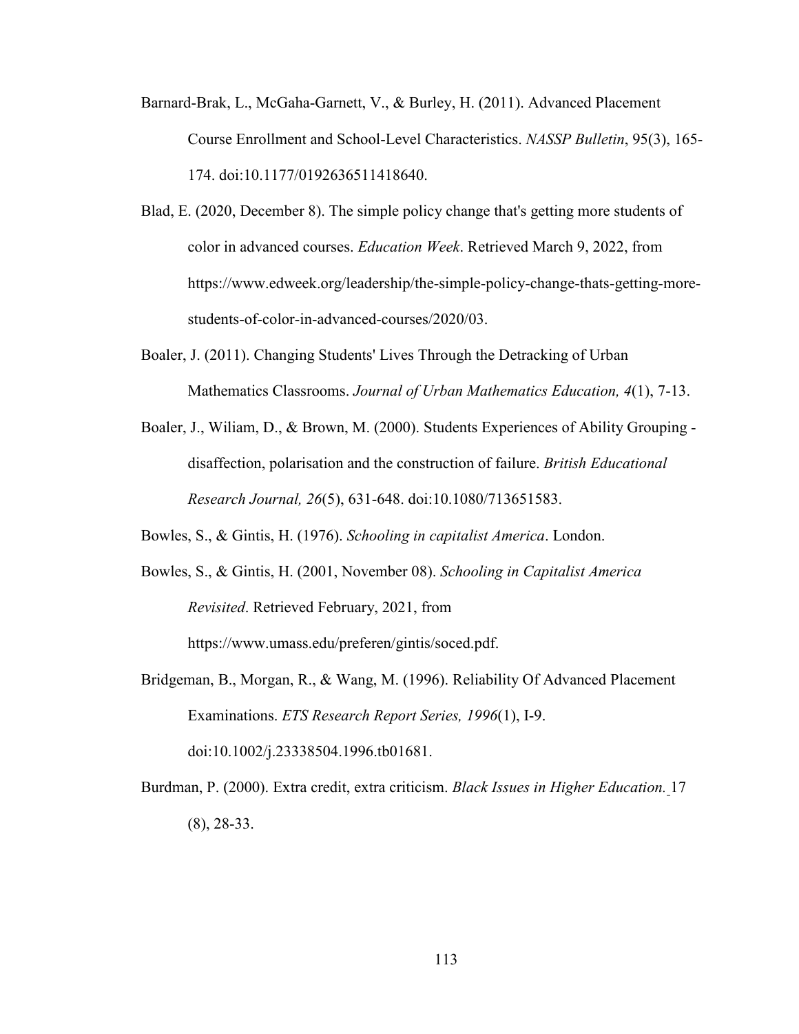Barnard-Brak, L., McGaha-Garnett, V., & Burley, H. (2011). Advanced Placement Course Enrollment and School-Level Characteristics. *NASSP Bulletin*, 95(3), 165-174. doi:10.1177/0192636511418640.

Blad, E. (2020, December 8). The simple policy change that's getting more students of color in advanced courses. *Education Week*. Retrieved March 9, 2022, from https://www.edweek.org/leadership/the-simple-policy-change-thats-getting-more-students-of-color-in-advanced-courses/2020/03.

Boaler, J. (2011). Changing Students' Lives Through the Detracking of Urban Mathematics Classrooms. *Journal of Urban Mathematics Education, 4*(1), 7-13.

Boaler, J., Wiliam, D., & Brown, M. (2000). Students Experiences of Ability Grouping - disaffection, polarisation and the construction of failure. *British Educational Research Journal, 26*(5), 631-648. doi:10.1080/713651583.

Bowles, S., & Gintis, H. (1976). *Schooling in capitalist America*. London.

Bowles, S., & Gintis, H. (2001, November 08). *Schooling in Capitalist America Revisited*. Retrieved February, 2021, from https://www.umass.edu/preferen/gintis/soced.pdf.

Bridgeman, B., Morgan, R., & Wang, M. (1996). Reliability Of Advanced Placement Examinations. *ETS Research Report Series, 1996*(1), I-9. doi:10.1002/j.23338504.1996.tb01681.

Burdman, P. (2000). Extra credit, extra criticism. *Black Issues in Higher Education.* 17 (8), 28-33.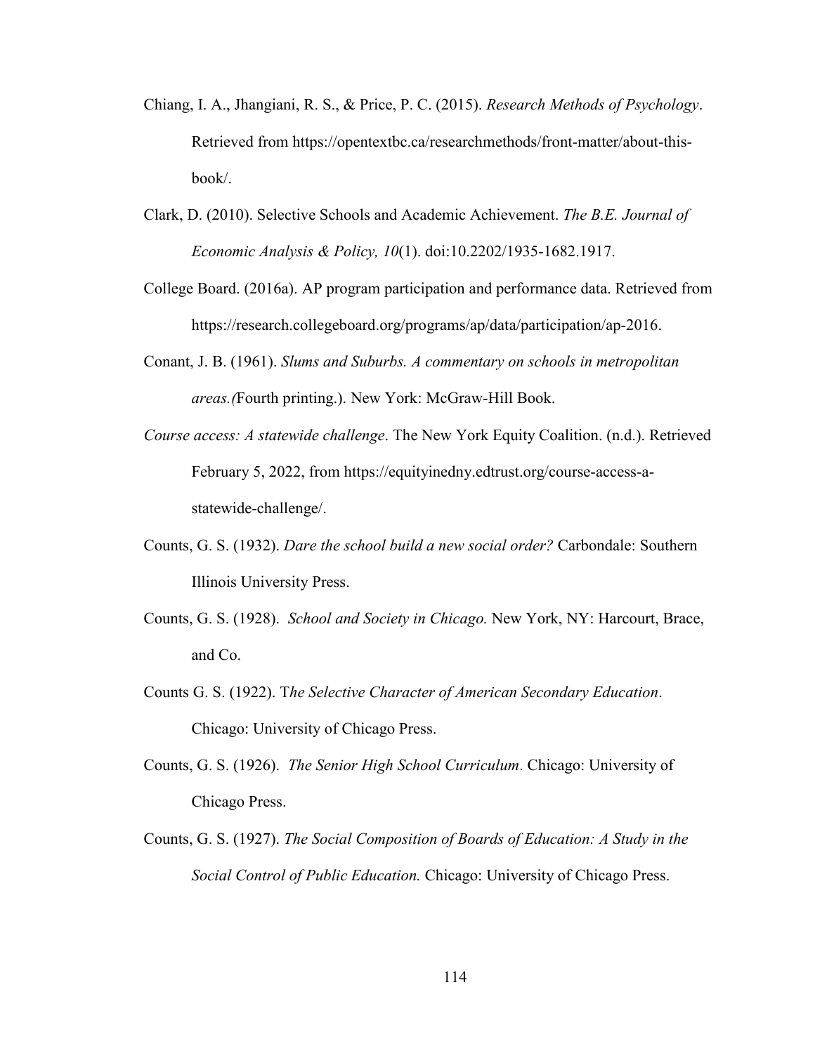Chiang, I. A., Jhangiani, R. S., & Price, P. C. (2015). *Research Methods of Psychology*. Retrieved from https://opentextbc.ca/researchmethods/front-matter/about-this-book/.

Clark, D. (2010). Selective Schools and Academic Achievement. *The B.E. Journal of Economic Analysis & Policy, 10*(1). doi:10.2202/1935-1682.1917.

College Board. (2016a). AP program participation and performance data. Retrieved from https://research.collegeboard.org/programs/ap/data/participation/ap-2016.

Conant, J. B. (1961). *Slums and Suburbs. A commentary on schools in metropolitan areas.(*Fourth printing.). New York: McGraw-Hill Book.

*Course access: A statewide challenge*. The New York Equity Coalition. (n.d.). Retrieved February 5, 2022, from https://equityinedny.edtrust.org/course-access-a-statewide-challenge/.

Counts, G. S. (1932). *Dare the school build a new social order?* Carbondale: Southern Illinois University Press.

Counts, G. S. (1928). *School and Society in Chicago.* New York, NY: Harcourt, Brace, and Co.

Counts G. S. (1922). T*he Selective Character of American Secondary Education*. Chicago: University of Chicago Press.

Counts, G. S. (1926). *The Senior High School Curriculum*. Chicago: University of Chicago Press.

Counts, G. S. (1927). *The Social Composition of Boards of Education: A Study in the Social Control of Public Education.* Chicago: University of Chicago Press.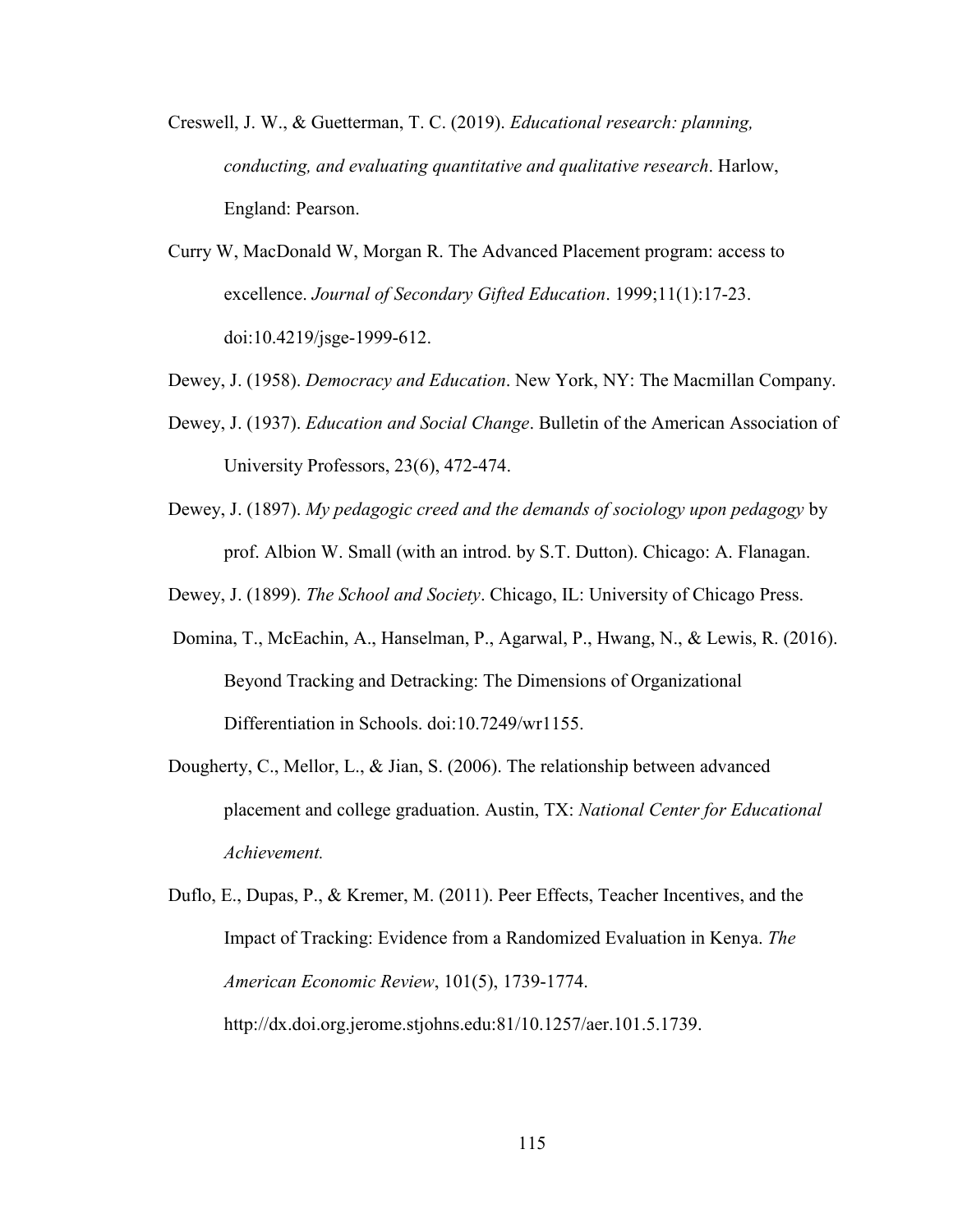Creswell, J. W., & Guetterman, T. C. (2019). *Educational research: planning, conducting, and evaluating quantitative and qualitative research*. Harlow, England: Pearson.

Curry W, MacDonald W, Morgan R. The Advanced Placement program: access to excellence. *Journal of Secondary Gifted Education*. 1999;11(1):17-23. doi:10.4219/jsge-1999-612.

Dewey, J. (1958). *Democracy and Education*. New York, NY: The Macmillan Company.

Dewey, J. (1937). *Education and Social Change*. Bulletin of the American Association of University Professors, 23(6), 472-474.

Dewey, J. (1897). *My pedagogic creed and the demands of sociology upon pedagogy* by prof. Albion W. Small (with an introd. by S.T. Dutton). Chicago: A. Flanagan.

Dewey, J. (1899). *The School and Society*. Chicago, IL: University of Chicago Press.

Domina, T., McEachin, A., Hanselman, P., Agarwal, P., Hwang, N., & Lewis, R. (2016). Beyond Tracking and Detracking: The Dimensions of Organizational Differentiation in Schools. doi:10.7249/wr1155.

Dougherty, C., Mellor, L., & Jian, S. (2006). The relationship between advanced placement and college graduation. Austin, TX: *National Center for Educational Achievement.*

Duflo, E., Dupas, P., & Kremer, M. (2011). Peer Effects, Teacher Incentives, and the Impact of Tracking: Evidence from a Randomized Evaluation in Kenya. *The American Economic Review*, 101(5), 1739-1774. http://dx.doi.org.jerome.stjohns.edu:81/10.1257/aer.101.5.1739.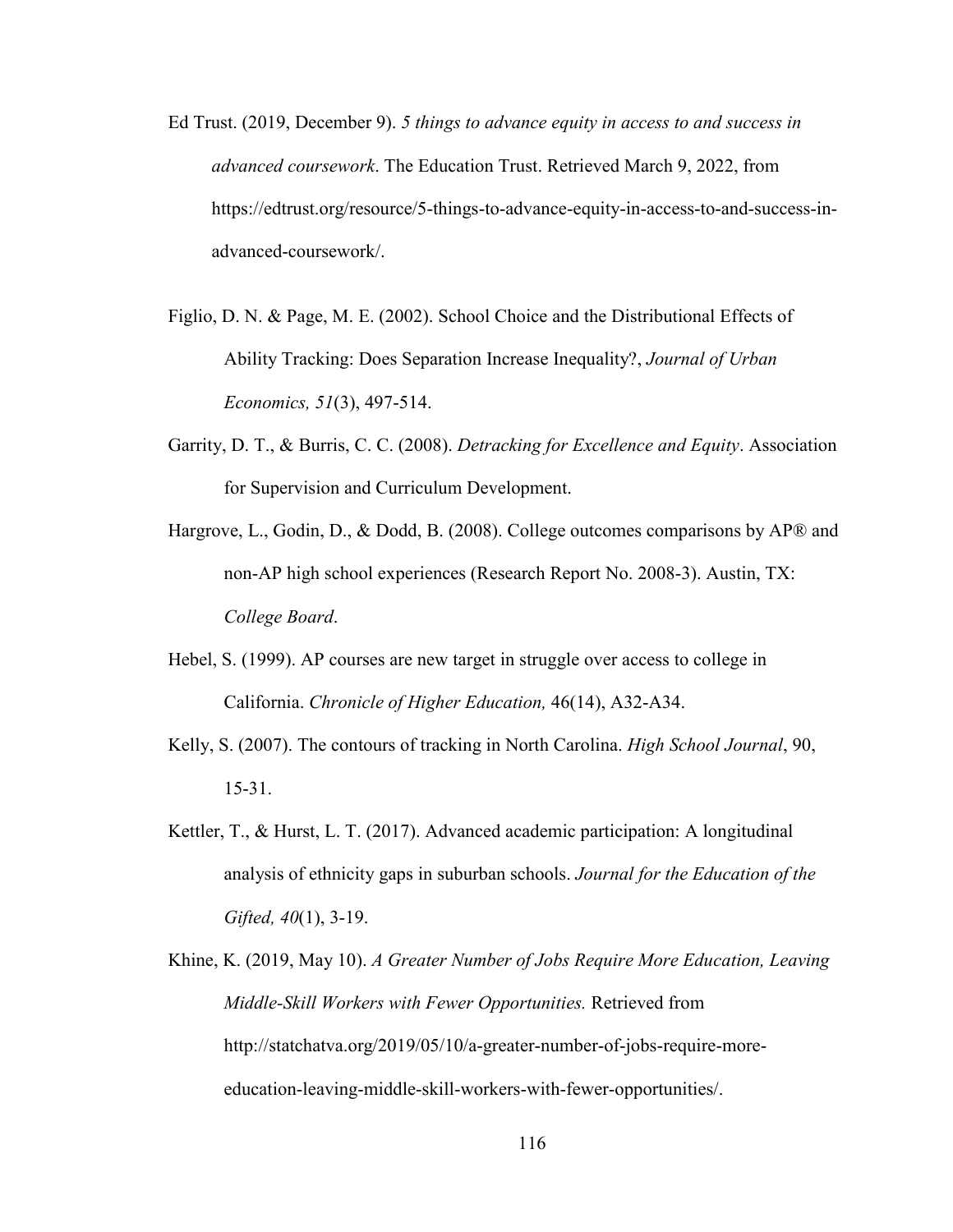Ed Trust. (2019, December 9). *5 things to advance equity in access to and success in advanced coursework*. The Education Trust. Retrieved March 9, 2022, from https://edtrust.org/resource/5-things-to-advance-equity-in-access-to-and-success-in-advanced-coursework/.

Figlio, D. N. & Page, M. E. (2002). School Choice and the Distributional Effects of Ability Tracking: Does Separation Increase Inequality?, *Journal of Urban Economics, 51*(3), 497-514.

Garrity, D. T., & Burris, C. C. (2008). *Detracking for Excellence and Equity*. Association for Supervision and Curriculum Development.

Hargrove, L., Godin, D., & Dodd, B. (2008). College outcomes comparisons by AP® and non-AP high school experiences (Research Report No. 2008-3). Austin, TX: *College Board*.

Hebel, S. (1999). AP courses are new target in struggle over access to college in California. *Chronicle of Higher Education,* 46(14), A32-A34.

Kelly, S. (2007). The contours of tracking in North Carolina. *High School Journal*, 90, 15-31.

Kettler, T., & Hurst, L. T. (2017). Advanced academic participation: A longitudinal analysis of ethnicity gaps in suburban schools. *Journal for the Education of the Gifted, 40*(1), 3-19.

Khine, K. (2019, May 10). *A Greater Number of Jobs Require More Education, Leaving Middle-Skill Workers with Fewer Opportunities.* Retrieved from http://statchatva.org/2019/05/10/a-greater-number-of-jobs-require-more-education-leaving-middle-skill-workers-with-fewer-opportunities/.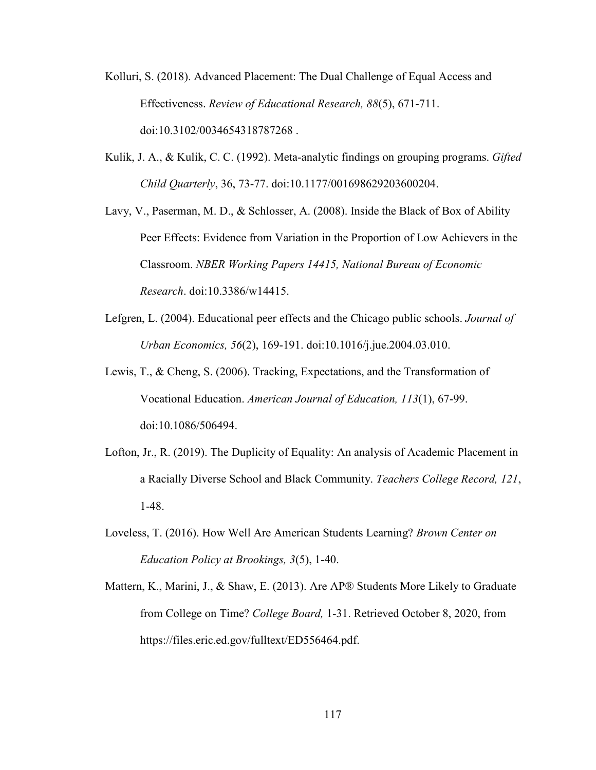Kolluri, S. (2018). Advanced Placement: The Dual Challenge of Equal Access and Effectiveness. *Review of Educational Research, 88*(5), 671-711. doi:10.3102/0034654318787268 .

Kulik, J. A., & Kulik, C. C. (1992). Meta-analytic findings on grouping programs. *Gifted Child Quarterly*, 36, 73-77. doi:10.1177/001698629203600204.

Lavy, V., Paserman, M. D., & Schlosser, A. (2008). Inside the Black of Box of Ability Peer Effects: Evidence from Variation in the Proportion of Low Achievers in the Classroom. *NBER Working Papers 14415, National Bureau of Economic Research*. doi:10.3386/w14415.

Lefgren, L. (2004). Educational peer effects and the Chicago public schools. *Journal of Urban Economics, 56*(2), 169-191. doi:10.1016/j.jue.2004.03.010.

Lewis, T., & Cheng, S. (2006). Tracking, Expectations, and the Transformation of Vocational Education. *American Journal of Education, 113*(1), 67-99. doi:10.1086/506494.

Lofton, Jr., R. (2019). The Duplicity of Equality: An analysis of Academic Placement in a Racially Diverse School and Black Community. *Teachers College Record, 121*, 1-48.

Loveless, T. (2016). How Well Are American Students Learning? *Brown Center on Education Policy at Brookings, 3*(5), 1-40.

Mattern, K., Marini, J., & Shaw, E. (2013). Are AP® Students More Likely to Graduate from College on Time? *College Board,* 1-31. Retrieved October 8, 2020, from https://files.eric.ed.gov/fulltext/ED556464.pdf.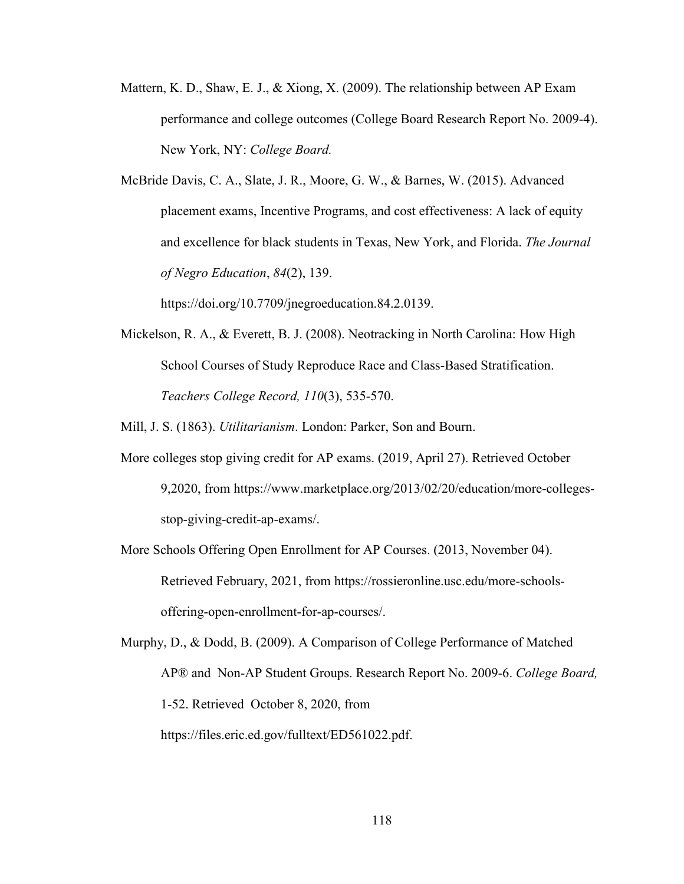Mattern, K. D., Shaw, E. J., & Xiong, X. (2009). The relationship between AP Exam performance and college outcomes (College Board Research Report No. 2009-4). New York, NY: *College Board.*

McBride Davis, C. A., Slate, J. R., Moore, G. W., & Barnes, W. (2015). Advanced placement exams, Incentive Programs, and cost effectiveness: A lack of equity and excellence for black students in Texas, New York, and Florida. *The Journal of Negro Education*, *84*(2), 139. https://doi.org/10.7709/jnegroeducation.84.2.0139.

Mickelson, R. A., & Everett, B. J. (2008). Neotracking in North Carolina: How High School Courses of Study Reproduce Race and Class-Based Stratification. *Teachers College Record, 110*(3), 535-570.

Mill, J. S. (1863). *Utilitarianism*. London: Parker, Son and Bourn.

More colleges stop giving credit for AP exams. (2019, April 27). Retrieved October 9,2020, from https://www.marketplace.org/2013/02/20/education/more-colleges-stop-giving-credit-ap-exams/.

More Schools Offering Open Enrollment for AP Courses. (2013, November 04). Retrieved February, 2021, from https://rossieronline.usc.edu/more-schools-offering-open-enrollment-for-ap-courses/.

Murphy, D., & Dodd, B. (2009). A Comparison of College Performance of Matched AP® and Non-AP Student Groups. Research Report No. 2009-6. *College Board,* 1-52. Retrieved October 8, 2020, from https://files.eric.ed.gov/fulltext/ED561022.pdf.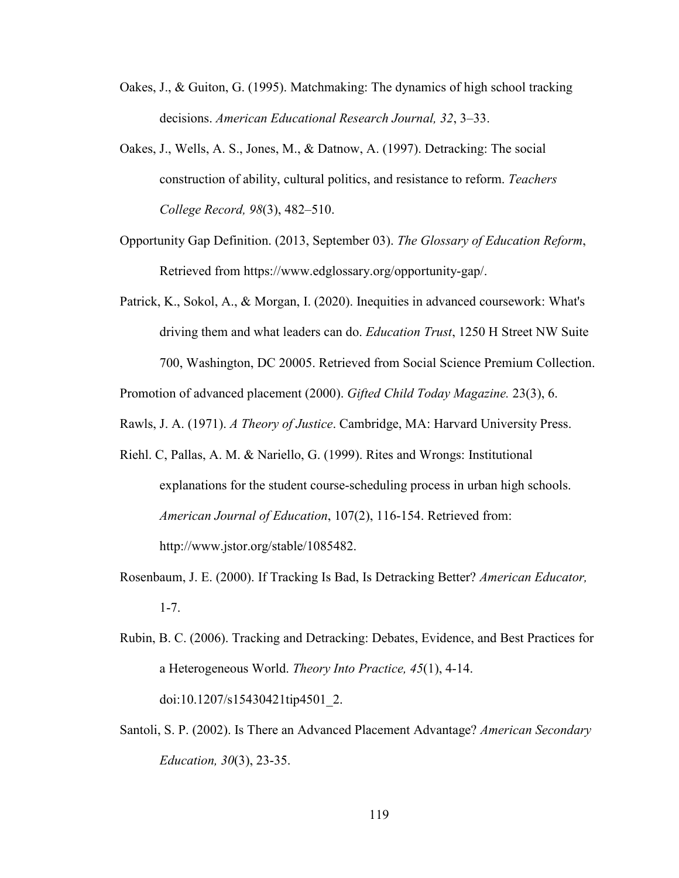Oakes, J., & Guiton, G. (1995). Matchmaking: The dynamics of high school tracking decisions. *American Educational Research Journal, 32*, 3–33.

Oakes, J., Wells, A. S., Jones, M., & Datnow, A. (1997). Detracking: The social construction of ability, cultural politics, and resistance to reform. *Teachers College Record, 98*(3), 482–510.

Opportunity Gap Definition. (2013, September 03). *The Glossary of Education Reform*, Retrieved from https://www.edglossary.org/opportunity-gap/.

Patrick, K., Sokol, A., & Morgan, I. (2020). Inequities in advanced coursework: What's driving them and what leaders can do. *Education Trust*, 1250 H Street NW Suite 700, Washington, DC 20005. Retrieved from Social Science Premium Collection.

Promotion of advanced placement (2000). *Gifted Child Today Magazine.* 23(3), 6.

Rawls, J. A. (1971). *A Theory of Justice*. Cambridge, MA: Harvard University Press.

Riehl. C, Pallas, A. M. & Nariello, G. (1999). Rites and Wrongs: Institutional explanations for the student course-scheduling process in urban high schools. *American Journal of Education*, 107(2), 116-154. Retrieved from: http://www.jstor.org/stable/1085482.

Rosenbaum, J. E. (2000). If Tracking Is Bad, Is Detracking Better? *American Educator,* 1-7.

Rubin, B. C. (2006). Tracking and Detracking: Debates, Evidence, and Best Practices for a Heterogeneous World. *Theory Into Practice, 45*(1), 4-14. doi:10.1207/s15430421tip4501_2.

Santoli, S. P. (2002). Is There an Advanced Placement Advantage? *American Secondary Education, 30*(3), 23-35.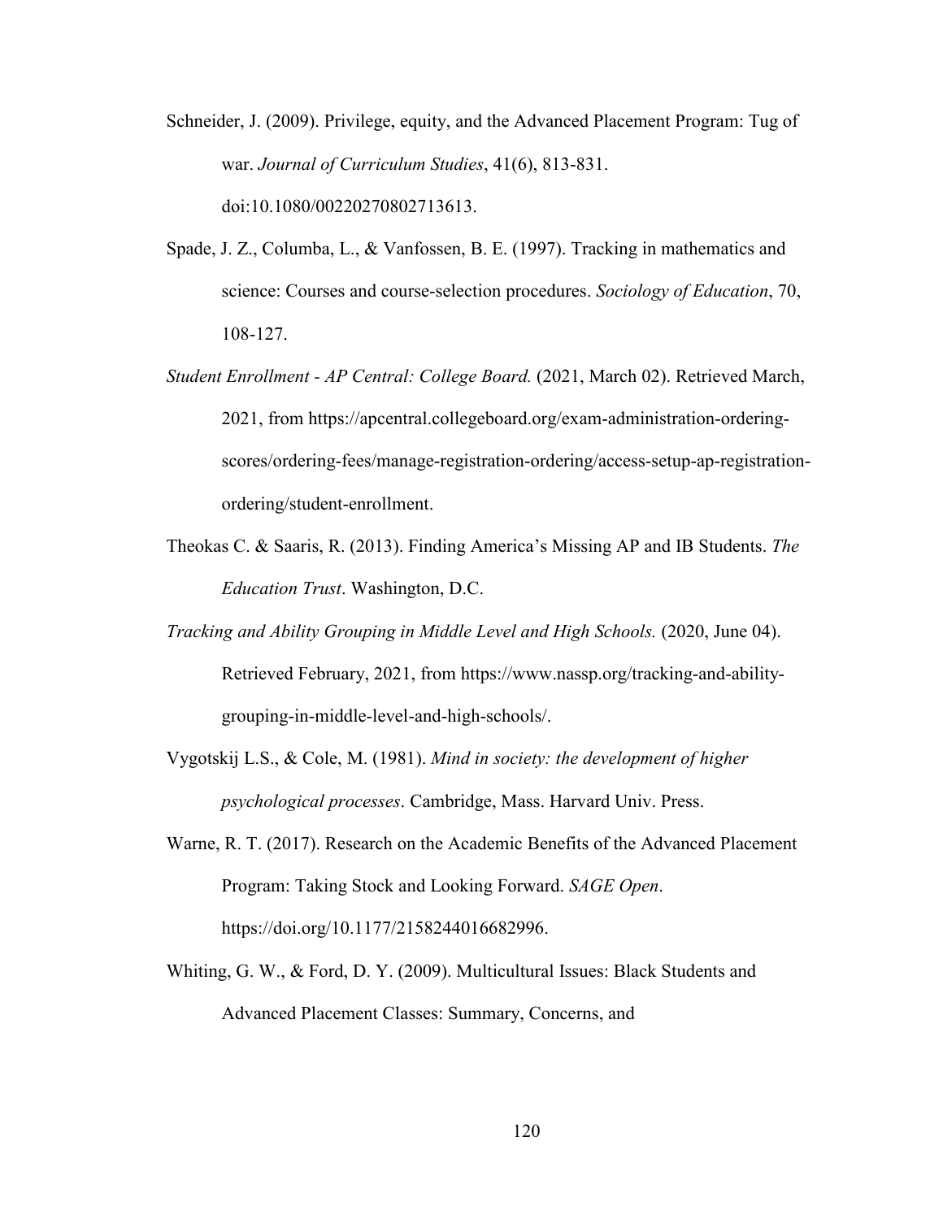Schneider, J. (2009). Privilege, equity, and the Advanced Placement Program: Tug of war. *Journal of Curriculum Studies*, 41(6), 813-831. doi:10.1080/00220270802713613.

Spade, J. Z., Columba, L., & Vanfossen, B. E. (1997). Tracking in mathematics and science: Courses and course-selection procedures. *Sociology of Education*, 70, 108-127.

*Student Enrollment - AP Central: College Board.* (2021, March 02). Retrieved March, 2021, from https://apcentral.collegeboard.org/exam-administration-ordering-scores/ordering-fees/manage-registration-ordering/access-setup-ap-registration-ordering/student-enrollment.

Theokas C. & Saaris, R. (2013). Finding America's Missing AP and IB Students. *The Education Trust*. Washington, D.C.

*Tracking and Ability Grouping in Middle Level and High Schools.* (2020, June 04). Retrieved February, 2021, from https://www.nassp.org/tracking-and-ability-grouping-in-middle-level-and-high-schools/.

Vygotskij L.S., & Cole, M. (1981). *Mind in society: the development of higher psychological processes*. Cambridge, Mass. Harvard Univ. Press.

Warne, R. T. (2017). Research on the Academic Benefits of the Advanced Placement Program: Taking Stock and Looking Forward. *SAGE Open*. https://doi.org/10.1177/2158244016682996.

Whiting, G. W., & Ford, D. Y. (2009). Multicultural Issues: Black Students and Advanced Placement Classes: Summary, Concerns, and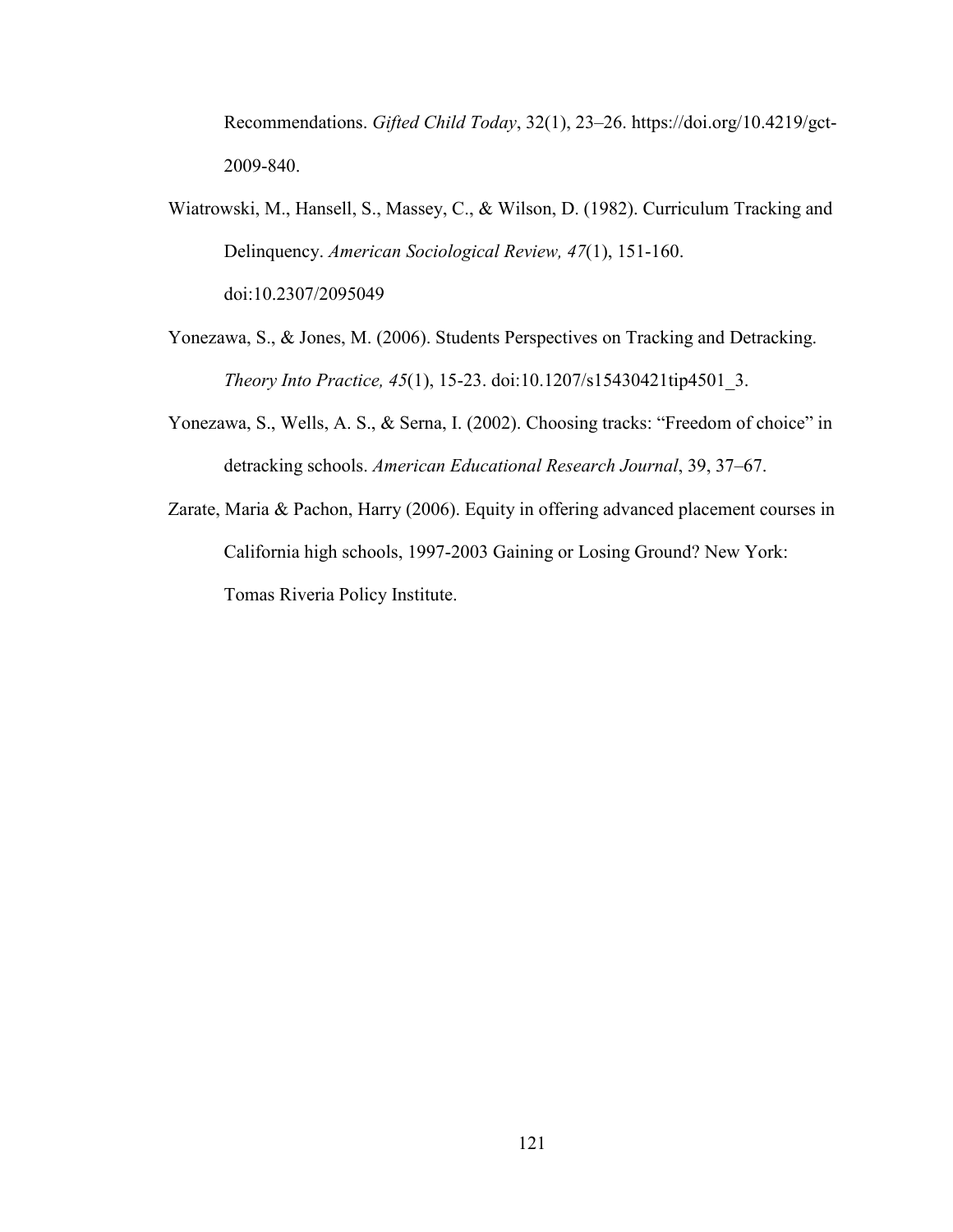Recommendations. *Gifted Child Today*, 32(1), 23–26. https://doi.org/10.4219/gct-2009-840.

Wiatrowski, M., Hansell, S., Massey, C., & Wilson, D. (1982). Curriculum Tracking and Delinquency. *American Sociological Review, 47*(1), 151-160. doi:10.2307/2095049

Yonezawa, S., & Jones, M. (2006). Students Perspectives on Tracking and Detracking. *Theory Into Practice, 45*(1), 15-23. doi:10.1207/s15430421tip4501_3.

Yonezawa, S., Wells, A. S., & Serna, I. (2002). Choosing tracks: "Freedom of choice" in detracking schools. *American Educational Research Journal*, 39, 37–67.

Zarate, Maria & Pachon, Harry (2006). Equity in offering advanced placement courses in California high schools, 1997-2003 Gaining or Losing Ground? New York: Tomas Riveria Policy Institute.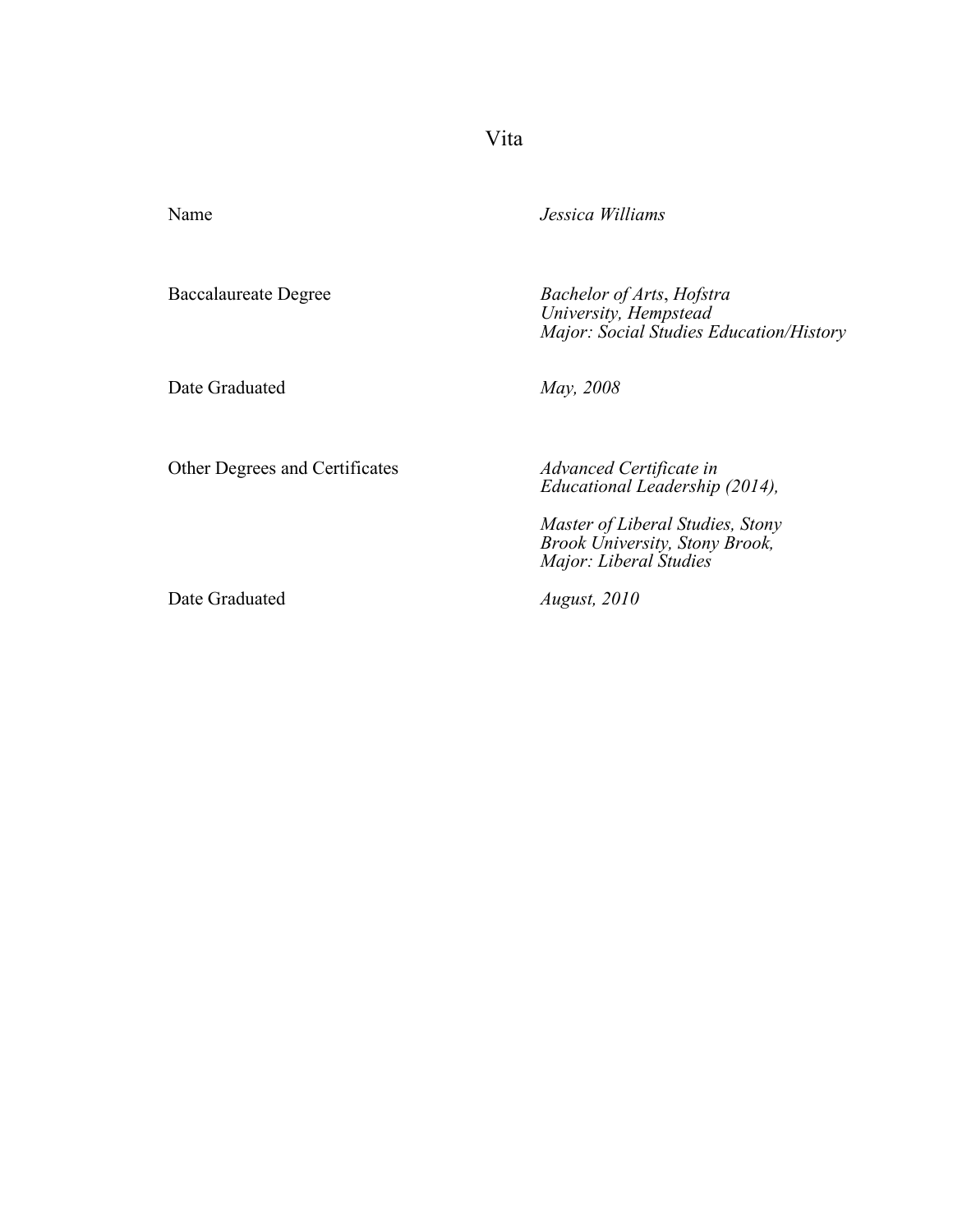# Vita

| | |
|---|---|
| Name | *Jessica Williams* |
| Baccalaureate Degree | *Bachelor of Arts*, *Hofstra University, Hempstead Major: Social Studies Education/History* |
| Date Graduated | *May, 2008* |
| Other Degrees and Certificates | *Advanced Certificate in Educational Leadership (2014),* <br><br> *Master of Liberal Studies, Stony Brook University, Stony Brook, Major: Liberal Studies* |
| Date Graduated | *August, 2010* |